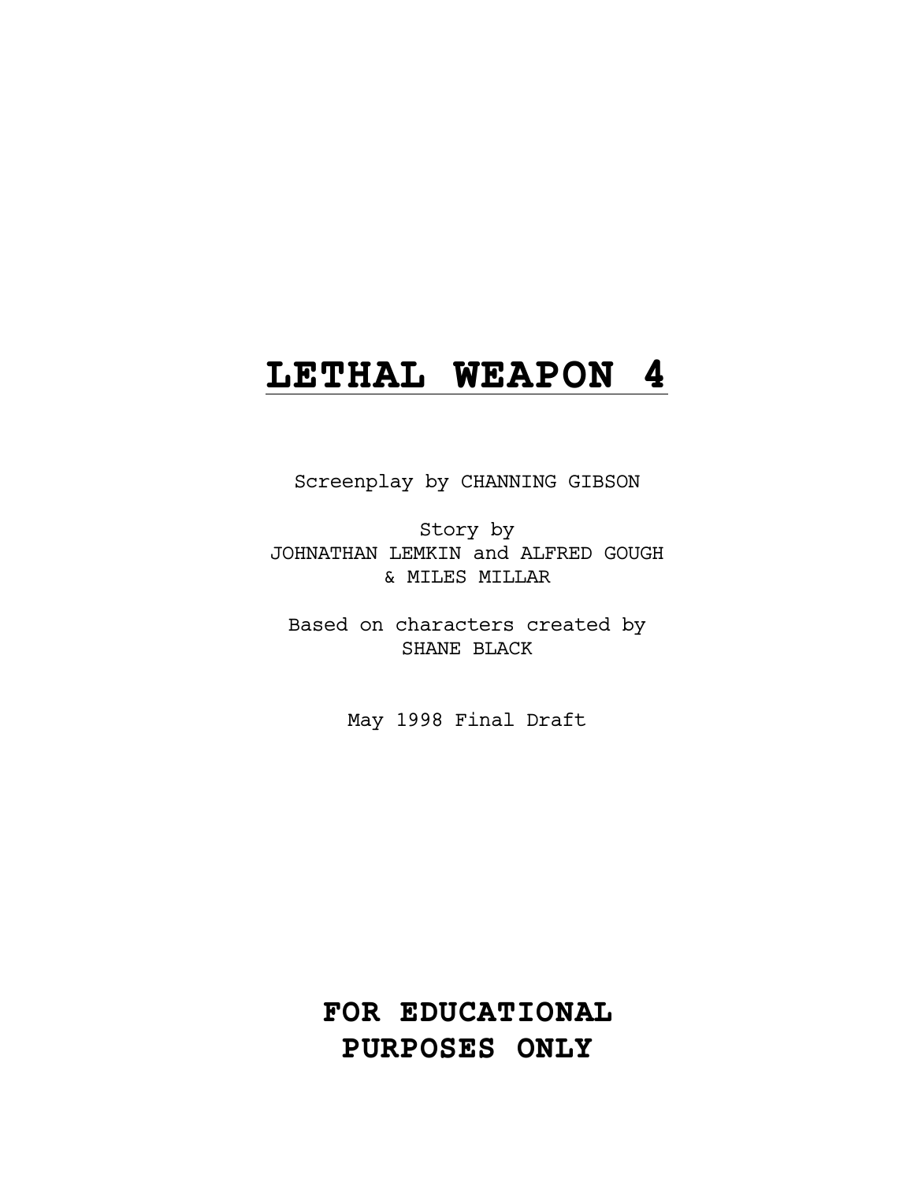# LETHAL WEAPON 4

Screenplay by CHANNING GIBSON

Story by
JOHNATHAN LEMKIN and ALFRED GOUGH
& MILES MILLAR

Based on characters created by
SHANE BLACK

May 1998 Final Draft

**FOR EDUCATIONAL PURPOSES ONLY**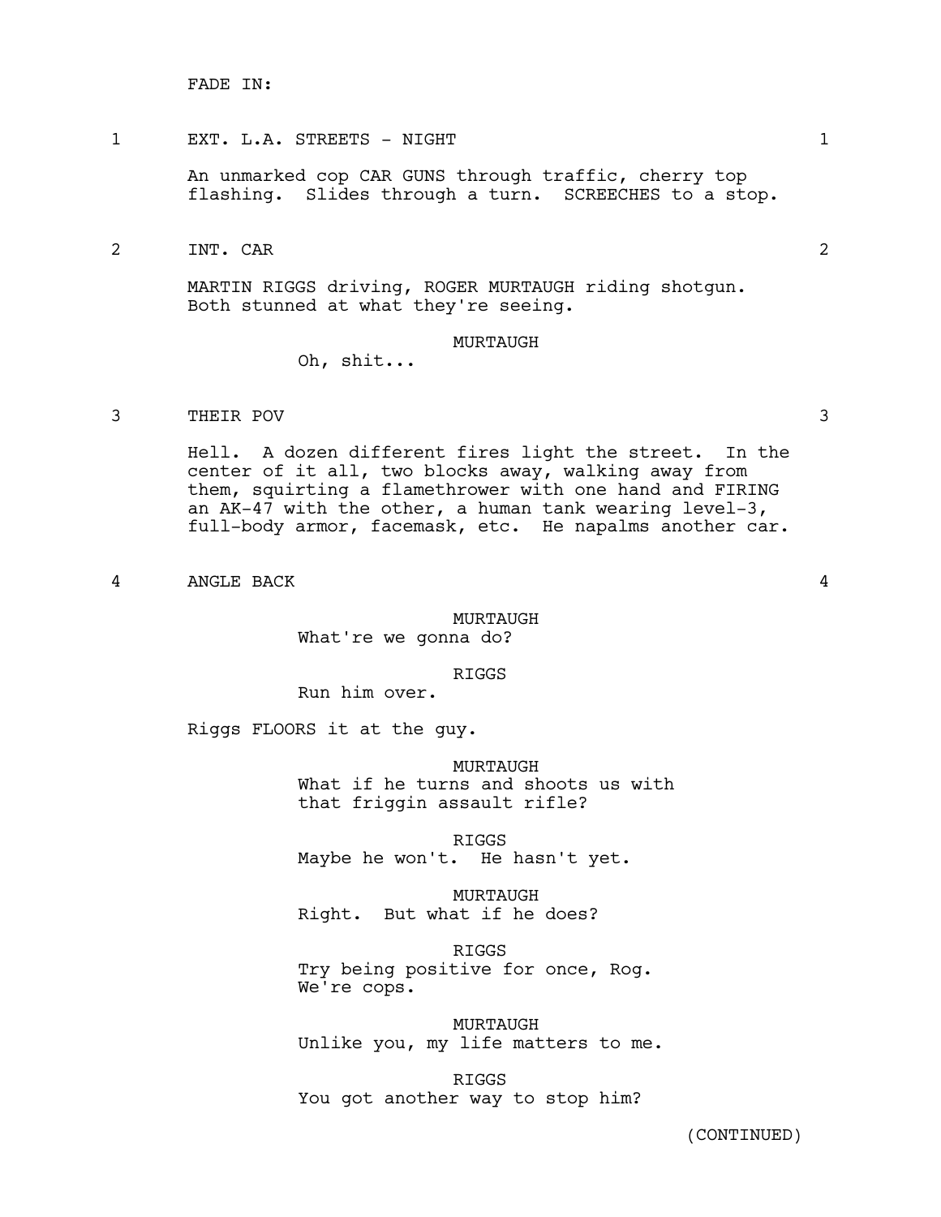FADE IN:

1 EXT. L.A. STREETS - NIGHT 1

An unmarked cop CAR GUNS through traffic, cherry top flashing. Slides through a turn. SCREECHES to a stop.

2 INT. CAR 2

MARTIN RIGGS driving, ROGER MURTAUGH riding shotgun. Both stunned at what they're seeing.

MURTAUGH
Oh, shit...

3 THEIR POV 3

Hell. A dozen different fires light the street. In the center of it all, two blocks away, walking away from them, squirting a flamethrower with one hand and FIRING an AK-47 with the other, a human tank wearing level-3, full-body armor, facemask, etc. He napalms another car.

4 ANGLE BACK 4

MURTAUGH
What're we gonna do?

RIGGS
Run him over.

Riggs FLOORS it at the guy.

MURTAUGH
What if he turns and shoots us with that friggin assault rifle?

RIGGS
Maybe he won't. He hasn't yet.

MURTAUGH
Right. But what if he does?

RIGGS
Try being positive for once, Rog. We're cops.

MURTAUGH
Unlike you, my life matters to me.

RIGGS
You got another way to stop him?

(CONTINUED)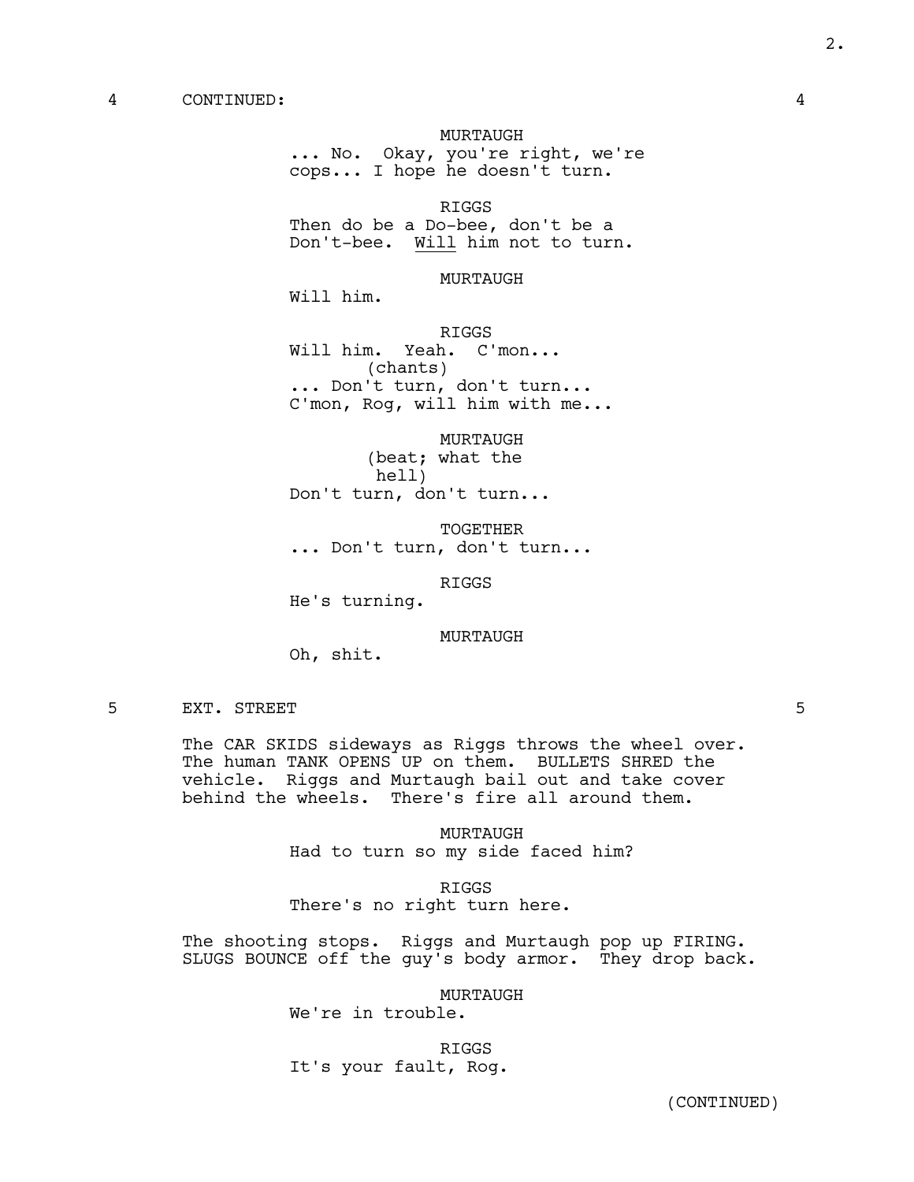4 CONTINUED: 4

MURTAUGH
... No. Okay, you're right, we're cops... I hope he doesn't turn.

RIGGS
Then do be a Do-bee, don't be a Don't-bee. <u>Will</u> him not to turn.

MURTAUGH
Will him.

RIGGS
Will him. Yeah. C'mon...
(chants)
... Don't turn, don't turn...
C'mon, Rog, will him with me...

MURTAUGH
(beat; what the hell)
Don't turn, don't turn...

TOGETHER
... Don't turn, don't turn...

RIGGS
He's turning.

MURTAUGH
Oh, shit.

5 EXT. STREET 5

The CAR SKIDS sideways as Riggs throws the wheel over. The human TANK OPENS UP on them. BULLETS SHRED the vehicle. Riggs and Murtaugh bail out and take cover behind the wheels. There's fire all around them.

MURTAUGH
Had to turn so my side faced him?

RIGGS
There's no right turn here.

The shooting stops. Riggs and Murtaugh pop up FIRING. SLUGS BOUNCE off the guy's body armor. They drop back.

MURTAUGH
We're in trouble.

RIGGS
It's your fault, Rog.

(CONTINUED)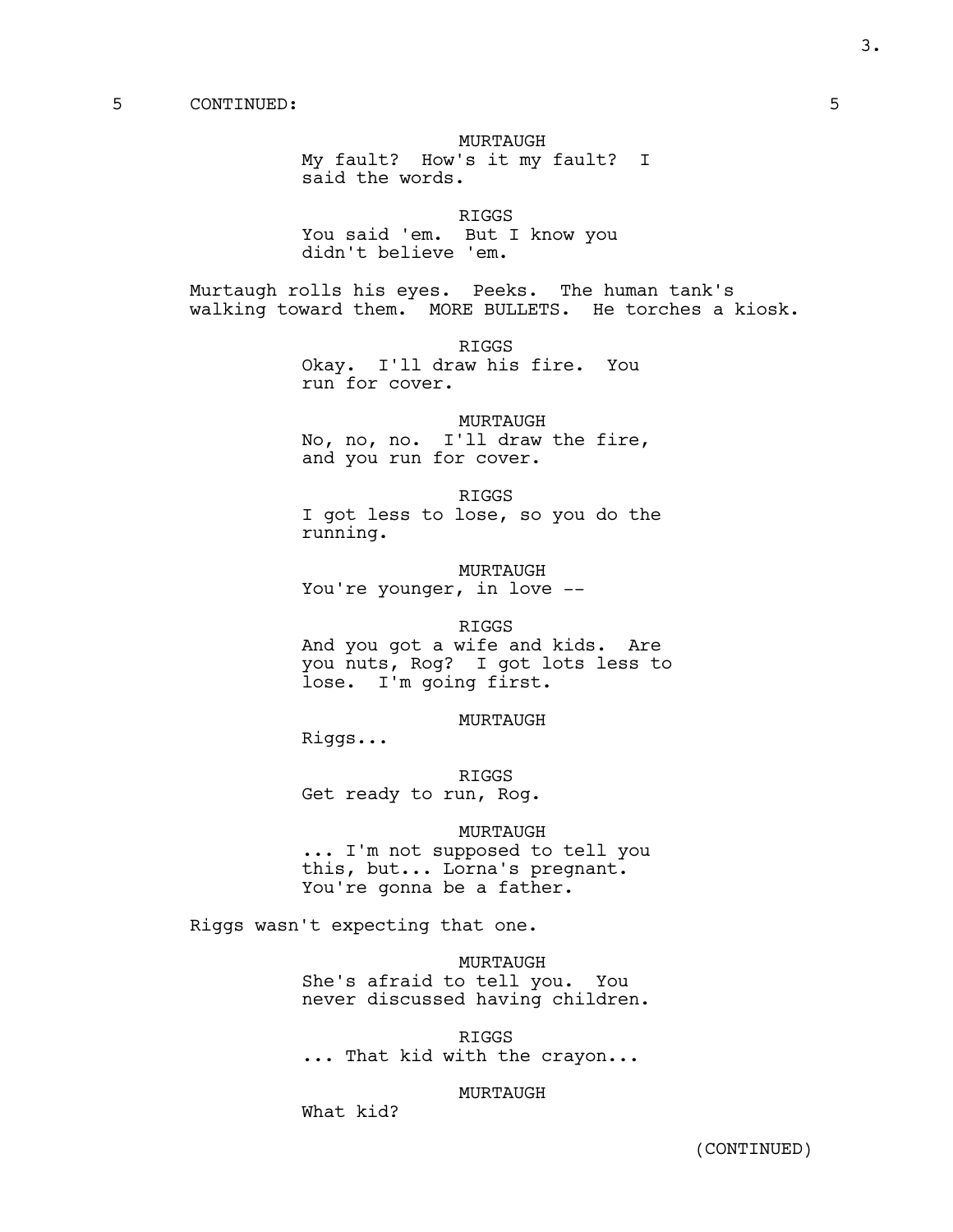5 CONTINUED: 5

MURTAUGH
My fault? How's it my fault? I said the words.

RIGGS
You said 'em. But I know you didn't believe 'em.

Murtaugh rolls his eyes. Peeks. The human tank's walking toward them. MORE BULLETS. He torches a kiosk.

RIGGS
Okay. I'll draw his fire. You run for cover.

MURTAUGH
No, no, no. I'll draw the fire, and you run for cover.

RIGGS
I got less to lose, so you do the running.

MURTAUGH
You're younger, in love --

RIGGS
And you got a wife and kids. Are you nuts, Rog? I got lots less to lose. I'm going first.

MURTAUGH
Riggs...

RIGGS
Get ready to run, Rog.

MURTAUGH
... I'm not supposed to tell you this, but... Lorna's pregnant. You're gonna be a father.

Riggs wasn't expecting that one.

MURTAUGH
She's afraid to tell you. You never discussed having children.

RIGGS
... That kid with the crayon...

MURTAUGH
What kid?

(CONTINUED)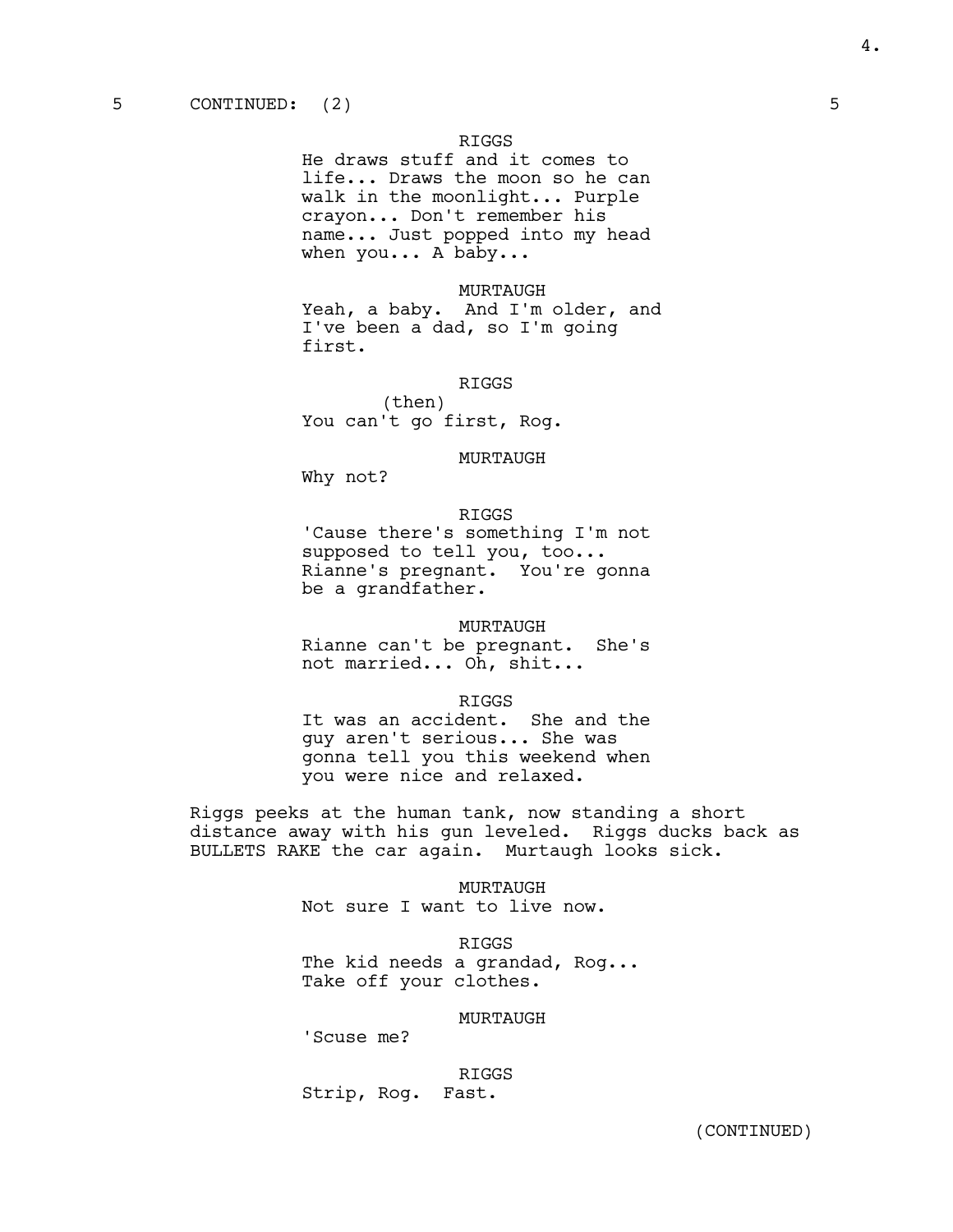5 CONTINUED: (2) 5

RIGGS
He draws stuff and it comes to life... Draws the moon so he can walk in the moonlight... Purple crayon... Don't remember his name... Just popped into my head when you... A baby...

MURTAUGH
Yeah, a baby. And I'm older, and I've been a dad, so I'm going first.

RIGGS
(then)
You can't go first, Rog.

MURTAUGH
Why not?

RIGGS
'Cause there's something I'm not supposed to tell you, too... Rianne's pregnant. You're gonna be a grandfather.

MURTAUGH
Rianne can't be pregnant. She's not married... Oh, shit...

RIGGS
It was an accident. She and the guy aren't serious... She was gonna tell you this weekend when you were nice and relaxed.

Riggs peeks at the human tank, now standing a short distance away with his gun leveled. Riggs ducks back as BULLETS RAKE the car again. Murtaugh looks sick.

MURTAUGH
Not sure I want to live now.

RIGGS
The kid needs a grandad, Rog... Take off your clothes.

MURTAUGH
'Scuse me?

RIGGS
Strip, Rog. Fast.

(CONTINUED)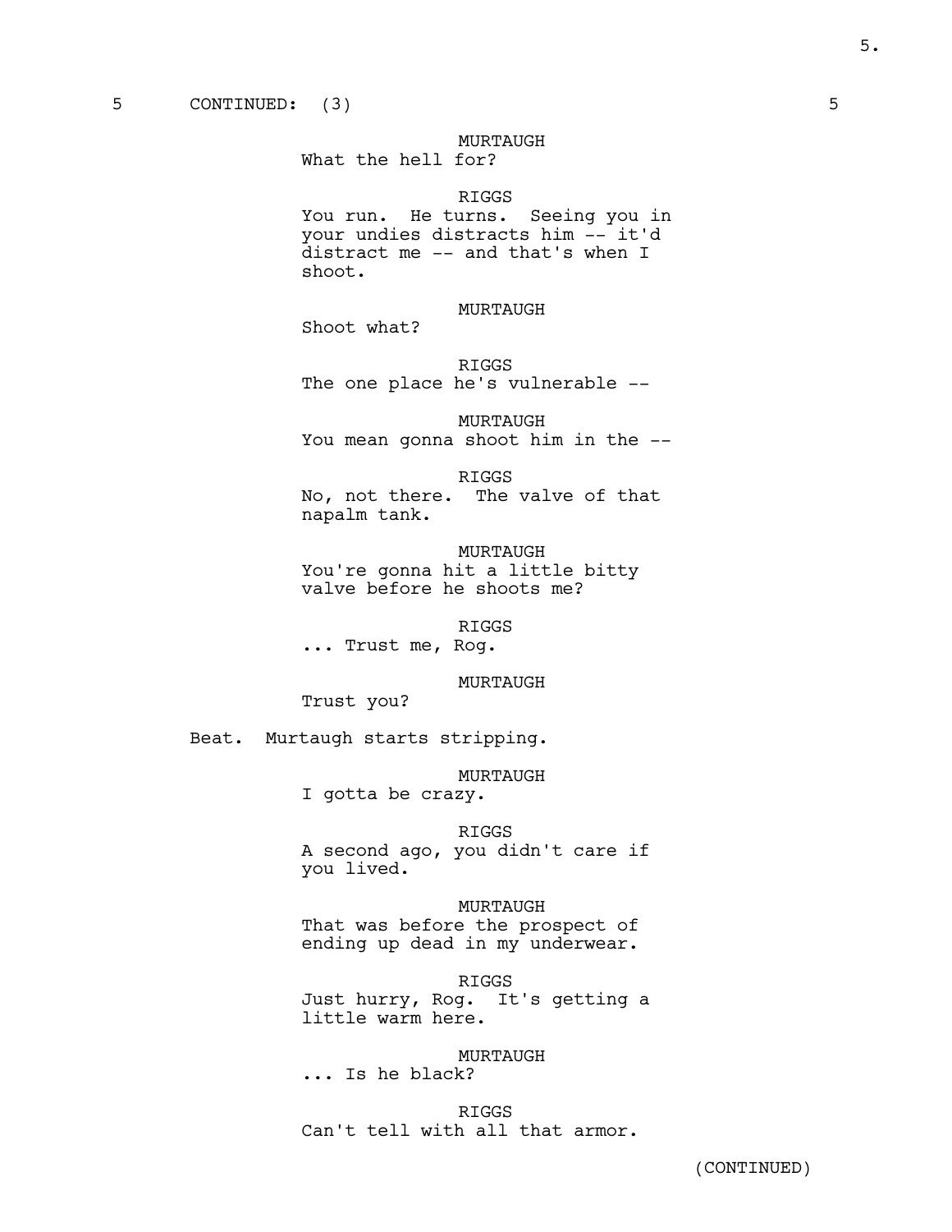5 CONTINUED: (3) 5

MURTAUGH
What the hell for?

RIGGS
You run. He turns. Seeing you in your undies distracts him -- it'd distract me -- and that's when I shoot.

MURTAUGH
Shoot what?

RIGGS
The one place he's vulnerable --

MURTAUGH
You mean gonna shoot him in the --

RIGGS
No, not there. The valve of that napalm tank.

MURTAUGH
You're gonna hit a little bitty valve before he shoots me?

RIGGS
... Trust me, Rog.

MURTAUGH
Trust you?

Beat. Murtaugh starts stripping.

MURTAUGH
I gotta be crazy.

RIGGS
A second ago, you didn't care if you lived.

MURTAUGH
That was before the prospect of ending up dead in my underwear.

RIGGS
Just hurry, Rog. It's getting a little warm here.

MURTAUGH
... Is he black?

RIGGS
Can't tell with all that armor.

(CONTINUED)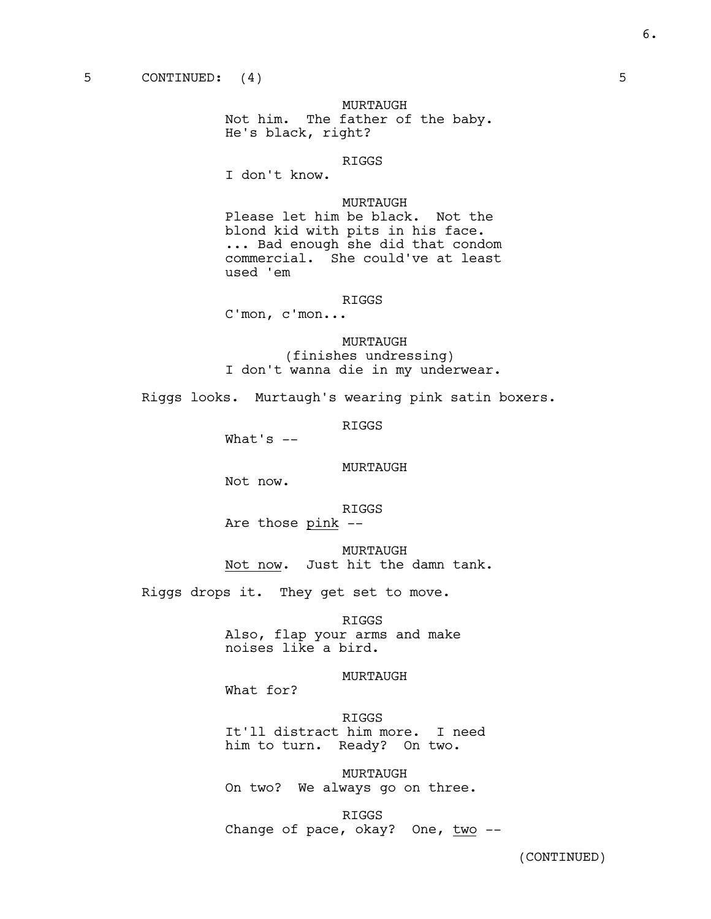5 CONTINUED: (4) 5

MURTAUGH
Not him. The father of the baby.
He's black, right?

RIGGS
I don't know.

MURTAUGH
Please let him be black. Not the
blond kid with pits in his face.
... Bad enough she did that condom
commercial. She could've at least
used 'em

RIGGS
C'mon, c'mon...

MURTAUGH
(finishes undressing)
I don't wanna die in my underwear.

Riggs looks. Murtaugh's wearing pink satin boxers.

RIGGS
What's --

MURTAUGH
Not now.

RIGGS
Are those _pink_ --

MURTAUGH
_Not now_. Just hit the damn tank.

Riggs drops it. They get set to move.

RIGGS
Also, flap your arms and make
noises like a bird.

MURTAUGH
What for?

RIGGS
It'll distract him more. I need
him to turn. Ready? On two.

MURTAUGH
On two? We always go on three.

RIGGS
Change of pace, okay? One, _two_ --

(CONTINUED)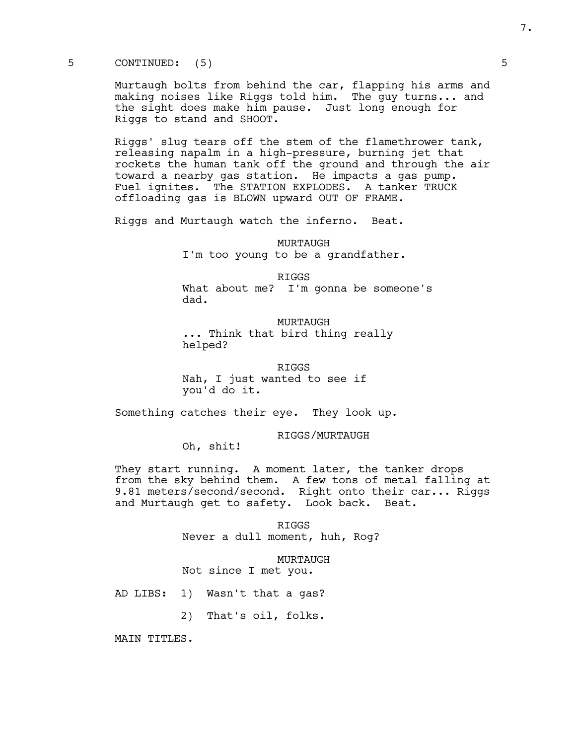5 CONTINUED: (5) 5

Murtaugh bolts from behind the car, flapping his arms and making noises like Riggs told him. The guy turns... and the sight does make him pause. Just long enough for Riggs to stand and SHOOT.

Riggs' slug tears off the stem of the flamethrower tank, releasing napalm in a high-pressure, burning jet that rockets the human tank off the ground and through the air toward a nearby gas station. He impacts a gas pump. Fuel ignites. The STATION EXPLODES. A tanker TRUCK offloading gas is BLOWN upward OUT OF FRAME.

Riggs and Murtaugh watch the inferno. Beat.

MURTAUGH
I'm too young to be a grandfather.

RIGGS
What about me? I'm gonna be someone's dad.

MURTAUGH
... Think that bird thing really helped?

RIGGS
Nah, I just wanted to see if you'd do it.

Something catches their eye. They look up.

RIGGS/MURTAUGH
Oh, shit!

They start running. A moment later, the tanker drops from the sky behind them. A few tons of metal falling at 9.81 meters/second/second. Right onto their car... Riggs and Murtaugh get to safety. Look back. Beat.

RIGGS
Never a dull moment, huh, Rog?

MURTAUGH
Not since I met you.

AD LIBS: 1) Wasn't that a gas?

2) That's oil, folks.

MAIN TITLES.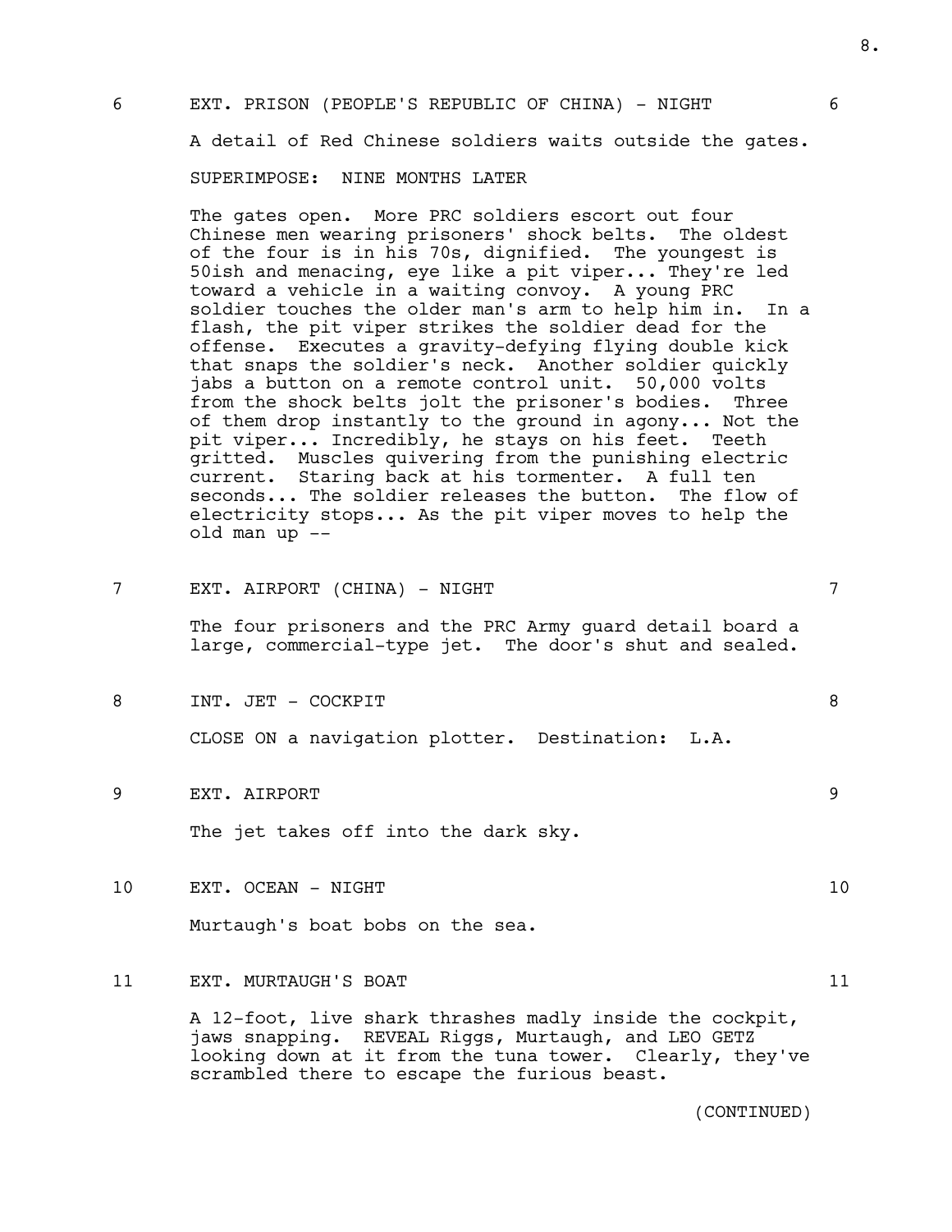6 EXT. PRISON (PEOPLE'S REPUBLIC OF CHINA) - NIGHT 6

A detail of Red Chinese soldiers waits outside the gates.

SUPERIMPOSE: NINE MONTHS LATER

The gates open. More PRC soldiers escort out four Chinese men wearing prisoners' shock belts. The oldest of the four is in his 70s, dignified. The youngest is 50ish and menacing, eye like a pit viper... They're led toward a vehicle in a waiting convoy. A young PRC soldier touches the older man's arm to help him in. In a flash, the pit viper strikes the soldier dead for the offense. Executes a gravity-defying flying double kick that snaps the soldier's neck. Another soldier quickly jabs a button on a remote control unit. 50,000 volts from the shock belts jolt the prisoner's bodies. Three of them drop instantly to the ground in agony... Not the pit viper... Incredibly, he stays on his feet. Teeth gritted. Muscles quivering from the punishing electric current. Staring back at his tormenter. A full ten seconds... The soldier releases the button. The flow of electricity stops... As the pit viper moves to help the old man up --

7 EXT. AIRPORT (CHINA) - NIGHT 7

The four prisoners and the PRC Army guard detail board a large, commercial-type jet. The door's shut and sealed.

8 INT. JET - COCKPIT 8

CLOSE ON a navigation plotter. Destination: L.A.

9 EXT. AIRPORT 9

The jet takes off into the dark sky.

10 EXT. OCEAN - NIGHT 10

Murtaugh's boat bobs on the sea.

11 EXT. MURTAUGH'S BOAT 11

A 12-foot, live shark thrashes madly inside the cockpit, jaws snapping. REVEAL Riggs, Murtaugh, and LEO GETZ looking down at it from the tuna tower. Clearly, they've scrambled there to escape the furious beast.

(CONTINUED)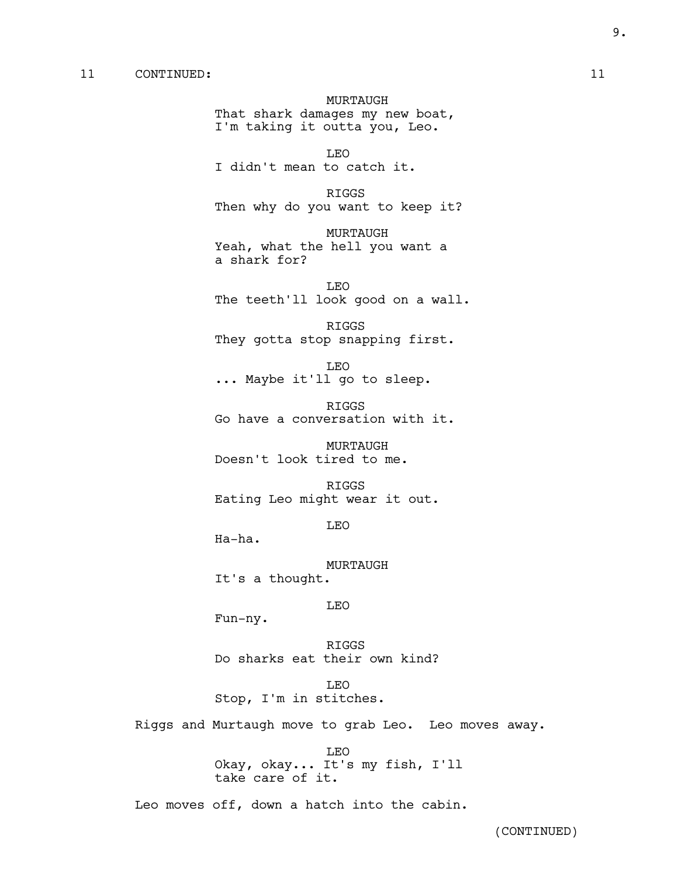11 CONTINUED: 11

MURTAUGH
That shark damages my new boat,
I'm taking it outta you, Leo.

LEO
I didn't mean to catch it.

RIGGS
Then why do you want to keep it?

MURTAUGH
Yeah, what the hell you want a
a shark for?

LEO
The teeth'll look good on a wall.

RIGGS
They gotta stop snapping first.

LEO
... Maybe it'll go to sleep.

RIGGS
Go have a conversation with it.

MURTAUGH
Doesn't look tired to me.

RIGGS
Eating Leo might wear it out.

LEO
Ha-ha.

MURTAUGH
It's a thought.

LEO
Fun-ny.

RIGGS
Do sharks eat their own kind?

LEO
Stop, I'm in stitches.

Riggs and Murtaugh move to grab Leo. Leo moves away.

LEO
Okay, okay... It's my fish, I'll
take care of it.

Leo moves off, down a hatch into the cabin.

(CONTINUED)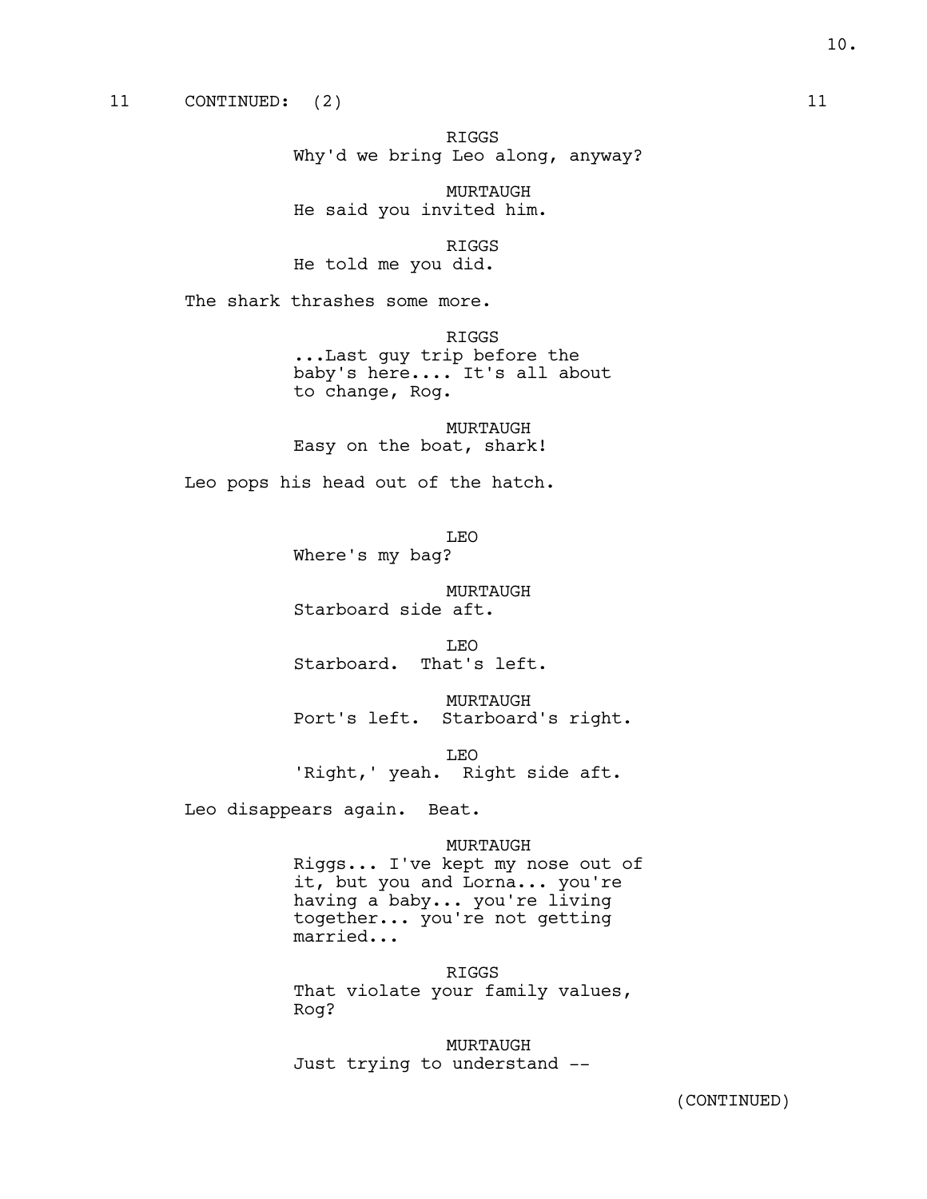11 CONTINUED: (2) 11

RIGGS
Why'd we bring Leo along, anyway?

MURTAUGH
He said you invited him.

RIGGS
He told me you did.

The shark thrashes some more.

RIGGS
...Last guy trip before the baby's here.... It's all about to change, Rog.

MURTAUGH
Easy on the boat, shark!

Leo pops his head out of the hatch.

LEO
Where's my bag?

MURTAUGH
Starboard side aft.

LEO
Starboard. That's left.

MURTAUGH
Port's left. Starboard's right.

LEO
'Right,' yeah. Right side aft.

Leo disappears again. Beat.

MURTAUGH
Riggs... I've kept my nose out of it, but you and Lorna... you're having a baby... you're living together... you're not getting married...

RIGGS
That violate your family values, Rog?

MURTAUGH
Just trying to understand --

(CONTINUED)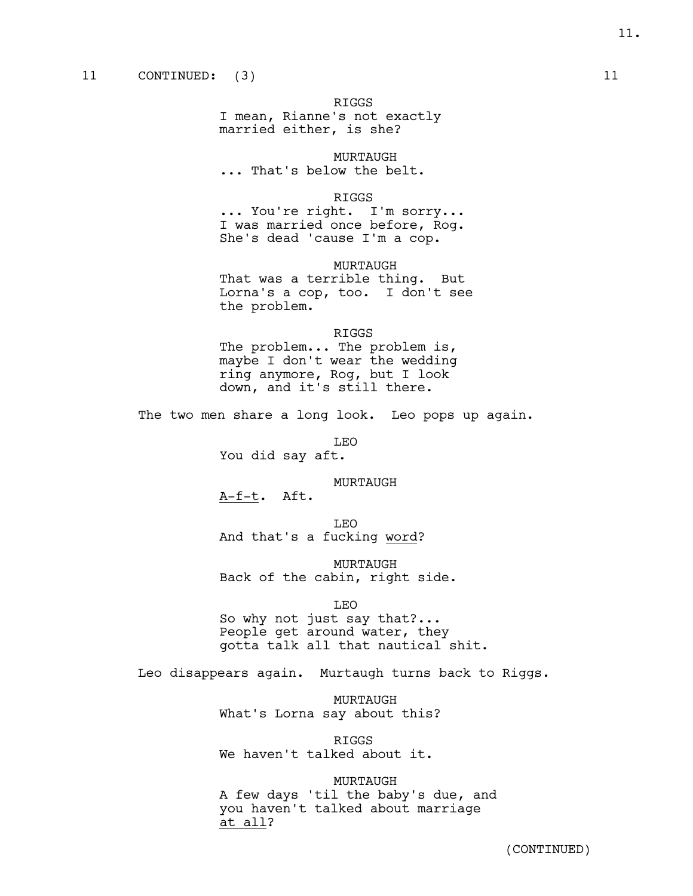11 CONTINUED: (3) 11

RIGGS
I mean, Rianne's not exactly married either, is she?

MURTAUGH
... That's below the belt.

RIGGS
... You're right. I'm sorry... I was married once before, Rog. She's dead 'cause I'm a cop.

MURTAUGH
That was a terrible thing. But Lorna's a cop, too. I don't see the problem.

RIGGS
The problem... The problem is, maybe I don't wear the wedding ring anymore, Rog, but I look down, and it's still there.

The two men share a long look. Leo pops up again.

LEO
You did say aft.

MURTAUGH
<u>A-f-t</u>. Aft.

LEO
And that's a fucking <u>word</u>?

MURTAUGH
Back of the cabin, right side.

LEO
So why not just say that?... People get around water, they gotta talk all that nautical shit.

Leo disappears again. Murtaugh turns back to Riggs.

MURTAUGH
What's Lorna say about this?

RIGGS
We haven't talked about it.

MURTAUGH
A few days 'til the baby's due, and you haven't talked about marriage <u>at all</u>?

(CONTINUED)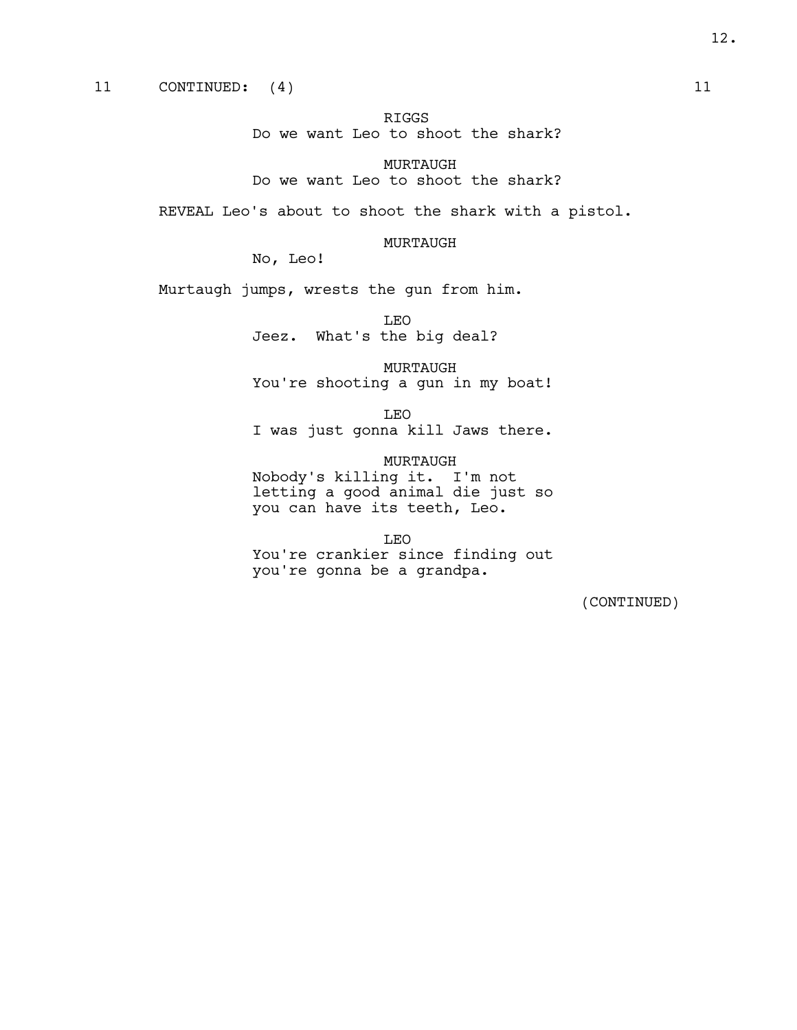11 CONTINUED: (4) 11

RIGGS
Do we want Leo to shoot the shark?

MURTAUGH
Do we want Leo to shoot the shark?

REVEAL Leo's about to shoot the shark with a pistol.

MURTAUGH
No, Leo!

Murtaugh jumps, wrests the gun from him.

LEO
Jeez. What's the big deal?

MURTAUGH
You're shooting a gun in my boat!

LEO
I was just gonna kill Jaws there.

MURTAUGH
Nobody's killing it. I'm not letting a good animal die just so you can have its teeth, Leo.

LEO
You're crankier since finding out you're gonna be a grandpa.

(CONTINUED)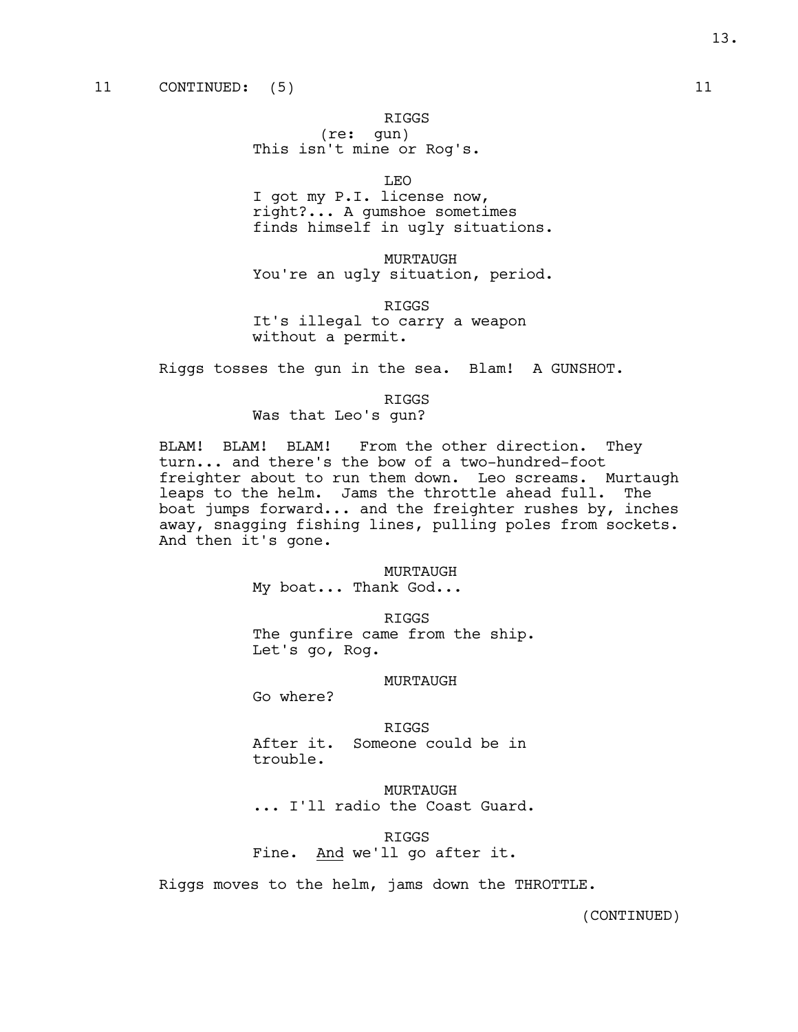11 CONTINUED: (5) 11

RIGGS
(re: gun)
This isn't mine or Rog's.

LEO
I got my P.I. license now, right?... A gumshoe sometimes finds himself in ugly situations.

MURTAUGH
You're an ugly situation, period.

RIGGS
It's illegal to carry a weapon without a permit.

Riggs tosses the gun in the sea. Blam! A GUNSHOT.

RIGGS
Was that Leo's gun?

BLAM! BLAM! BLAM! From the other direction. They turn... and there's the bow of a two-hundred-foot freighter about to run them down. Leo screams. Murtaugh leaps to the helm. Jams the throttle ahead full. The boat jumps forward... and the freighter rushes by, inches away, snagging fishing lines, pulling poles from sockets. And then it's gone.

MURTAUGH
My boat... Thank God...

RIGGS
The gunfire came from the ship. Let's go, Rog.

MURTAUGH
Go where?

RIGGS
After it. Someone could be in trouble.

MURTAUGH
... I'll radio the Coast Guard.

RIGGS
Fine. <u>And</u> we'll go after it.

Riggs moves to the helm, jams down the THROTTLE.

(CONTINUED)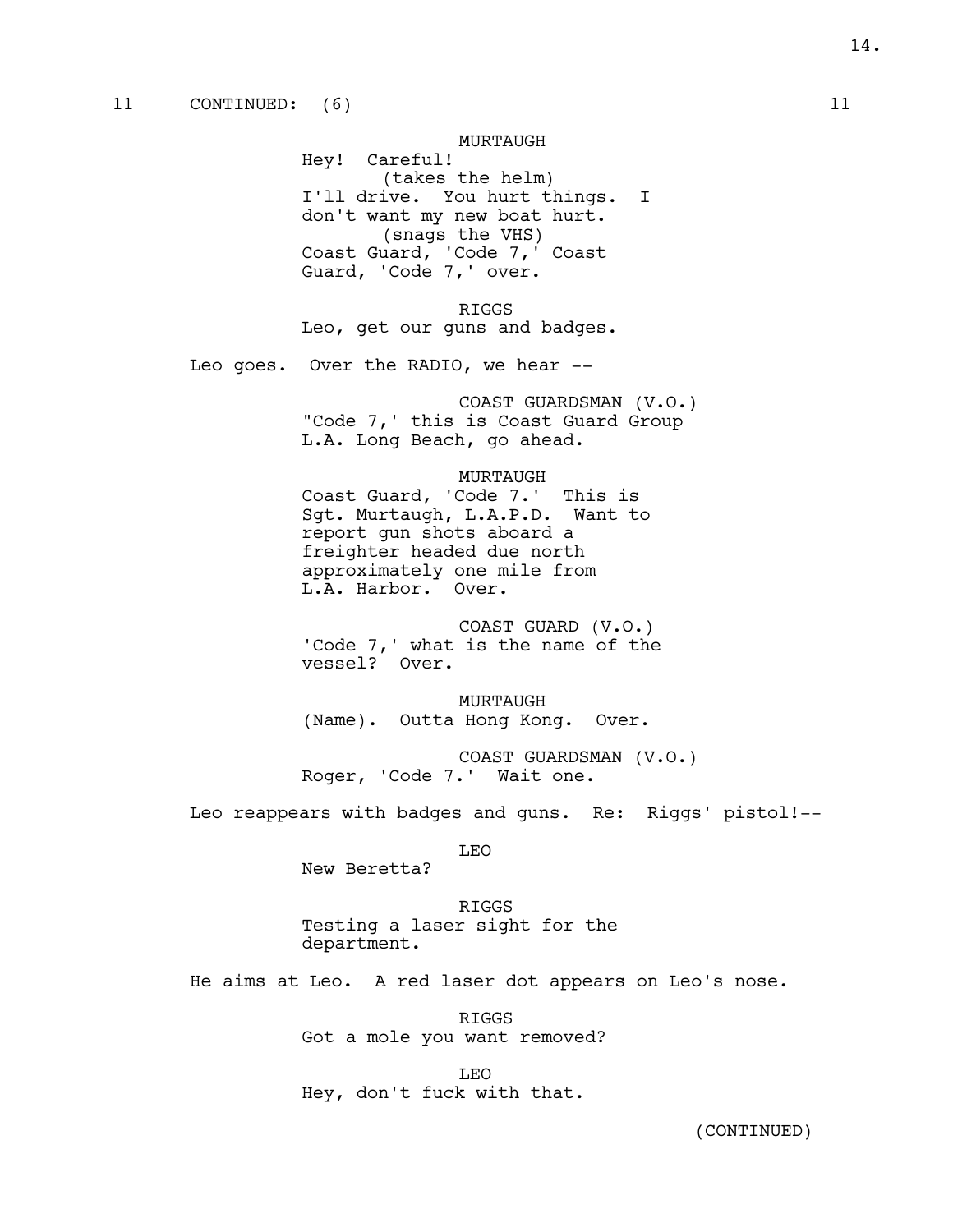11 CONTINUED: (6) 11

MURTAUGH
Hey! Careful!
(takes the helm)
I'll drive. You hurt things. I don't want my new boat hurt.
(snags the VHS)
Coast Guard, 'Code 7,' Coast Guard, 'Code 7,' over.

RIGGS
Leo, get our guns and badges.

Leo goes. Over the RADIO, we hear --

COAST GUARDSMAN (V.O.)
"Code 7,' this is Coast Guard Group L.A. Long Beach, go ahead.

MURTAUGH
Coast Guard, 'Code 7.' This is Sgt. Murtaugh, L.A.P.D. Want to report gun shots aboard a freighter headed due north approximately one mile from L.A. Harbor. Over.

COAST GUARD (V.O.)
'Code 7,' what is the name of the vessel? Over.

MURTAUGH
(Name). Outta Hong Kong. Over.

COAST GUARDSMAN (V.O.)
Roger, 'Code 7.' Wait one.

Leo reappears with badges and guns. Re: Riggs' pistol!--

LEO
New Beretta?

RIGGS
Testing a laser sight for the department.

He aims at Leo. A red laser dot appears on Leo's nose.

RIGGS
Got a mole you want removed?

LEO
Hey, don't fuck with that.

(CONTINUED)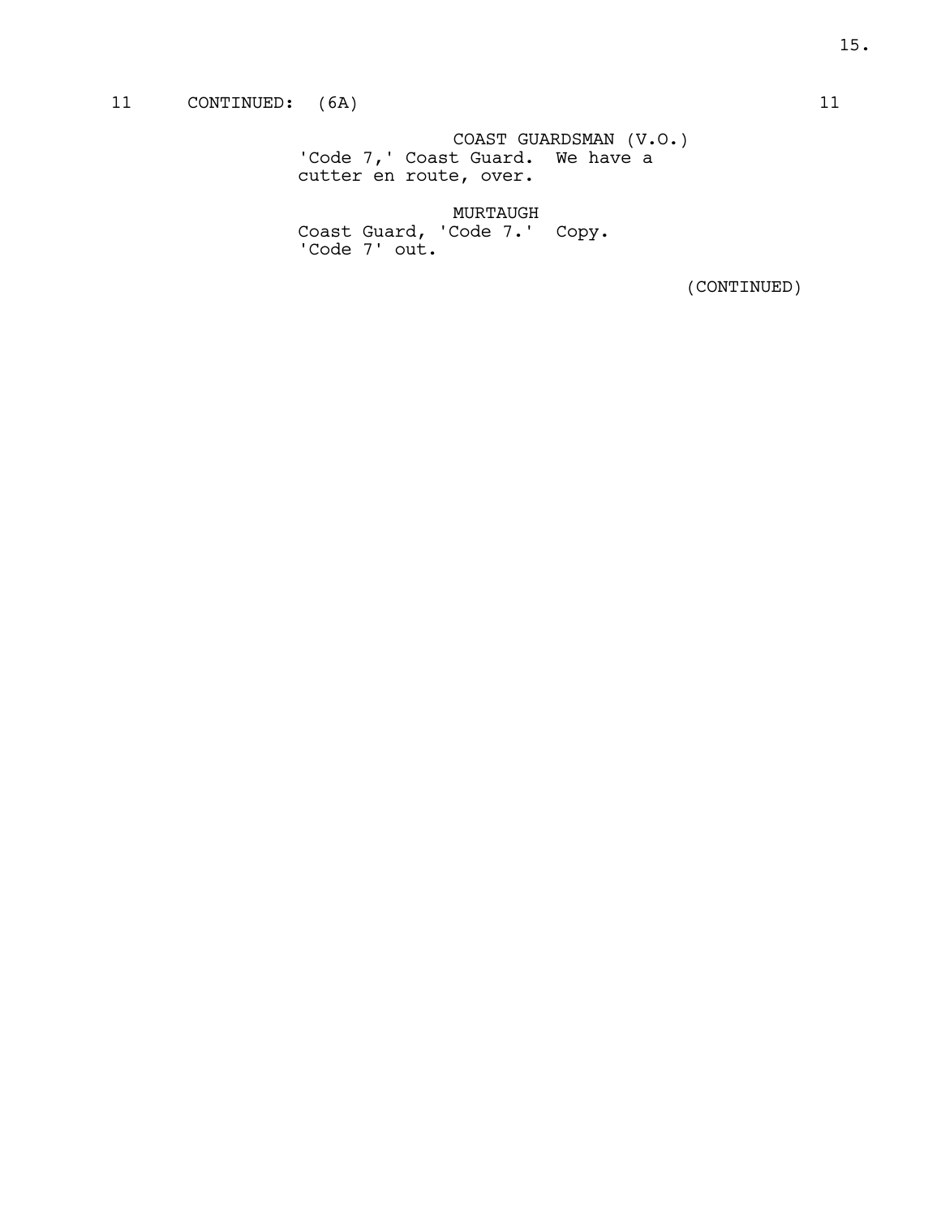11 CONTINUED: (6A) 11

COAST GUARDSMAN (V.O.)
'Code 7,' Coast Guard. We have a cutter en route, over.

MURTAUGH
Coast Guard, 'Code 7.' Copy. 'Code 7' out.

(CONTINUED)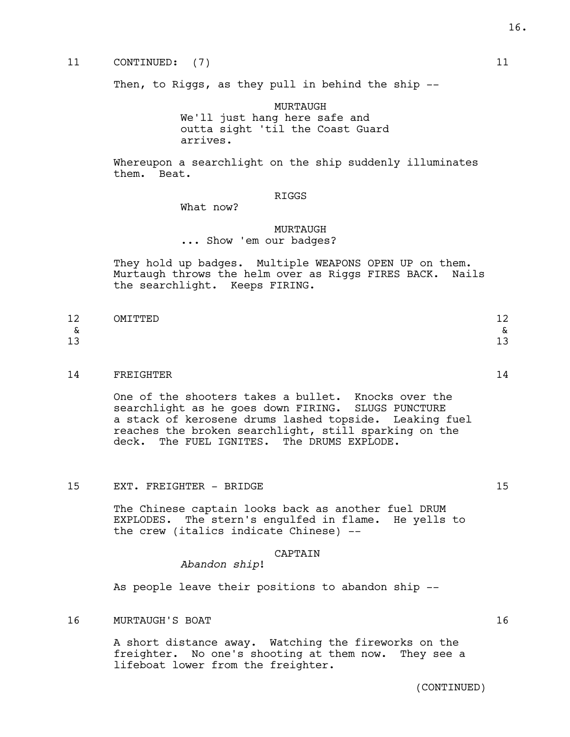11 CONTINUED: (7) 11

Then, to Riggs, as they pull in behind the ship --

MURTAUGH
We'll just hang here safe and outta sight 'til the Coast Guard arrives.

Whereupon a searchlight on the ship suddenly illuminates them. Beat.

RIGGS
What now?

MURTAUGH
... Show 'em our badges?

They hold up badges. Multiple WEAPONS OPEN UP on them. Murtaugh throws the helm over as Riggs FIRES BACK. Nails the searchlight. Keeps FIRING.

12 & 13 OMITTED 12 & 13

14 FREIGHTER 14

One of the shooters takes a bullet. Knocks over the searchlight as he goes down FIRING. SLUGS PUNCTURE a stack of kerosene drums lashed topside. Leaking fuel reaches the broken searchlight, still sparking on the deck. The FUEL IGNITES. The DRUMS EXPLODE.

15 EXT. FREIGHTER - BRIDGE 15

The Chinese captain looks back as another fuel DRUM EXPLODES. The stern's engulfed in flame. He yells to the crew (italics indicate Chinese) --

CAPTAIN
*Abandon ship*!

As people leave their positions to abandon ship --

16 MURTAUGH'S BOAT 16

A short distance away. Watching the fireworks on the freighter. No one's shooting at them now. They see a lifeboat lower from the freighter.

(CONTINUED)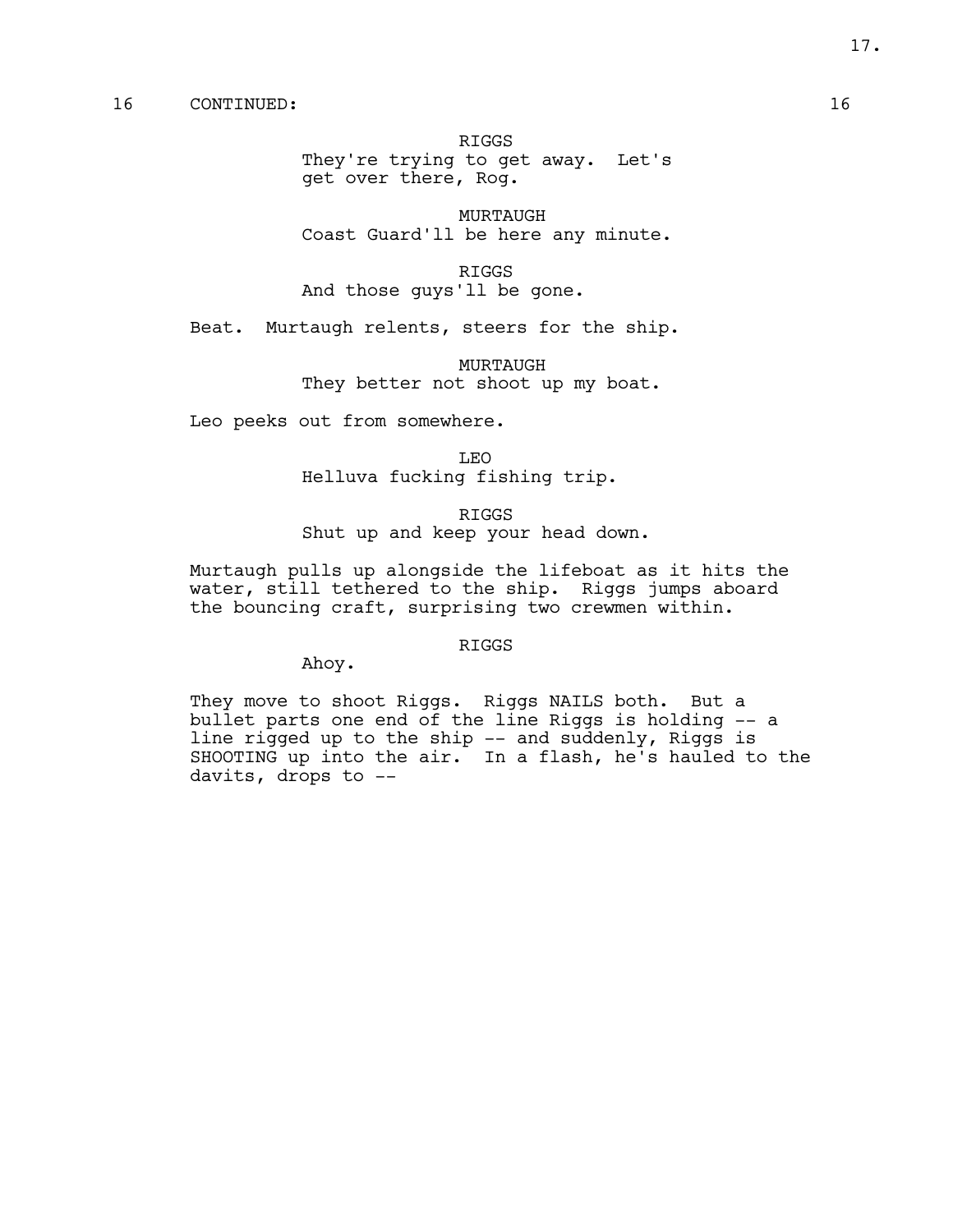16 CONTINUED: 16

RIGGS
They're trying to get away. Let's get over there, Rog.

MURTAUGH
Coast Guard'll be here any minute.

RIGGS
And those guys'll be gone.

Beat. Murtaugh relents, steers for the ship.

MURTAUGH
They better not shoot up my boat.

Leo peeks out from somewhere.

LEO
Helluva fucking fishing trip.

RIGGS
Shut up and keep your head down.

Murtaugh pulls up alongside the lifeboat as it hits the water, still tethered to the ship. Riggs jumps aboard the bouncing craft, surprising two crewmen within.

RIGGS
Ahoy.

They move to shoot Riggs. Riggs NAILS both. But a bullet parts one end of the line Riggs is holding -- a line rigged up to the ship -- and suddenly, Riggs is SHOOTING up into the air. In a flash, he's hauled to the davits, drops to --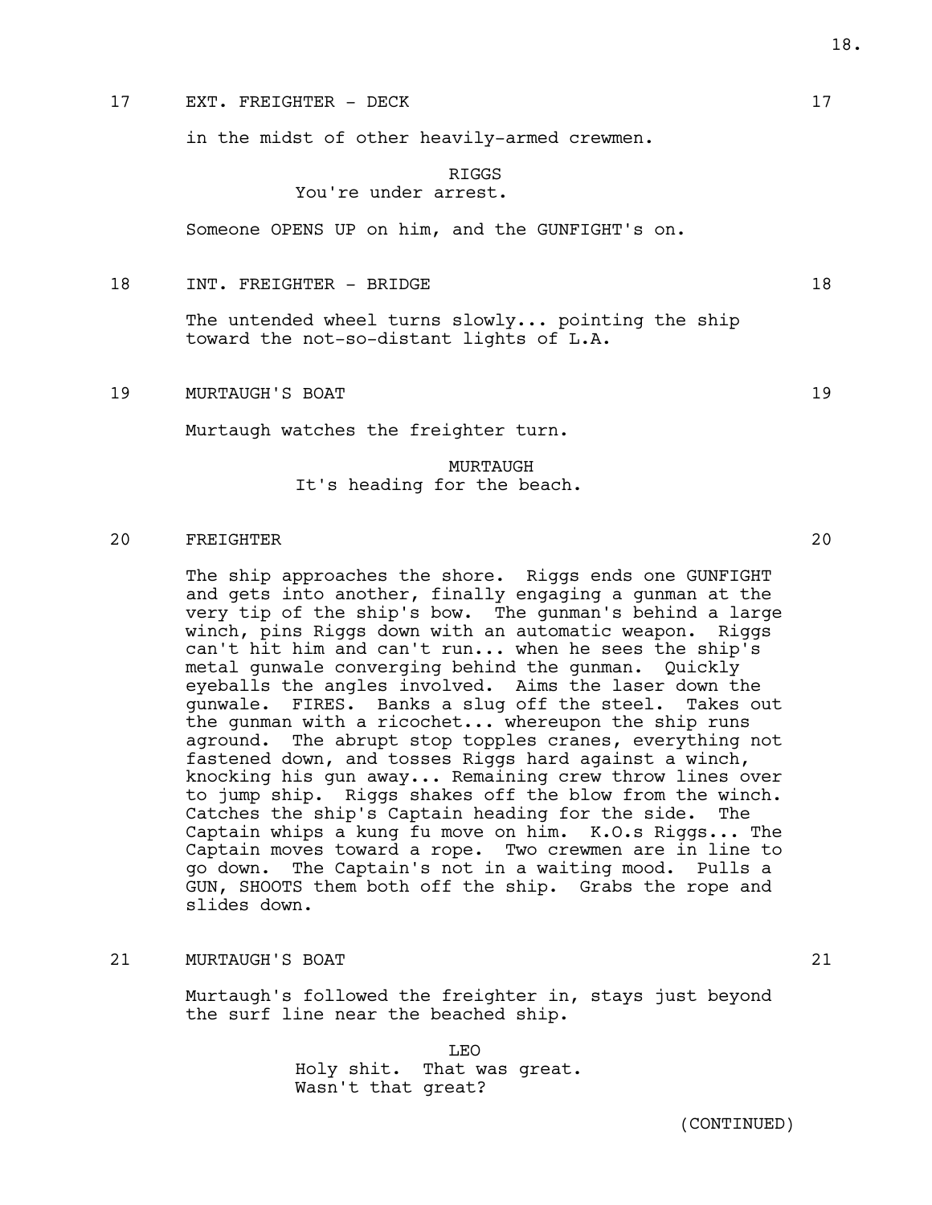17 EXT. FREIGHTER - DECK 17

in the midst of other heavily-armed crewmen.

RIGGS
You're under arrest.

Someone OPENS UP on him, and the GUNFIGHT's on.

18 INT. FREIGHTER - BRIDGE 18

The untended wheel turns slowly... pointing the ship toward the not-so-distant lights of L.A.

19 MURTAUGH'S BOAT 19

Murtaugh watches the freighter turn.

MURTAUGH
It's heading for the beach.

20 FREIGHTER 20

The ship approaches the shore. Riggs ends one GUNFIGHT and gets into another, finally engaging a gunman at the very tip of the ship's bow. The gunman's behind a large winch, pins Riggs down with an automatic weapon. Riggs can't hit him and can't run... when he sees the ship's metal gunwale converging behind the gunman. Quickly eyeballs the angles involved. Aims the laser down the gunwale. FIRES. Banks a slug off the steel. Takes out the gunman with a ricochet... whereupon the ship runs aground. The abrupt stop topples cranes, everything not fastened down, and tosses Riggs hard against a winch, knocking his gun away... Remaining crew throw lines over to jump ship. Riggs shakes off the blow from the winch. Catches the ship's Captain heading for the side. The Captain whips a kung fu move on him. K.O.s Riggs... The Captain moves toward a rope. Two crewmen are in line to go down. The Captain's not in a waiting mood. Pulls a GUN, SHOOTS them both off the ship. Grabs the rope and slides down.

21 MURTAUGH'S BOAT 21

Murtaugh's followed the freighter in, stays just beyond the surf line near the beached ship.

LEO
Holy shit. That was great.
Wasn't that great?

(CONTINUED)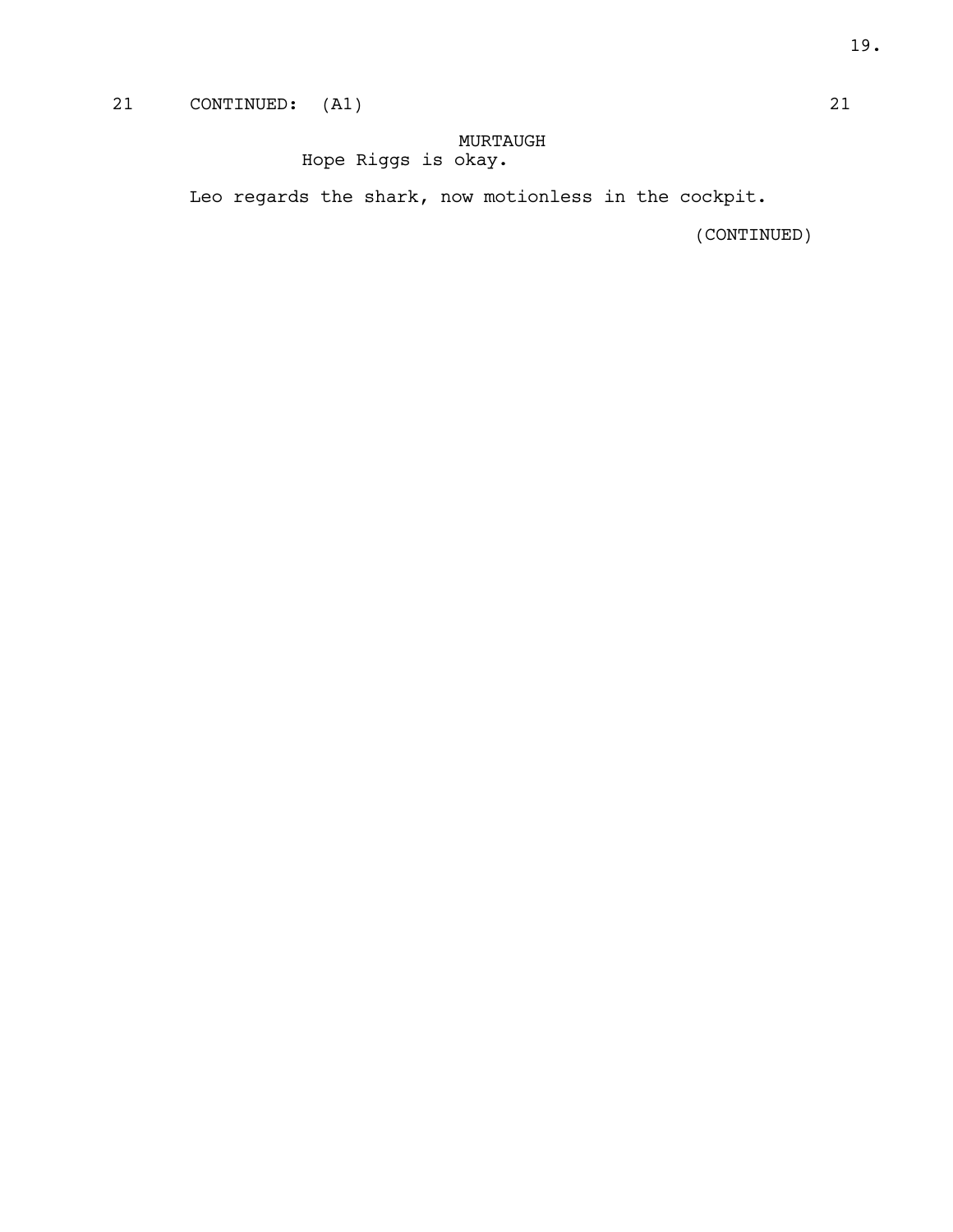21 CONTINUED: (A1) 21

MURTAUGH
Hope Riggs is okay.

Leo regards the shark, now motionless in the cockpit.

(CONTINUED)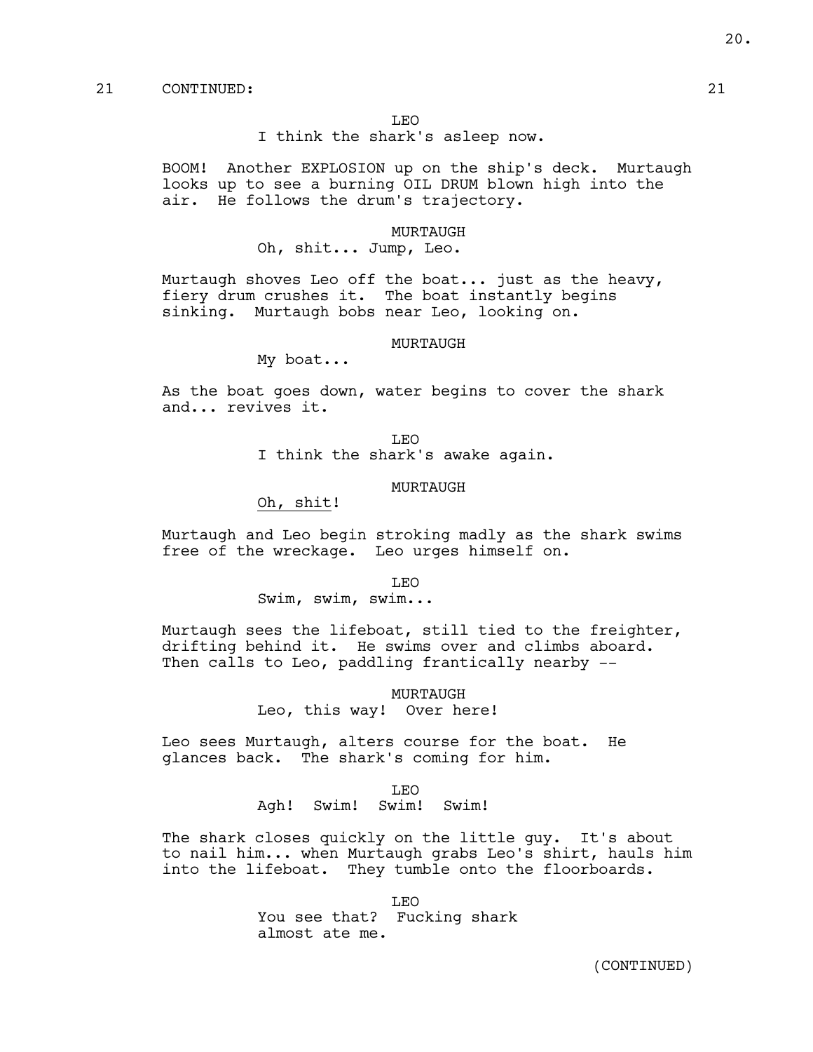21 CONTINUED: 21

LEO
I think the shark's asleep now.

BOOM! Another EXPLOSION up on the ship's deck. Murtaugh looks up to see a burning OIL DRUM blown high into the air. He follows the drum's trajectory.

MURTAUGH
Oh, shit... Jump, Leo.

Murtaugh shoves Leo off the boat... just as the heavy, fiery drum crushes it. The boat instantly begins sinking. Murtaugh bobs near Leo, looking on.

MURTAUGH
My boat...

As the boat goes down, water begins to cover the shark and... revives it.

LEO
I think the shark's awake again.

MURTAUGH
Oh, shit!

Murtaugh and Leo begin stroking madly as the shark swims free of the wreckage. Leo urges himself on.

LEO
Swim, swim, swim...

Murtaugh sees the lifeboat, still tied to the freighter, drifting behind it. He swims over and climbs aboard. Then calls to Leo, paddling frantically nearby --

MURTAUGH
Leo, this way! Over here!

Leo sees Murtaugh, alters course for the boat. He glances back. The shark's coming for him.

LEO
Agh! Swim! Swim! Swim!

The shark closes quickly on the little guy. It's about to nail him... when Murtaugh grabs Leo's shirt, hauls him into the lifeboat. They tumble onto the floorboards.

LEO
You see that? Fucking shark almost ate me.

(CONTINUED)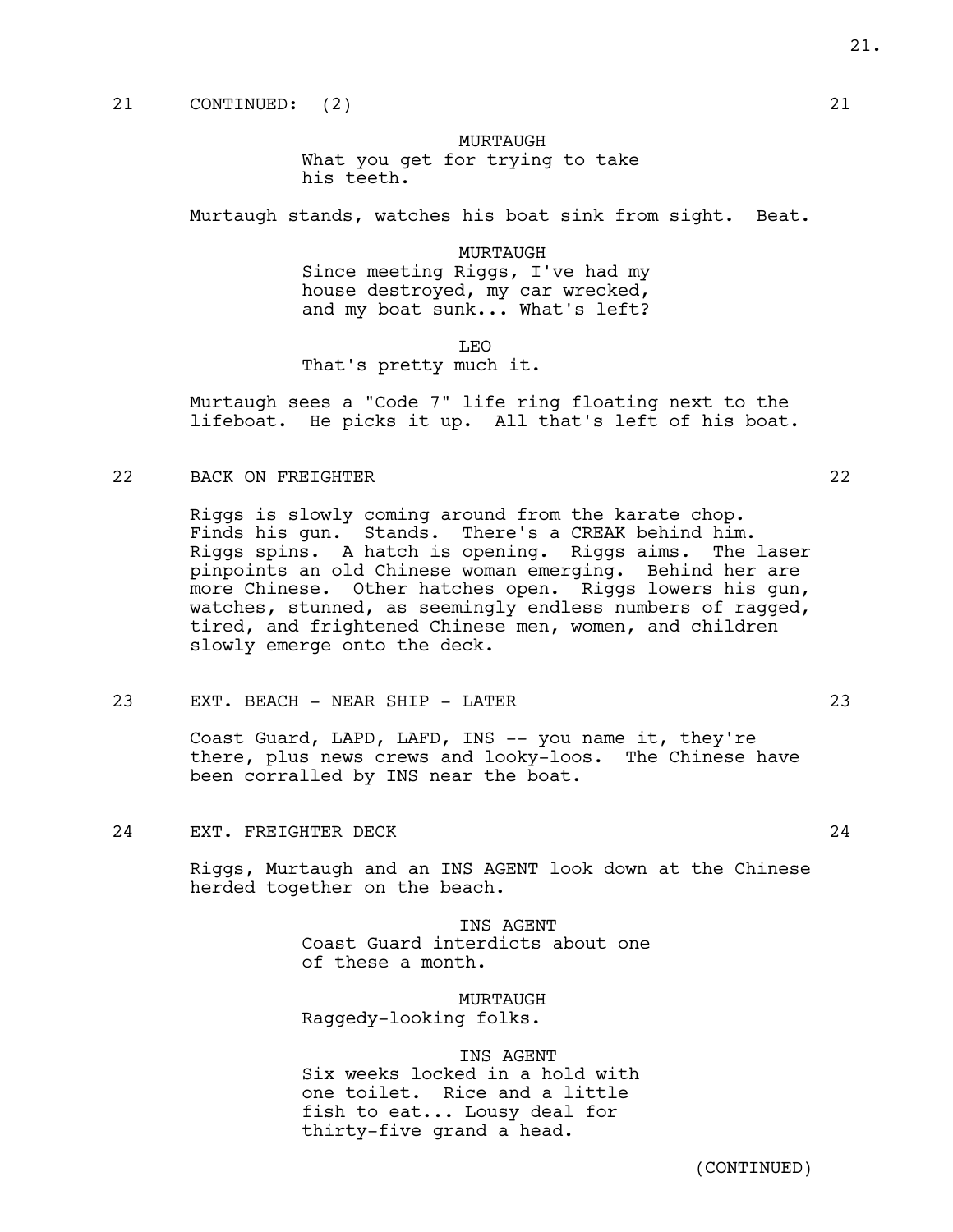21 CONTINUED: (2) 21

MURTAUGH
What you get for trying to take his teeth.

Murtaugh stands, watches his boat sink from sight. Beat.

MURTAUGH
Since meeting Riggs, I've had my house destroyed, my car wrecked, and my boat sunk... What's left?

LEO
That's pretty much it.

Murtaugh sees a "Code 7" life ring floating next to the lifeboat. He picks it up. All that's left of his boat.

22 BACK ON FREIGHTER 22

Riggs is slowly coming around from the karate chop. Finds his gun. Stands. There's a CREAK behind him. Riggs spins. A hatch is opening. Riggs aims. The laser pinpoints an old Chinese woman emerging. Behind her are more Chinese. Other hatches open. Riggs lowers his gun, watches, stunned, as seemingly endless numbers of ragged, tired, and frightened Chinese men, women, and children slowly emerge onto the deck.

23 EXT. BEACH - NEAR SHIP - LATER 23

Coast Guard, LAPD, LAFD, INS -- you name it, they're there, plus news crews and looky-loos. The Chinese have been corralled by INS near the boat.

24 EXT. FREIGHTER DECK 24

Riggs, Murtaugh and an INS AGENT look down at the Chinese herded together on the beach.

INS AGENT
Coast Guard interdicts about one of these a month.

MURTAUGH
Raggedy-looking folks.

INS AGENT
Six weeks locked in a hold with one toilet. Rice and a little fish to eat... Lousy deal for thirty-five grand a head.

(CONTINUED)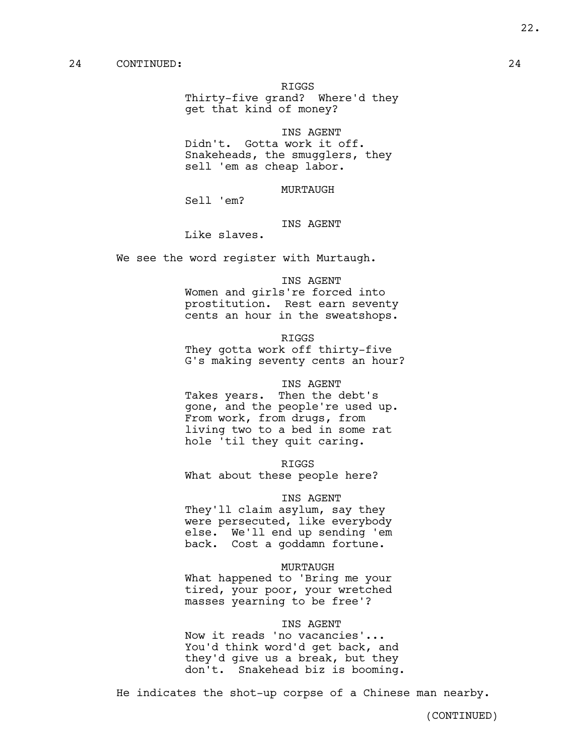24 CONTINUED: 24

RIGGS
Thirty-five grand? Where'd they get that kind of money?

INS AGENT
Didn't. Gotta work it off. Snakeheads, the smugglers, they sell 'em as cheap labor.

MURTAUGH
Sell 'em?

INS AGENT
Like slaves.

We see the word register with Murtaugh.

INS AGENT
Women and girls're forced into prostitution. Rest earn seventy cents an hour in the sweatshops.

RIGGS
They gotta work off thirty-five G's making seventy cents an hour?

INS AGENT
Takes years. Then the debt's gone, and the people're used up. From work, from drugs, from living two to a bed in some rat hole 'til they quit caring.

RIGGS
What about these people here?

INS AGENT
They'll claim asylum, say they were persecuted, like everybody else. We'll end up sending 'em back. Cost a goddamn fortune.

MURTAUGH
What happened to 'Bring me your tired, your poor, your wretched masses yearning to be free'?

INS AGENT
Now it reads 'no vacancies'... You'd think word'd get back, and they'd give us a break, but they don't. Snakehead biz is booming.

He indicates the shot-up corpse of a Chinese man nearby.

(CONTINUED)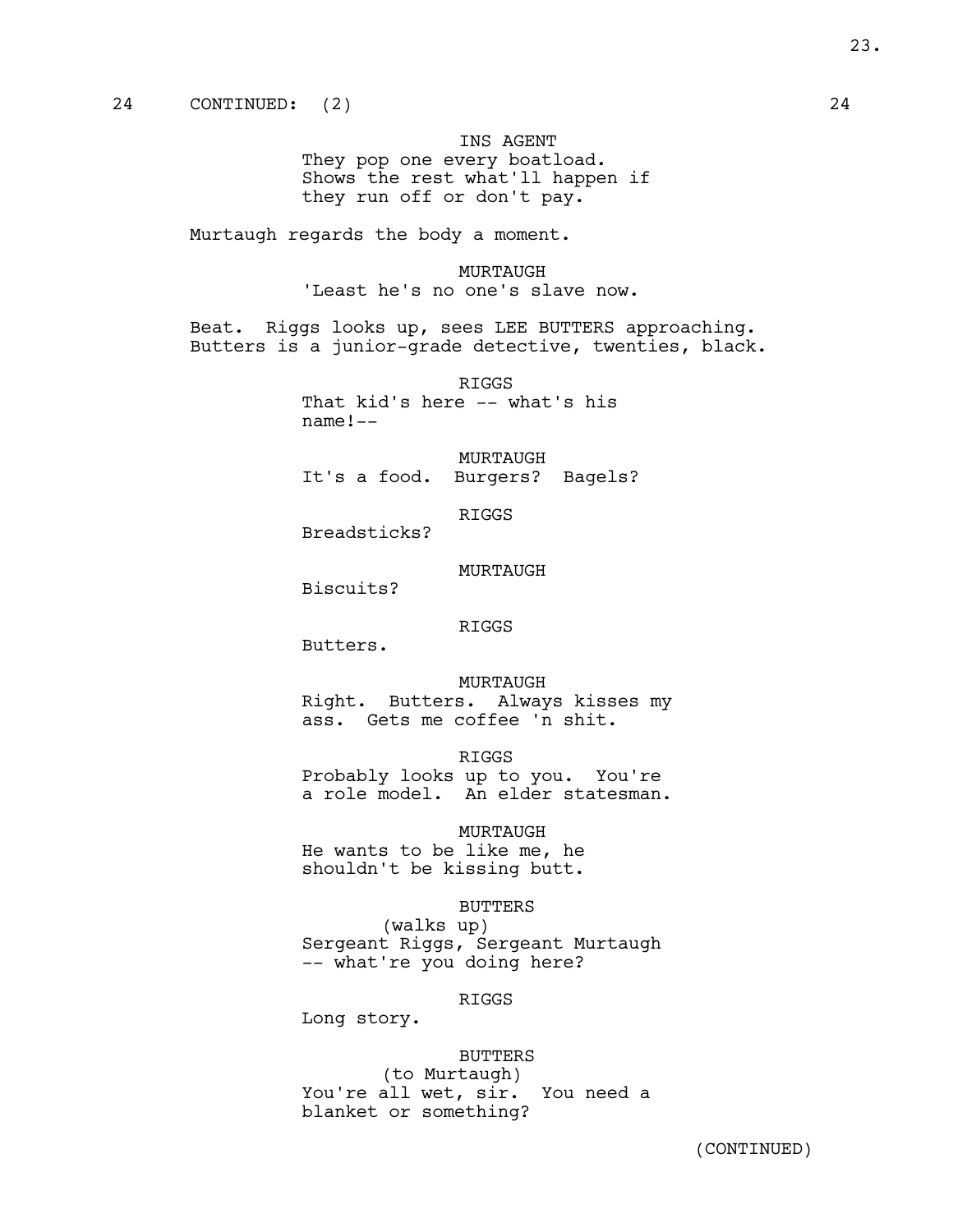24 CONTINUED: (2) 24

INS AGENT
They pop one every boatload. Shows the rest what'll happen if they run off or don't pay.

Murtaugh regards the body a moment.

MURTAUGH
'Least he's no one's slave now.

Beat. Riggs looks up, sees LEE BUTTERS approaching. Butters is a junior-grade detective, twenties, black.

RIGGS
That kid's here -- what's his name!--

MURTAUGH
It's a food. Burgers? Bagels?

RIGGS
Breadsticks?

MURTAUGH
Biscuits?

RIGGS
Butters.

MURTAUGH
Right. Butters. Always kisses my ass. Gets me coffee 'n shit.

RIGGS
Probably looks up to you. You're a role model. An elder statesman.

MURTAUGH
He wants to be like me, he shouldn't be kissing butt.

BUTTERS
(walks up)
Sergeant Riggs, Sergeant Murtaugh -- what're you doing here?

RIGGS
Long story.

BUTTERS
(to Murtaugh)
You're all wet, sir. You need a blanket or something?

(CONTINUED)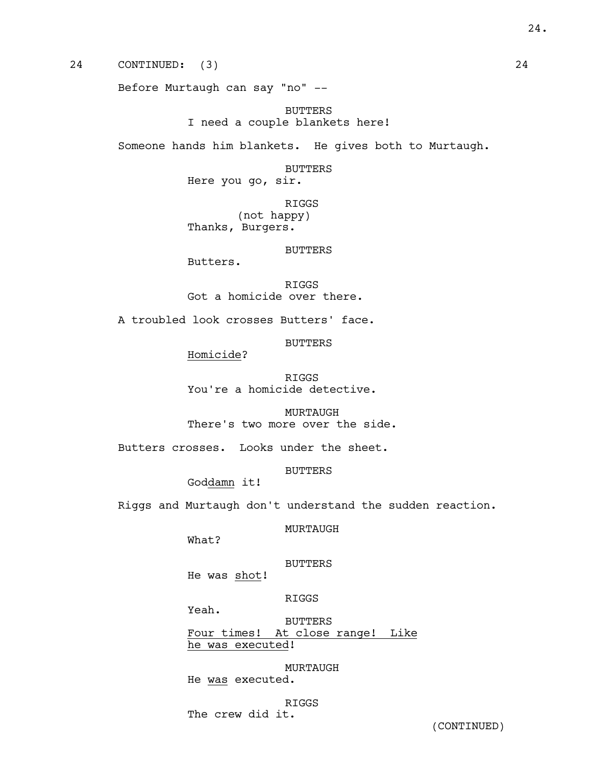24 CONTINUED: (3) 24

Before Murtaugh can say "no" --

BUTTERS
I need a couple blankets here!

Someone hands him blankets. He gives both to Murtaugh.

BUTTERS
Here you go, sir.

RIGGS
(not happy)
Thanks, Burgers.

BUTTERS
Butters.

RIGGS
Got a homicide over there.

A troubled look crosses Butters' face.

BUTTERS
<u>Homicide</u>?

RIGGS
You're a homicide detective.

MURTAUGH
There's two more over the side.

Butters crosses. Looks under the sheet.

BUTTERS
God<u>damn</u> it!

Riggs and Murtaugh don't understand the sudden reaction.

MURTAUGH
What?

BUTTERS
He was <u>shot</u>!

RIGGS
Yeah.

BUTTERS
<u>Four times! At close range! Like he was executed</u>!

MURTAUGH
He <u>was</u> executed.

RIGGS
The crew did it.

(CONTINUED)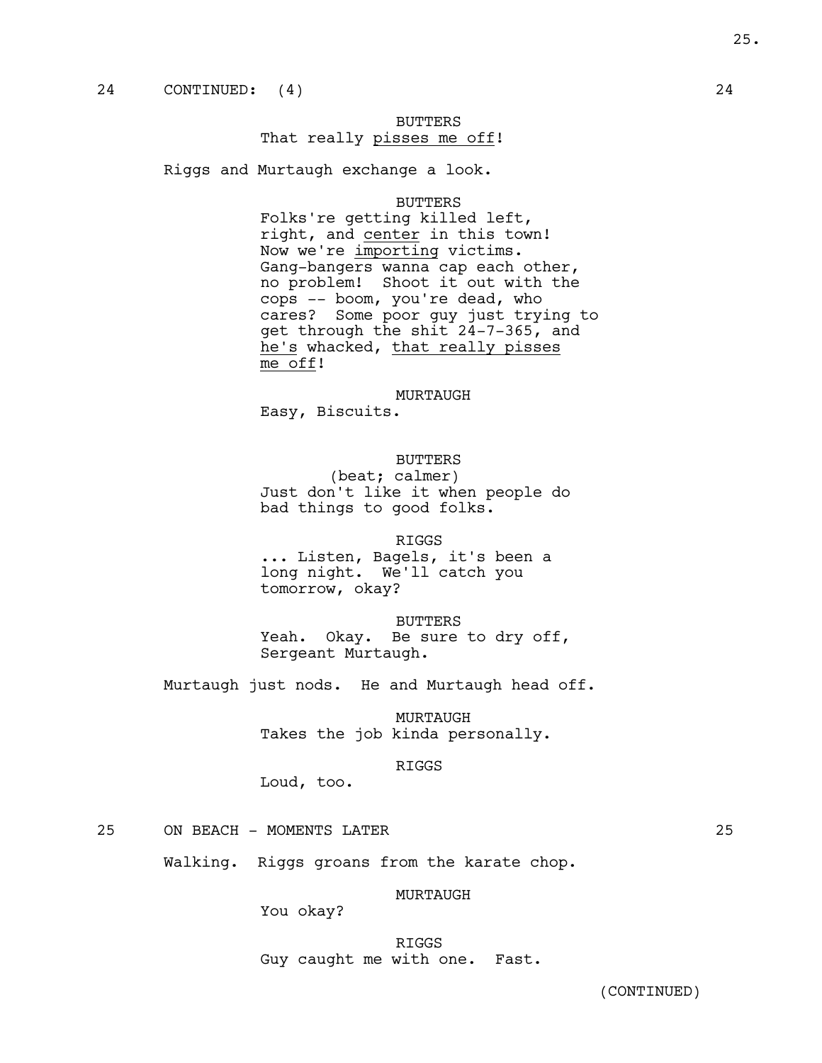24 CONTINUED: (4) 24

BUTTERS
That really <u>pisses me off</u>!

Riggs and Murtaugh exchange a look.

BUTTERS
Folks're getting killed left, right, and <u>center</u> in this town! Now we're <u>importing</u> victims. Gang-bangers wanna cap each other, no problem! Shoot it out with the cops -- boom, you're dead, who cares? Some poor guy just trying to get through the shit 24-7-365, and <u>he's</u> whacked, <u>that really pisses me off</u>!

MURTAUGH
Easy, Biscuits.

BUTTERS
(beat; calmer)
Just don't like it when people do bad things to good folks.

RIGGS
... Listen, Bagels, it's been a long night. We'll catch you tomorrow, okay?

BUTTERS
Yeah. Okay. Be sure to dry off, Sergeant Murtaugh.

Murtaugh just nods. He and Murtaugh head off.

MURTAUGH
Takes the job kinda personally.

RIGGS
Loud, too.

25 ON BEACH - MOMENTS LATER 25

Walking. Riggs groans from the karate chop.

MURTAUGH
You okay?

RIGGS
Guy caught me with one. Fast.

(CONTINUED)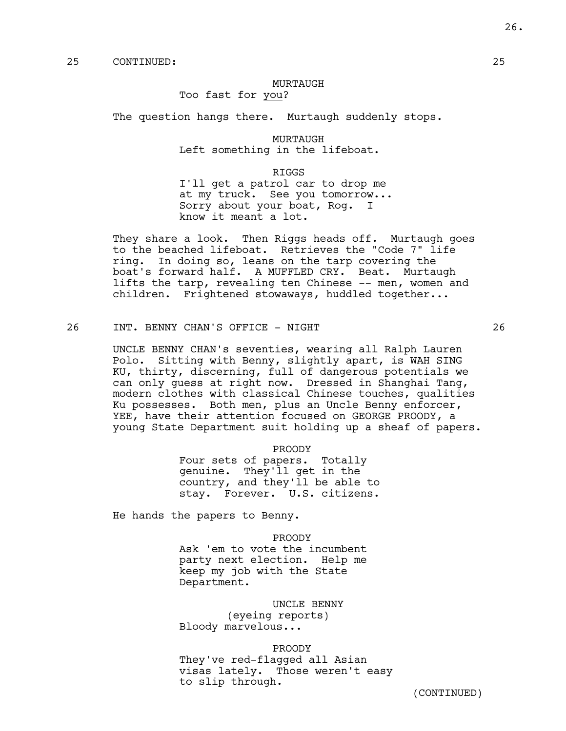25 CONTINUED: 25

MURTAUGH
Too fast for _you_?

The question hangs there. Murtaugh suddenly stops.

MURTAUGH
Left something in the lifeboat.

RIGGS
I'll get a patrol car to drop me at my truck. See you tomorrow... Sorry about your boat, Rog. I know it meant a lot.

They share a look. Then Riggs heads off. Murtaugh goes to the beached lifeboat. Retrieves the "Code 7" life ring. In doing so, leans on the tarp covering the boat's forward half. A MUFFLED CRY. Beat. Murtaugh lifts the tarp, revealing ten Chinese -- men, women and children. Frightened stowaways, huddled together...

26 INT. BENNY CHAN'S OFFICE - NIGHT 26

UNCLE BENNY CHAN's seventies, wearing all Ralph Lauren Polo. Sitting with Benny, slightly apart, is WAH SING KU, thirty, discerning, full of dangerous potentials we can only guess at right now. Dressed in Shanghai Tang, modern clothes with classical Chinese touches, qualities Ku possesses. Both men, plus an Uncle Benny enforcer, YEE, have their attention focused on GEORGE PROODY, a young State Department suit holding up a sheaf of papers.

PROODY
Four sets of papers. Totally genuine. They'll get in the country, and they'll be able to stay. Forever. U.S. citizens.

He hands the papers to Benny.

PROODY
Ask 'em to vote the incumbent party next election. Help me keep my job with the State Department.

UNCLE BENNY
(eyeing reports)
Bloody marvelous...

PROODY
They've red-flagged all Asian visas lately. Those weren't easy to slip through.

(CONTINUED)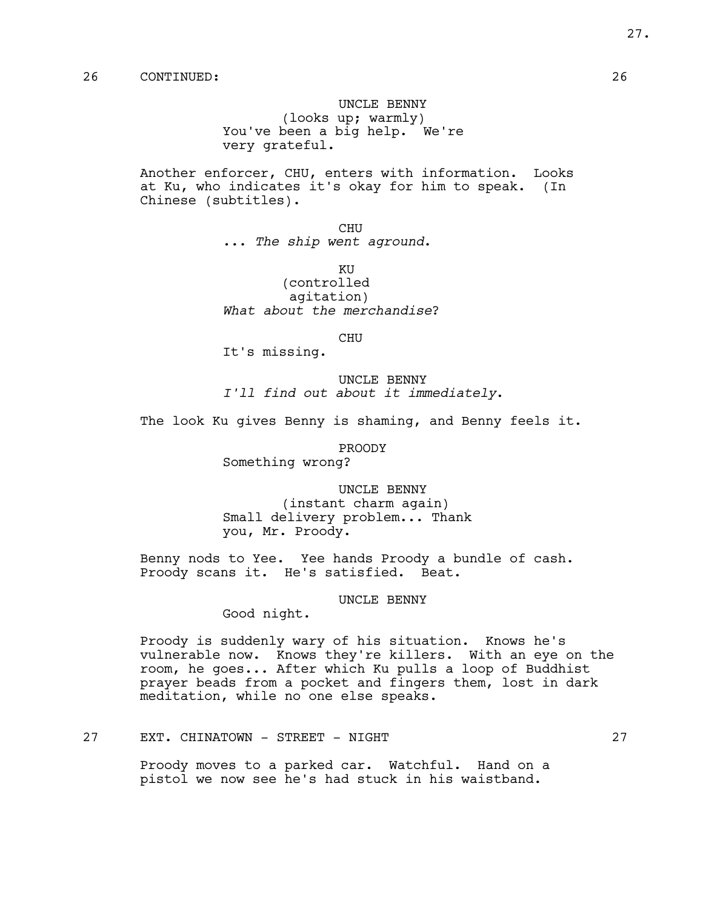26 CONTINUED: 26

UNCLE BENNY
(looks up; warmly)
You've been a big help. We're very grateful.

Another enforcer, CHU, enters with information. Looks at Ku, who indicates it's okay for him to speak. (In Chinese (subtitles).

CHU
... *The ship went aground*.

KU
(controlled agitation)
*What about the merchandise*?

CHU
It's missing.

UNCLE BENNY
*I'll find out about it immediately*.

The look Ku gives Benny is shaming, and Benny feels it.

PROODY
Something wrong?

UNCLE BENNY
(instant charm again)
Small delivery problem... Thank you, Mr. Proody.

Benny nods to Yee. Yee hands Proody a bundle of cash. Proody scans it. He's satisfied. Beat.

UNCLE BENNY
Good night.

Proody is suddenly wary of his situation. Knows he's vulnerable now. Knows they're killers. With an eye on the room, he goes... After which Ku pulls a loop of Buddhist prayer beads from a pocket and fingers them, lost in dark meditation, while no one else speaks.

27 EXT. CHINATOWN - STREET - NIGHT 27

Proody moves to a parked car. Watchful. Hand on a pistol we now see he's had stuck in his waistband.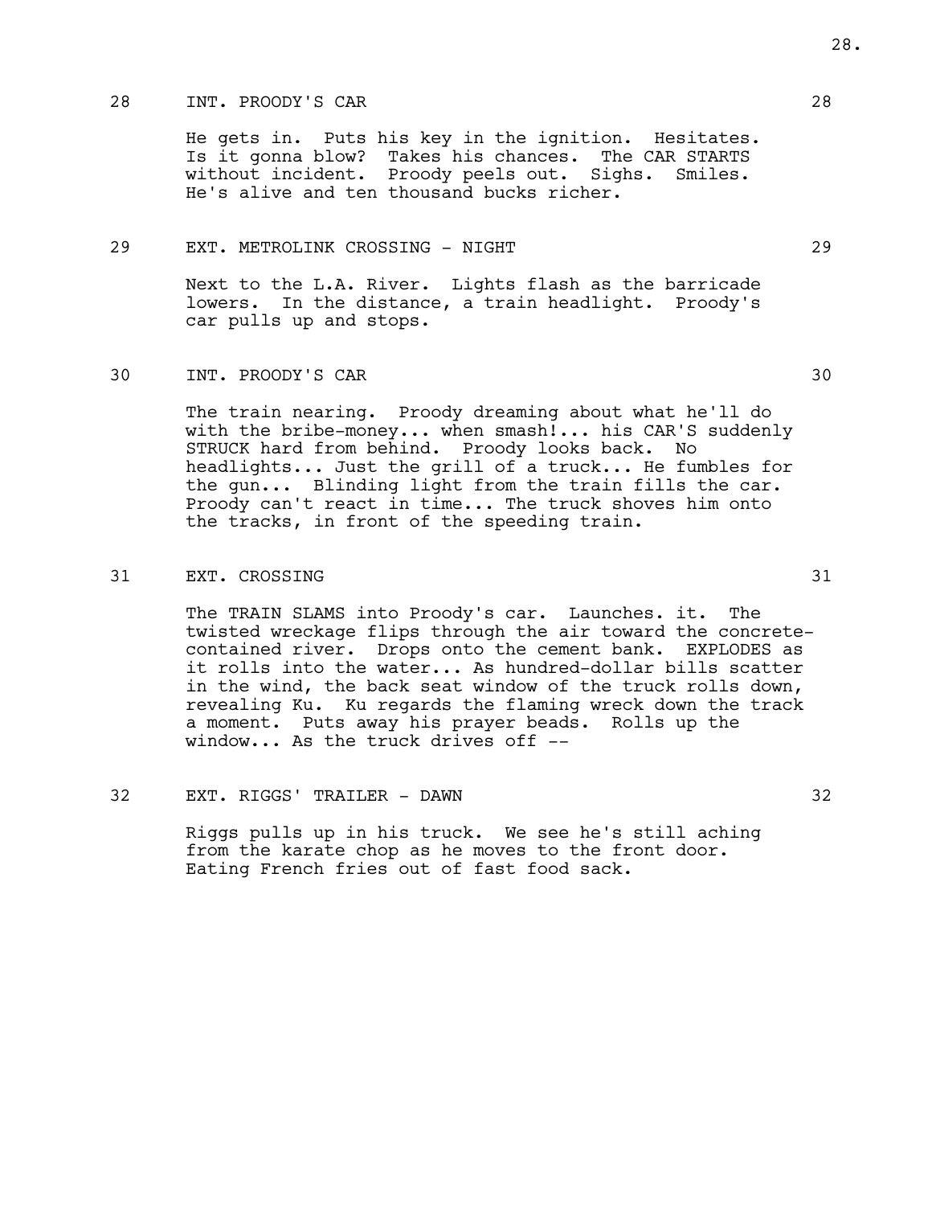28 INT. PROODY'S CAR 28

He gets in. Puts his key in the ignition. Hesitates. Is it gonna blow? Takes his chances. The CAR STARTS without incident. Proody peels out. Sighs. Smiles. He's alive and ten thousand bucks richer.

29 EXT. METROLINK CROSSING - NIGHT 29

Next to the L.A. River. Lights flash as the barricade lowers. In the distance, a train headlight. Proody's car pulls up and stops.

30 INT. PROODY'S CAR 30

The train nearing. Proody dreaming about what he'll do with the bribe-money... when smash!... his CAR'S suddenly STRUCK hard from behind. Proody looks back. No headlights... Just the grill of a truck... He fumbles for the gun... Blinding light from the train fills the car. Proody can't react in time... The truck shoves him onto the tracks, in front of the speeding train.

31 EXT. CROSSING 31

The TRAIN SLAMS into Proody's car. Launches. it. The twisted wreckage flips through the air toward the concrete-contained river. Drops onto the cement bank. EXPLODES as it rolls into the water... As hundred-dollar bills scatter in the wind, the back seat window of the truck rolls down, revealing Ku. Ku regards the flaming wreck down the track a moment. Puts away his prayer beads. Rolls up the window... As the truck drives off --

32 EXT. RIGGS' TRAILER - DAWN 32

Riggs pulls up in his truck. We see he's still aching from the karate chop as he moves to the front door. Eating French fries out of fast food sack.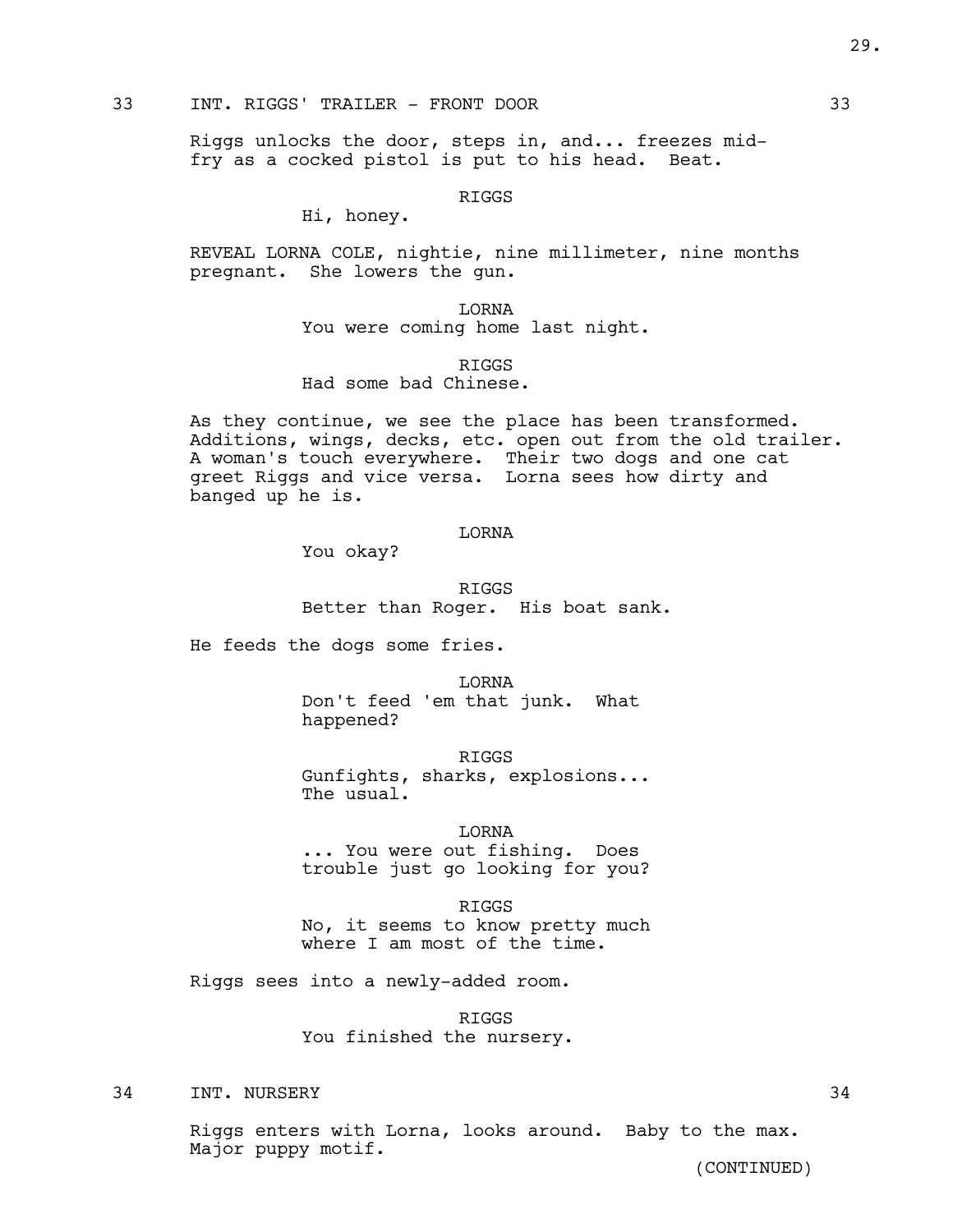33 INT. RIGGS' TRAILER - FRONT DOOR 33

Riggs unlocks the door, steps in, and... freezes mid-fry as a cocked pistol is put to his head. Beat.

RIGGS

Hi, honey.

REVEAL LORNA COLE, nightie, nine millimeter, nine months pregnant. She lowers the gun.

LORNA

You were coming home last night.

RIGGS

Had some bad Chinese.

As they continue, we see the place has been transformed. Additions, wings, decks, etc. open out from the old trailer. A woman's touch everywhere. Their two dogs and one cat greet Riggs and vice versa. Lorna sees how dirty and banged up he is.

LORNA

You okay?

RIGGS

Better than Roger. His boat sank.

He feeds the dogs some fries.

LORNA

Don't feed 'em that junk. What happened?

RIGGS

Gunfights, sharks, explosions... The usual.

LORNA

... You were out fishing. Does trouble just go looking for you?

RIGGS

No, it seems to know pretty much where I am most of the time.

Riggs sees into a newly-added room.

RIGGS

You finished the nursery.

34 INT. NURSERY 34

Riggs enters with Lorna, looks around. Baby to the max. Major puppy motif.

(CONTINUED)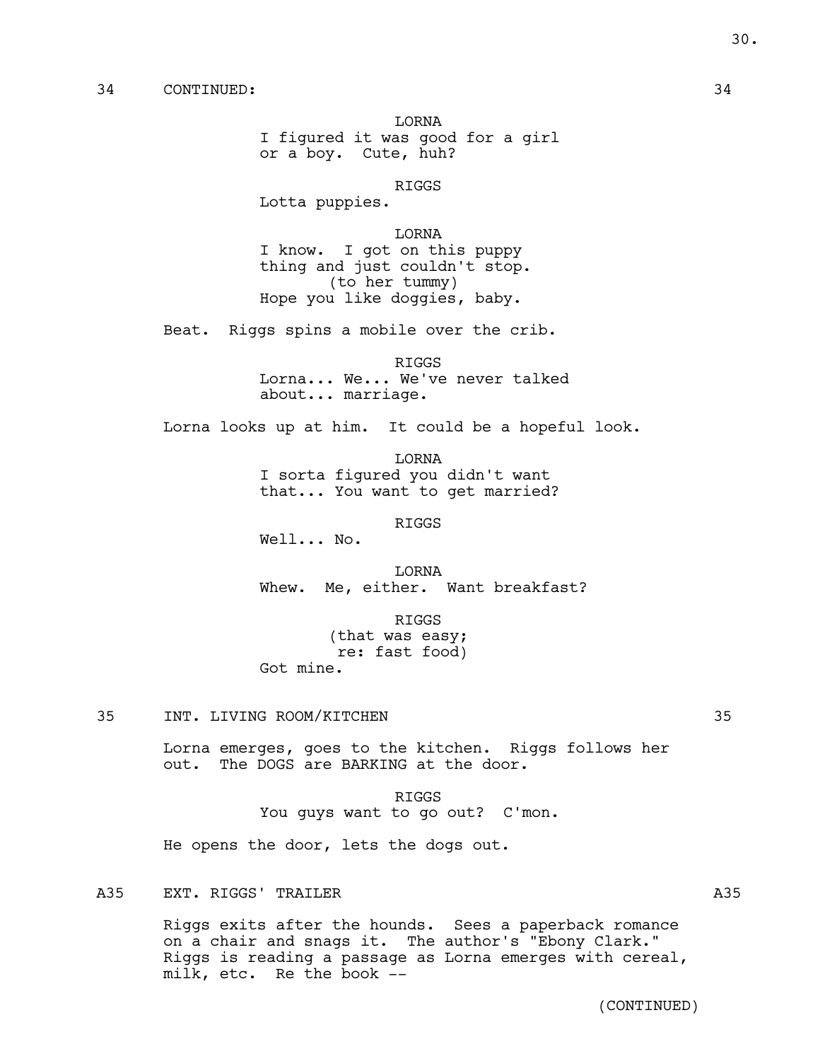34 CONTINUED: 34

LORNA
I figured it was good for a girl or a boy. Cute, huh?

RIGGS
Lotta puppies.

LORNA
I know. I got on this puppy thing and just couldn't stop.
(to her tummy)
Hope you like doggies, baby.

Beat. Riggs spins a mobile over the crib.

RIGGS
Lorna... We... We've never talked about... marriage.

Lorna looks up at him. It could be a hopeful look.

LORNA
I sorta figured you didn't want that... You want to get married?

RIGGS
Well... No.

LORNA
Whew. Me, either. Want breakfast?

RIGGS
(that was easy;
re: fast food)
Got mine.

35 INT. LIVING ROOM/KITCHEN 35

Lorna emerges, goes to the kitchen. Riggs follows her out. The DOGS are BARKING at the door.

RIGGS
You guys want to go out? C'mon.

He opens the door, lets the dogs out.

A35 EXT. RIGGS' TRAILER A35

Riggs exits after the hounds. Sees a paperback romance on a chair and snags it. The author's "Ebony Clark." Riggs is reading a passage as Lorna emerges with cereal, milk, etc. Re the book --

(CONTINUED)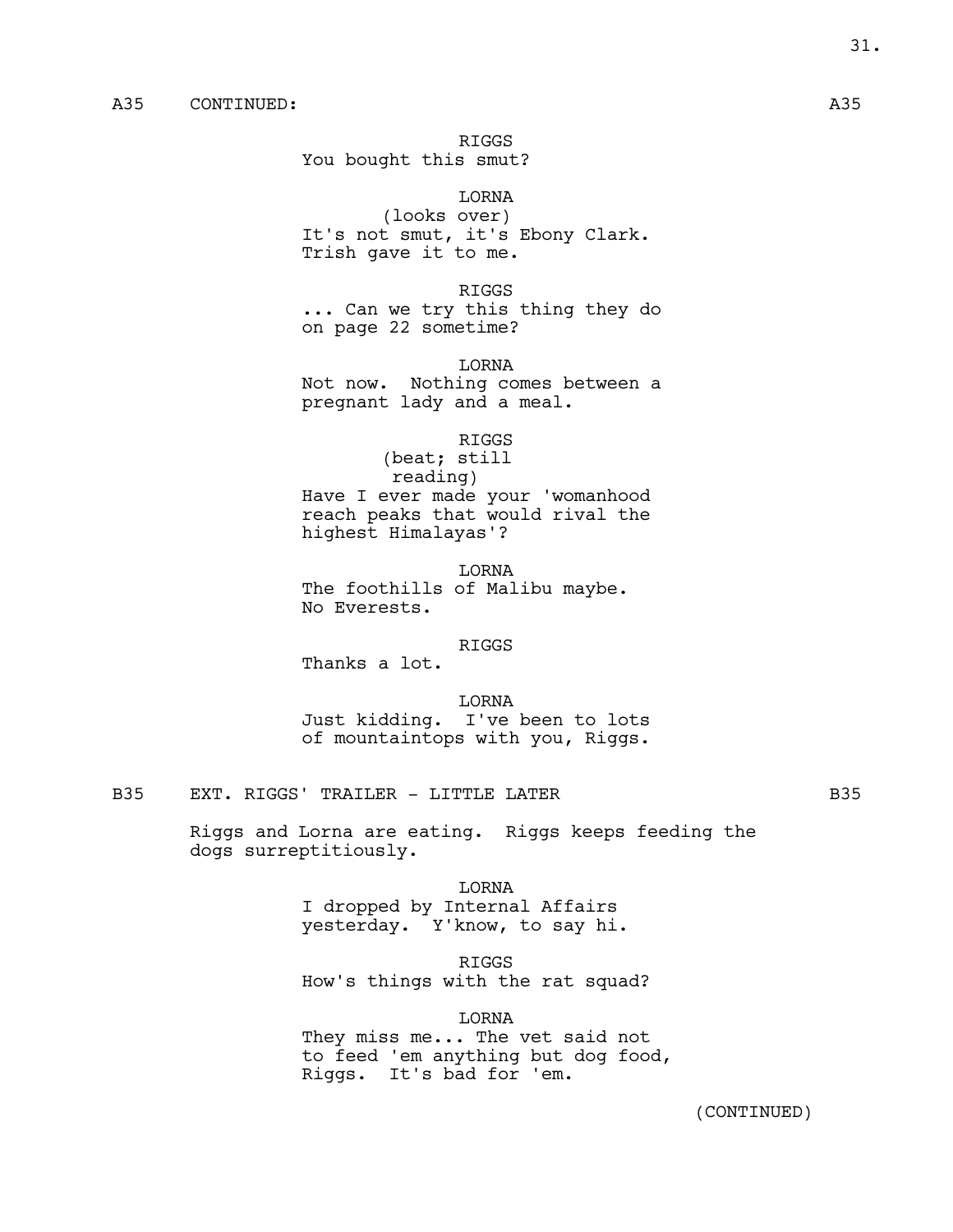A35 CONTINUED: A35

RIGGS
You bought this smut?

LORNA
(looks over)
It's not smut, it's Ebony Clark.
Trish gave it to me.

RIGGS
... Can we try this thing they do
on page 22 sometime?

LORNA
Not now. Nothing comes between a
pregnant lady and a meal.

RIGGS
(beat; still
reading)
Have I ever made your 'womanhood
reach peaks that would rival the
highest Himalayas'?

LORNA
The foothills of Malibu maybe.
No Everests.

RIGGS
Thanks a lot.

LORNA
Just kidding. I've been to lots
of mountaintops with you, Riggs.

B35 EXT. RIGGS' TRAILER - LITTLE LATER B35

Riggs and Lorna are eating. Riggs keeps feeding the
dogs surreptitiously.

LORNA
I dropped by Internal Affairs
yesterday. Y'know, to say hi.

RIGGS
How's things with the rat squad?

LORNA
They miss me... The vet said not
to feed 'em anything but dog food,
Riggs. It's bad for 'em.

(CONTINUED)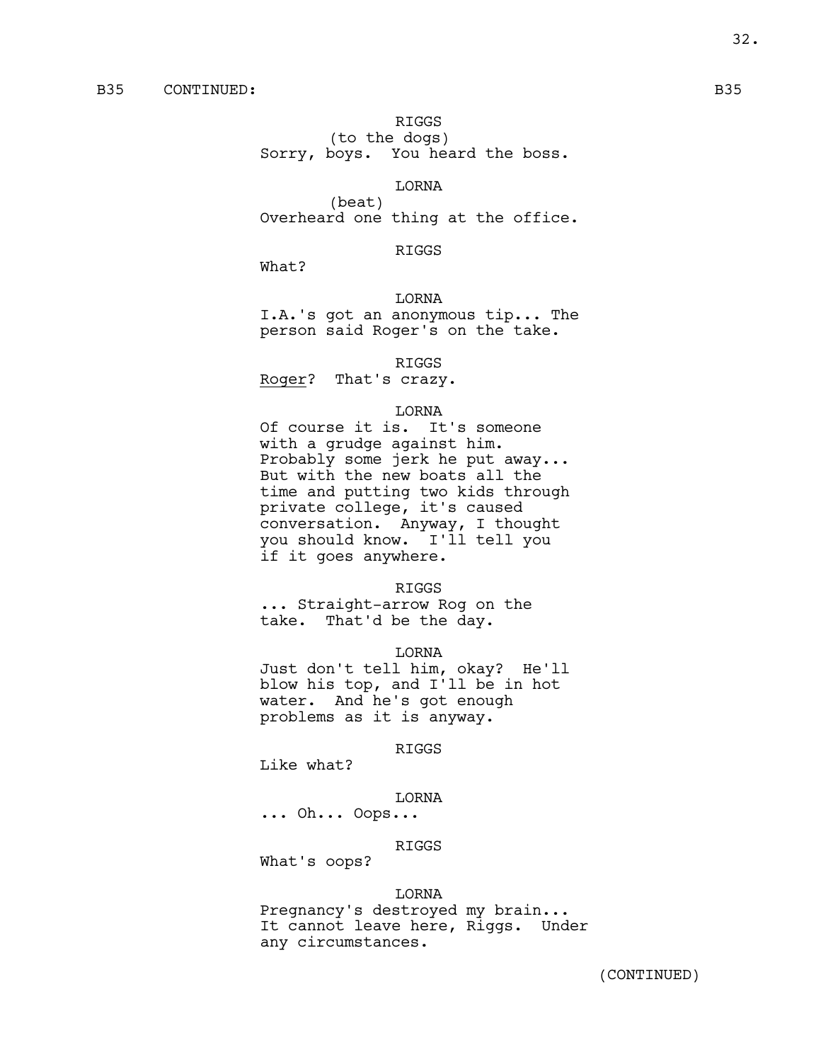B35 CONTINUED: B35

RIGGS
(to the dogs)
Sorry, boys. You heard the boss.

LORNA
(beat)
Overheard one thing at the office.

RIGGS
What?

LORNA
I.A.'s got an anonymous tip... The person said Roger's on the take.

RIGGS
Roger? That's crazy.

LORNA
Of course it is. It's someone with a grudge against him. Probably some jerk he put away... But with the new boats all the time and putting two kids through private college, it's caused conversation. Anyway, I thought you should know. I'll tell you if it goes anywhere.

RIGGS
... Straight-arrow Rog on the take. That'd be the day.

LORNA
Just don't tell him, okay? He'll blow his top, and I'll be in hot water. And he's got enough problems as it is anyway.

RIGGS
Like what?

LORNA
... Oh... Oops...

RIGGS
What's oops?

LORNA
Pregnancy's destroyed my brain... It cannot leave here, Riggs. Under any circumstances.

(CONTINUED)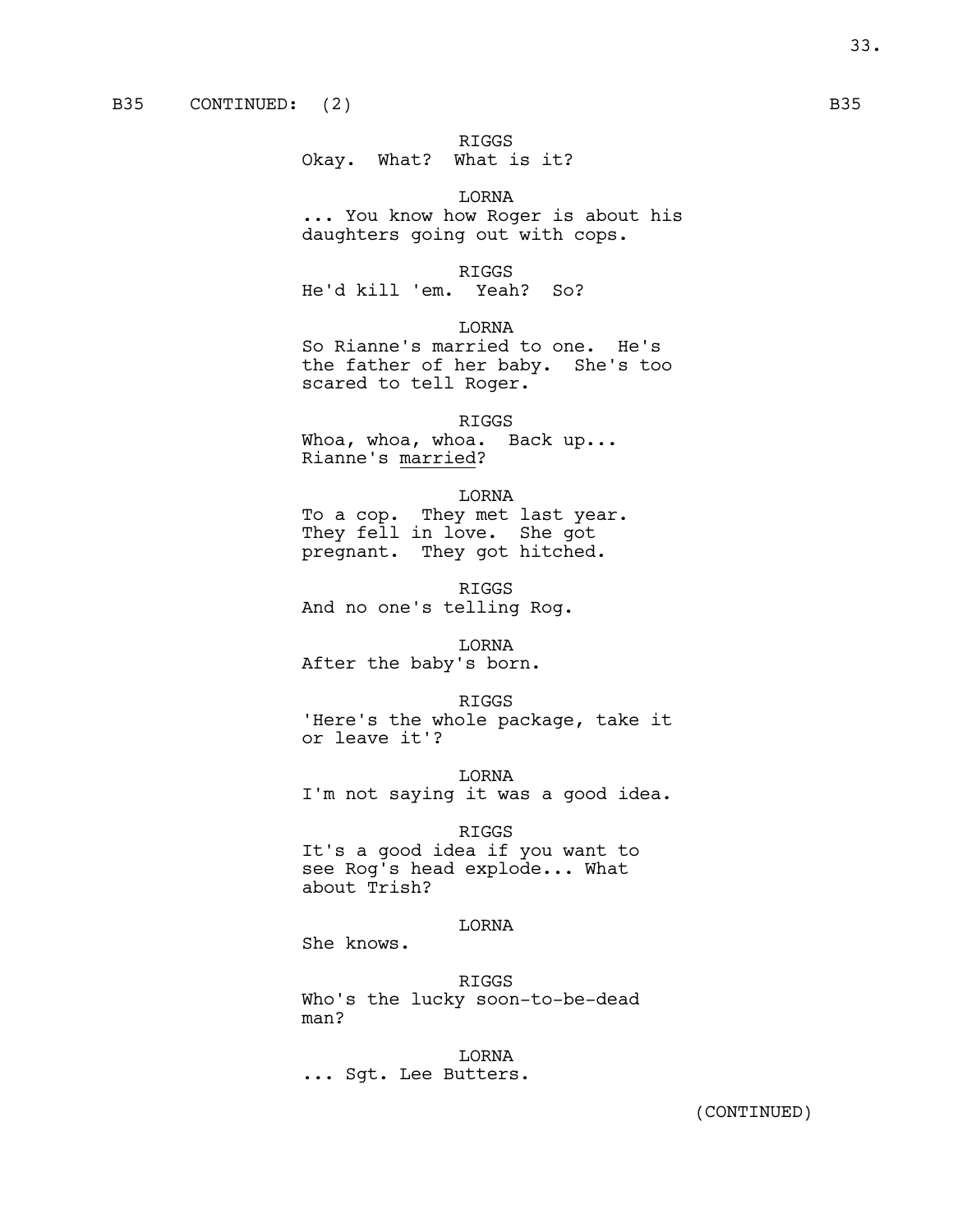B35 CONTINUED: (2) B35

RIGGS
Okay. What? What is it?

LORNA
... You know how Roger is about his daughters going out with cops.

RIGGS
He'd kill 'em. Yeah? So?

LORNA
So Rianne's married to one. He's the father of her baby. She's too scared to tell Roger.

RIGGS
Whoa, whoa, whoa. Back up... Rianne's _married_?

LORNA
To a cop. They met last year. They fell in love. She got pregnant. They got hitched.

RIGGS
And no one's telling Rog.

LORNA
After the baby's born.

RIGGS
'Here's the whole package, take it or leave it'?

LORNA
I'm not saying it was a good idea.

RIGGS
It's a good idea if you want to see Rog's head explode... What about Trish?

LORNA
She knows.

RIGGS
Who's the lucky soon-to-be-dead man?

LORNA
... Sgt. Lee Butters.

(CONTINUED)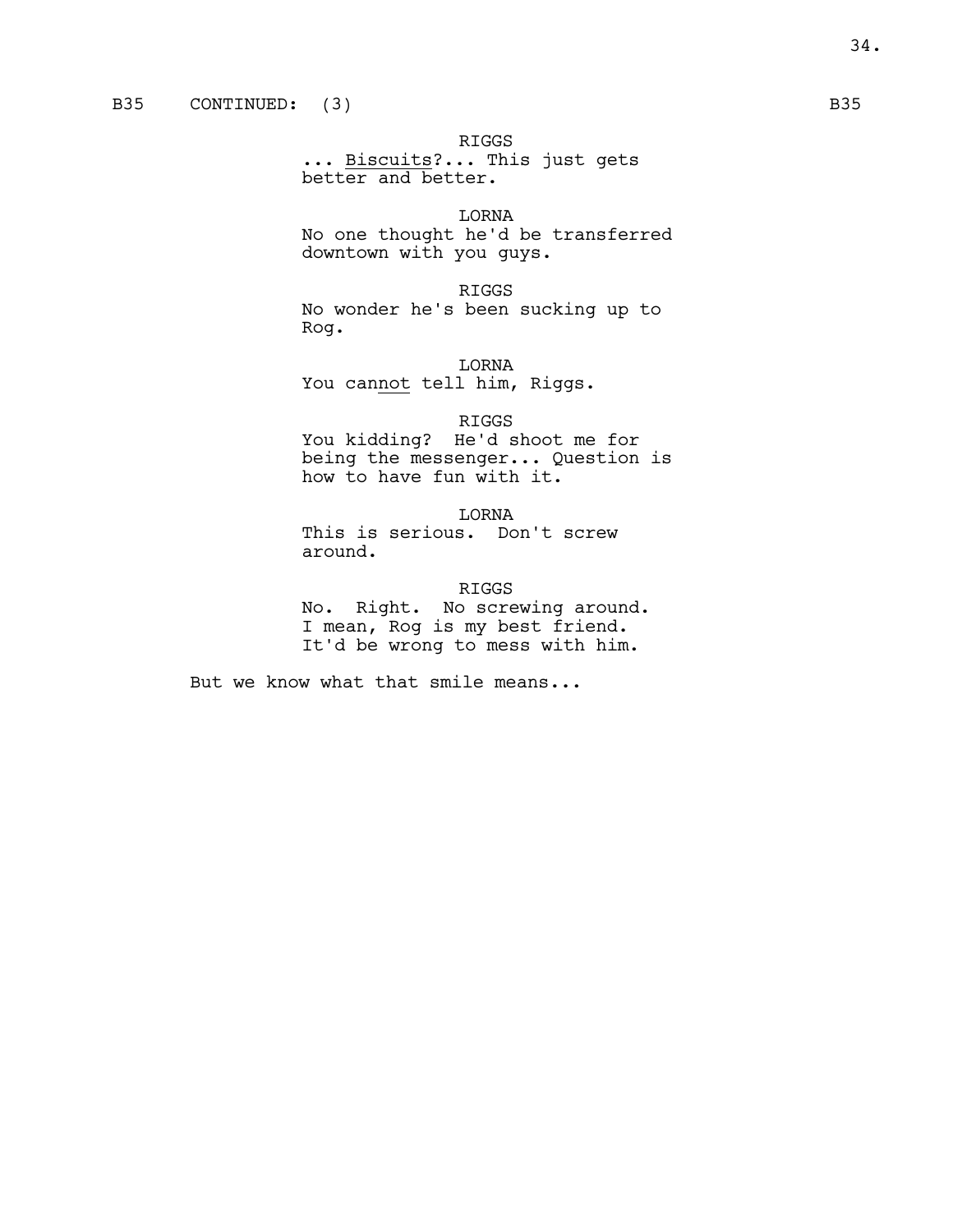B35 CONTINUED: (3) B35

RIGGS
... <u>Biscuits</u>?... This just gets better and better.

LORNA
No one thought he'd be transferred downtown with you guys.

RIGGS
No wonder he's been sucking up to Rog.

LORNA
You can<u>not</u> tell him, Riggs.

RIGGS
You kidding? He'd shoot me for being the messenger... Question is how to have fun with it.

LORNA
This is serious. Don't screw around.

RIGGS
No. Right. No screwing around. I mean, Rog is my best friend. It'd be wrong to mess with him.

But we know what that smile means...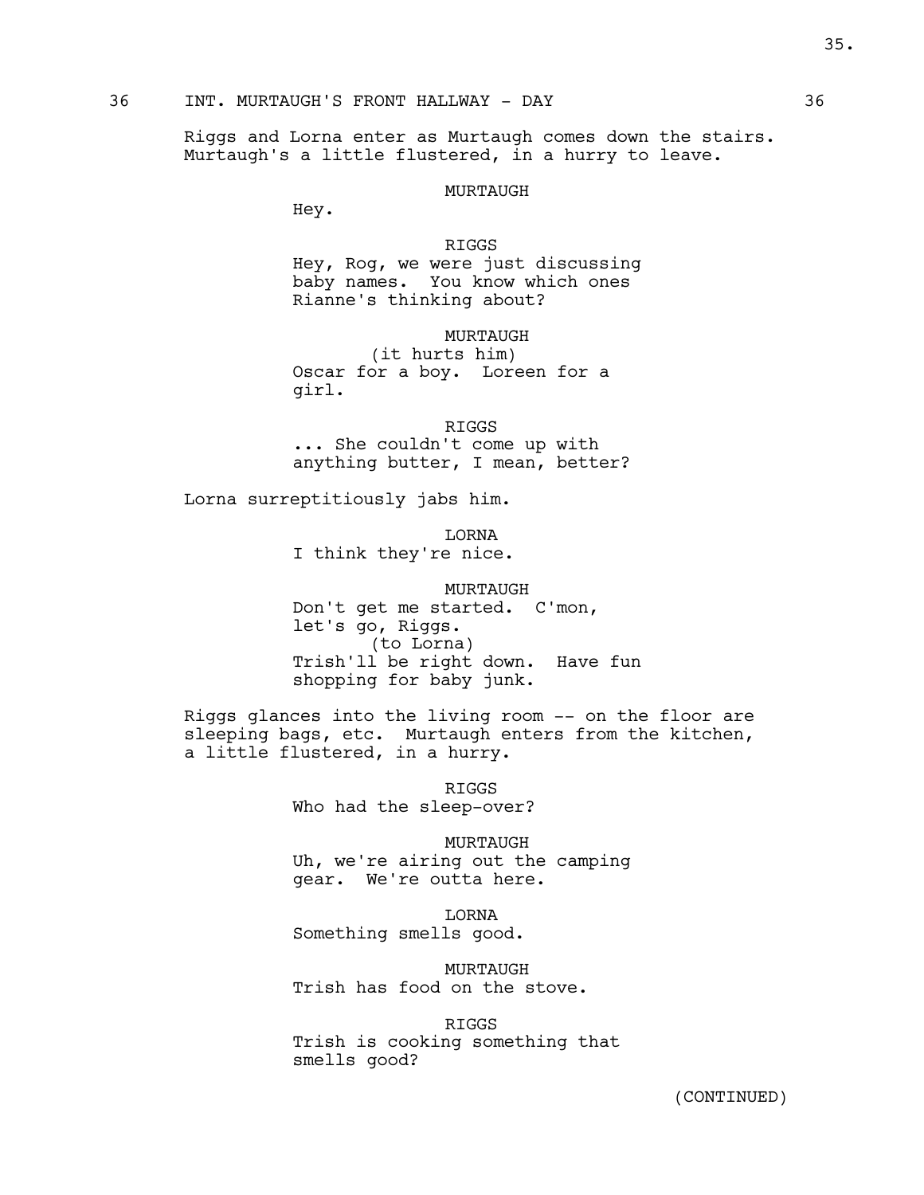36 INT. MURTAUGH'S FRONT HALLWAY - DAY 36

Riggs and Lorna enter as Murtaugh comes down the stairs. Murtaugh's a little flustered, in a hurry to leave.

MURTAUGH
Hey.

RIGGS
Hey, Rog, we were just discussing baby names. You know which ones Rianne's thinking about?

MURTAUGH
(it hurts him)
Oscar for a boy. Loreen for a girl.

RIGGS
... She couldn't come up with anything butter, I mean, better?

Lorna surreptitiously jabs him.

LORNA
I think they're nice.

MURTAUGH
Don't get me started. C'mon, let's go, Riggs.
(to Lorna)
Trish'll be right down. Have fun shopping for baby junk.

Riggs glances into the living room -- on the floor are sleeping bags, etc. Murtaugh enters from the kitchen, a little flustered, in a hurry.

RIGGS
Who had the sleep-over?

MURTAUGH
Uh, we're airing out the camping gear. We're outta here.

LORNA
Something smells good.

MURTAUGH
Trish has food on the stove.

RIGGS
Trish is cooking something that smells good?

(CONTINUED)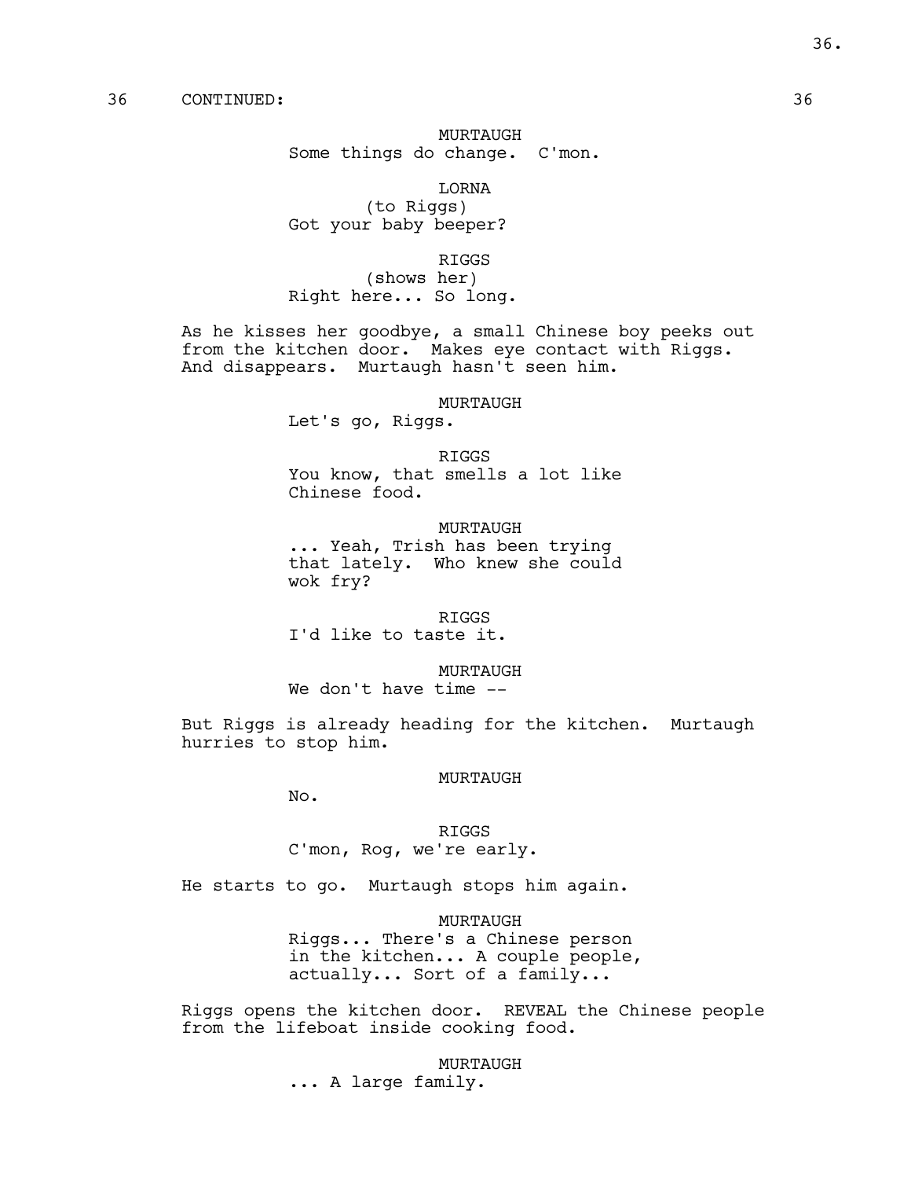36 CONTINUED: 36

MURTAUGH
Some things do change. C'mon.

LORNA
(to Riggs)
Got your baby beeper?

RIGGS
(shows her)
Right here... So long.

As he kisses her goodbye, a small Chinese boy peeks out from the kitchen door. Makes eye contact with Riggs. And disappears. Murtaugh hasn't seen him.

MURTAUGH
Let's go, Riggs.

RIGGS
You know, that smells a lot like Chinese food.

MURTAUGH
... Yeah, Trish has been trying that lately. Who knew she could wok fry?

RIGGS
I'd like to taste it.

MURTAUGH
We don't have time --

But Riggs is already heading for the kitchen. Murtaugh hurries to stop him.

MURTAUGH
No.

RIGGS
C'mon, Rog, we're early.

He starts to go. Murtaugh stops him again.

MURTAUGH
Riggs... There's a Chinese person in the kitchen... A couple people, actually... Sort of a family...

Riggs opens the kitchen door. REVEAL the Chinese people from the lifeboat inside cooking food.

MURTAUGH
... A large family.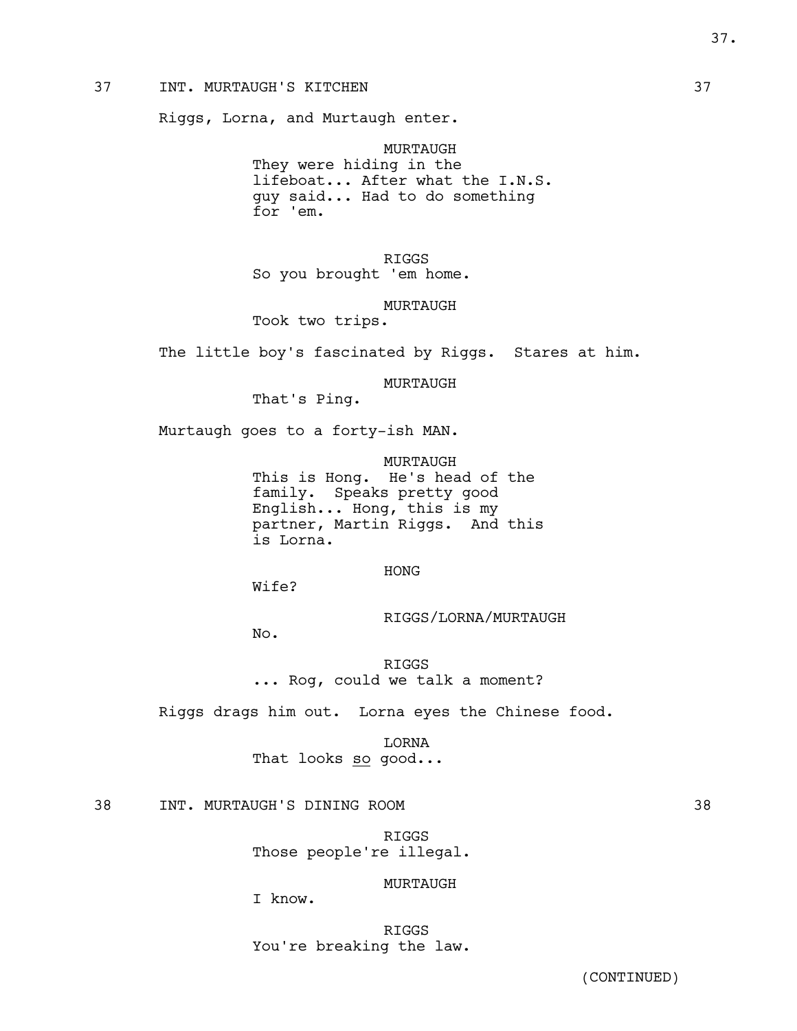37 INT. MURTAUGH'S KITCHEN 37

Riggs, Lorna, and Murtaugh enter.

MURTAUGH
They were hiding in the lifeboat... After what the I.N.S. guy said... Had to do something for 'em.

RIGGS
So you brought 'em home.

MURTAUGH
Took two trips.

The little boy's fascinated by Riggs. Stares at him.

MURTAUGH
That's Ping.

Murtaugh goes to a forty-ish MAN.

MURTAUGH
This is Hong. He's head of the family. Speaks pretty good English... Hong, this is my partner, Martin Riggs. And this is Lorna.

HONG
Wife?

RIGGS/LORNA/MURTAUGH
No.

RIGGS
... Rog, could we talk a moment?

Riggs drags him out. Lorna eyes the Chinese food.

LORNA
That looks _so_ good...

38 INT. MURTAUGH'S DINING ROOM 38

RIGGS
Those people're illegal.

MURTAUGH
I know.

RIGGS
You're breaking the law.

(CONTINUED)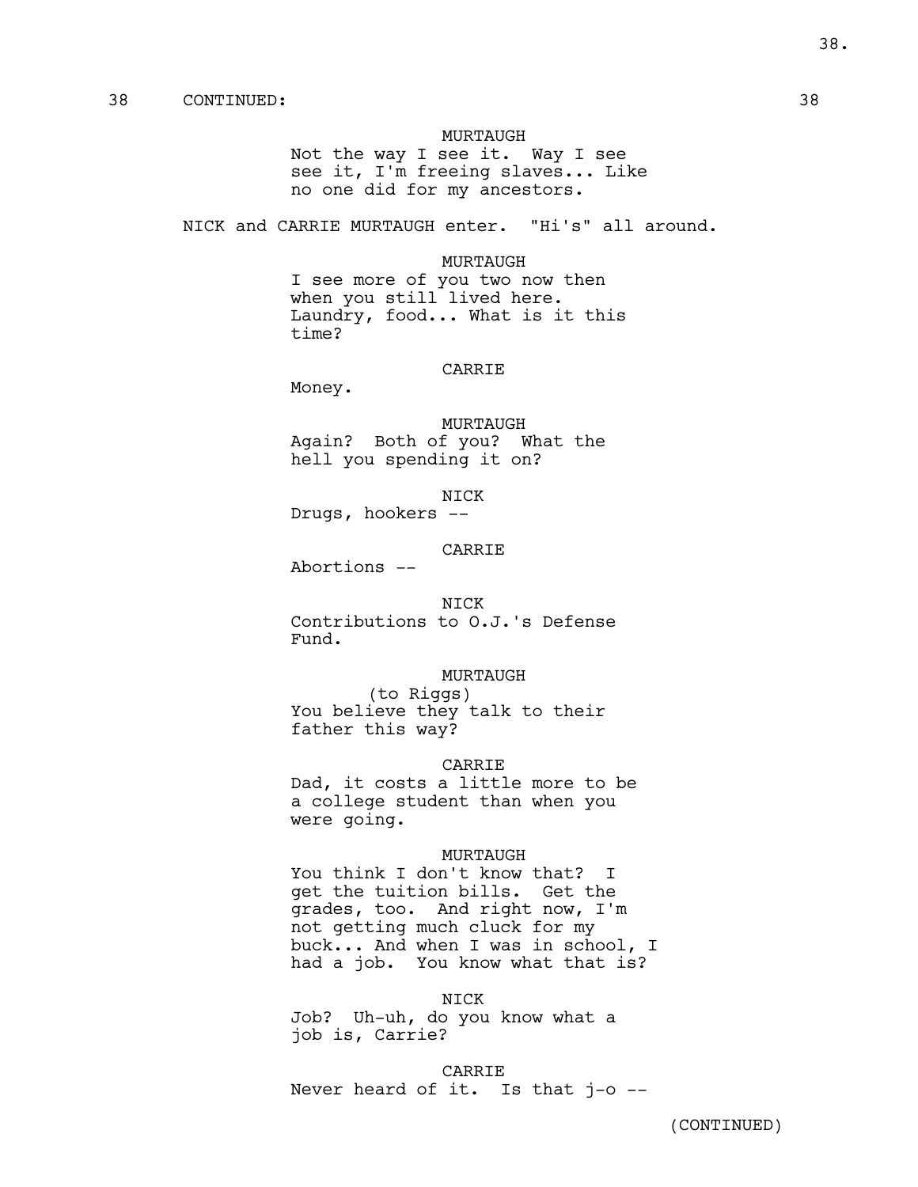38 CONTINUED: 38

MURTAUGH
Not the way I see it. Way I see see it, I'm freeing slaves... Like no one did for my ancestors.

NICK and CARRIE MURTAUGH enter. "Hi's" all around.

MURTAUGH
I see more of you two now then when you still lived here. Laundry, food... What is it this time?

CARRIE
Money.

MURTAUGH
Again? Both of you? What the hell you spending it on?

NICK
Drugs, hookers --

CARRIE
Abortions --

NICK
Contributions to O.J.'s Defense Fund.

MURTAUGH
(to Riggs)
You believe they talk to their father this way?

CARRIE
Dad, it costs a little more to be a college student than when you were going.

MURTAUGH
You think I don't know that? I get the tuition bills. Get the grades, too. And right now, I'm not getting much cluck for my buck... And when I was in school, I had a job. You know what that is?

NICK
Job? Uh-uh, do you know what a job is, Carrie?

CARRIE
Never heard of it. Is that j-o --

(CONTINUED)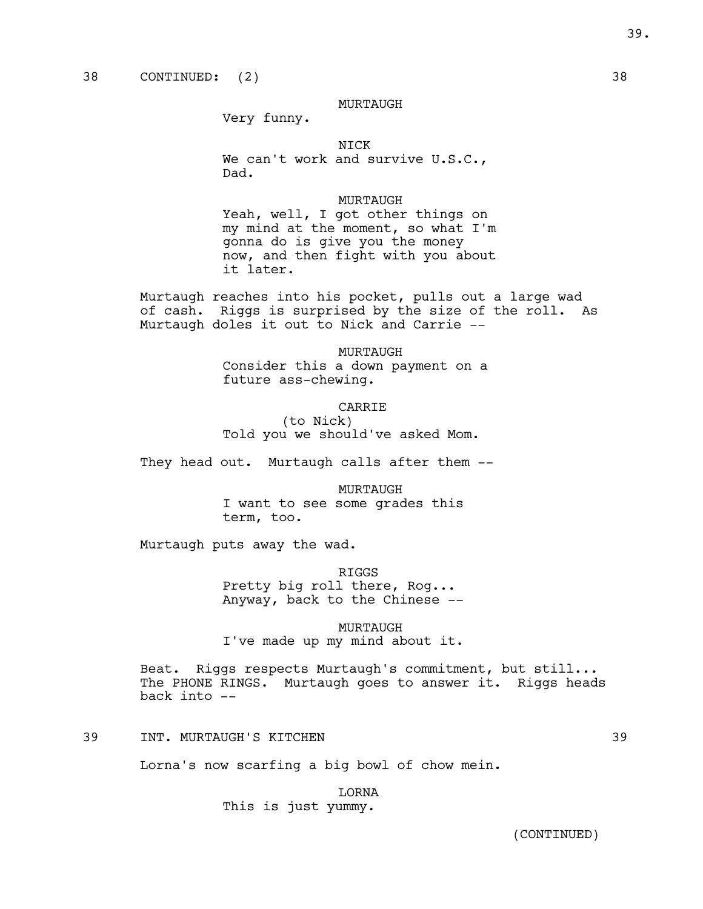38 CONTINUED: (2) 38

MURTAUGH
Very funny.

NICK
We can't work and survive U.S.C.,
Dad.

MURTAUGH
Yeah, well, I got other things on
my mind at the moment, so what I'm
gonna do is give you the money
now, and then fight with you about
it later.

Murtaugh reaches into his pocket, pulls out a large wad of cash. Riggs is surprised by the size of the roll. As Murtaugh doles it out to Nick and Carrie --

MURTAUGH
Consider this a down payment on a
future ass-chewing.

CARRIE
(to Nick)
Told you we should've asked Mom.

They head out. Murtaugh calls after them --

MURTAUGH
I want to see some grades this
term, too.

Murtaugh puts away the wad.

RIGGS
Pretty big roll there, Rog...
Anyway, back to the Chinese --

MURTAUGH
I've made up my mind about it.

Beat. Riggs respects Murtaugh's commitment, but still... The PHONE RINGS. Murtaugh goes to answer it. Riggs heads back into --

39 INT. MURTAUGH'S KITCHEN 39

Lorna's now scarfing a big bowl of chow mein.

LORNA
This is just yummy.

(CONTINUED)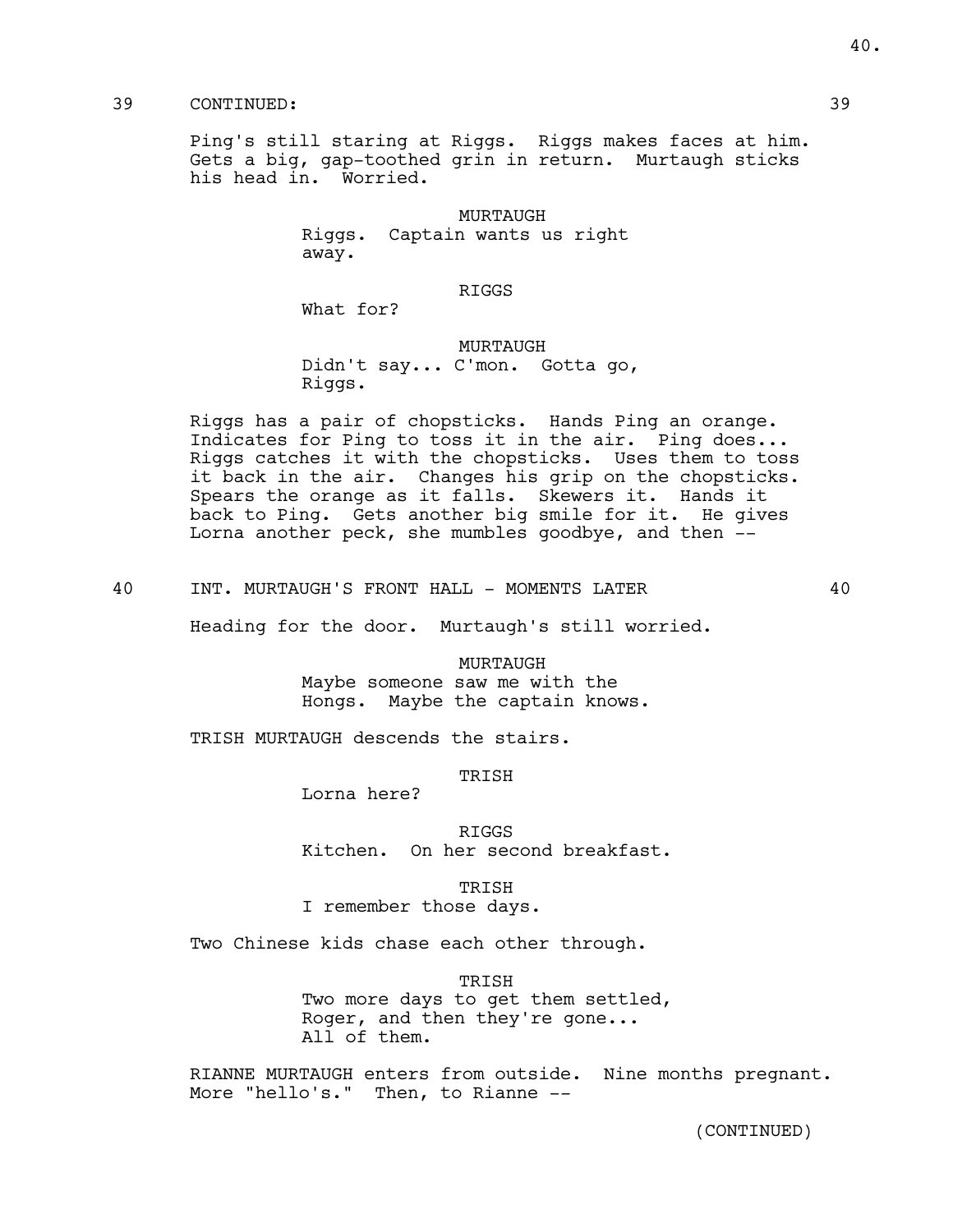39 CONTINUED: 39

Ping's still staring at Riggs. Riggs makes faces at him. Gets a big, gap-toothed grin in return. Murtaugh sticks his head in. Worried.

MURTAUGH
Riggs. Captain wants us right away.

RIGGS
What for?

MURTAUGH
Didn't say... C'mon. Gotta go, Riggs.

Riggs has a pair of chopsticks. Hands Ping an orange. Indicates for Ping to toss it in the air. Ping does... Riggs catches it with the chopsticks. Uses them to toss it back in the air. Changes his grip on the chopsticks. Spears the orange as it falls. Skewers it. Hands it back to Ping. Gets another big smile for it. He gives Lorna another peck, she mumbles goodbye, and then --

40 INT. MURTAUGH'S FRONT HALL - MOMENTS LATER 40

Heading for the door. Murtaugh's still worried.

MURTAUGH
Maybe someone saw me with the Hongs. Maybe the captain knows.

TRISH MURTAUGH descends the stairs.

TRISH
Lorna here?

RIGGS
Kitchen. On her second breakfast.

TRISH
I remember those days.

Two Chinese kids chase each other through.

TRISH
Two more days to get them settled, Roger, and then they're gone... All of them.

RIANNE MURTAUGH enters from outside. Nine months pregnant. More "hello's." Then, to Rianne --

(CONTINUED)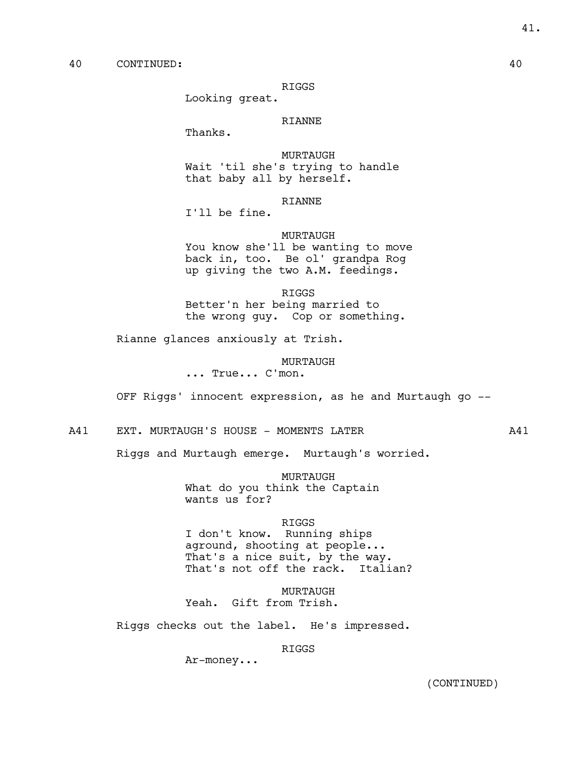40 CONTINUED: 40

RIGGS
Looking great.

RIANNE
Thanks.

MURTAUGH
Wait 'til she's trying to handle
that baby all by herself.

RIANNE
I'll be fine.

MURTAUGH
You know she'll be wanting to move
back in, too. Be ol' grandpa Rog
up giving the two A.M. feedings.

RIGGS
Better'n her being married to
the wrong guy. Cop or something.

Rianne glances anxiously at Trish.

MURTAUGH
... True... C'mon.

OFF Riggs' innocent expression, as he and Murtaugh go --

A41 EXT. MURTAUGH'S HOUSE - MOMENTS LATER A41

Riggs and Murtaugh emerge. Murtaugh's worried.

MURTAUGH
What do you think the Captain
wants us for?

RIGGS
I don't know. Running ships
aground, shooting at people...
That's a nice suit, by the way.
That's not off the rack. Italian?

MURTAUGH
Yeah. Gift from Trish.

Riggs checks out the label. He's impressed.

RIGGS
Ar-money...

(CONTINUED)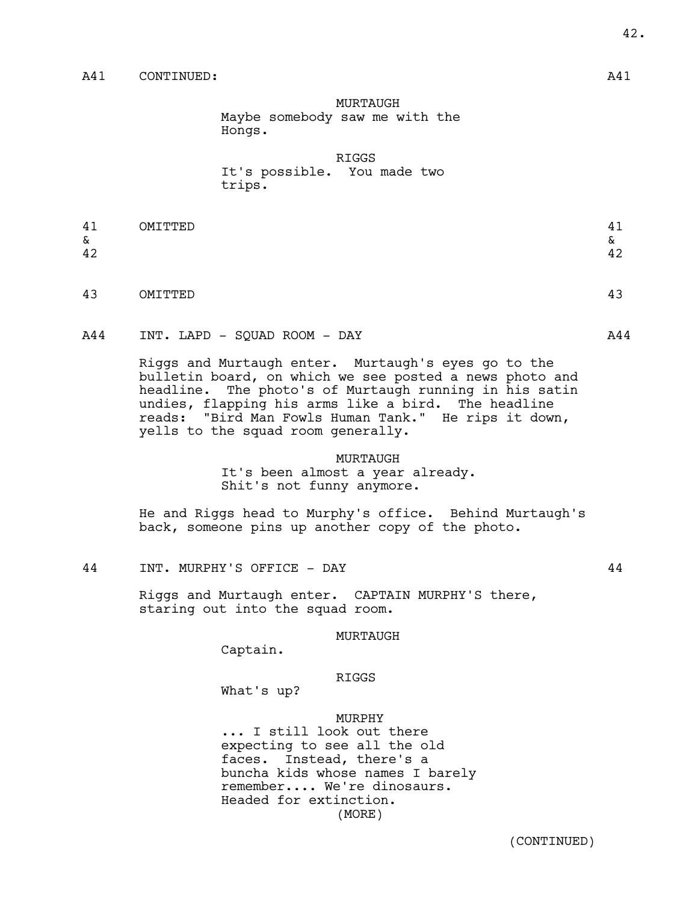A41 CONTINUED: A41

MURTAUGH
Maybe somebody saw me with the Hongs.

RIGGS
It's possible. You made two trips.

41 & 42 OMITTED 41 & 42

43 OMITTED 43

A44 INT. LAPD - SQUAD ROOM - DAY A44

Riggs and Murtaugh enter. Murtaugh's eyes go to the bulletin board, on which we see posted a news photo and headline. The photo's of Murtaugh running in his satin undies, flapping his arms like a bird. The headline reads: "Bird Man Fowls Human Tank." He rips it down, yells to the squad room generally.

MURTAUGH
It's been almost a year already. Shit's not funny anymore.

He and Riggs head to Murphy's office. Behind Murtaugh's back, someone pins up another copy of the photo.

44 INT. MURPHY'S OFFICE - DAY 44

Riggs and Murtaugh enter. CAPTAIN MURPHY'S there, staring out into the squad room.

MURTAUGH
Captain.

RIGGS
What's up?

MURPHY
... I still look out there expecting to see all the old faces. Instead, there's a buncha kids whose names I barely remember.... We're dinosaurs. Headed for extinction.
(MORE)

(CONTINUED)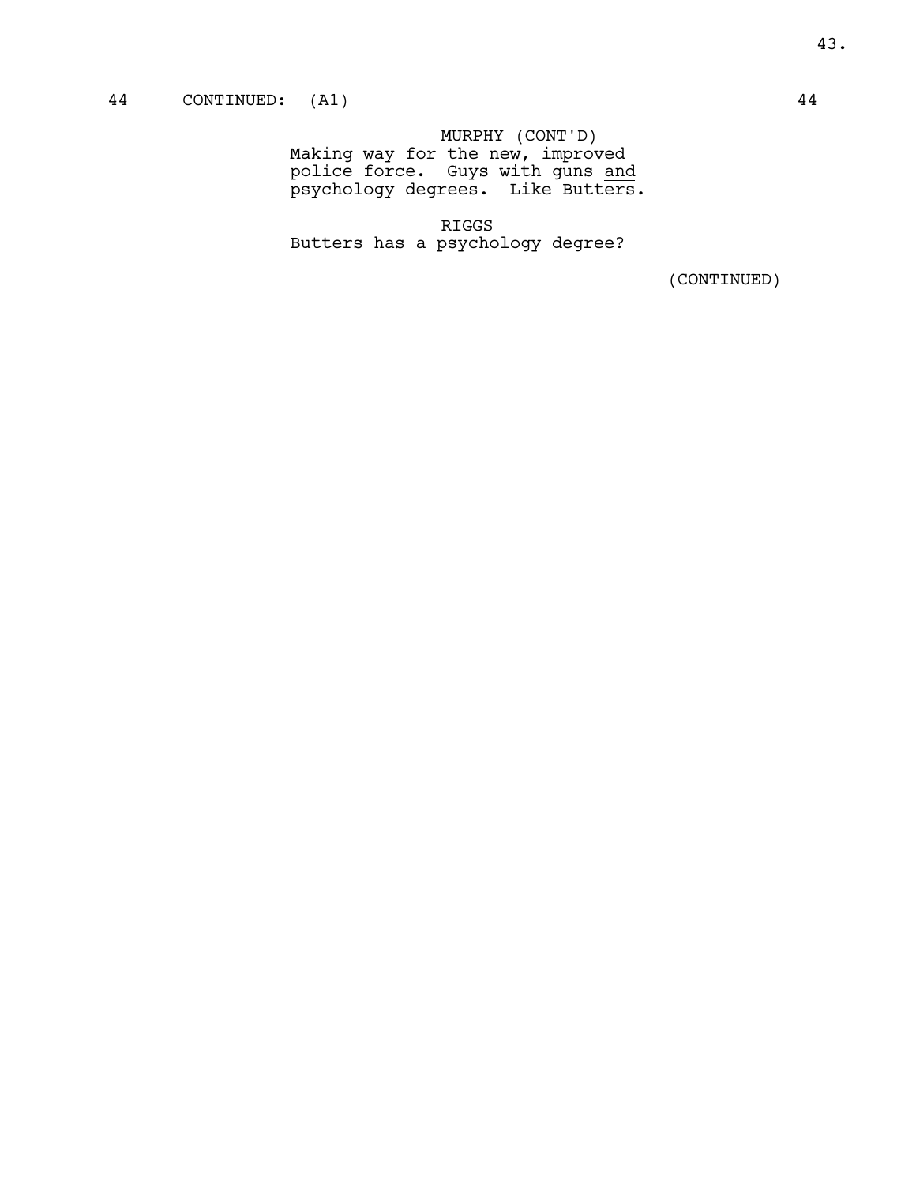44 CONTINUED: (A1) 44

MURPHY (CONT'D)
Making way for the new, improved police force. Guys with guns <u>and</u> psychology degrees. Like Butters.

RIGGS
Butters has a psychology degree?

(CONTINUED)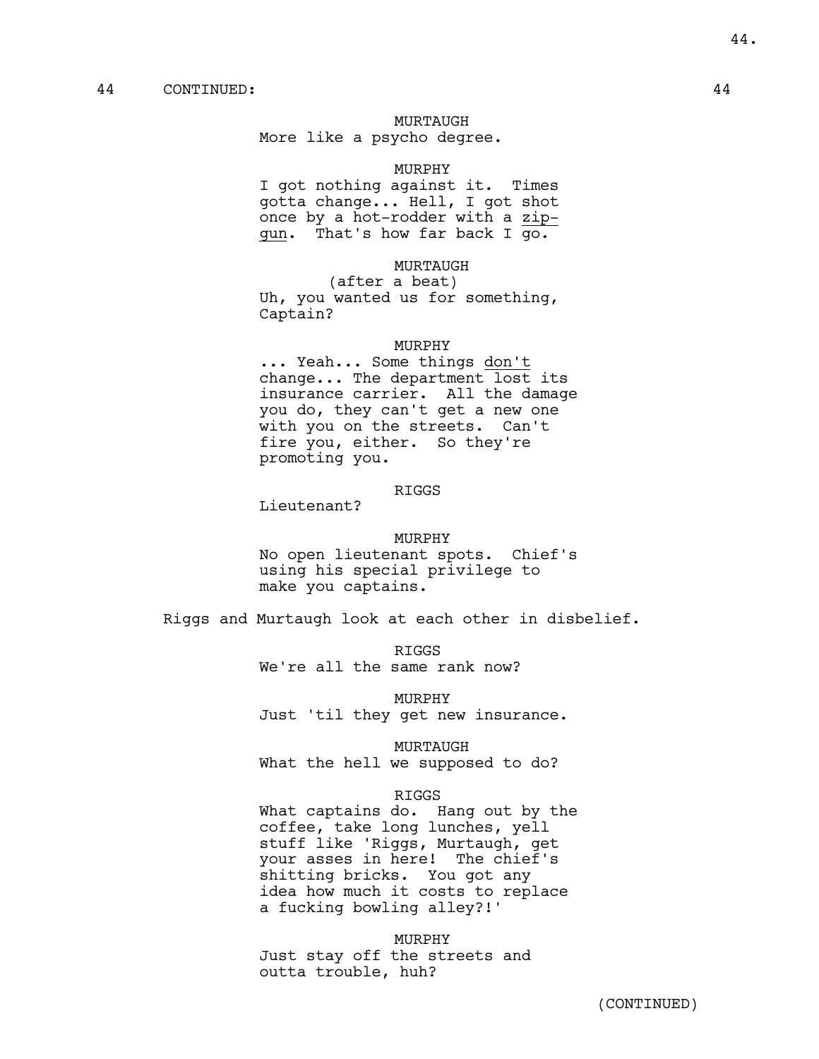44 CONTINUED: 44

MURTAUGH
More like a psycho degree.

MURPHY
I got nothing against it. Times gotta change... Hell, I got shot once by a hot-rodder with a <u>zip-gun</u>. That's how far back I go.

MURTAUGH
(after a beat)
Uh, you wanted us for something, Captain?

MURPHY
... Yeah... Some things <u>don't</u> change... The department lost its insurance carrier. All the damage you do, they can't get a new one with you on the streets. Can't fire you, either. So they're promoting you.

RIGGS
Lieutenant?

MURPHY
No open lieutenant spots. Chief's using his special privilege to make you captains.

Riggs and Murtaugh look at each other in disbelief.

RIGGS
We're all the same rank now?

MURPHY
Just 'til they get new insurance.

MURTAUGH
What the hell we supposed to do?

RIGGS
What captains do. Hang out by the coffee, take long lunches, yell stuff like 'Riggs, Murtaugh, get your asses in here! The chief's shitting bricks. You got any idea how much it costs to replace a fucking bowling alley?!'

MURPHY
Just stay off the streets and outta trouble, huh?

(CONTINUED)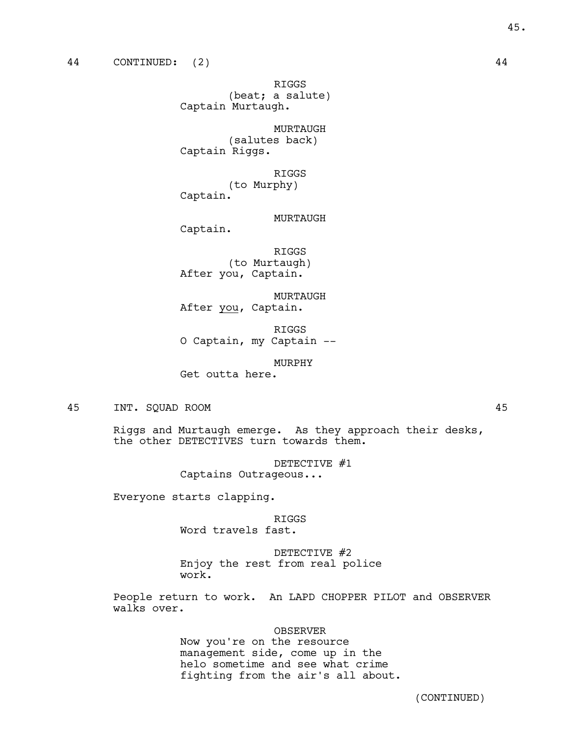44 CONTINUED: (2) 44

RIGGS
(beat; a salute)
Captain Murtaugh.

MURTAUGH
(salutes back)
Captain Riggs.

RIGGS
(to Murphy)
Captain.

MURTAUGH
Captain.

RIGGS
(to Murtaugh)
After you, Captain.

MURTAUGH
After _you_, Captain.

RIGGS
O Captain, my Captain --

MURPHY
Get outta here.

45 INT. SQUAD ROOM 45

Riggs and Murtaugh emerge. As they approach their desks, the other DETECTIVES turn towards them.

DETECTIVE #1
Captains Outrageous...

Everyone starts clapping.

RIGGS
Word travels fast.

DETECTIVE #2
Enjoy the rest from real police work.

People return to work. An LAPD CHOPPER PILOT and OBSERVER walks over.

OBSERVER
Now you're on the resource management side, come up in the helo sometime and see what crime fighting from the air's all about.

(CONTINUED)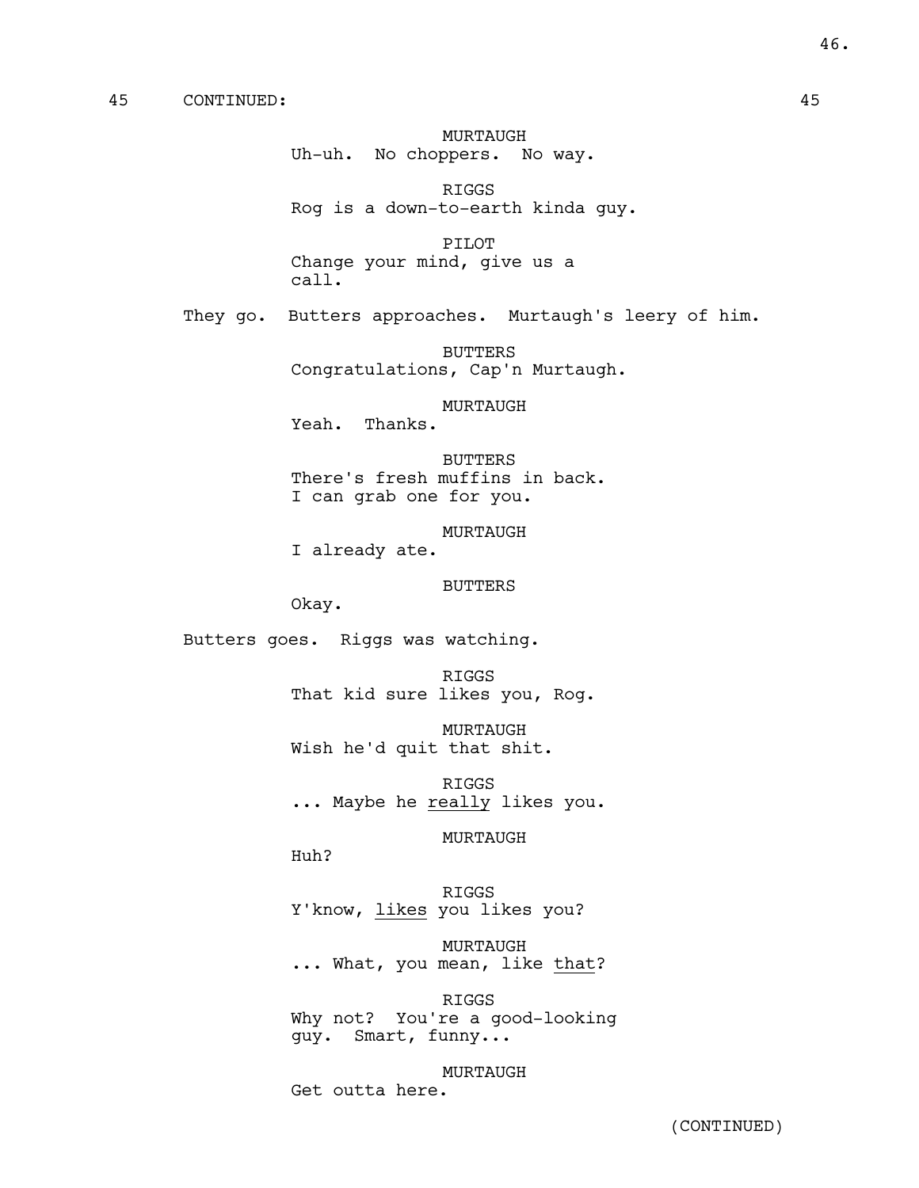45 CONTINUED: 45

MURTAUGH
Uh-uh. No choppers. No way.

RIGGS
Rog is a down-to-earth kinda guy.

PILOT
Change your mind, give us a call.

They go. Butters approaches. Murtaugh's leery of him.

BUTTERS
Congratulations, Cap'n Murtaugh.

MURTAUGH
Yeah. Thanks.

BUTTERS
There's fresh muffins in back. I can grab one for you.

MURTAUGH
I already ate.

BUTTERS
Okay.

Butters goes. Riggs was watching.

RIGGS
That kid sure likes you, Rog.

MURTAUGH
Wish he'd quit that shit.

RIGGS
... Maybe he <u>really</u> likes you.

MURTAUGH
Huh?

RIGGS
Y'know, <u>likes</u> you likes you?

MURTAUGH
... What, you mean, like <u>that</u>?

RIGGS
Why not? You're a good-looking guy. Smart, funny...

MURTAUGH
Get outta here.

(CONTINUED)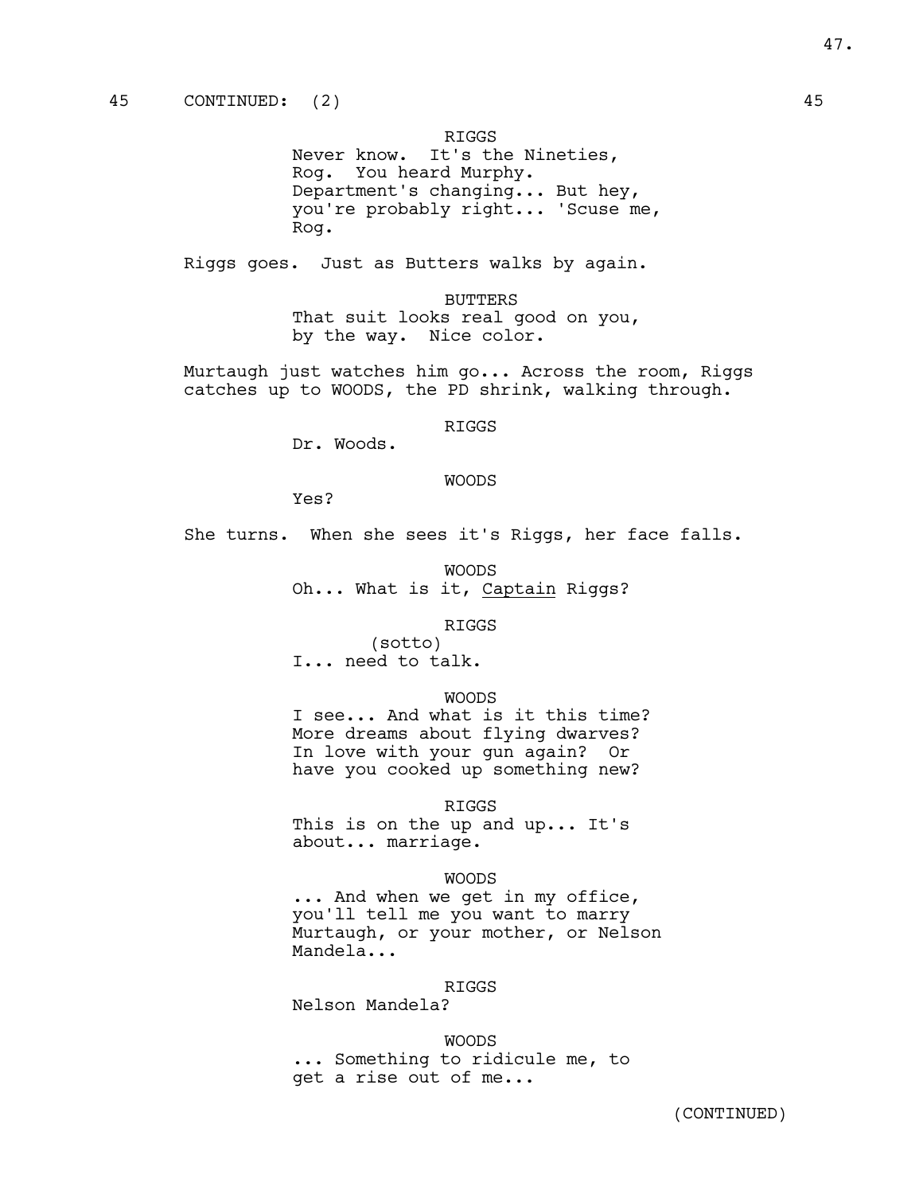45 CONTINUED: (2) 45

RIGGS
Never know. It's the Nineties, Rog. You heard Murphy. Department's changing... But hey, you're probably right... 'Scuse me, Rog.

Riggs goes. Just as Butters walks by again.

BUTTERS
That suit looks real good on you, by the way. Nice color.

Murtaugh just watches him go... Across the room, Riggs catches up to WOODS, the PD shrink, walking through.

RIGGS
Dr. Woods.

WOODS
Yes?

She turns. When she sees it's Riggs, her face falls.

WOODS
Oh... What is it, Captain Riggs?

RIGGS
(sotto)
I... need to talk.

WOODS
I see... And what is it this time? More dreams about flying dwarves? In love with your gun again? Or have you cooked up something new?

RIGGS
This is on the up and up... It's about... marriage.

WOODS
... And when we get in my office, you'll tell me you want to marry Murtaugh, or your mother, or Nelson Mandela...

RIGGS
Nelson Mandela?

WOODS
... Something to ridicule me, to get a rise out of me...

(CONTINUED)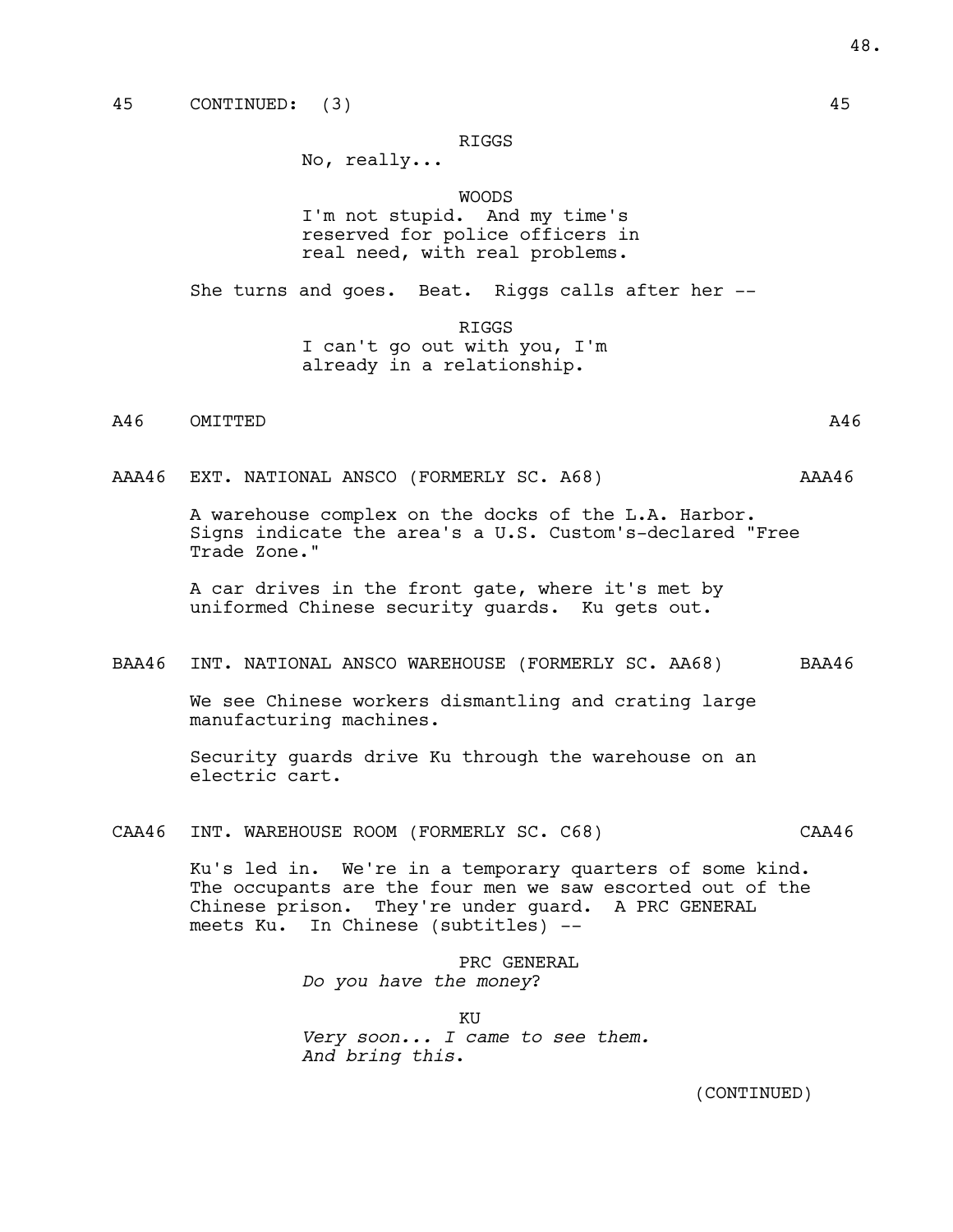45 CONTINUED: (3) 45

RIGGS
No, really...

WOODS
I'm not stupid. And my time's reserved for police officers in real need, with real problems.

She turns and goes. Beat. Riggs calls after her --

RIGGS
I can't go out with you, I'm already in a relationship.

A46 OMITTED A46

AAA46 EXT. NATIONAL ANSCO (FORMERLY SC. A68) AAA46

A warehouse complex on the docks of the L.A. Harbor. Signs indicate the area's a U.S. Custom's-declared "Free Trade Zone."

A car drives in the front gate, where it's met by uniformed Chinese security guards. Ku gets out.

BAA46 INT. NATIONAL ANSCO WAREHOUSE (FORMERLY SC. AA68) BAA46

We see Chinese workers dismantling and crating large manufacturing machines.

Security guards drive Ku through the warehouse on an electric cart.

CAA46 INT. WAREHOUSE ROOM (FORMERLY SC. C68) CAA46

Ku's led in. We're in a temporary quarters of some kind. The occupants are the four men we saw escorted out of the Chinese prison. They're under guard. A PRC GENERAL meets Ku. In Chinese (subtitles) --

PRC GENERAL
*Do you have the money?*

KU
*Very soon... I came to see them. And bring this.*

(CONTINUED)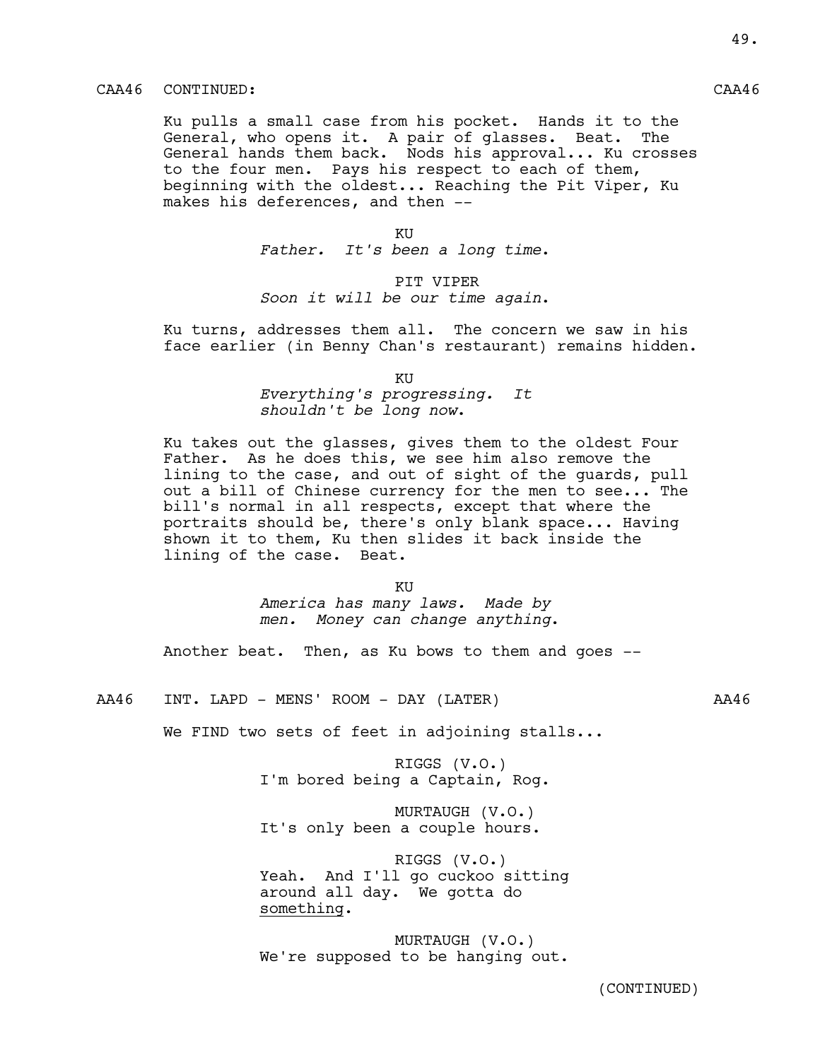CAA46 CONTINUED: CAA46

Ku pulls a small case from his pocket. Hands it to the General, who opens it. A pair of glasses. Beat. The General hands them back. Nods his approval... Ku crosses to the four men. Pays his respect to each of them, beginning with the oldest... Reaching the Pit Viper, Ku makes his deferences, and then --

KU
*Father. It's been a long time.*

PIT VIPER
*Soon it will be our time again.*

Ku turns, addresses them all. The concern we saw in his face earlier (in Benny Chan's restaurant) remains hidden.

KU
*Everything's progressing. It shouldn't be long now.*

Ku takes out the glasses, gives them to the oldest Four Father. As he does this, we see him also remove the lining to the case, and out of sight of the guards, pull out a bill of Chinese currency for the men to see... The bill's normal in all respects, except that where the portraits should be, there's only blank space... Having shown it to them, Ku then slides it back inside the lining of the case. Beat.

KU
*America has many laws. Made by men. Money can change anything.*

Another beat. Then, as Ku bows to them and goes --

AA46 INT. LAPD - MENS' ROOM - DAY (LATER) AA46

We FIND two sets of feet in adjoining stalls...

RIGGS (V.O.)
I'm bored being a Captain, Rog.

MURTAUGH (V.O.)
It's only been a couple hours.

RIGGS (V.O.)
Yeah. And I'll go cuckoo sitting around all day. We gotta do <u>something</u>.

MURTAUGH (V.O.)
We're supposed to be hanging out.

(CONTINUED)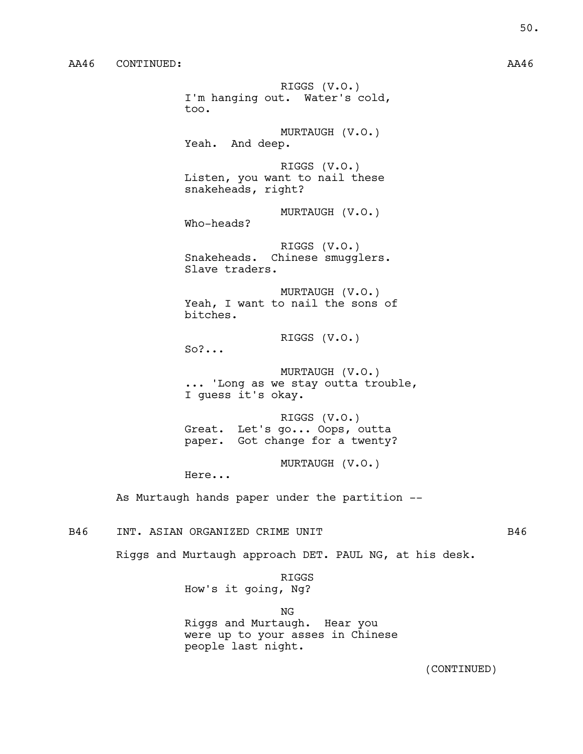AA46 CONTINUED: AA46

RIGGS (V.O.)
I'm hanging out. Water's cold, too.

MURTAUGH (V.O.)
Yeah. And deep.

RIGGS (V.O.)
Listen, you want to nail these snakeheads, right?

MURTAUGH (V.O.)
Who-heads?

RIGGS (V.O.)
Snakeheads. Chinese smugglers. Slave traders.

MURTAUGH (V.O.)
Yeah, I want to nail the sons of bitches.

RIGGS (V.O.)
So?...

MURTAUGH (V.O.)
... 'Long as we stay outta trouble, I guess it's okay.

RIGGS (V.O.)
Great. Let's go... Oops, outta paper. Got change for a twenty?

MURTAUGH (V.O.)
Here...

As Murtaugh hands paper under the partition --

B46 INT. ASIAN ORGANIZED CRIME UNIT B46

Riggs and Murtaugh approach DET. PAUL NG, at his desk.

RIGGS
How's it going, Ng?

NG
Riggs and Murtaugh. Hear you were up to your asses in Chinese people last night.

(CONTINUED)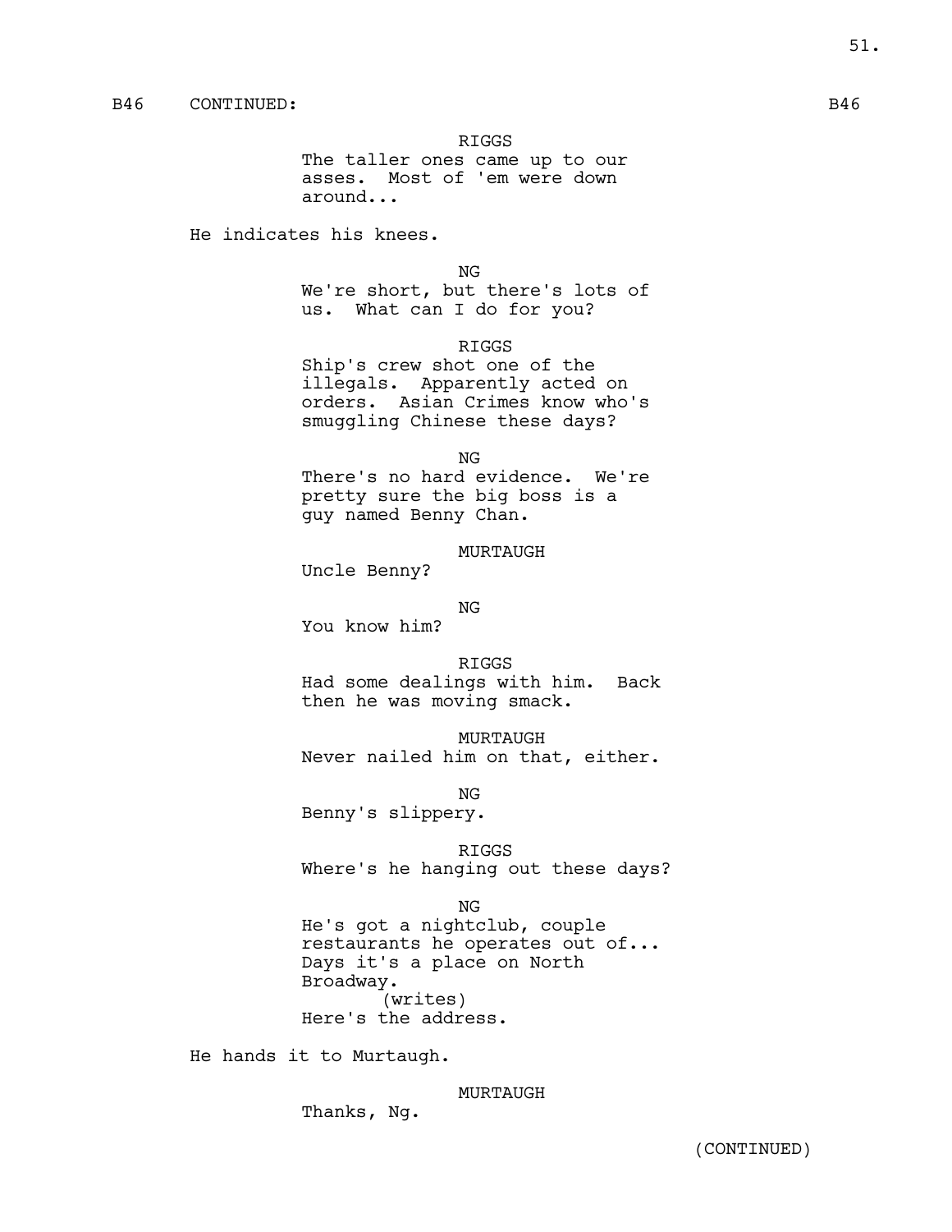B46 CONTINUED: B46

RIGGS
The taller ones came up to our asses. Most of 'em were down around...

He indicates his knees.

NG
We're short, but there's lots of us. What can I do for you?

RIGGS
Ship's crew shot one of the illegals. Apparently acted on orders. Asian Crimes know who's smuggling Chinese these days?

NG
There's no hard evidence. We're pretty sure the big boss is a guy named Benny Chan.

MURTAUGH
Uncle Benny?

NG
You know him?

RIGGS
Had some dealings with him. Back then he was moving smack.

MURTAUGH
Never nailed him on that, either.

NG
Benny's slippery.

RIGGS
Where's he hanging out these days?

NG
He's got a nightclub, couple restaurants he operates out of... Days it's a place on North Broadway.
(writes)
Here's the address.

He hands it to Murtaugh.

MURTAUGH
Thanks, Ng.

(CONTINUED)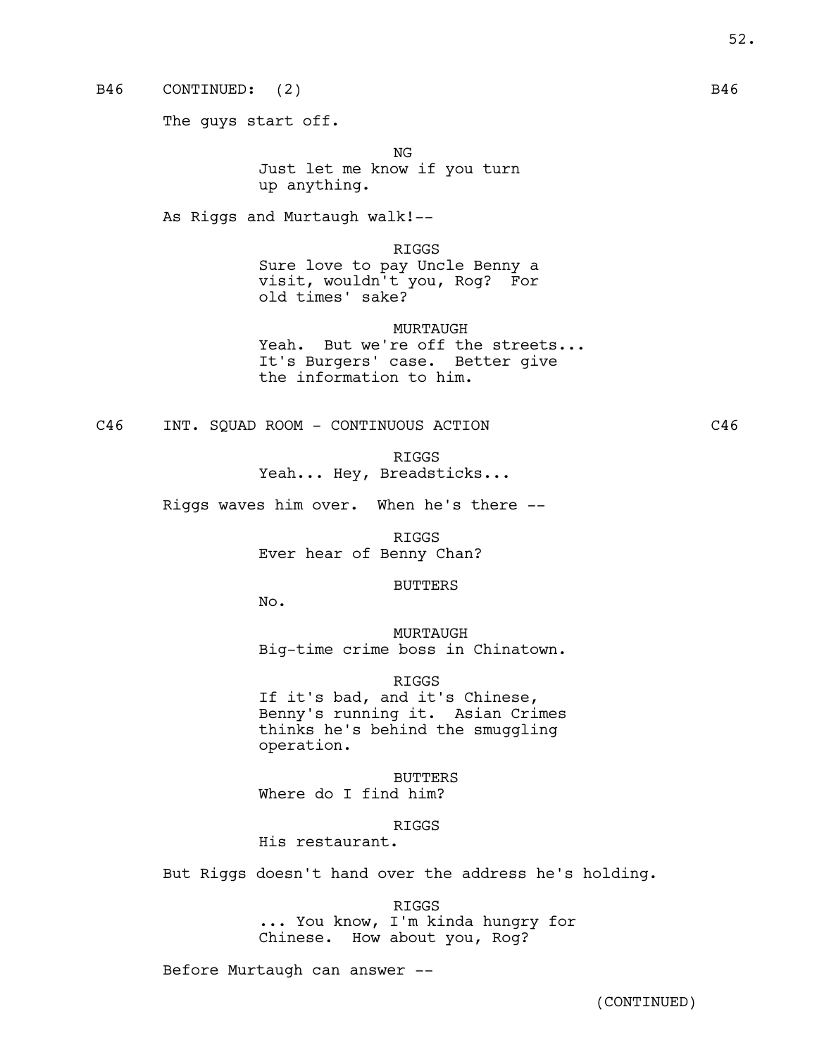B46 CONTINUED: (2) B46

The guys start off.

NG
Just let me know if you turn up anything.

As Riggs and Murtaugh walk!--

RIGGS
Sure love to pay Uncle Benny a visit, wouldn't you, Rog? For old times' sake?

MURTAUGH
Yeah. But we're off the streets... It's Burgers' case. Better give the information to him.

C46 INT. SQUAD ROOM - CONTINUOUS ACTION C46

RIGGS
Yeah... Hey, Breadsticks...

Riggs waves him over. When he's there --

RIGGS
Ever hear of Benny Chan?

BUTTERS
No.

MURTAUGH
Big-time crime boss in Chinatown.

RIGGS
If it's bad, and it's Chinese, Benny's running it. Asian Crimes thinks he's behind the smuggling operation.

BUTTERS
Where do I find him?

RIGGS
His restaurant.

But Riggs doesn't hand over the address he's holding.

RIGGS
... You know, I'm kinda hungry for Chinese. How about you, Rog?

Before Murtaugh can answer --

(CONTINUED)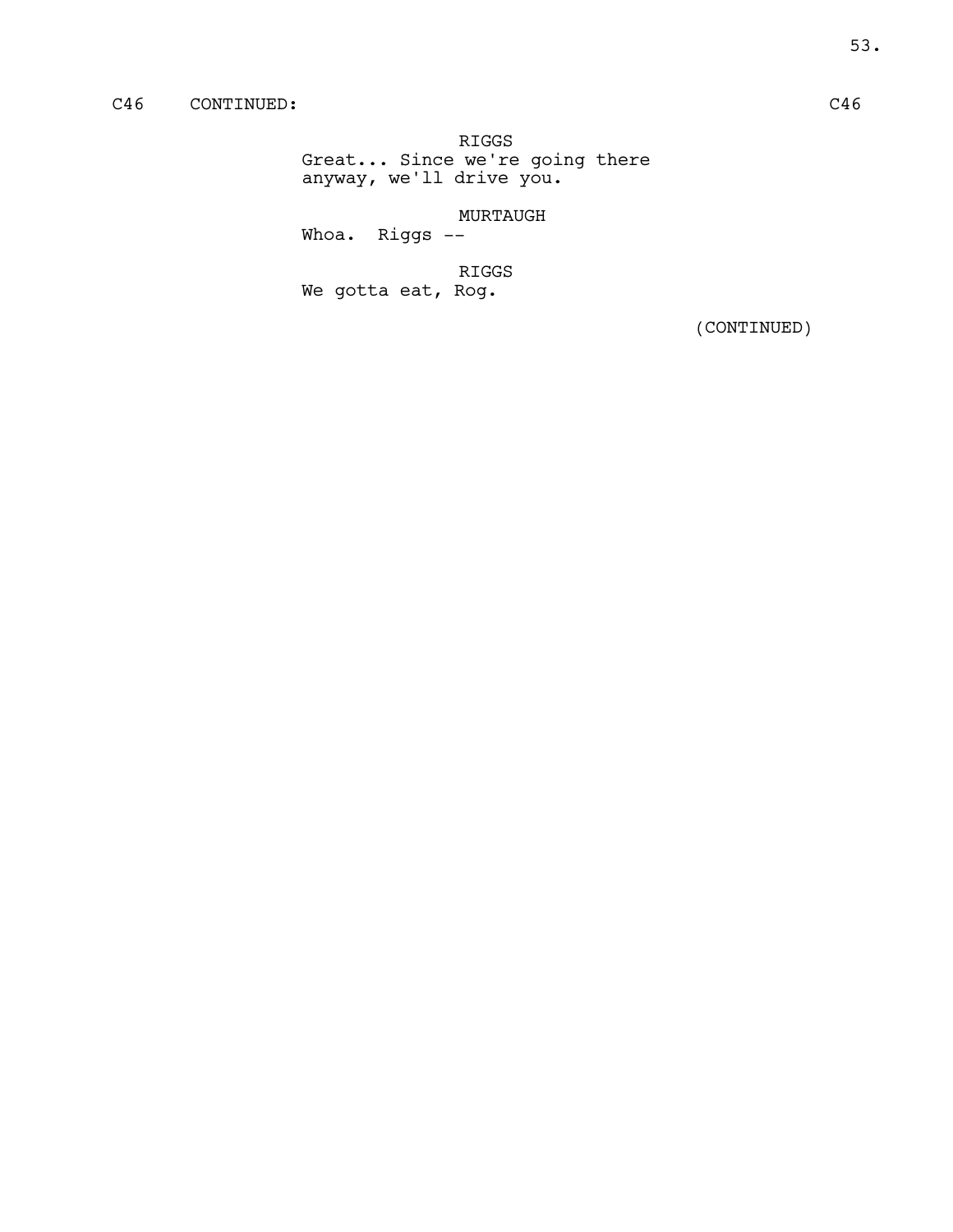C46 CONTINUED: C46

RIGGS
Great... Since we're going there anyway, we'll drive you.

MURTAUGH
Whoa. Riggs --

RIGGS
We gotta eat, Rog.

(CONTINUED)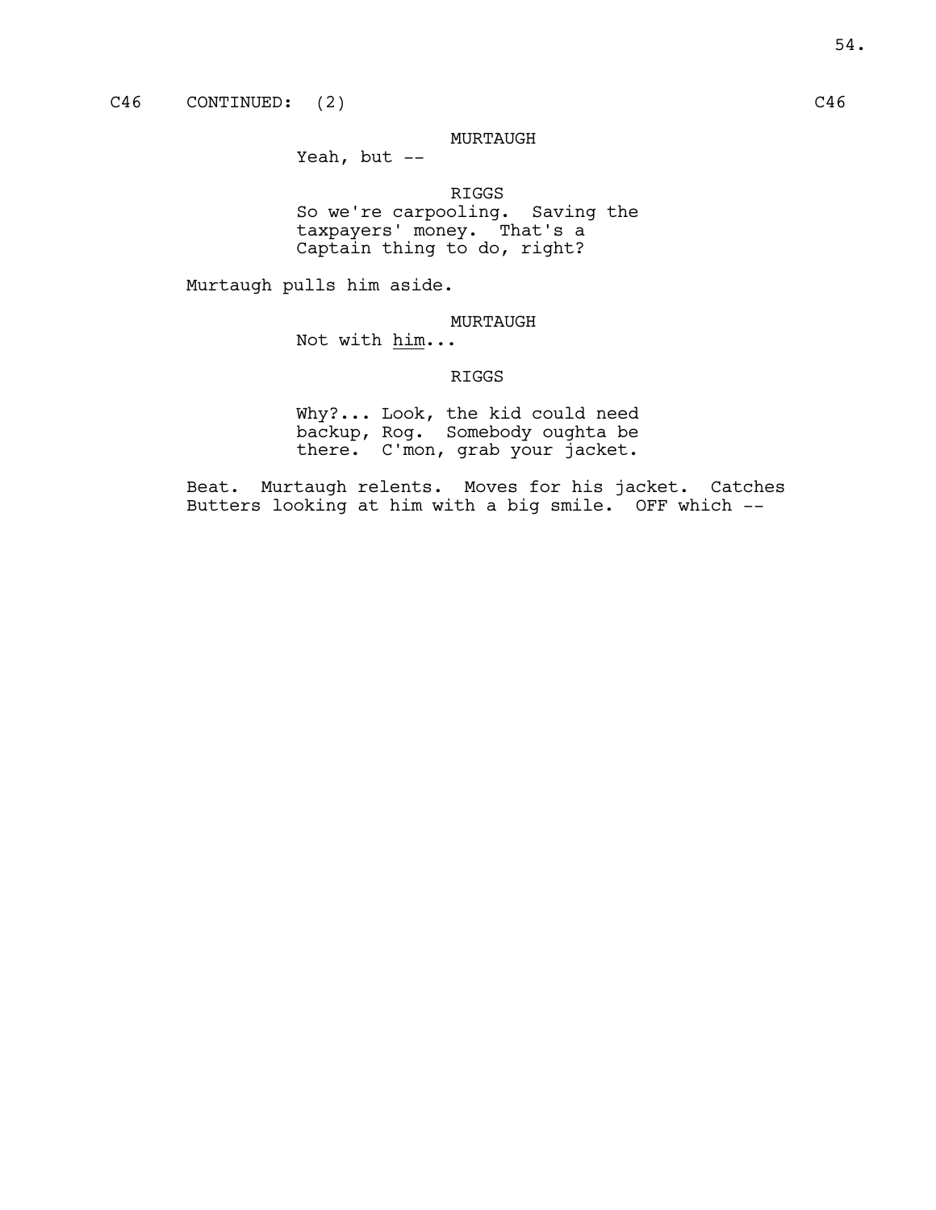C46 CONTINUED: (2) C46

MURTAUGH

Yeah, but --

RIGGS

So we're carpooling. Saving the taxpayers' money. That's a Captain thing to do, right?

Murtaugh pulls him aside.

MURTAUGH

Not with <u>him</u>...

RIGGS

Why?... Look, the kid could need backup, Rog. Somebody oughta be there. C'mon, grab your jacket.

Beat. Murtaugh relents. Moves for his jacket. Catches Butters looking at him with a big smile. OFF which --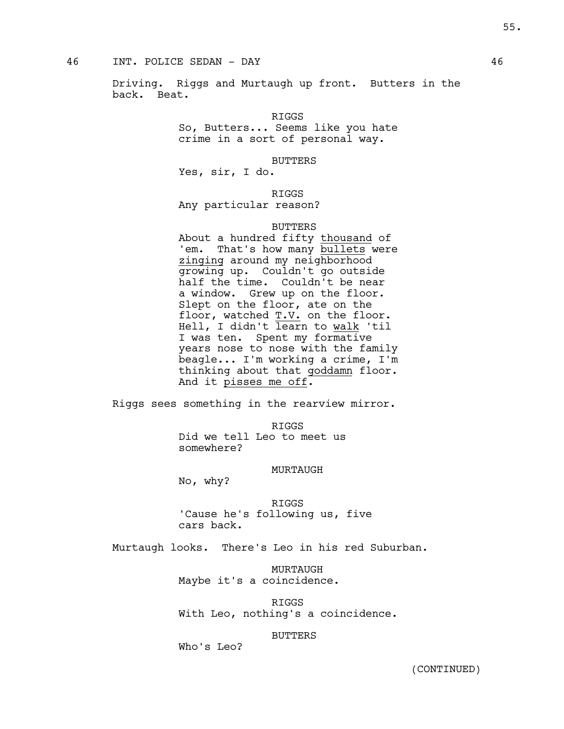46 INT. POLICE SEDAN - DAY 46

Driving. Riggs and Murtaugh up front. Butters in the back. Beat.

RIGGS
So, Butters... Seems like you hate crime in a sort of personal way.

BUTTERS
Yes, sir, I do.

RIGGS
Any particular reason?

BUTTERS
About a hundred fifty thousand of 'em. That's how many bullets were zinging around my neighborhood growing up. Couldn't go outside half the time. Couldn't be near a window. Grew up on the floor. Slept on the floor, ate on the floor, watched T.V. on the floor. Hell, I didn't learn to walk 'til I was ten. Spent my formative years nose to nose with the family beagle... I'm working a crime, I'm thinking about that goddamn floor. And it pisses me off.

Riggs sees something in the rearview mirror.

RIGGS
Did we tell Leo to meet us somewhere?

MURTAUGH
No, why?

RIGGS
'Cause he's following us, five cars back.

Murtaugh looks. There's Leo in his red Suburban.

MURTAUGH
Maybe it's a coincidence.

RIGGS
With Leo, nothing's a coincidence.

BUTTERS
Who's Leo?

(CONTINUED)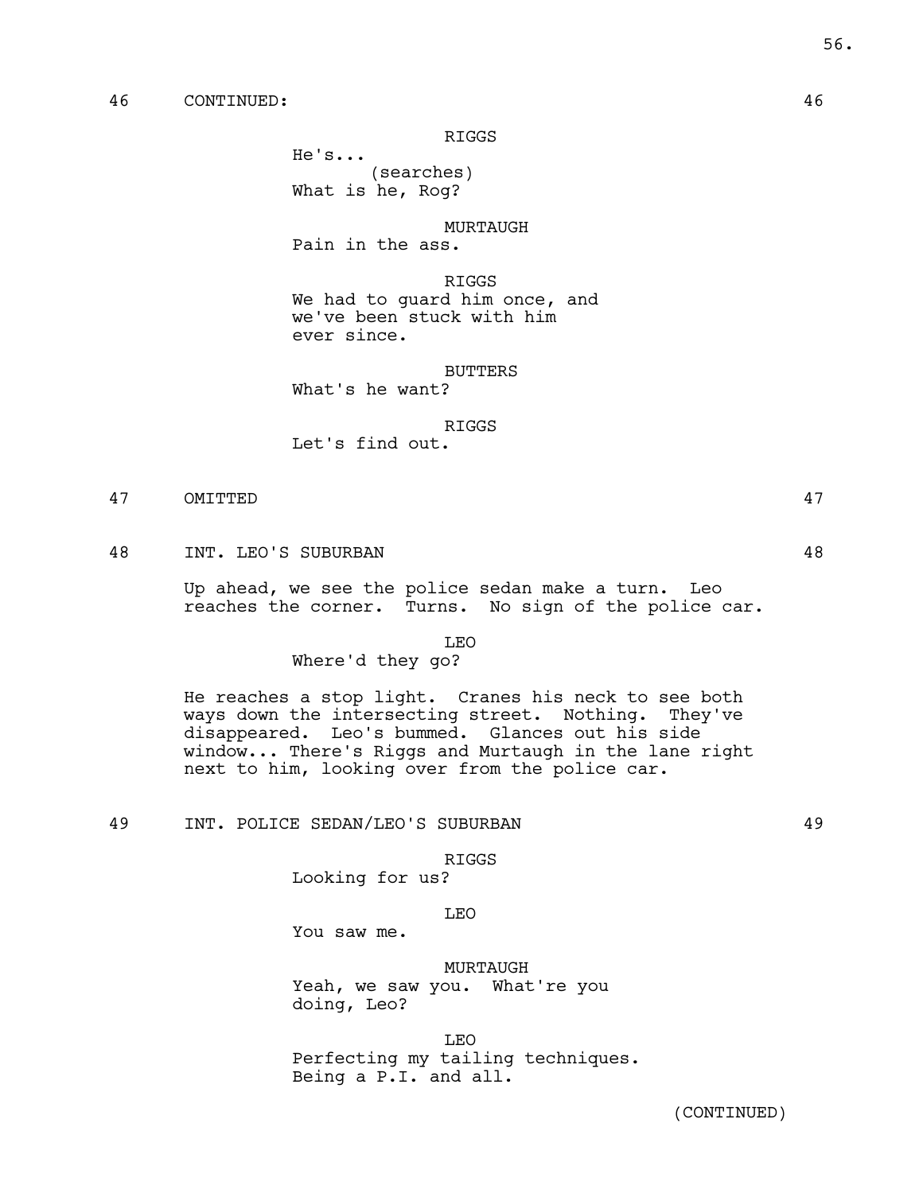46 CONTINUED: 46

RIGGS
He's...
(searches)
What is he, Rog?

MURTAUGH
Pain in the ass.

RIGGS
We had to guard him once, and we've been stuck with him ever since.

BUTTERS
What's he want?

RIGGS
Let's find out.

47 OMITTED 47

48 INT. LEO'S SUBURBAN 48

Up ahead, we see the police sedan make a turn. Leo reaches the corner. Turns. No sign of the police car.

LEO
Where'd they go?

He reaches a stop light. Cranes his neck to see both ways down the intersecting street. Nothing. They've disappeared. Leo's bummed. Glances out his side window... There's Riggs and Murtaugh in the lane right next to him, looking over from the police car.

49 INT. POLICE SEDAN/LEO'S SUBURBAN 49

RIGGS
Looking for us?

LEO
You saw me.

MURTAUGH
Yeah, we saw you. What're you doing, Leo?

LEO
Perfecting my tailing techniques. Being a P.I. and all.

(CONTINUED)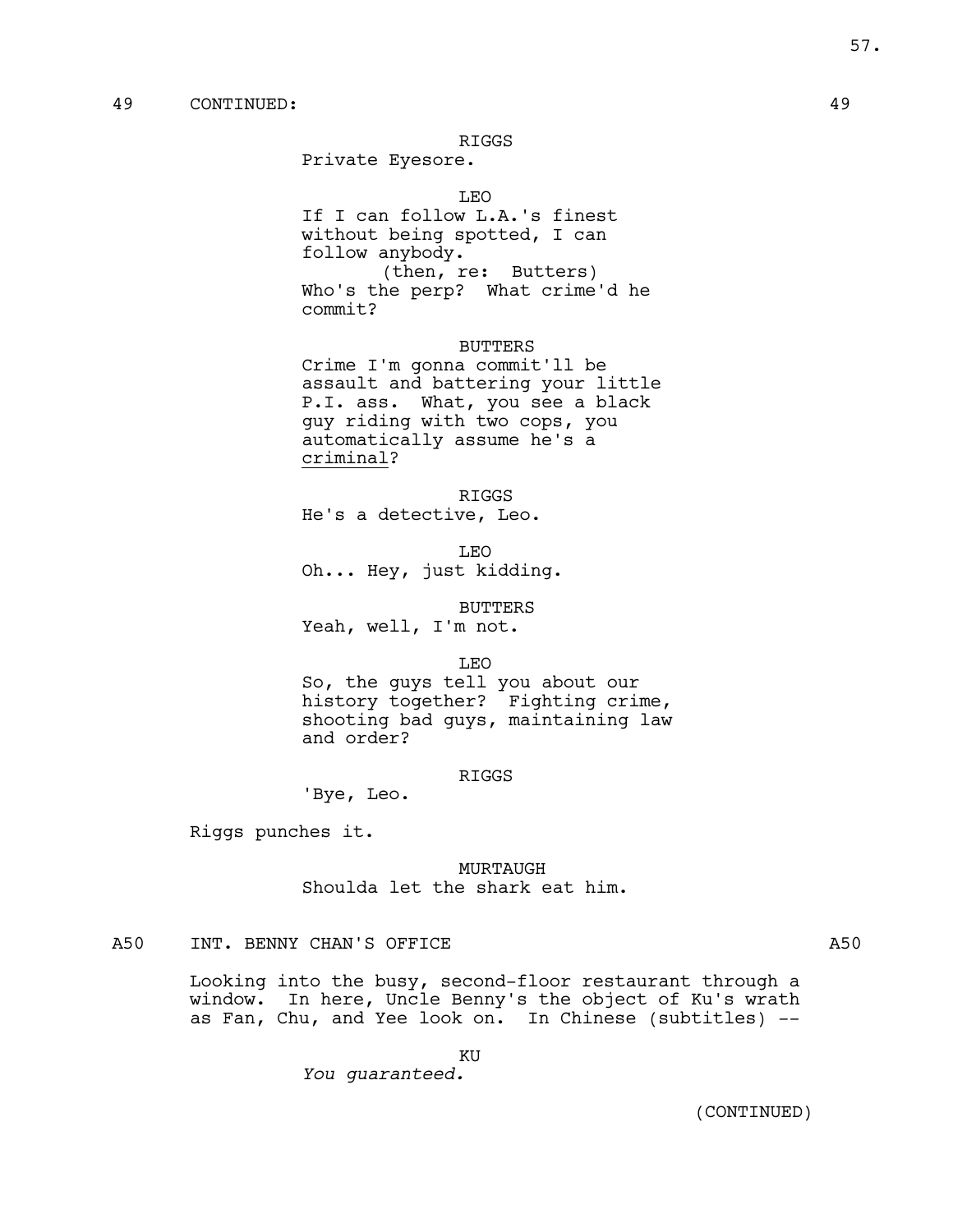49 CONTINUED: 49

RIGGS
Private Eyesore.

LEO
If I can follow L.A.'s finest without being spotted, I can follow anybody.
(then, re: Butters)
Who's the perp? What crime'd he commit?

BUTTERS
Crime I'm gonna commit'll be assault and battering your little P.I. ass. What, you see a black guy riding with two cops, you automatically assume he's a criminal?

RIGGS
He's a detective, Leo.

LEO
Oh... Hey, just kidding.

BUTTERS
Yeah, well, I'm not.

LEO
So, the guys tell you about our history together? Fighting crime, shooting bad guys, maintaining law and order?

RIGGS
'Bye, Leo.

Riggs punches it.

MURTAUGH
Shoulda let the shark eat him.

A50 INT. BENNY CHAN'S OFFICE A50

Looking into the busy, second-floor restaurant through a window. In here, Uncle Benny's the object of Ku's wrath as Fan, Chu, and Yee look on. In Chinese (subtitles) --

KU
*You guaranteed.*

(CONTINUED)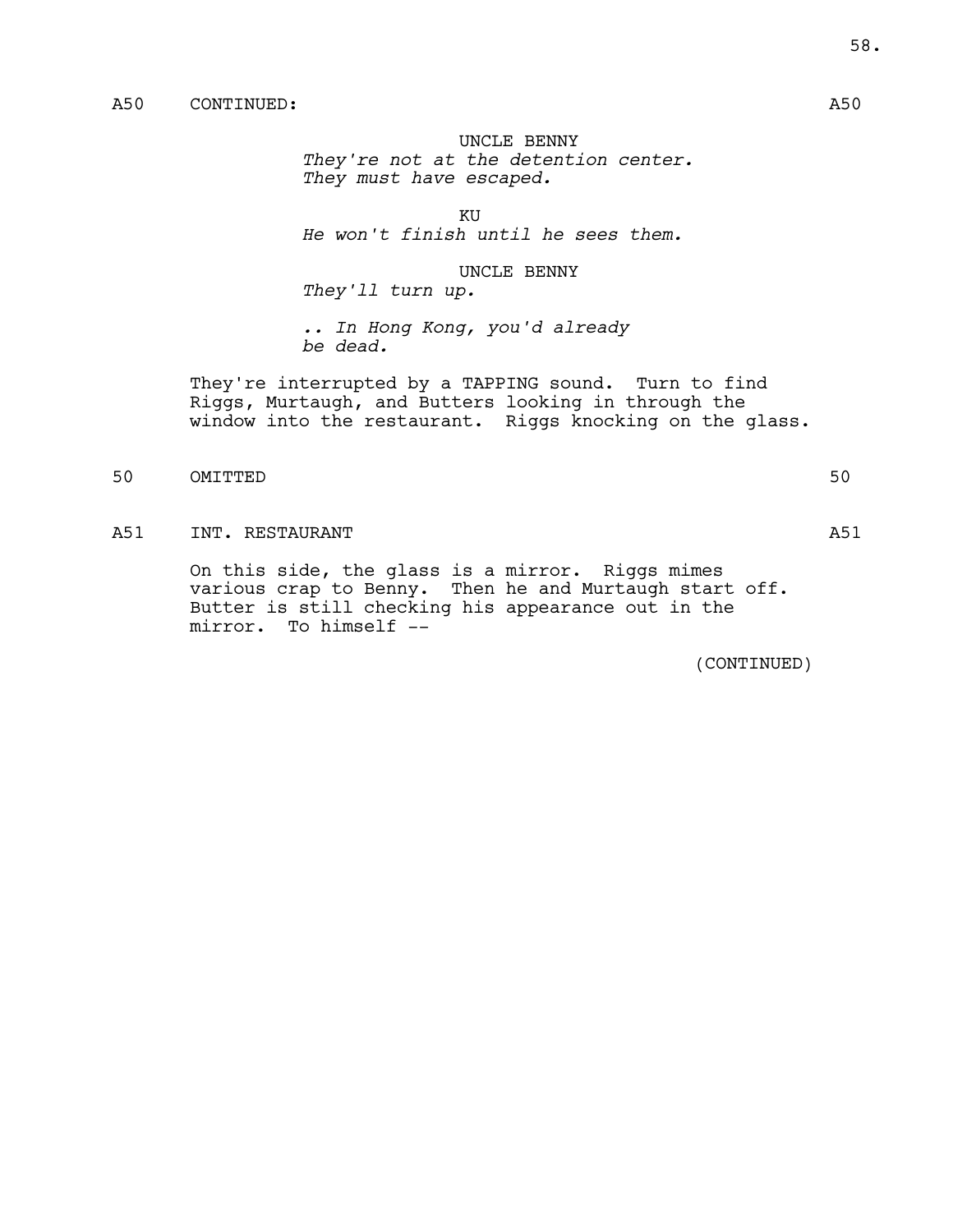A50 CONTINUED: A50

UNCLE BENNY
*They're not at the detention center. They must have escaped.*

KU
*He won't finish until he sees them.*

UNCLE BENNY
*They'll turn up.*

*.. In Hong Kong, you'd already be dead.*

They're interrupted by a TAPPING sound. Turn to find Riggs, Murtaugh, and Butters looking in through the window into the restaurant. Riggs knocking on the glass.

50 OMITTED 50

A51 INT. RESTAURANT A51

On this side, the glass is a mirror. Riggs mimes various crap to Benny. Then he and Murtaugh start off. Butter is still checking his appearance out in the mirror. To himself --

(CONTINUED)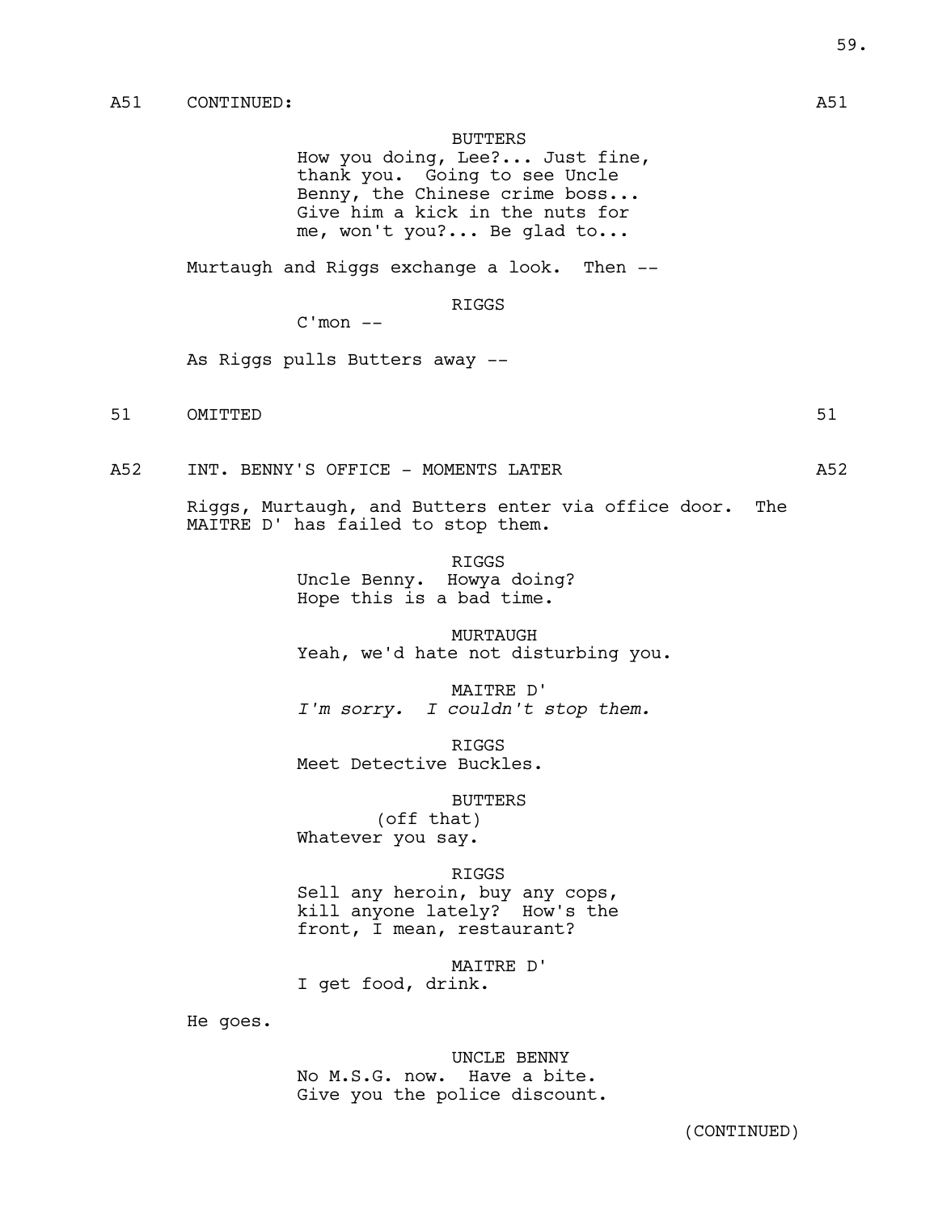A51 CONTINUED: A51

BUTTERS
How you doing, Lee?... Just fine, thank you. Going to see Uncle Benny, the Chinese crime boss... Give him a kick in the nuts for me, won't you?... Be glad to...

Murtaugh and Riggs exchange a look. Then --

RIGGS
C'mon --

As Riggs pulls Butters away --

51 OMITTED 51

A52 INT. BENNY'S OFFICE - MOMENTS LATER A52

Riggs, Murtaugh, and Butters enter via office door. The MAITRE D' has failed to stop them.

RIGGS
Uncle Benny. Howya doing? Hope this is a bad time.

MURTAUGH
Yeah, we'd hate not disturbing you.

MAITRE D'
*I'm sorry. I couldn't stop them.*

RIGGS
Meet Detective Buckles.

BUTTERS
(off that)
Whatever you say.

RIGGS
Sell any heroin, buy any cops, kill anyone lately? How's the front, I mean, restaurant?

MAITRE D'
I get food, drink.

He goes.

UNCLE BENNY
No M.S.G. now. Have a bite. Give you the police discount.

(CONTINUED)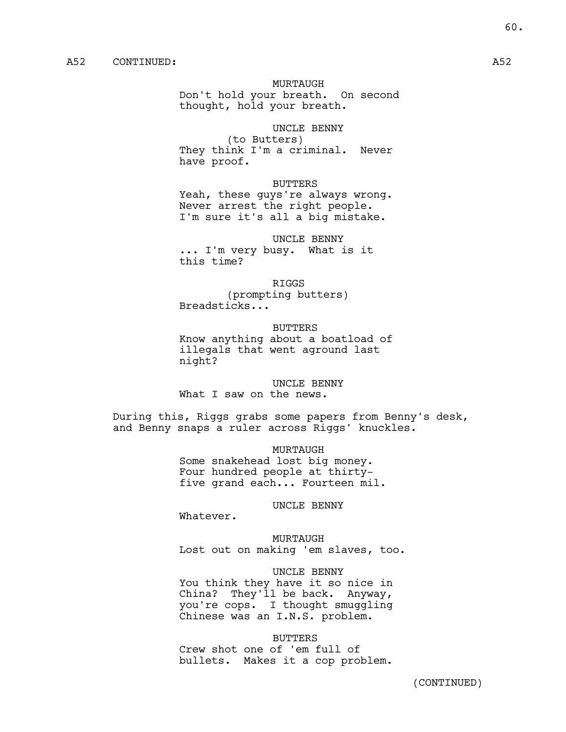A52 CONTINUED: A52

MURTAUGH
Don't hold your breath. On second thought, hold your breath.

UNCLE BENNY
(to Butters)
They think I'm a criminal. Never have proof.

BUTTERS
Yeah, these guys're always wrong. Never arrest the right people. I'm sure it's all a big mistake.

UNCLE BENNY
... I'm very busy. What is it this time?

RIGGS
(prompting butters)
Breadsticks...

BUTTERS
Know anything about a boatload of illegals that went aground last night?

UNCLE BENNY
What I saw on the news.

During this, Riggs grabs some papers from Benny's desk, and Benny snaps a ruler across Riggs' knuckles.

MURTAUGH
Some snakehead lost big money. Four hundred people at thirty-five grand each... Fourteen mil.

UNCLE BENNY
Whatever.

MURTAUGH
Lost out on making 'em slaves, too.

UNCLE BENNY
You think they have it so nice in China? They'll be back. Anyway, you're cops. I thought smuggling Chinese was an I.N.S. problem.

BUTTERS
Crew shot one of 'em full of bullets. Makes it a cop problem.

(CONTINUED)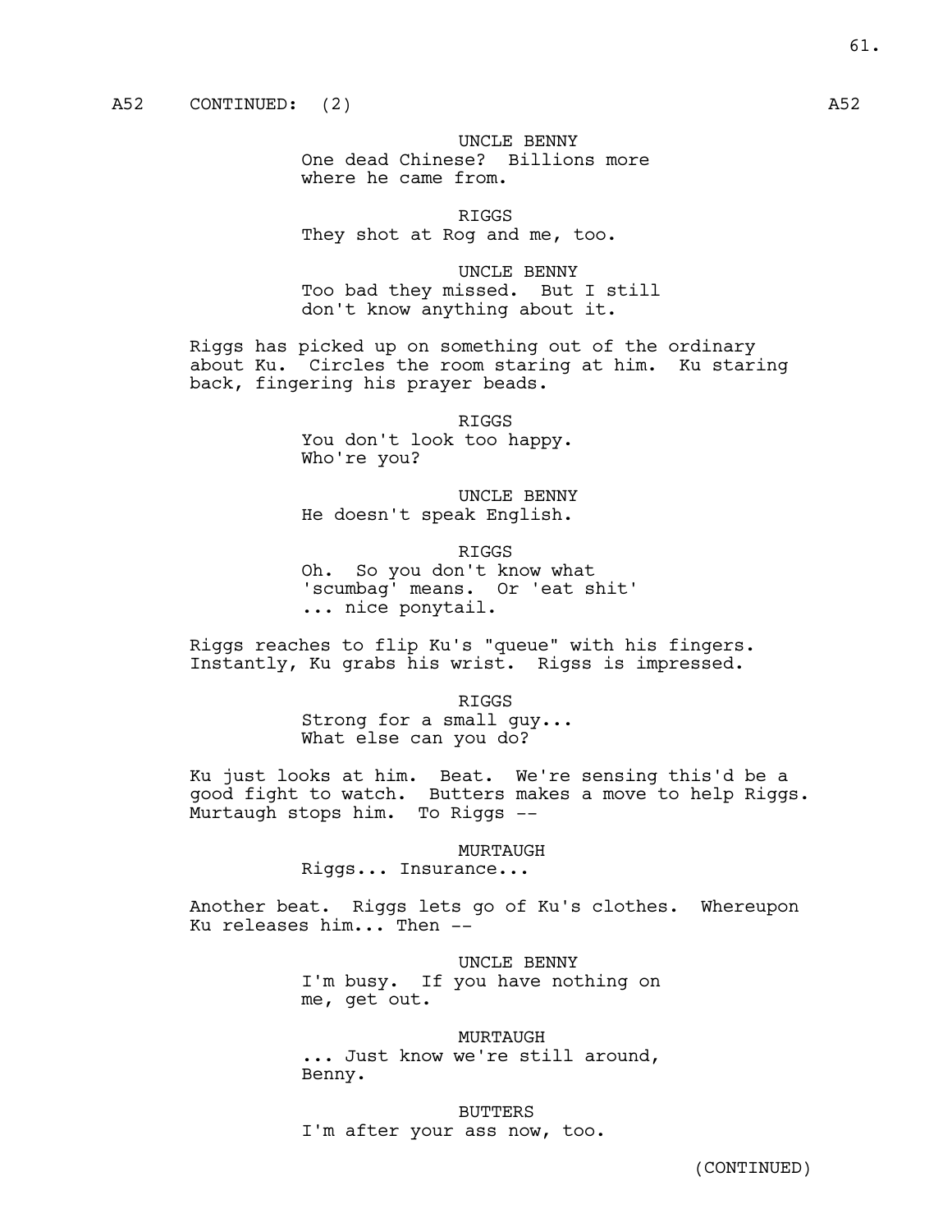A52 CONTINUED: (2) A52

UNCLE BENNY
One dead Chinese? Billions more where he came from.

RIGGS
They shot at Rog and me, too.

UNCLE BENNY
Too bad they missed. But I still don't know anything about it.

Riggs has picked up on something out of the ordinary about Ku. Circles the room staring at him. Ku staring back, fingering his prayer beads.

RIGGS
You don't look too happy. Who're you?

UNCLE BENNY
He doesn't speak English.

RIGGS
Oh. So you don't know what 'scumbag' means. Or 'eat shit' ... nice ponytail.

Riggs reaches to flip Ku's "queue" with his fingers. Instantly, Ku grabs his wrist. Rigss is impressed.

RIGGS
Strong for a small guy... What else can you do?

Ku just looks at him. Beat. We're sensing this'd be a good fight to watch. Butters makes a move to help Riggs. Murtaugh stops him. To Riggs --

MURTAUGH
Riggs... Insurance...

Another beat. Riggs lets go of Ku's clothes. Whereupon Ku releases him... Then --

UNCLE BENNY
I'm busy. If you have nothing on me, get out.

MURTAUGH
... Just know we're still around, Benny.

BUTTERS
I'm after your ass now, too.

(CONTINUED)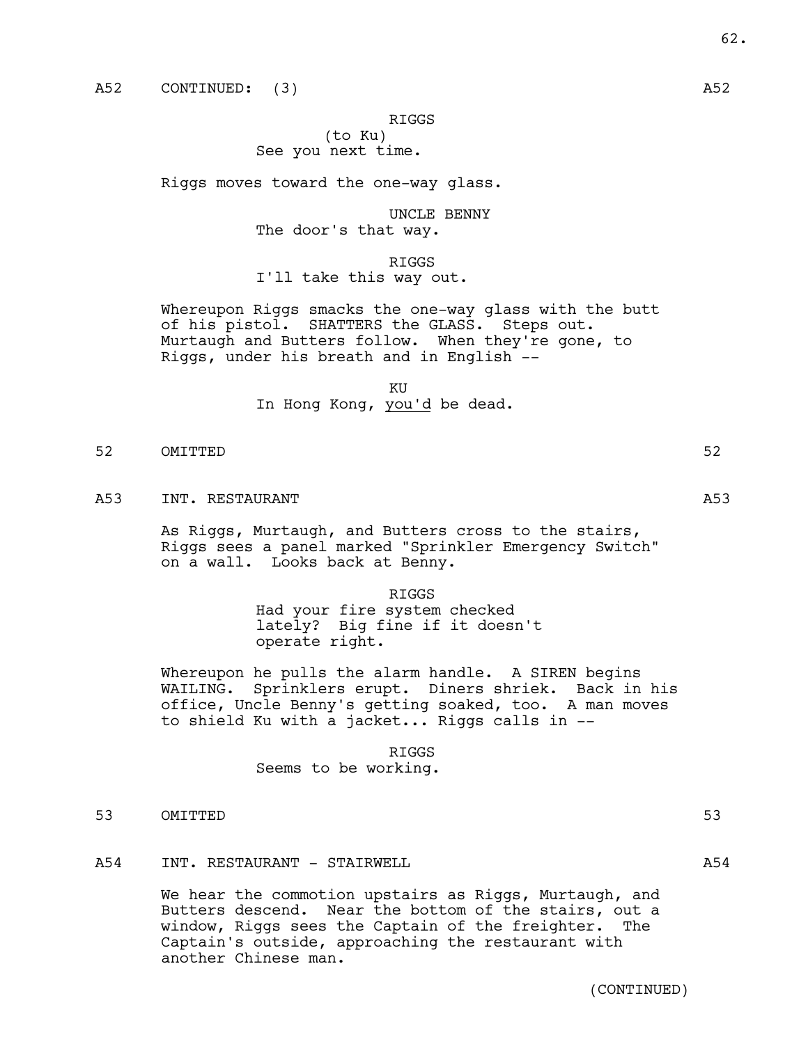A52 CONTINUED: (3) A52

RIGGS
(to Ku)
See you next time.

Riggs moves toward the one-way glass.

UNCLE BENNY
The door's that way.

RIGGS
I'll take this way out.

Whereupon Riggs smacks the one-way glass with the butt of his pistol. SHATTERS the GLASS. Steps out. Murtaugh and Butters follow. When they're gone, to Riggs, under his breath and in English --

KU
In Hong Kong, _you'd_ be dead.

52 OMITTED 52

A53 INT. RESTAURANT A53

As Riggs, Murtaugh, and Butters cross to the stairs, Riggs sees a panel marked "Sprinkler Emergency Switch" on a wall. Looks back at Benny.

RIGGS
Had your fire system checked lately? Big fine if it doesn't operate right.

Whereupon he pulls the alarm handle. A SIREN begins WAILING. Sprinklers erupt. Diners shriek. Back in his office, Uncle Benny's getting soaked, too. A man moves to shield Ku with a jacket... Riggs calls in --

RIGGS
Seems to be working.

53 OMITTED 53

A54 INT. RESTAURANT - STAIRWELL A54

We hear the commotion upstairs as Riggs, Murtaugh, and Butters descend. Near the bottom of the stairs, out a window, Riggs sees the Captain of the freighter. The Captain's outside, approaching the restaurant with another Chinese man.

(CONTINUED)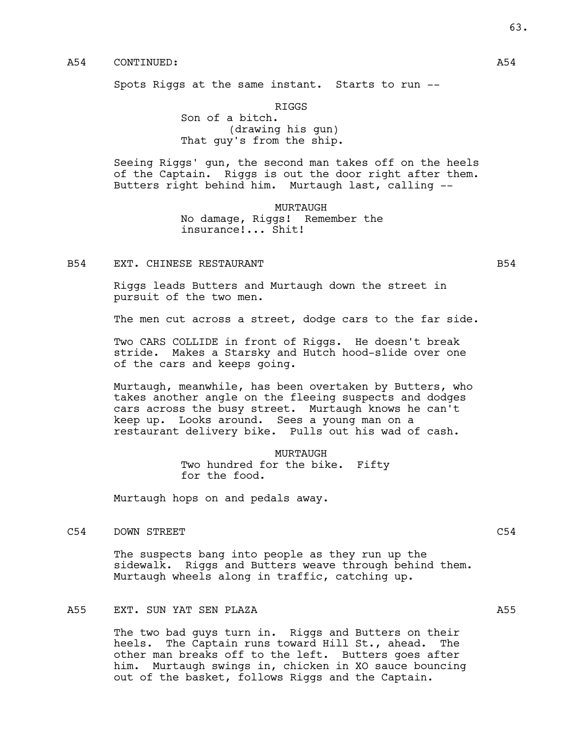A54 CONTINUED: A54

Spots Riggs at the same instant. Starts to run --

RIGGS
Son of a bitch.
(drawing his gun)
That guy's from the ship.

Seeing Riggs' gun, the second man takes off on the heels of the Captain. Riggs is out the door right after them. Butters right behind him. Murtaugh last, calling --

MURTAUGH
No damage, Riggs! Remember the insurance!... Shit!

B54 EXT. CHINESE RESTAURANT B54

Riggs leads Butters and Murtaugh down the street in pursuit of the two men.

The men cut across a street, dodge cars to the far side.

Two CARS COLLIDE in front of Riggs. He doesn't break stride. Makes a Starsky and Hutch hood-slide over one of the cars and keeps going.

Murtaugh, meanwhile, has been overtaken by Butters, who takes another angle on the fleeing suspects and dodges cars across the busy street. Murtaugh knows he can't keep up. Looks around. Sees a young man on a restaurant delivery bike. Pulls out his wad of cash.

MURTAUGH
Two hundred for the bike. Fifty for the food.

Murtaugh hops on and pedals away.

C54 DOWN STREET C54

The suspects bang into people as they run up the sidewalk. Riggs and Butters weave through behind them. Murtaugh wheels along in traffic, catching up.

A55 EXT. SUN YAT SEN PLAZA A55

The two bad guys turn in. Riggs and Butters on their heels. The Captain runs toward Hill St., ahead. The other man breaks off to the left. Butters goes after him. Murtaugh swings in, chicken in XO sauce bouncing out of the basket, follows Riggs and the Captain.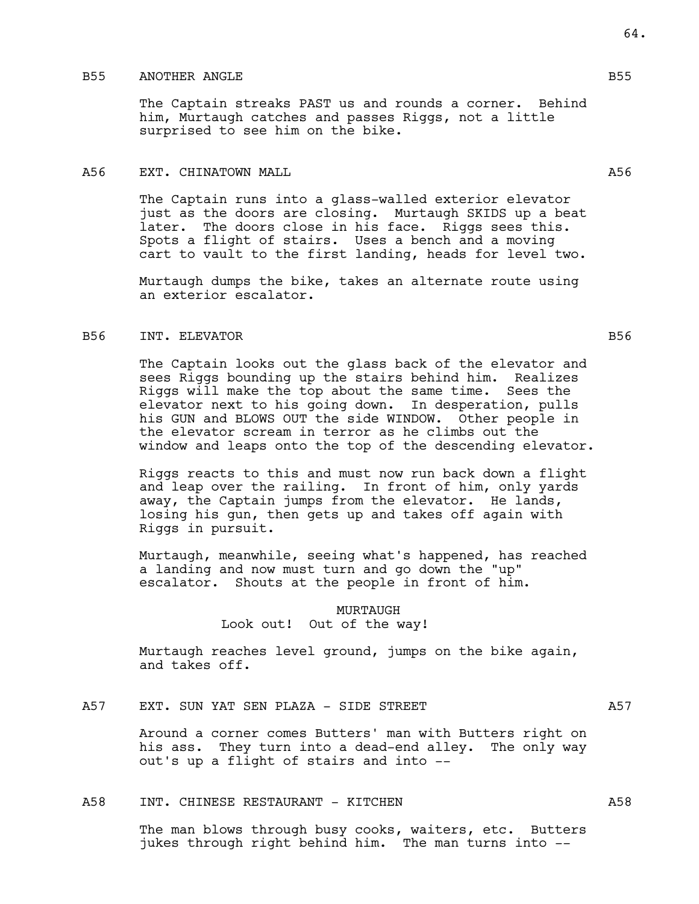B55 ANOTHER ANGLE B55

The Captain streaks PAST us and rounds a corner. Behind him, Murtaugh catches and passes Riggs, not a little surprised to see him on the bike.

A56 EXT. CHINATOWN MALL A56

The Captain runs into a glass-walled exterior elevator just as the doors are closing. Murtaugh SKIDS up a beat later. The doors close in his face. Riggs sees this. Spots a flight of stairs. Uses a bench and a moving cart to vault to the first landing, heads for level two.

Murtaugh dumps the bike, takes an alternate route using an exterior escalator.

B56 INT. ELEVATOR B56

The Captain looks out the glass back of the elevator and sees Riggs bounding up the stairs behind him. Realizes Riggs will make the top about the same time. Sees the elevator next to his going down. In desperation, pulls his GUN and BLOWS OUT the side WINDOW. Other people in the elevator scream in terror as he climbs out the window and leaps onto the top of the descending elevator.

Riggs reacts to this and must now run back down a flight and leap over the railing. In front of him, only yards away, the Captain jumps from the elevator. He lands, losing his gun, then gets up and takes off again with Riggs in pursuit.

Murtaugh, meanwhile, seeing what's happened, has reached a landing and now must turn and go down the "up" escalator. Shouts at the people in front of him.

MURTAUGH
Look out! Out of the way!

Murtaugh reaches level ground, jumps on the bike again, and takes off.

A57 EXT. SUN YAT SEN PLAZA - SIDE STREET A57

Around a corner comes Butters' man with Butters right on his ass. They turn into a dead-end alley. The only way out's up a flight of stairs and into --

A58 INT. CHINESE RESTAURANT - KITCHEN A58

The man blows through busy cooks, waiters, etc. Butters jukes through right behind him. The man turns into --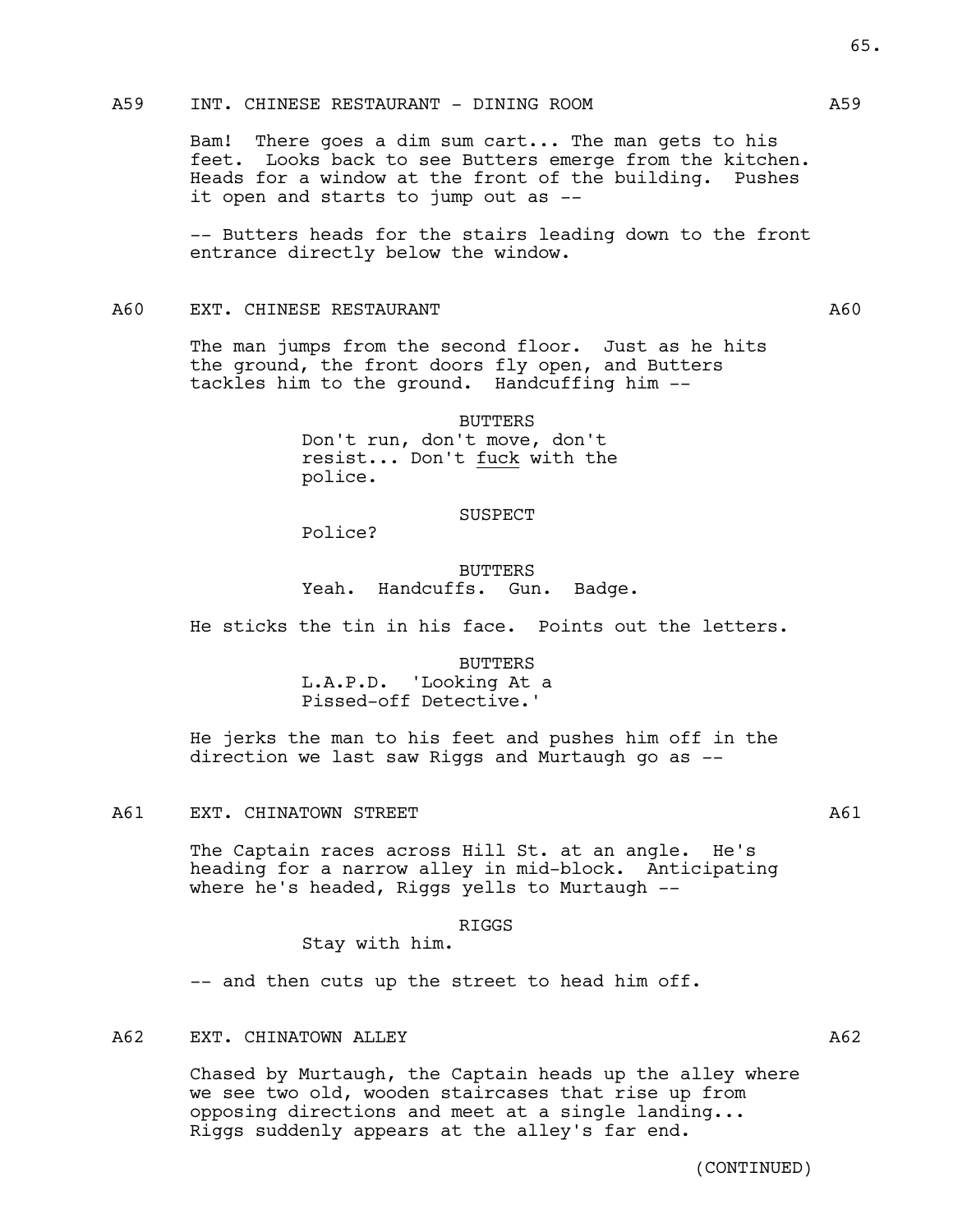A59 INT. CHINESE RESTAURANT - DINING ROOM A59

Bam! There goes a dim sum cart... The man gets to his feet. Looks back to see Butters emerge from the kitchen. Heads for a window at the front of the building. Pushes it open and starts to jump out as --

-- Butters heads for the stairs leading down to the front entrance directly below the window.

A60 EXT. CHINESE RESTAURANT A60

The man jumps from the second floor. Just as he hits the ground, the front doors fly open, and Butters tackles him to the ground. Handcuffing him --

BUTTERS
Don't run, don't move, don't resist... Don't <u>fuck</u> with the police.

SUSPECT
Police?

BUTTERS
Yeah. Handcuffs. Gun. Badge.

He sticks the tin in his face. Points out the letters.

BUTTERS
L.A.P.D. 'Looking At a Pissed-off Detective.'

He jerks the man to his feet and pushes him off in the direction we last saw Riggs and Murtaugh go as --

A61 EXT. CHINATOWN STREET A61

The Captain races across Hill St. at an angle. He's heading for a narrow alley in mid-block. Anticipating where he's headed, Riggs yells to Murtaugh --

RIGGS
Stay with him.

-- and then cuts up the street to head him off.

A62 EXT. CHINATOWN ALLEY A62

Chased by Murtaugh, the Captain heads up the alley where we see two old, wooden staircases that rise up from opposing directions and meet at a single landing... Riggs suddenly appears at the alley's far end.

(CONTINUED)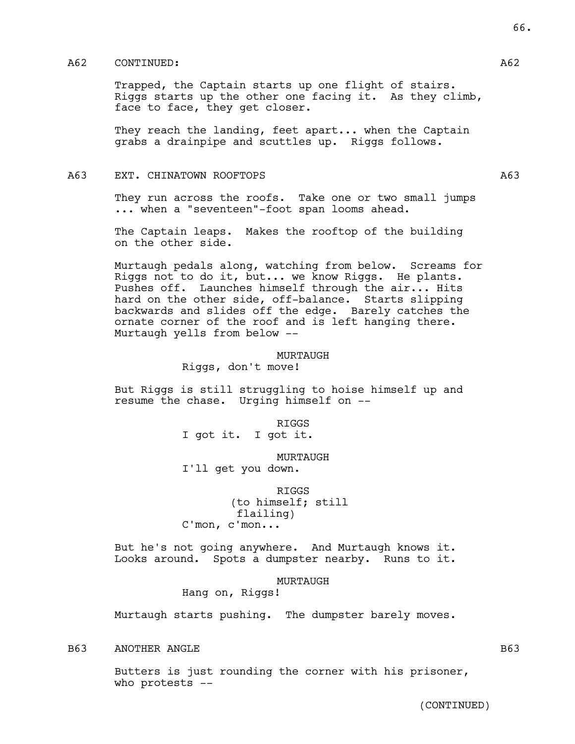A62 CONTINUED: A62

Trapped, the Captain starts up one flight of stairs. Riggs starts up the other one facing it. As they climb, face to face, they get closer.

They reach the landing, feet apart... when the Captain grabs a drainpipe and scuttles up. Riggs follows.

A63 EXT. CHINATOWN ROOFTOPS A63

They run across the roofs. Take one or two small jumps ... when a "seventeen"-foot span looms ahead.

The Captain leaps. Makes the rooftop of the building on the other side.

Murtaugh pedals along, watching from below. Screams for Riggs not to do it, but... we know Riggs. He plants. Pushes off. Launches himself through the air... Hits hard on the other side, off-balance. Starts slipping backwards and slides off the edge. Barely catches the ornate corner of the roof and is left hanging there. Murtaugh yells from below --

MURTAUGH
Riggs, don't move!

But Riggs is still struggling to hoise himself up and resume the chase. Urging himself on --

RIGGS
I got it. I got it.

MURTAUGH
I'll get you down.

RIGGS
(to himself; still flailing)
C'mon, c'mon...

But he's not going anywhere. And Murtaugh knows it. Looks around. Spots a dumpster nearby. Runs to it.

MURTAUGH
Hang on, Riggs!

Murtaugh starts pushing. The dumpster barely moves.

B63 ANOTHER ANGLE B63

Butters is just rounding the corner with his prisoner, who protests --

(CONTINUED)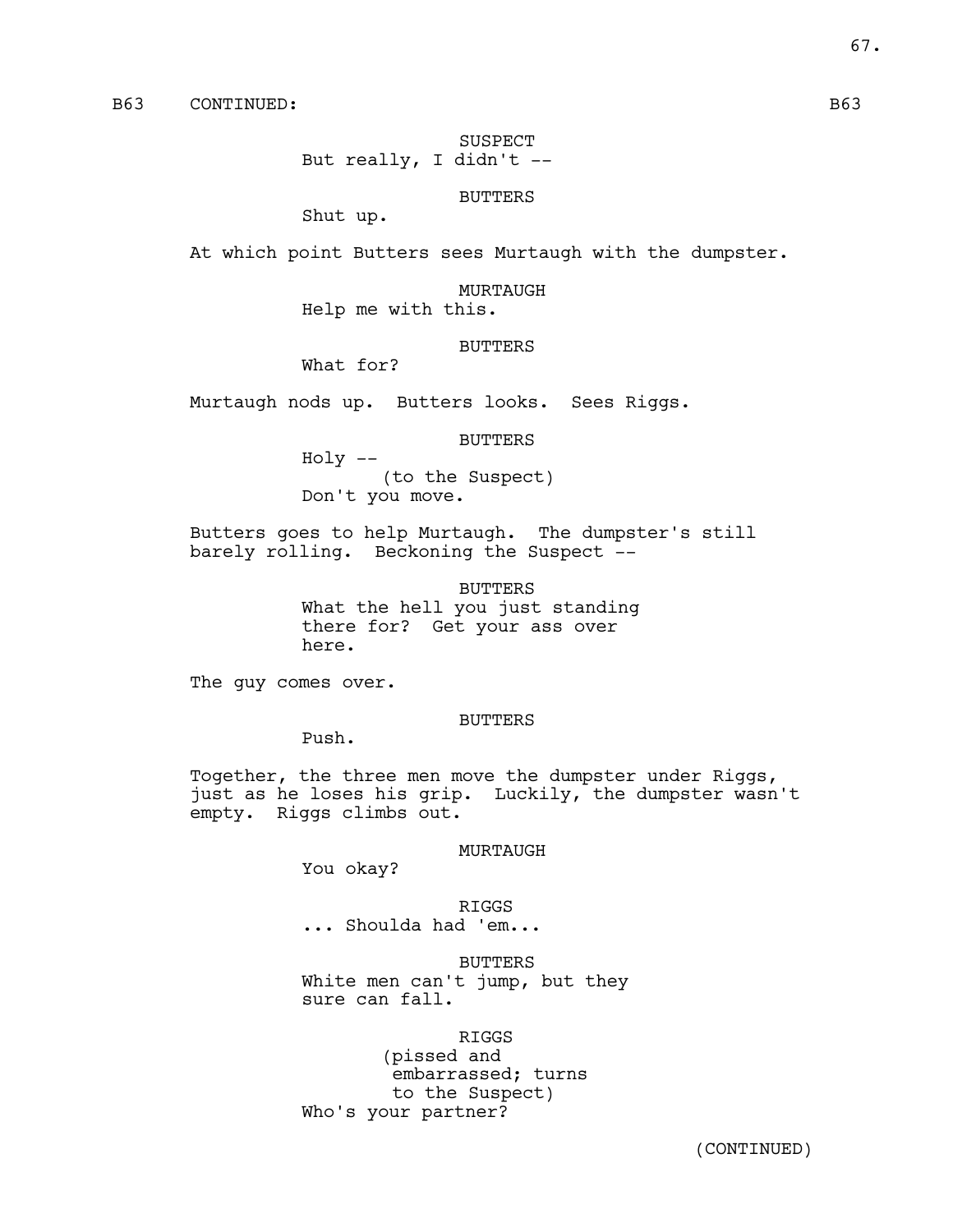B63 CONTINUED: B63

SUSPECT
But really, I didn't --

BUTTERS
Shut up.

At which point Butters sees Murtaugh with the dumpster.

MURTAUGH
Help me with this.

BUTTERS
What for?

Murtaugh nods up. Butters looks. Sees Riggs.

BUTTERS
Holy --
(to the Suspect)
Don't you move.

Butters goes to help Murtaugh. The dumpster's still barely rolling. Beckoning the Suspect --

BUTTERS
What the hell you just standing there for? Get your ass over here.

The guy comes over.

BUTTERS
Push.

Together, the three men move the dumpster under Riggs, just as he loses his grip. Luckily, the dumpster wasn't empty. Riggs climbs out.

MURTAUGH
You okay?

RIGGS
... Shoulda had 'em...

BUTTERS
White men can't jump, but they sure can fall.

RIGGS
(pissed and embarrassed; turns to the Suspect)
Who's your partner?

(CONTINUED)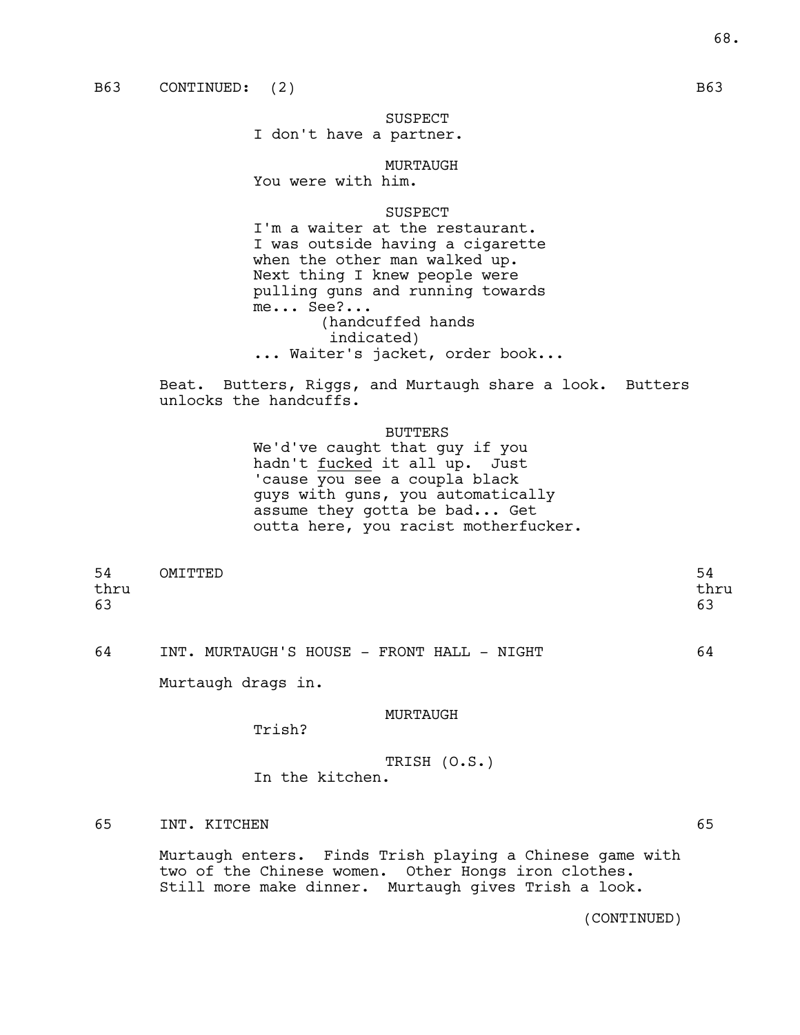B63 CONTINUED: (2) B63

SUSPECT
I don't have a partner.

MURTAUGH
You were with him.

SUSPECT
I'm a waiter at the restaurant. I was outside having a cigarette when the other man walked up. Next thing I knew people were pulling guns and running towards me... See?...
(handcuffed hands indicated)
... Waiter's jacket, order book...

Beat. Butters, Riggs, and Murtaugh share a look. Butters unlocks the handcuffs.

BUTTERS
We'd've caught that guy if you hadn't fucked it all up. Just 'cause you see a coupla black guys with guns, you automatically assume they gotta be bad... Get outta here, you racist motherfucker.

54 thru 63 OMITTED 54 thru 63

64 INT. MURTAUGH'S HOUSE - FRONT HALL - NIGHT 64

Murtaugh drags in.

MURTAUGH
Trish?

TRISH (O.S.)
In the kitchen.

65 INT. KITCHEN 65

Murtaugh enters. Finds Trish playing a Chinese game with two of the Chinese women. Other Hongs iron clothes. Still more make dinner. Murtaugh gives Trish a look.

(CONTINUED)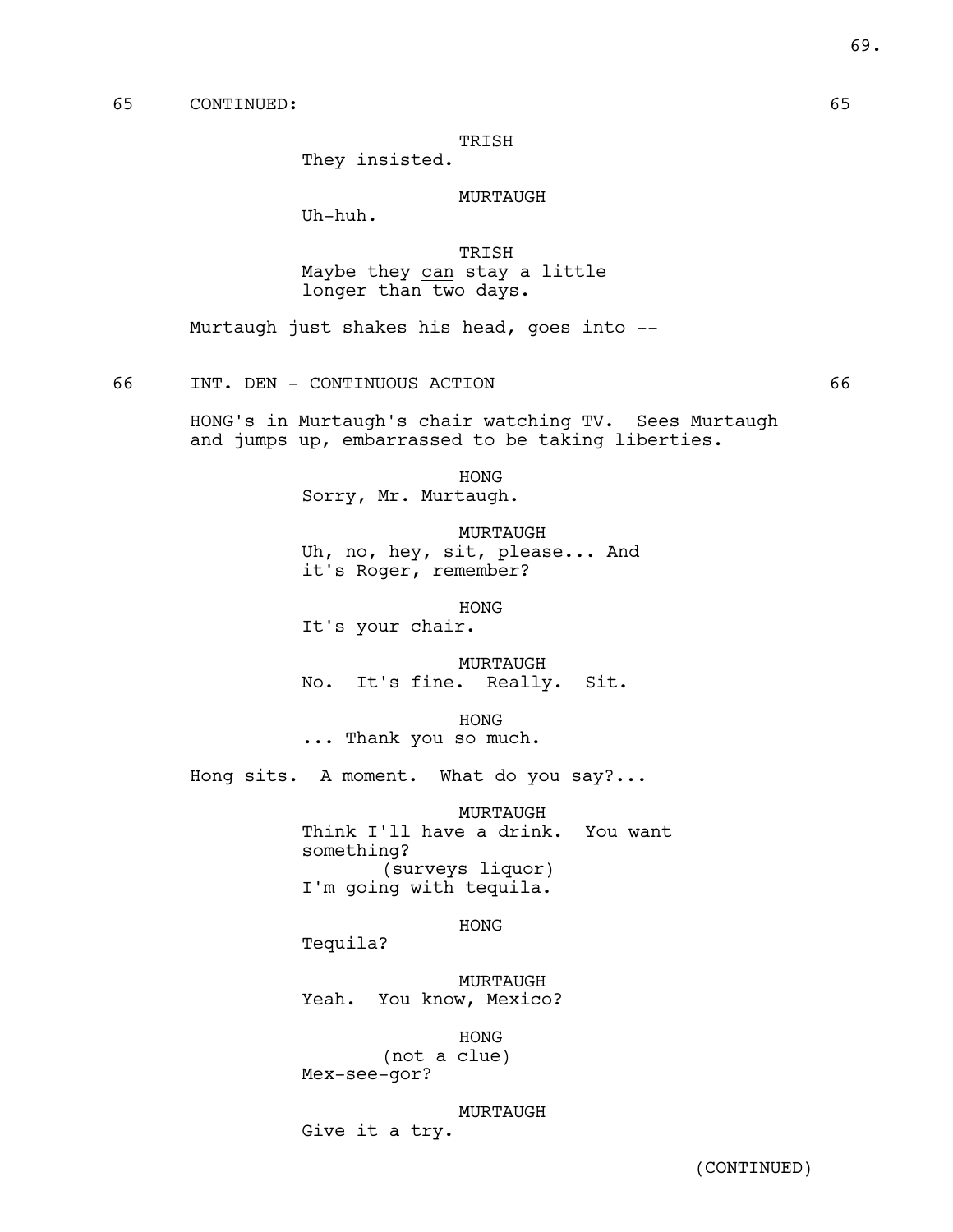65 CONTINUED: 65

TRISH
They insisted.

MURTAUGH
Uh-huh.

TRISH
Maybe they can stay a little longer than two days.

Murtaugh just shakes his head, goes into --

66 INT. DEN - CONTINUOUS ACTION 66

HONG's in Murtaugh's chair watching TV. Sees Murtaugh and jumps up, embarrassed to be taking liberties.

HONG
Sorry, Mr. Murtaugh.

MURTAUGH
Uh, no, hey, sit, please... And it's Roger, remember?

HONG
It's your chair.

MURTAUGH
No. It's fine. Really. Sit.

HONG
... Thank you so much.

Hong sits. A moment. What do you say?...

MURTAUGH
Think I'll have a drink. You want something?
(surveys liquor)
I'm going with tequila.

HONG
Tequila?

MURTAUGH
Yeah. You know, Mexico?

HONG
(not a clue)
Mex-see-gor?

MURTAUGH
Give it a try.

(CONTINUED)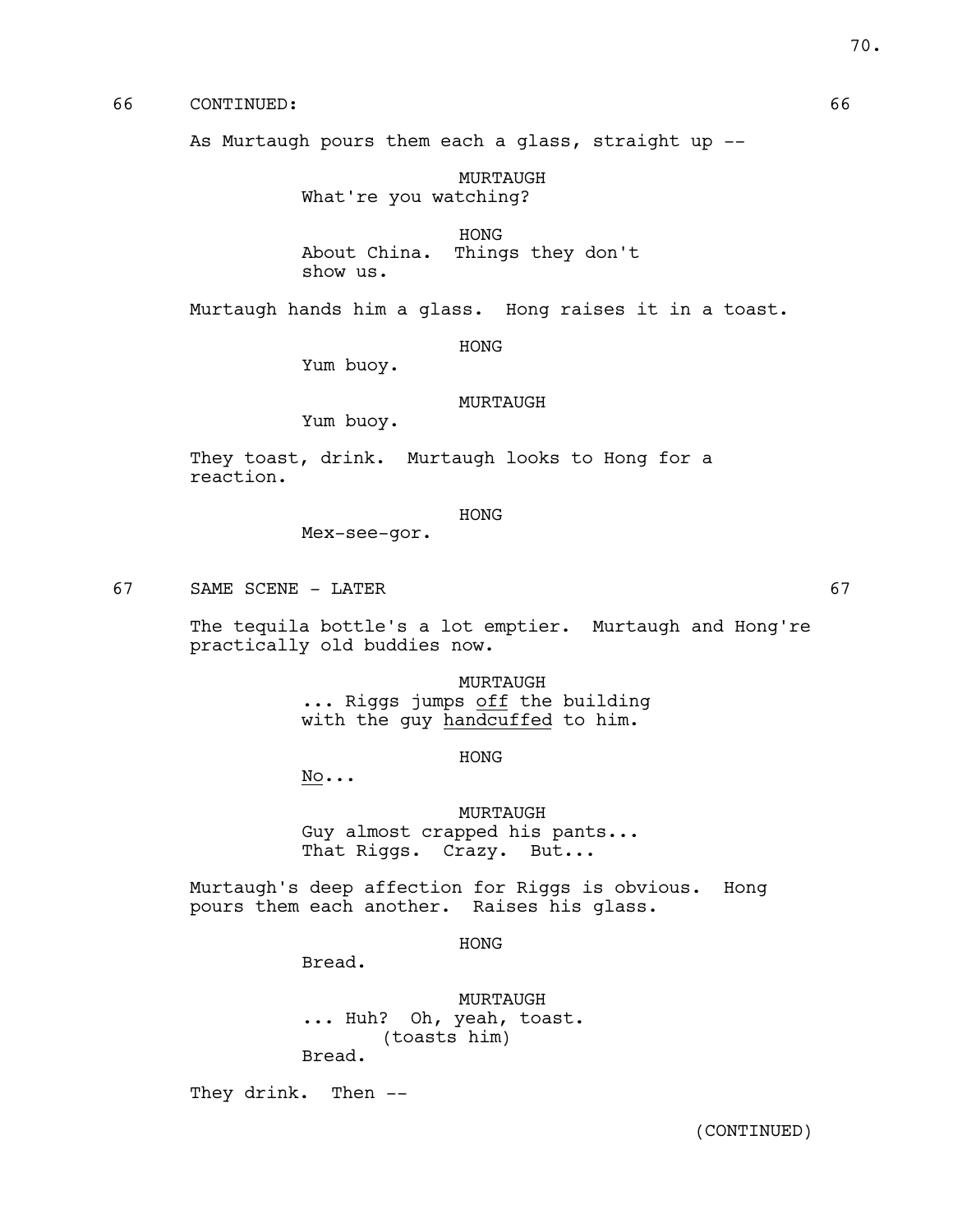66 CONTINUED: 66

As Murtaugh pours them each a glass, straight up --

MURTAUGH
What're you watching?

HONG
About China. Things they don't show us.

Murtaugh hands him a glass. Hong raises it in a toast.

HONG
Yum buoy.

MURTAUGH
Yum buoy.

They toast, drink. Murtaugh looks to Hong for a reaction.

HONG
Mex-see-gor.

67 SAME SCENE - LATER 67

The tequila bottle's a lot emptier. Murtaugh and Hong're practically old buddies now.

MURTAUGH
... Riggs jumps _off_ the building with the guy _handcuffed_ to him.

HONG
_No_...

MURTAUGH
Guy almost crapped his pants... That Riggs. Crazy. But...

Murtaugh's deep affection for Riggs is obvious. Hong pours them each another. Raises his glass.

HONG
Bread.

MURTAUGH
... Huh? Oh, yeah, toast.
(toasts him)
Bread.

They drink. Then --

(CONTINUED)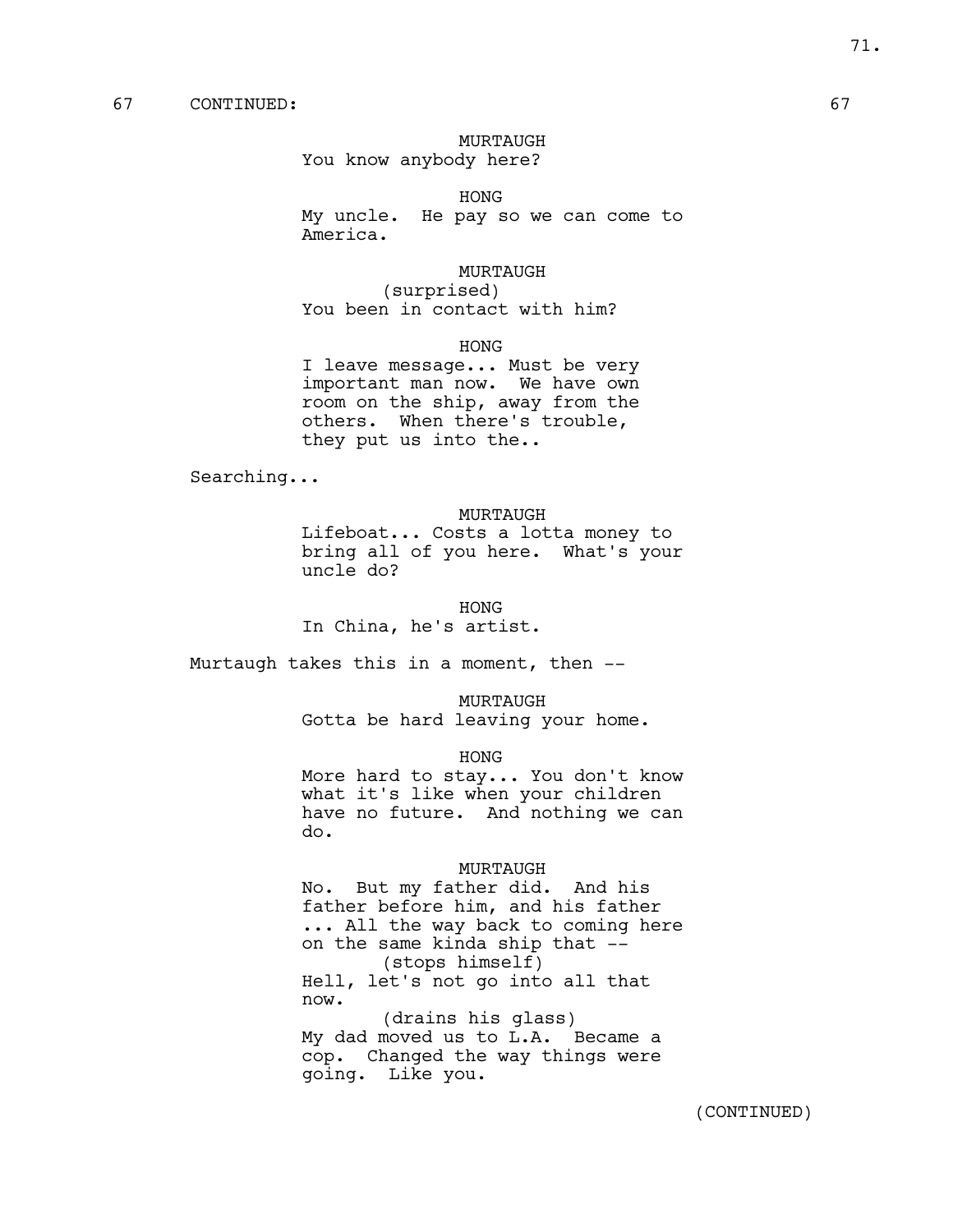67 CONTINUED: 67

MURTAUGH
You know anybody here?

HONG
My uncle. He pay so we can come to America.

MURTAUGH
(surprised)
You been in contact with him?

HONG
I leave message... Must be very important man now. We have own room on the ship, away from the others. When there's trouble, they put us into the..

Searching...

MURTAUGH
Lifeboat... Costs a lotta money to bring all of you here. What's your uncle do?

HONG
In China, he's artist.

Murtaugh takes this in a moment, then --

MURTAUGH
Gotta be hard leaving your home.

HONG
More hard to stay... You don't know what it's like when your children have no future. And nothing we can do.

MURTAUGH
No. But my father did. And his father before him, and his father ... All the way back to coming here on the same kinda ship that --
(stops himself)
Hell, let's not go into all that now.
(drains his glass)
My dad moved us to L.A. Became a cop. Changed the way things were going. Like you.

(CONTINUED)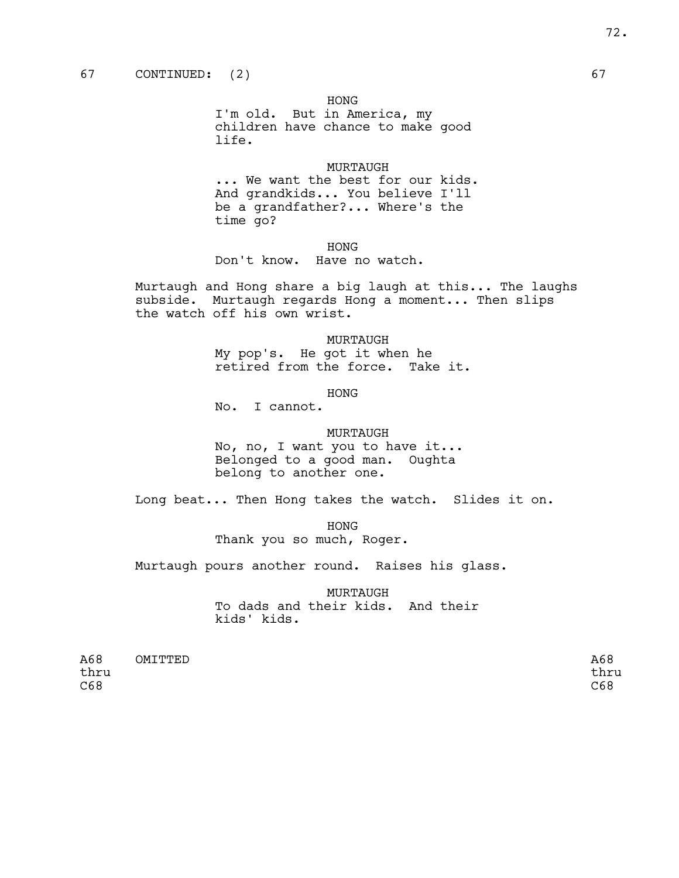67 CONTINUED: (2) 67

HONG
I'm old. But in America, my children have chance to make good life.

MURTAUGH
... We want the best for our kids. And grandkids... You believe I'll be a grandfather?... Where's the time go?

HONG
Don't know. Have no watch.

Murtaugh and Hong share a big laugh at this... The laughs subside. Murtaugh regards Hong a moment... Then slips the watch off his own wrist.

MURTAUGH
My pop's. He got it when he retired from the force. Take it.

HONG
No. I cannot.

MURTAUGH
No, no, I want you to have it... Belonged to a good man. Oughta belong to another one.

Long beat... Then Hong takes the watch. Slides it on.

HONG
Thank you so much, Roger.

Murtaugh pours another round. Raises his glass.

MURTAUGH
To dads and their kids. And their kids' kids.

A68 thru C68 OMITTED A68 thru C68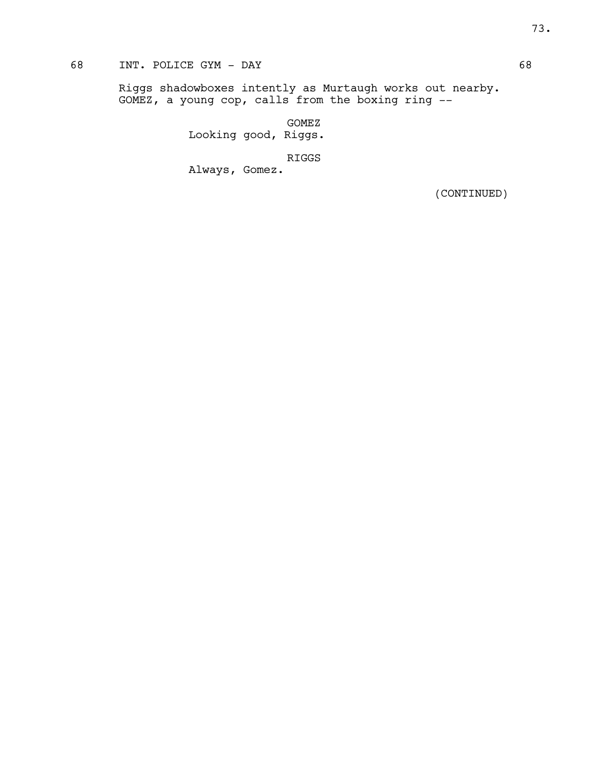68 INT. POLICE GYM - DAY 68

Riggs shadowboxes intently as Murtaugh works out nearby. GOMEZ, a young cop, calls from the boxing ring --

GOMEZ
Looking good, Riggs.

RIGGS
Always, Gomez.

(CONTINUED)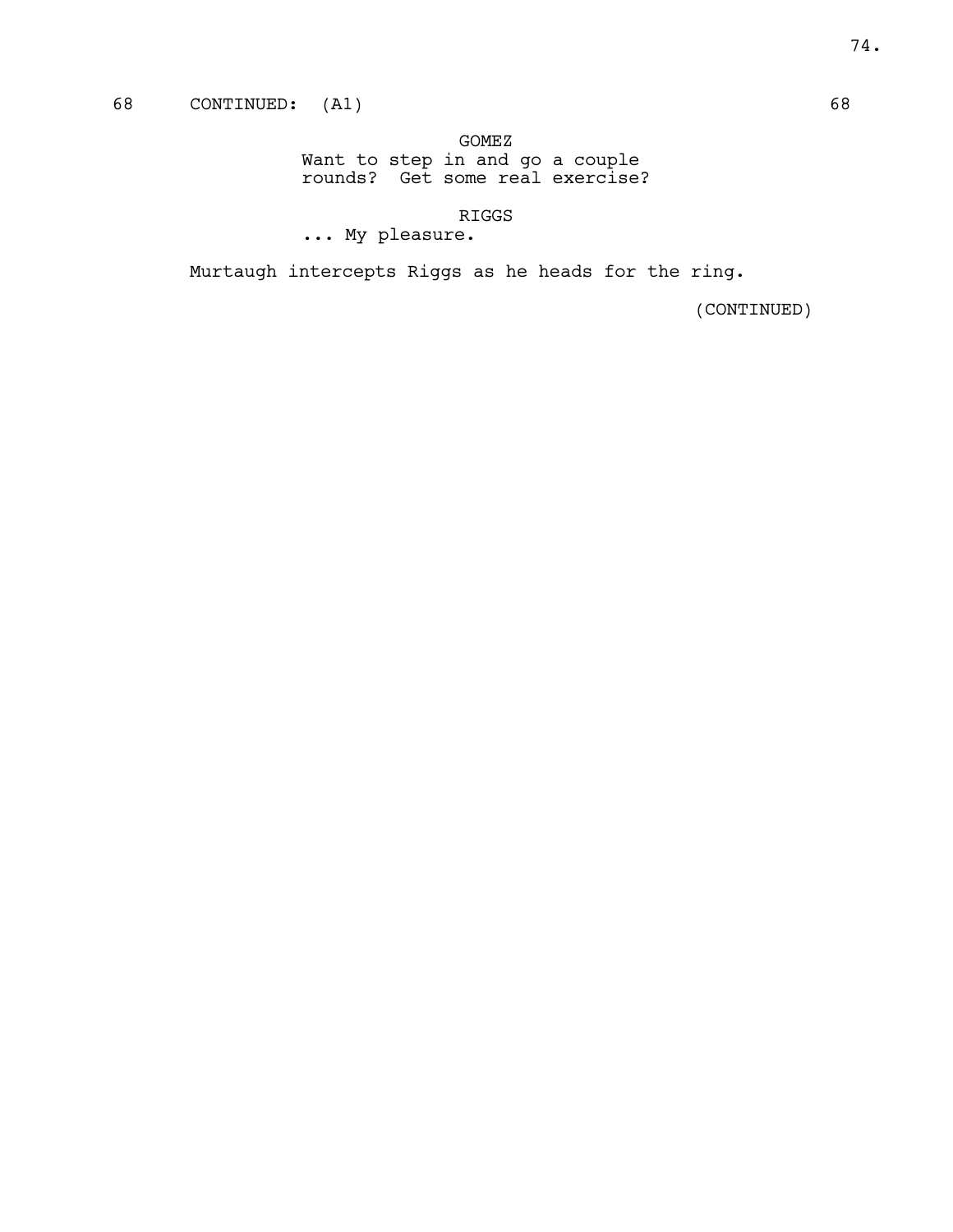68 CONTINUED: (A1) 68

GOMEZ

Want to step in and go a couple rounds? Get some real exercise?

RIGGS

... My pleasure.

Murtaugh intercepts Riggs as he heads for the ring.

(CONTINUED)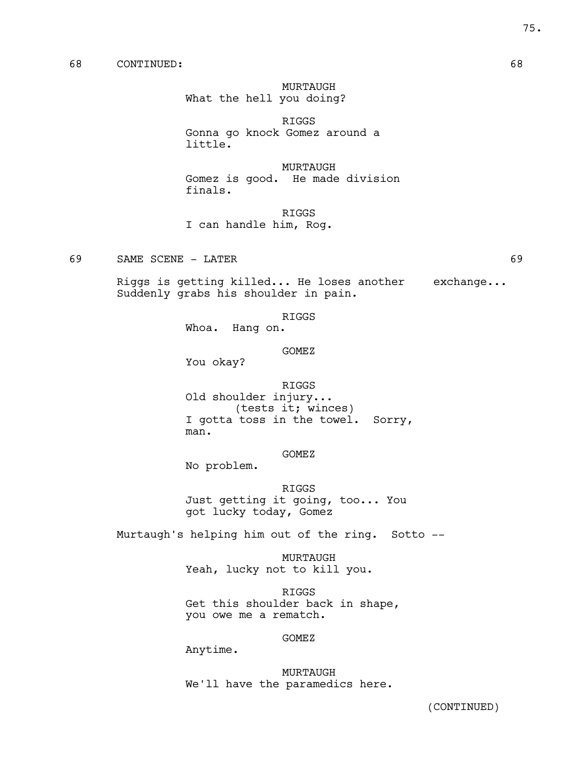68 CONTINUED: 68

MURTAUGH
What the hell you doing?

RIGGS
Gonna go knock Gomez around a little.

MURTAUGH
Gomez is good. He made division finals.

RIGGS
I can handle him, Rog.

69 SAME SCENE - LATER 69

Riggs is getting killed... He loses another exchange... Suddenly grabs his shoulder in pain.

RIGGS
Whoa. Hang on.

GOMEZ
You okay?

RIGGS
Old shoulder injury...
(tests it; winces)
I gotta toss in the towel. Sorry, man.

GOMEZ
No problem.

RIGGS
Just getting it going, too... You got lucky today, Gomez

Murtaugh's helping him out of the ring. Sotto --

MURTAUGH
Yeah, lucky not to kill you.

RIGGS
Get this shoulder back in shape, you owe me a rematch.

GOMEZ
Anytime.

MURTAUGH
We'll have the paramedics here.

(CONTINUED)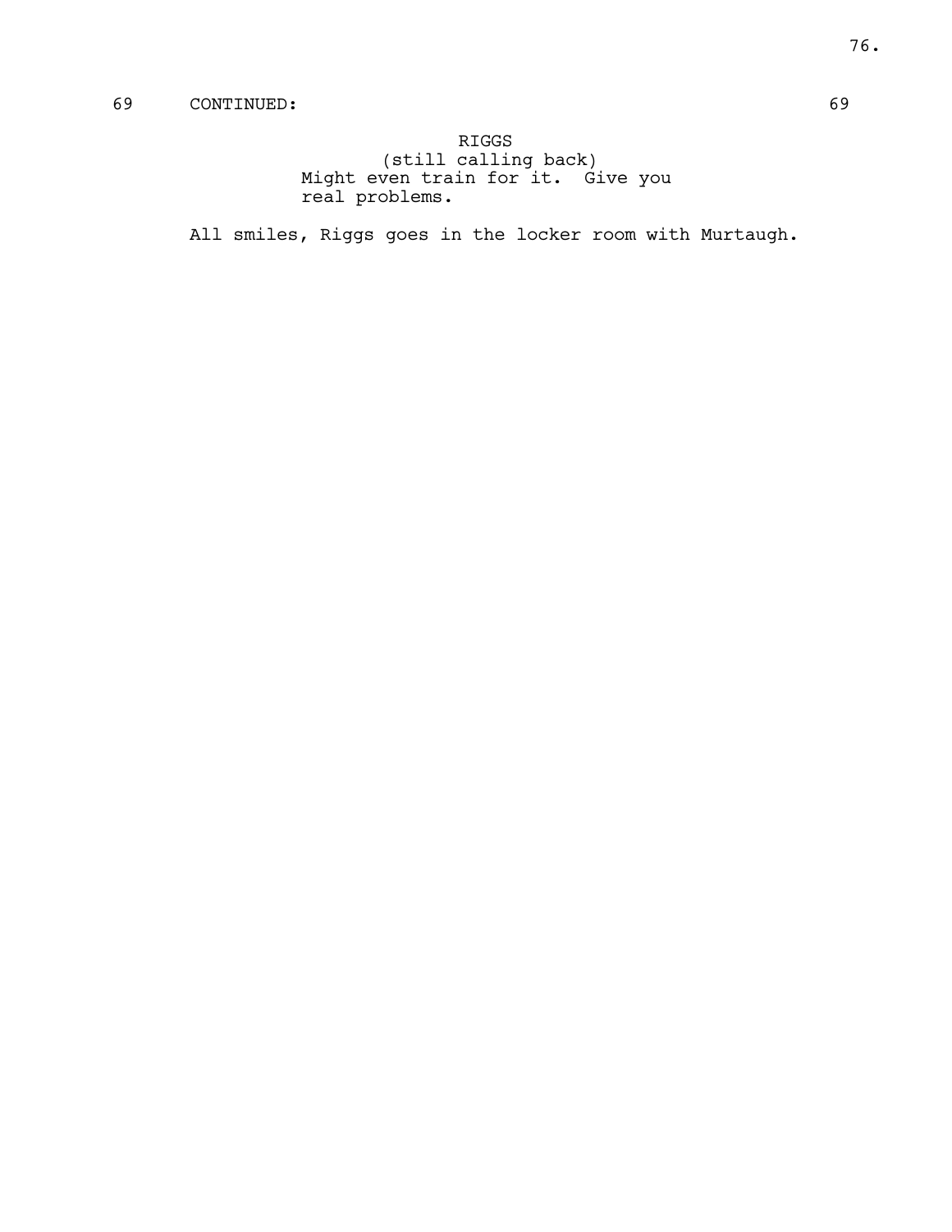69 CONTINUED: 69

RIGGS
(still calling back)
Might even train for it. Give you real problems.

All smiles, Riggs goes in the locker room with Murtaugh.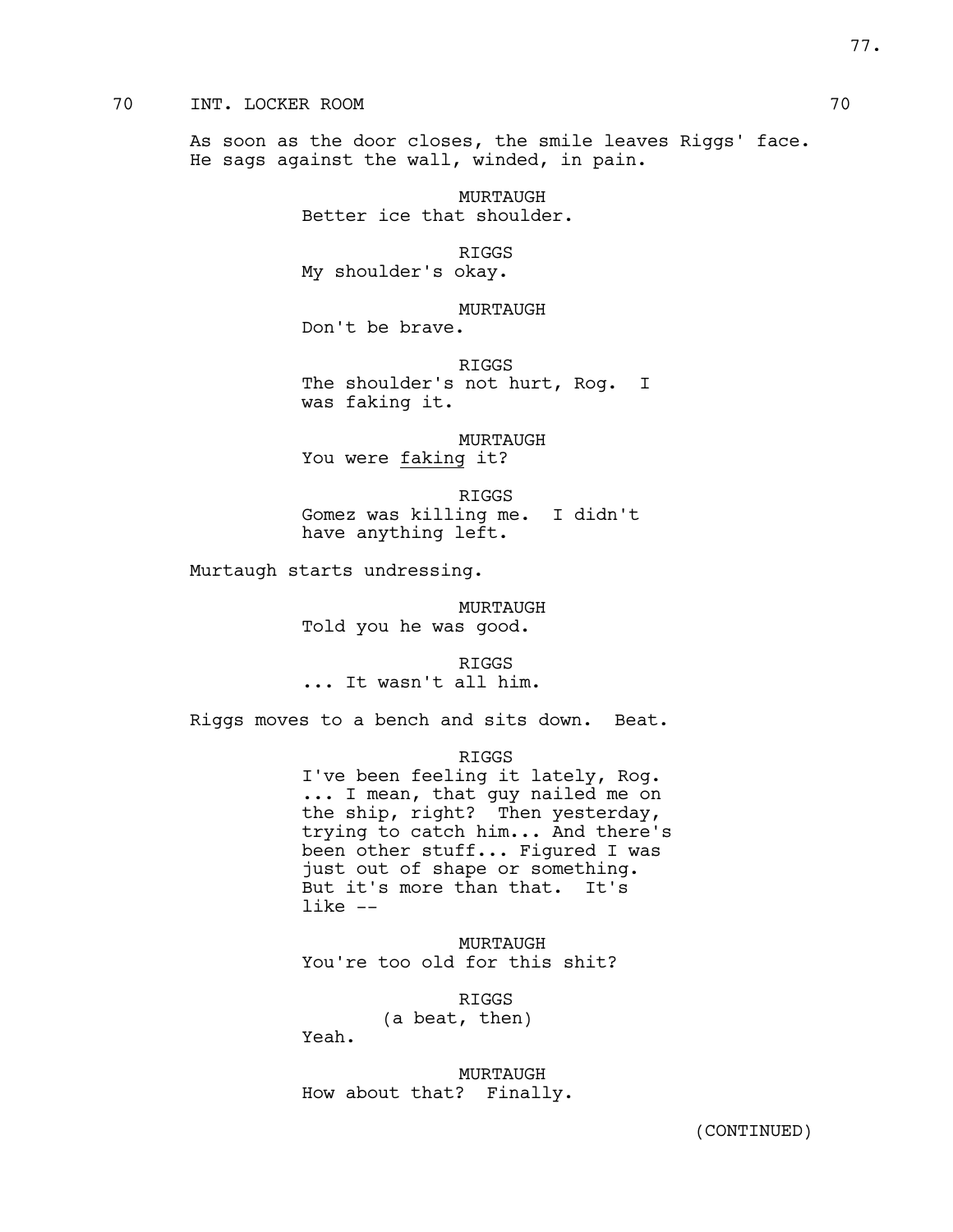70 INT. LOCKER ROOM 70

As soon as the door closes, the smile leaves Riggs' face. He sags against the wall, winded, in pain.

MURTAUGH
Better ice that shoulder.

RIGGS
My shoulder's okay.

MURTAUGH
Don't be brave.

RIGGS
The shoulder's not hurt, Rog. I was faking it.

MURTAUGH
You were _faking_ it?

RIGGS
Gomez was killing me. I didn't have anything left.

Murtaugh starts undressing.

MURTAUGH
Told you he was good.

RIGGS
... It wasn't all him.

Riggs moves to a bench and sits down. Beat.

RIGGS
I've been feeling it lately, Rog. ... I mean, that guy nailed me on the ship, right? Then yesterday, trying to catch him... And there's been other stuff... Figured I was just out of shape or something. But it's more than that. It's like --

MURTAUGH
You're too old for this shit?

RIGGS
(a beat, then)
Yeah.

MURTAUGH
How about that? Finally.

(CONTINUED)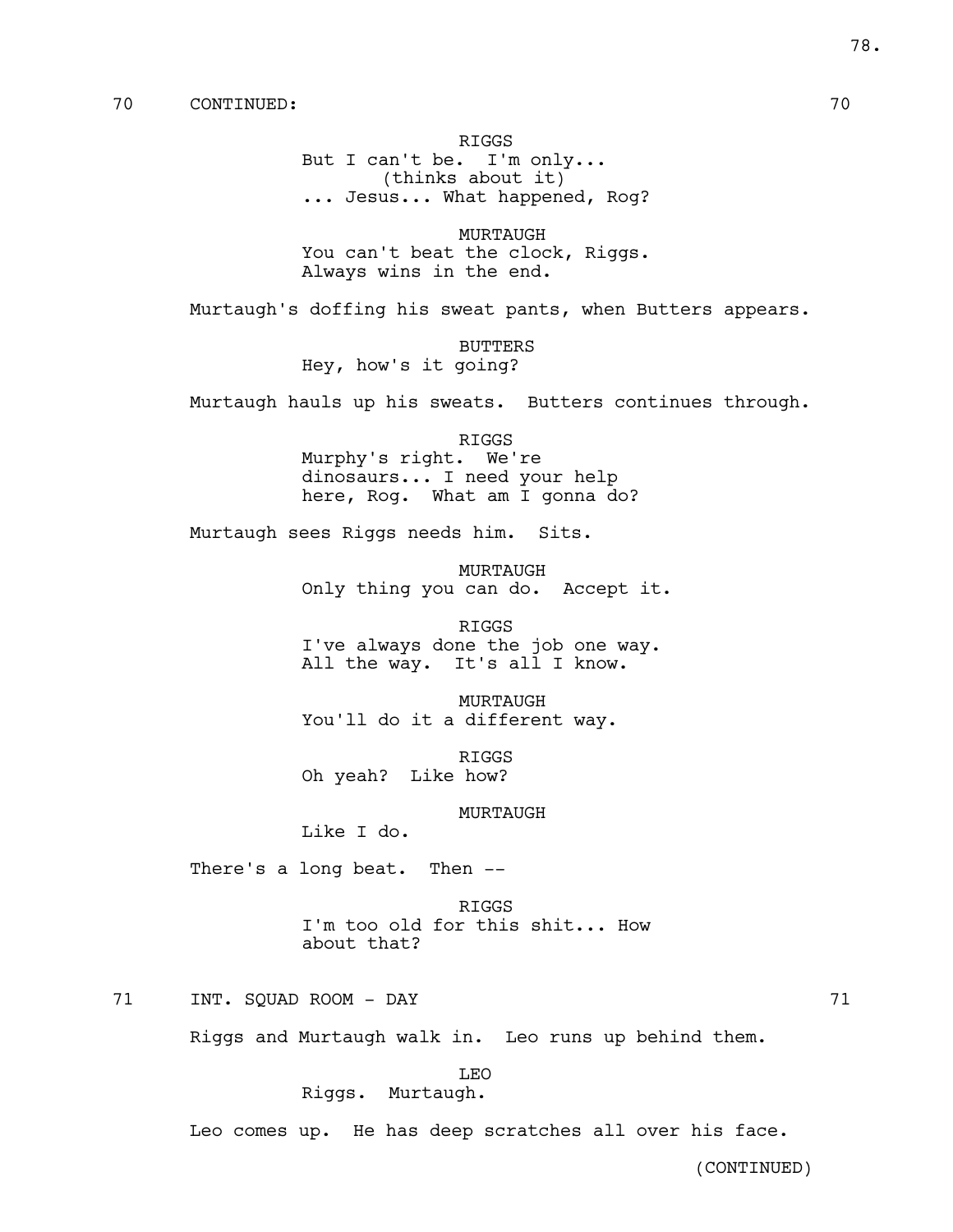70 CONTINUED: 70

RIGGS
But I can't be. I'm only...
(thinks about it)
... Jesus... What happened, Rog?

MURTAUGH
You can't beat the clock, Riggs.
Always wins in the end.

Murtaugh's doffing his sweat pants, when Butters appears.

BUTTERS
Hey, how's it going?

Murtaugh hauls up his sweats. Butters continues through.

RIGGS
Murphy's right. We're
dinosaurs... I need your help
here, Rog. What am I gonna do?

Murtaugh sees Riggs needs him. Sits.

MURTAUGH
Only thing you can do. Accept it.

RIGGS
I've always done the job one way.
All the way. It's all I know.

MURTAUGH
You'll do it a different way.

RIGGS
Oh yeah? Like how?

MURTAUGH
Like I do.

There's a long beat. Then --

RIGGS
I'm too old for this shit... How
about that?

71 INT. SQUAD ROOM - DAY 71

Riggs and Murtaugh walk in. Leo runs up behind them.

LEO
Riggs. Murtaugh.

Leo comes up. He has deep scratches all over his face.

(CONTINUED)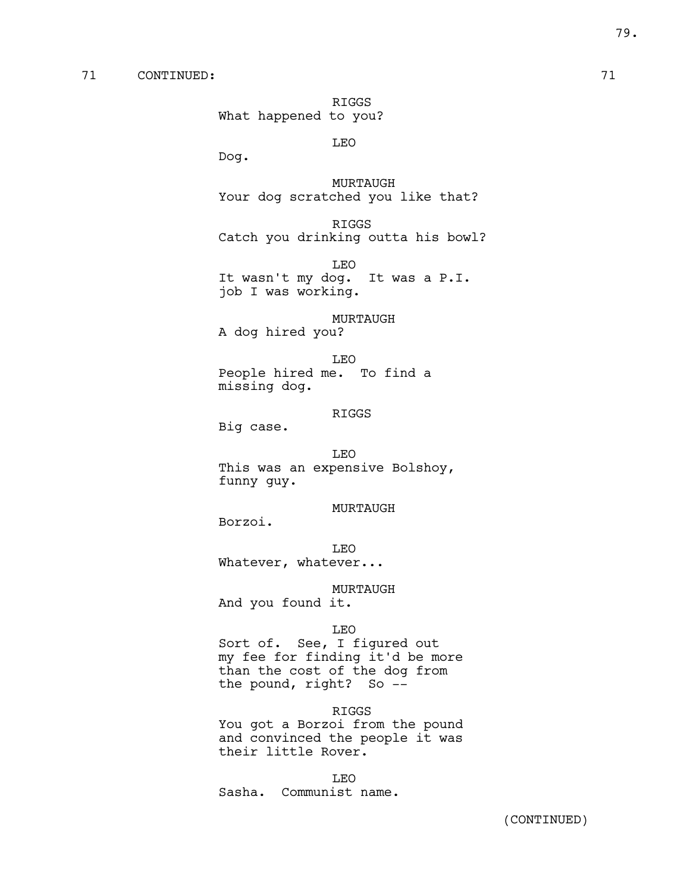71 CONTINUED: 71

RIGGS
What happened to you?

LEO
Dog.

MURTAUGH
Your dog scratched you like that?

RIGGS
Catch you drinking outta his bowl?

LEO
It wasn't my dog. It was a P.I. job I was working.

MURTAUGH
A dog hired you?

LEO
People hired me. To find a missing dog.

RIGGS
Big case.

LEO
This was an expensive Bolshoy, funny guy.

MURTAUGH
Borzoi.

LEO
Whatever, whatever...

MURTAUGH
And you found it.

LEO
Sort of. See, I figured out my fee for finding it'd be more than the cost of the dog from the pound, right? So --

RIGGS
You got a Borzoi from the pound and convinced the people it was their little Rover.

LEO
Sasha. Communist name.

(CONTINUED)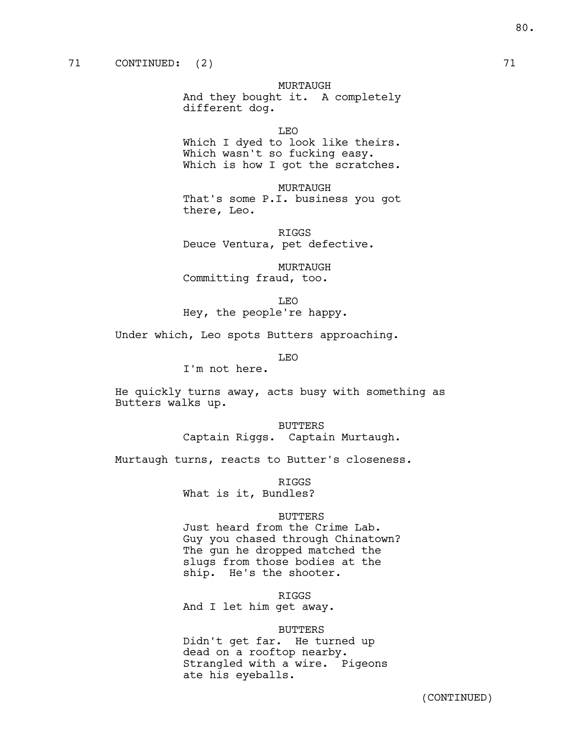71 CONTINUED: (2) 71

MURTAUGH
And they bought it. A completely different dog.

LEO
Which I dyed to look like theirs. Which wasn't so fucking easy. Which is how I got the scratches.

MURTAUGH
That's some P.I. business you got there, Leo.

RIGGS
Deuce Ventura, pet defective.

MURTAUGH
Committing fraud, too.

LEO
Hey, the people're happy.

Under which, Leo spots Butters approaching.

LEO
I'm not here.

He quickly turns away, acts busy with something as Butters walks up.

BUTTERS
Captain Riggs. Captain Murtaugh.

Murtaugh turns, reacts to Butter's closeness.

RIGGS
What is it, Bundles?

BUTTERS
Just heard from the Crime Lab. Guy you chased through Chinatown? The gun he dropped matched the slugs from those bodies at the ship. He's the shooter.

RIGGS
And I let him get away.

BUTTERS
Didn't get far. He turned up dead on a rooftop nearby. Strangled with a wire. Pigeons ate his eyeballs.

(CONTINUED)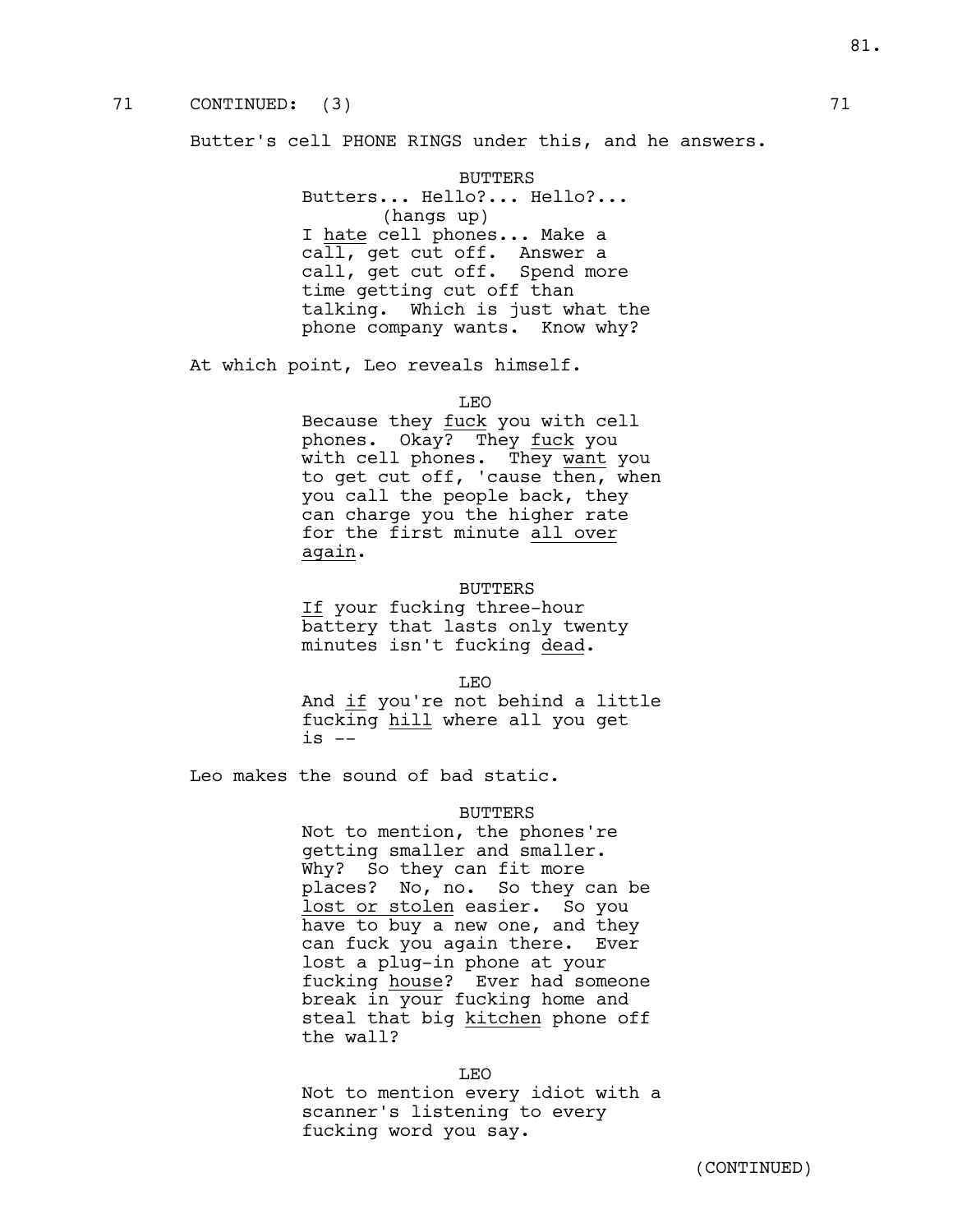71 CONTINUED: (3) 71

Butter's cell PHONE RINGS under this, and he answers.

BUTTERS
Butters... Hello?... Hello?...
(hangs up)
I hate cell phones... Make a call, get cut off. Answer a call, get cut off. Spend more time getting cut off than talking. Which is just what the phone company wants. Know why?

At which point, Leo reveals himself.

LEO
Because they fuck you with cell phones. Okay? They fuck you with cell phones. They want you to get cut off, 'cause then, when you call the people back, they can charge you the higher rate for the first minute all over again.

BUTTERS
If your fucking three-hour battery that lasts only twenty minutes isn't fucking dead.

LEO
And if you're not behind a little fucking hill where all you get is --

Leo makes the sound of bad static.

BUTTERS
Not to mention, the phones're getting smaller and smaller. Why? So they can fit more places? No, no. So they can be lost or stolen easier. So you have to buy a new one, and they can fuck you again there. Ever lost a plug-in phone at your fucking house? Ever had someone break in your fucking home and steal that big kitchen phone off the wall?

LEO
Not to mention every idiot with a scanner's listening to every fucking word you say.

(CONTINUED)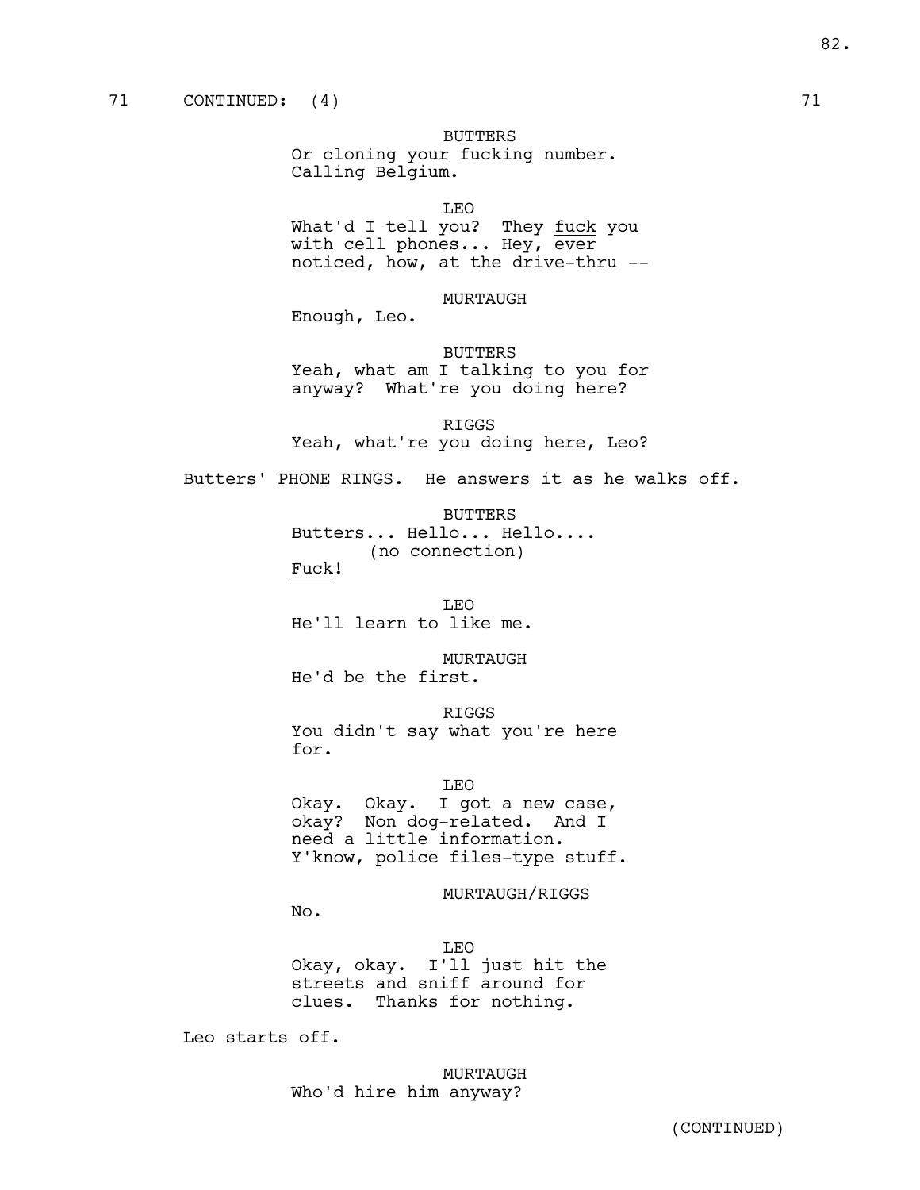71 CONTINUED: (4) 71

BUTTERS
Or cloning your fucking number. Calling Belgium.

LEO
What'd I tell you? They _fuck_ you with cell phones... Hey, ever noticed, how, at the drive-thru --

MURTAUGH
Enough, Leo.

BUTTERS
Yeah, what am I talking to you for anyway? What're you doing here?

RIGGS
Yeah, what're you doing here, Leo?

Butters' PHONE RINGS. He answers it as he walks off.

BUTTERS
Butters... Hello... Hello....
(no connection)
_Fuck_!

LEO
He'll learn to like me.

MURTAUGH
He'd be the first.

RIGGS
You didn't say what you're here for.

LEO
Okay. Okay. I got a new case, okay? Non dog-related. And I need a little information. Y'know, police files-type stuff.

MURTAUGH/RIGGS
No.

LEO
Okay, okay. I'll just hit the streets and sniff around for clues. Thanks for nothing.

Leo starts off.

MURTAUGH
Who'd hire him anyway?

(CONTINUED)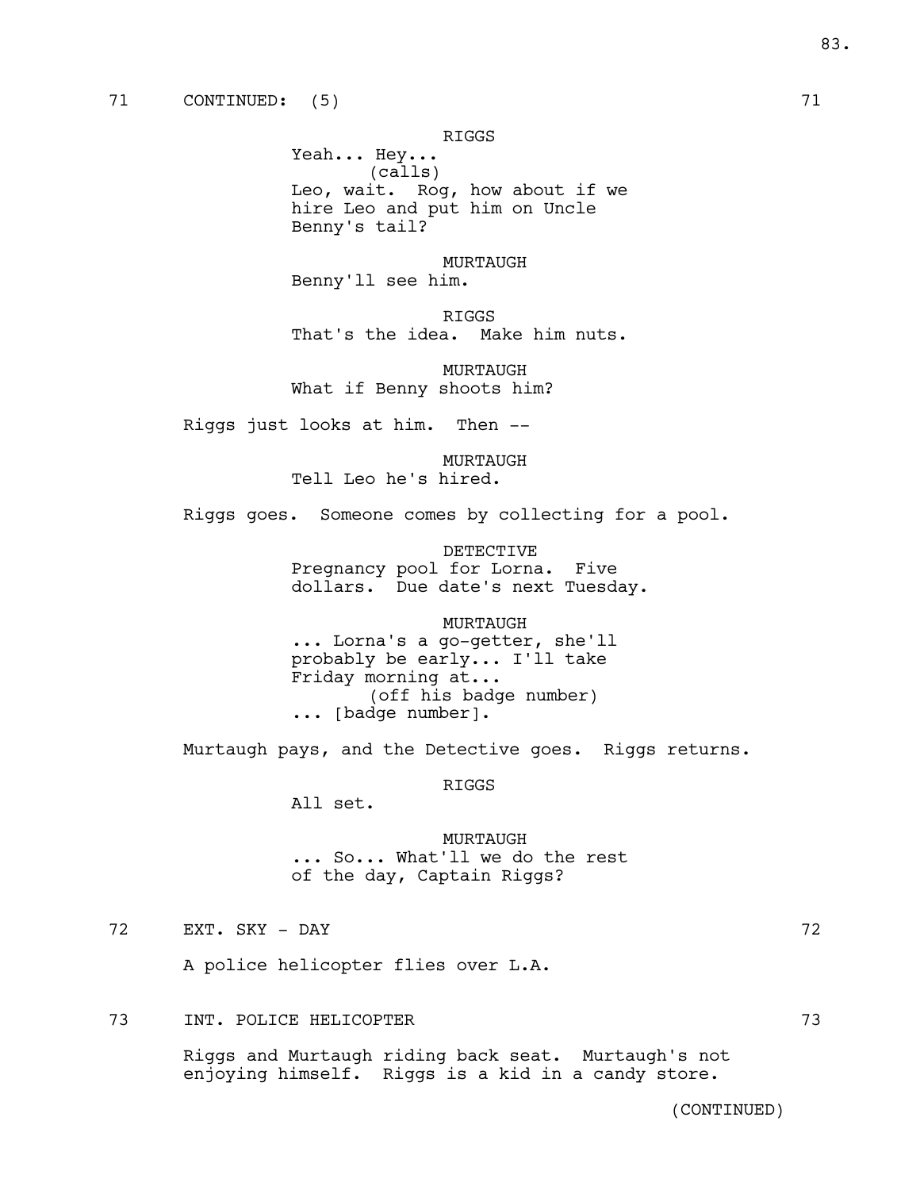71 CONTINUED: (5) 71

RIGGS
Yeah... Hey...
(calls)
Leo, wait. Rog, how about if we hire Leo and put him on Uncle Benny's tail?

MURTAUGH
Benny'll see him.

RIGGS
That's the idea. Make him nuts.

MURTAUGH
What if Benny shoots him?

Riggs just looks at him. Then --

MURTAUGH
Tell Leo he's hired.

Riggs goes. Someone comes by collecting for a pool.

DETECTIVE
Pregnancy pool for Lorna. Five dollars. Due date's next Tuesday.

MURTAUGH
... Lorna's a go-getter, she'll probably be early... I'll take Friday morning at...
(off his badge number)
... [badge number].

Murtaugh pays, and the Detective goes. Riggs returns.

RIGGS
All set.

MURTAUGH
... So... What'll we do the rest of the day, Captain Riggs?

72 EXT. SKY - DAY 72

A police helicopter flies over L.A.

73 INT. POLICE HELICOPTER 73

Riggs and Murtaugh riding back seat. Murtaugh's not enjoying himself. Riggs is a kid in a candy store.

(CONTINUED)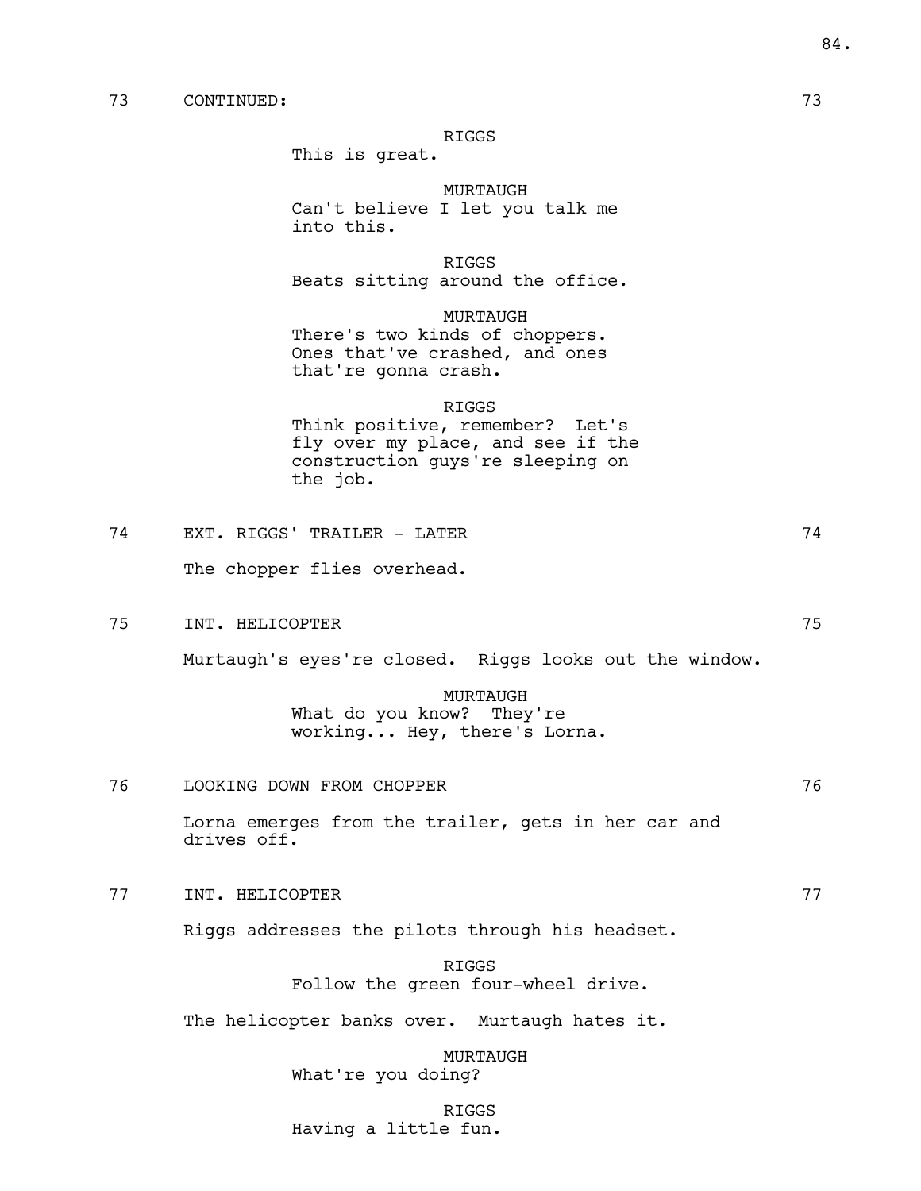73 CONTINUED: 73

RIGGS
This is great.

MURTAUGH
Can't believe I let you talk me into this.

RIGGS
Beats sitting around the office.

MURTAUGH
There's two kinds of choppers. Ones that've crashed, and ones that're gonna crash.

RIGGS
Think positive, remember? Let's fly over my place, and see if the construction guys're sleeping on the job.

74 EXT. RIGGS' TRAILER - LATER 74

The chopper flies overhead.

75 INT. HELICOPTER 75

Murtaugh's eyes're closed. Riggs looks out the window.

MURTAUGH
What do you know? They're working... Hey, there's Lorna.

76 LOOKING DOWN FROM CHOPPER 76

Lorna emerges from the trailer, gets in her car and drives off.

77 INT. HELICOPTER 77

Riggs addresses the pilots through his headset.

RIGGS
Follow the green four-wheel drive.

The helicopter banks over. Murtaugh hates it.

MURTAUGH
What're you doing?

RIGGS
Having a little fun.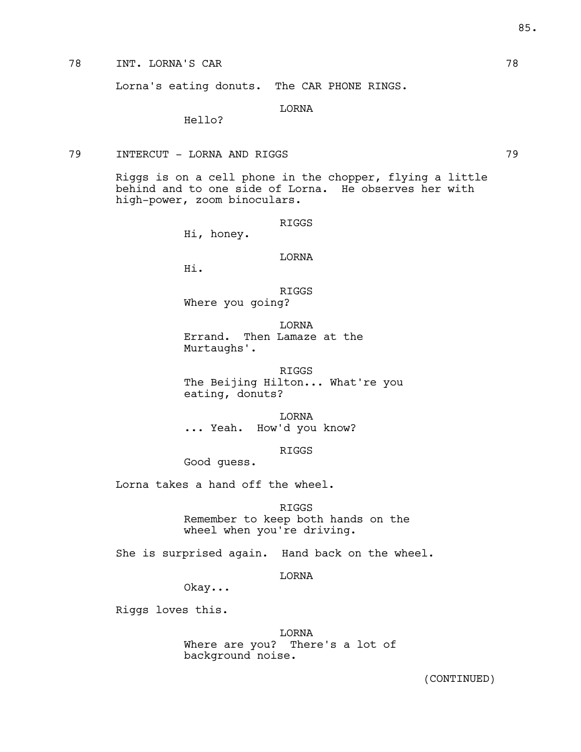78 INT. LORNA'S CAR 78

Lorna's eating donuts. The CAR PHONE RINGS.

LORNA
Hello?

79 INTERCUT - LORNA AND RIGGS 79

Riggs is on a cell phone in the chopper, flying a little behind and to one side of Lorna. He observes her with high-power, zoom binoculars.

RIGGS
Hi, honey.

LORNA
Hi.

RIGGS
Where you going?

LORNA
Errand. Then Lamaze at the Murtaughs'.

RIGGS
The Beijing Hilton... What're you eating, donuts?

LORNA
... Yeah. How'd you know?

RIGGS
Good guess.

Lorna takes a hand off the wheel.

RIGGS
Remember to keep both hands on the wheel when you're driving.

She is surprised again. Hand back on the wheel.

LORNA
Okay...

Riggs loves this.

LORNA
Where are you? There's a lot of background noise.

(CONTINUED)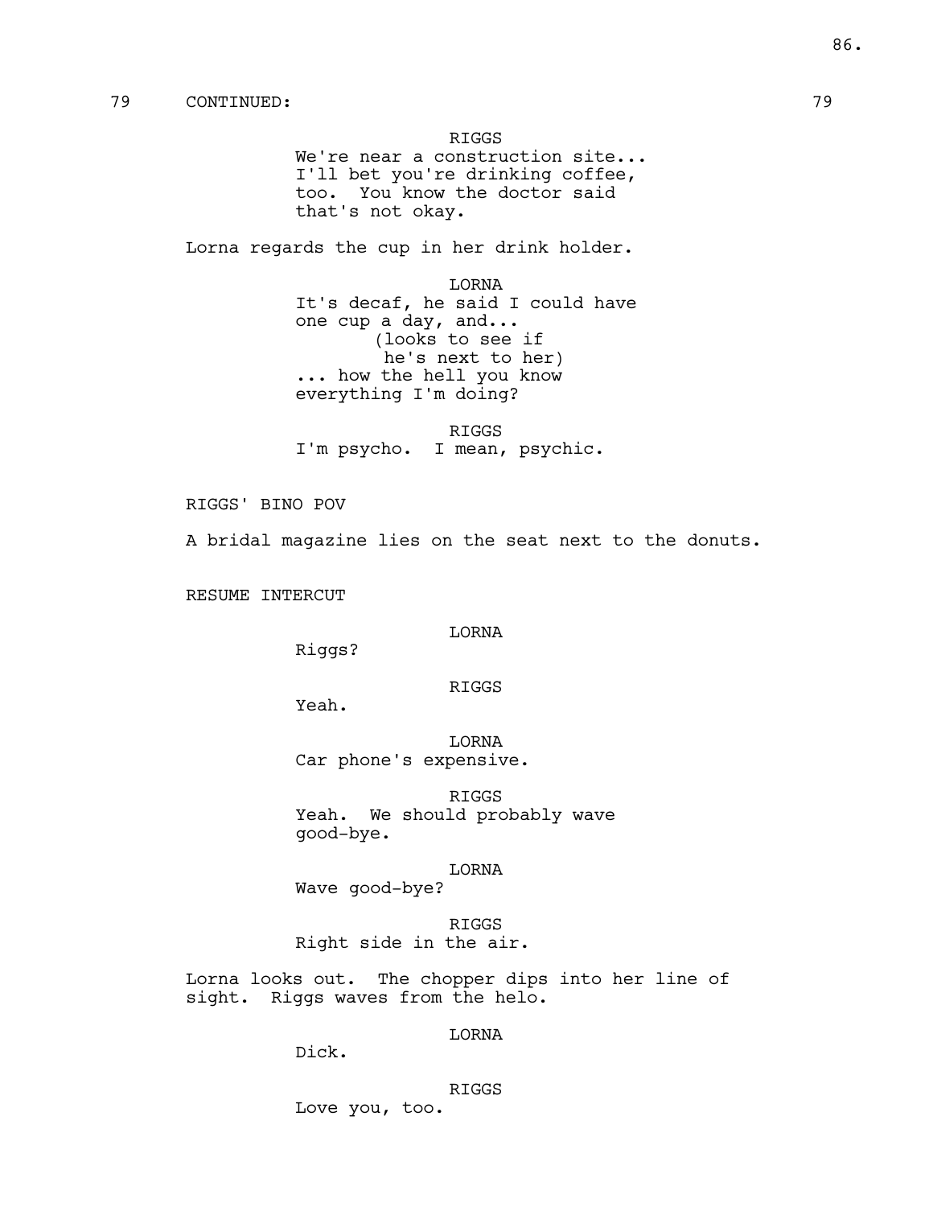79 CONTINUED: 79

RIGGS
We're near a construction site... I'll bet you're drinking coffee, too. You know the doctor said that's not okay.

Lorna regards the cup in her drink holder.

LORNA
It's decaf, he said I could have one cup a day, and...
(looks to see if he's next to her)
... how the hell you know everything I'm doing?

RIGGS
I'm psycho. I mean, psychic.

RIGGS' BINO POV

A bridal magazine lies on the seat next to the donuts.

RESUME INTERCUT

LORNA
Riggs?

RIGGS
Yeah.

LORNA
Car phone's expensive.

RIGGS
Yeah. We should probably wave good-bye.

LORNA
Wave good-bye?

RIGGS
Right side in the air.

Lorna looks out. The chopper dips into her line of sight. Riggs waves from the helo.

LORNA
Dick.

RIGGS
Love you, too.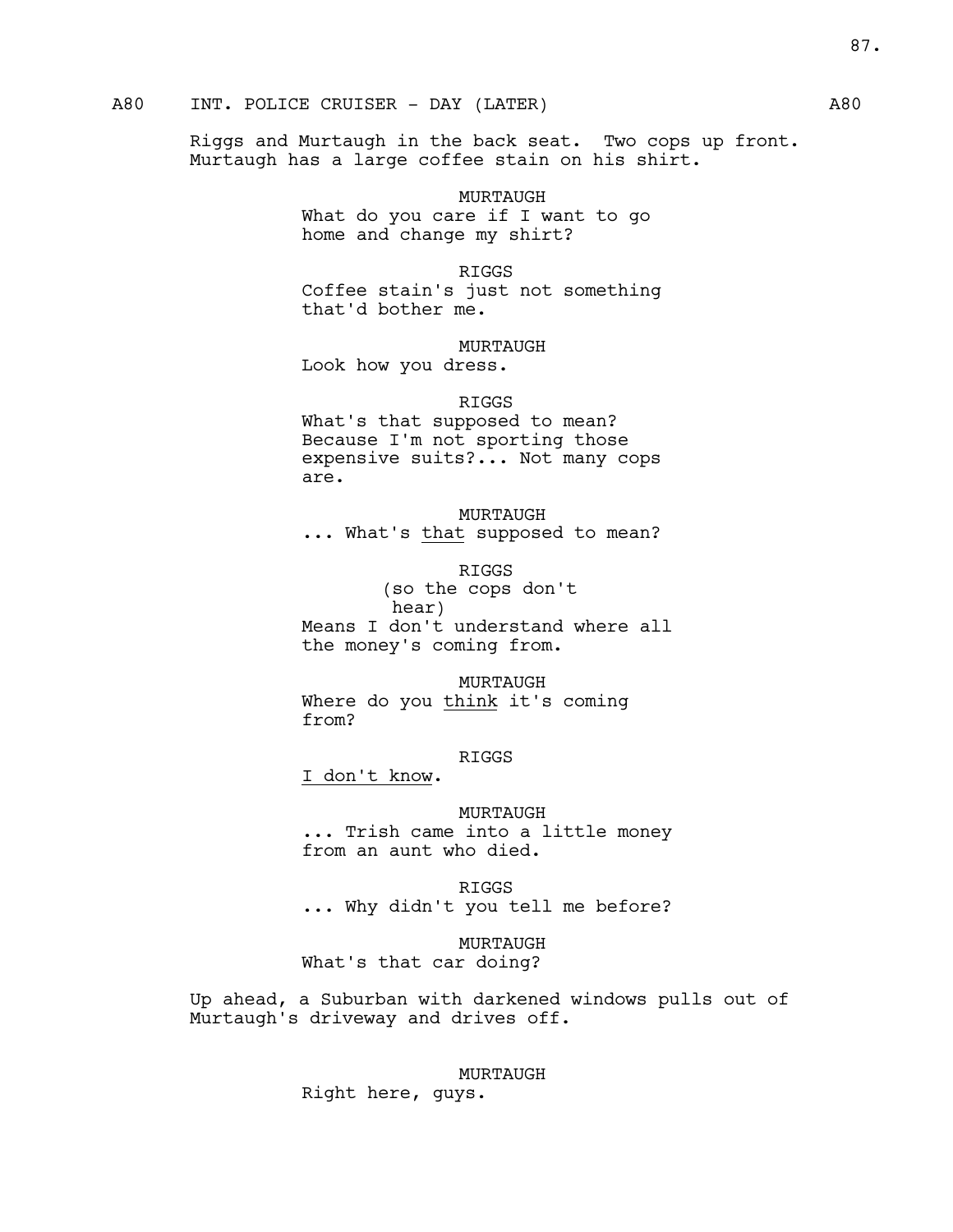A80 INT. POLICE CRUISER - DAY (LATER) A80

Riggs and Murtaugh in the back seat. Two cops up front. Murtaugh has a large coffee stain on his shirt.

MURTAUGH
What do you care if I want to go home and change my shirt?

RIGGS
Coffee stain's just not something that'd bother me.

MURTAUGH
Look how you dress.

RIGGS
What's that supposed to mean? Because I'm not sporting those expensive suits?... Not many cops are.

MURTAUGH
... What's <u>that</u> supposed to mean?

RIGGS
(so the cops don't hear)
Means I don't understand where all the money's coming from.

MURTAUGH
Where do you <u>think</u> it's coming from?

RIGGS
<u>I don't know</u>.

MURTAUGH
... Trish came into a little money from an aunt who died.

RIGGS
... Why didn't you tell me before?

MURTAUGH
What's that car doing?

Up ahead, a Suburban with darkened windows pulls out of Murtaugh's driveway and drives off.

MURTAUGH
Right here, guys.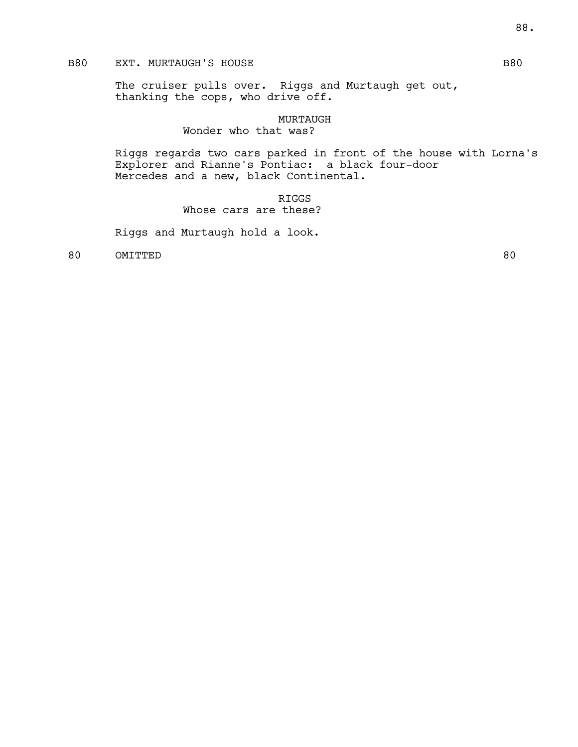B80 EXT. MURTAUGH'S HOUSE B80

The cruiser pulls over. Riggs and Murtaugh get out, thanking the cops, who drive off.

MURTAUGH
Wonder who that was?

Riggs regards two cars parked in front of the house with Lorna's Explorer and Rianne's Pontiac: a black four-door Mercedes and a new, black Continental.

RIGGS
Whose cars are these?

Riggs and Murtaugh hold a look.

80 OMITTED 80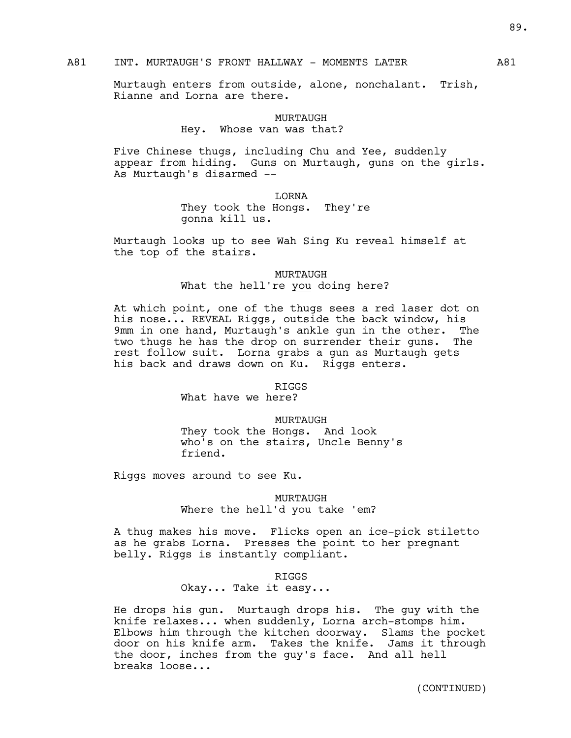A81 INT. MURTAUGH'S FRONT HALLWAY - MOMENTS LATER A81

Murtaugh enters from outside, alone, nonchalant. Trish, Rianne and Lorna are there.

MURTAUGH
Hey. Whose van was that?

Five Chinese thugs, including Chu and Yee, suddenly appear from hiding. Guns on Murtaugh, guns on the girls. As Murtaugh's disarmed --

LORNA
They took the Hongs. They're gonna kill us.

Murtaugh looks up to see Wah Sing Ku reveal himself at the top of the stairs.

MURTAUGH
What the hell're _you_ doing here?

At which point, one of the thugs sees a red laser dot on his nose... REVEAL Riggs, outside the back window, his 9mm in one hand, Murtaugh's ankle gun in the other. The two thugs he has the drop on surrender their guns. The rest follow suit. Lorna grabs a gun as Murtaugh gets his back and draws down on Ku. Riggs enters.

RIGGS
What have we here?

MURTAUGH
They took the Hongs. And look who's on the stairs, Uncle Benny's friend.

Riggs moves around to see Ku.

MURTAUGH
Where the hell'd you take 'em?

A thug makes his move. Flicks open an ice-pick stiletto as he grabs Lorna. Presses the point to her pregnant belly. Riggs is instantly compliant.

RIGGS
Okay... Take it easy...

He drops his gun. Murtaugh drops his. The guy with the knife relaxes... when suddenly, Lorna arch-stomps him. Elbows him through the kitchen doorway. Slams the pocket door on his knife arm. Takes the knife. Jams it through the door, inches from the guy's face. And all hell breaks loose...

(CONTINUED)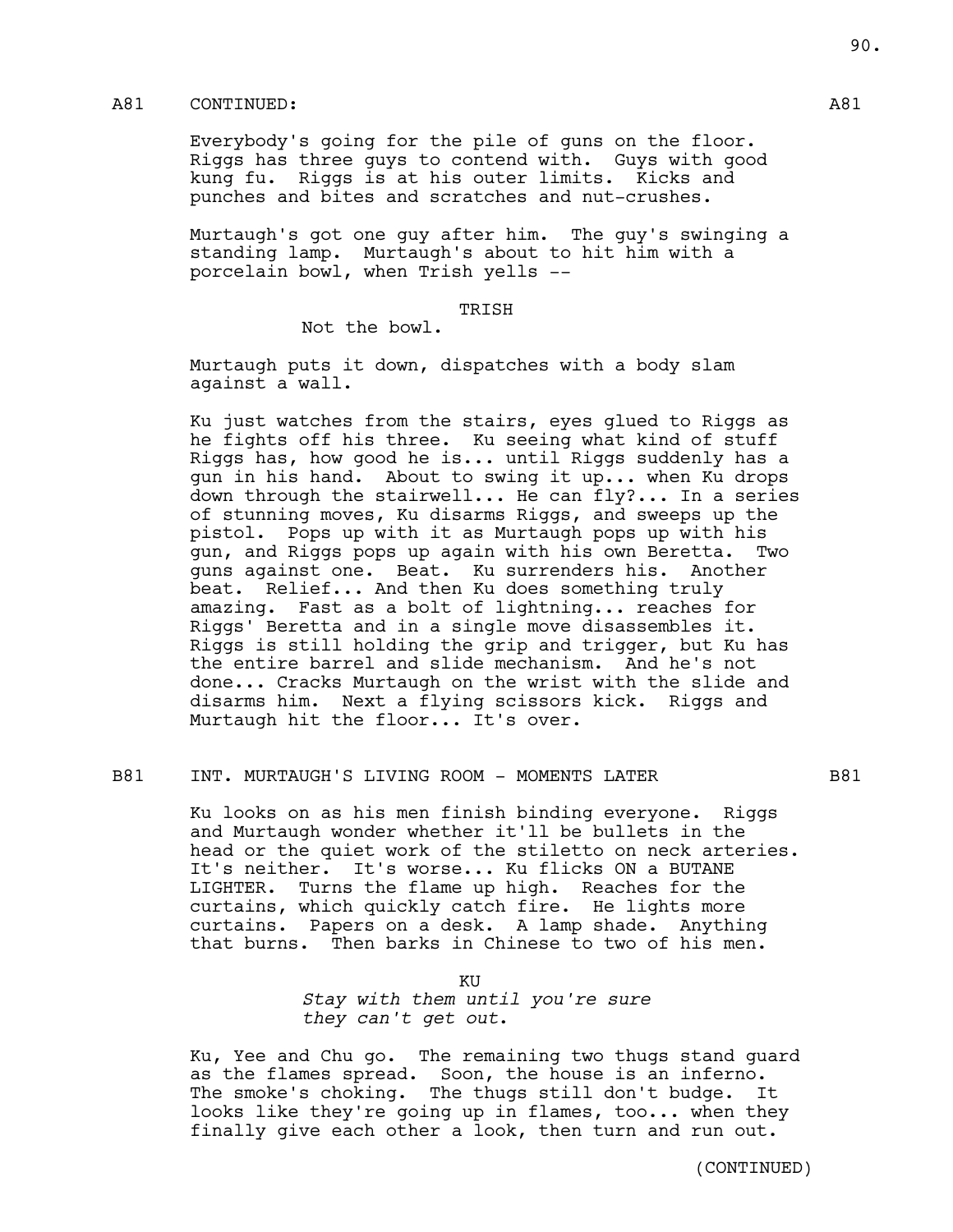A81 CONTINUED: A81

Everybody's going for the pile of guns on the floor. Riggs has three guys to contend with. Guys with good kung fu. Riggs is at his outer limits. Kicks and punches and bites and scratches and nut-crushes.

Murtaugh's got one guy after him. The guy's swinging a standing lamp. Murtaugh's about to hit him with a porcelain bowl, when Trish yells --

TRISH
Not the bowl.

Murtaugh puts it down, dispatches with a body slam against a wall.

Ku just watches from the stairs, eyes glued to Riggs as he fights off his three. Ku seeing what kind of stuff Riggs has, how good he is... until Riggs suddenly has a gun in his hand. About to swing it up... when Ku drops down through the stairwell... He can fly?... In a series of stunning moves, Ku disarms Riggs, and sweeps up the pistol. Pops up with it as Murtaugh pops up with his gun, and Riggs pops up again with his own Beretta. Two guns against one. Beat. Ku surrenders his. Another beat. Relief... And then Ku does something truly amazing. Fast as a bolt of lightning... reaches for Riggs' Beretta and in a single move disassembles it. Riggs is still holding the grip and trigger, but Ku has the entire barrel and slide mechanism. And he's not done... Cracks Murtaugh on the wrist with the slide and disarms him. Next a flying scissors kick. Riggs and Murtaugh hit the floor... It's over.

B81 INT. MURTAUGH'S LIVING ROOM - MOMENTS LATER B81

Ku looks on as his men finish binding everyone. Riggs and Murtaugh wonder whether it'll be bullets in the head or the quiet work of the stiletto on neck arteries. It's neither. It's worse... Ku flicks ON a BUTANE LIGHTER. Turns the flame up high. Reaches for the curtains, which quickly catch fire. He lights more curtains. Papers on a desk. A lamp shade. Anything that burns. Then barks in Chinese to two of his men.

KU
*Stay with them until you're sure they can't get out.*

Ku, Yee and Chu go. The remaining two thugs stand guard as the flames spread. Soon, the house is an inferno. The smoke's choking. The thugs still don't budge. It looks like they're going up in flames, too... when they finally give each other a look, then turn and run out.

(CONTINUED)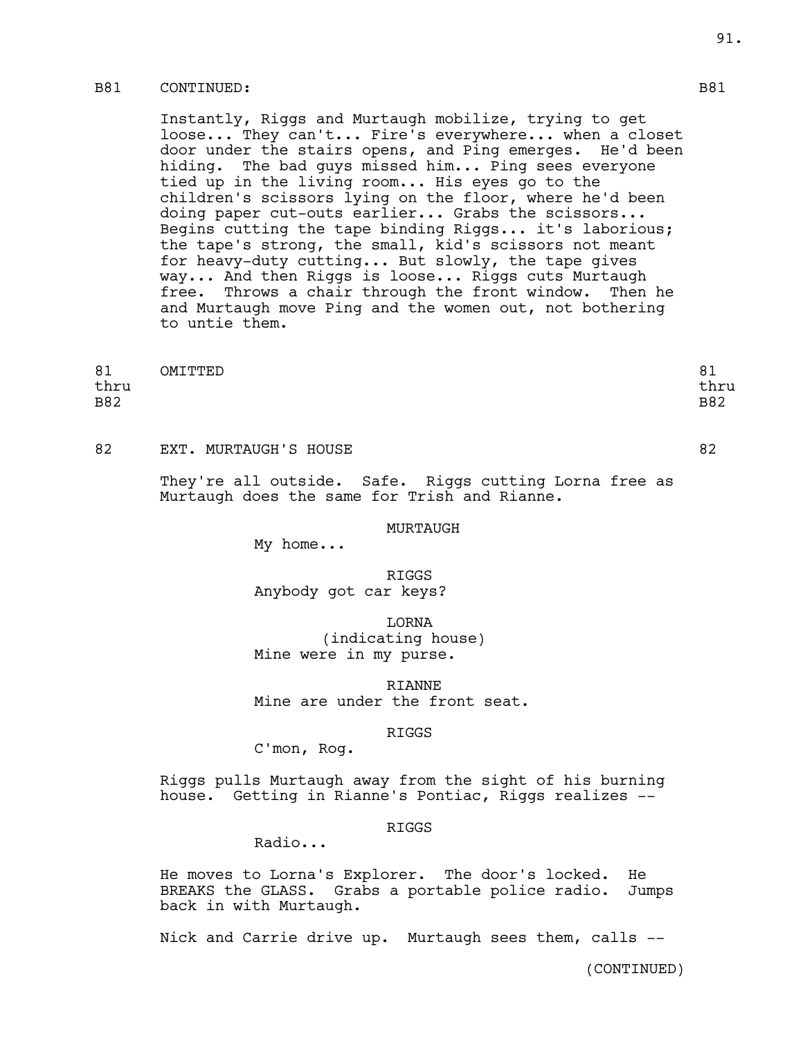B81 CONTINUED: B81

Instantly, Riggs and Murtaugh mobilize, trying to get loose... They can't... Fire's everywhere... when a closet door under the stairs opens, and Ping emerges. He'd been hiding. The bad guys missed him... Ping sees everyone tied up in the living room... His eyes go to the children's scissors lying on the floor, where he'd been doing paper cut-outs earlier... Grabs the scissors... Begins cutting the tape binding Riggs... it's laborious; the tape's strong, the small, kid's scissors not meant for heavy-duty cutting... But slowly, the tape gives way... And then Riggs is loose... Riggs cuts Murtaugh free. Throws a chair through the front window. Then he and Murtaugh move Ping and the women out, not bothering to untie them.

81 thru B82 OMITTED 81 thru B82

82 EXT. MURTAUGH'S HOUSE 82

They're all outside. Safe. Riggs cutting Lorna free as Murtaugh does the same for Trish and Rianne.

MURTAUGH
My home...

RIGGS
Anybody got car keys?

LORNA
(indicating house)
Mine were in my purse.

RIANNE
Mine are under the front seat.

RIGGS
C'mon, Rog.

Riggs pulls Murtaugh away from the sight of his burning house. Getting in Rianne's Pontiac, Riggs realizes --

RIGGS
Radio...

He moves to Lorna's Explorer. The door's locked. He BREAKS the GLASS. Grabs a portable police radio. Jumps back in with Murtaugh.

Nick and Carrie drive up. Murtaugh sees them, calls --

(CONTINUED)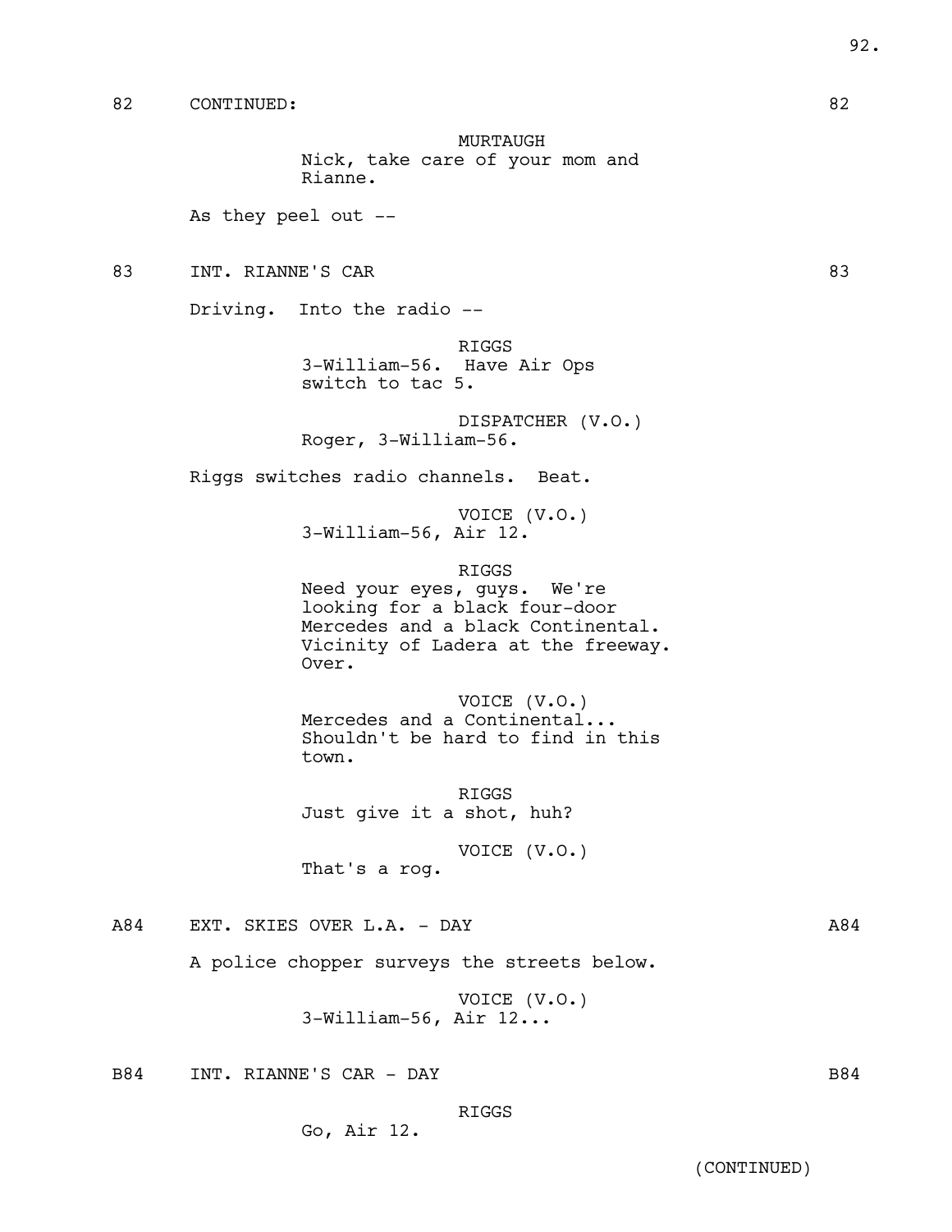82 CONTINUED: 82

MURTAUGH
Nick, take care of your mom and Rianne.

As they peel out --

83 INT. RIANNE'S CAR 83

Driving. Into the radio --

RIGGS
3-William-56. Have Air Ops switch to tac 5.

DISPATCHER (V.O.)
Roger, 3-William-56.

Riggs switches radio channels. Beat.

VOICE (V.O.)
3-William-56, Air 12.

RIGGS
Need your eyes, guys. We're looking for a black four-door Mercedes and a black Continental. Vicinity of Ladera at the freeway. Over.

VOICE (V.O.)
Mercedes and a Continental... Shouldn't be hard to find in this town.

RIGGS
Just give it a shot, huh?

VOICE (V.O.)
That's a rog.

A84 EXT. SKIES OVER L.A. - DAY A84

A police chopper surveys the streets below.

VOICE (V.O.)
3-William-56, Air 12...

B84 INT. RIANNE'S CAR - DAY B84

RIGGS
Go, Air 12.

(CONTINUED)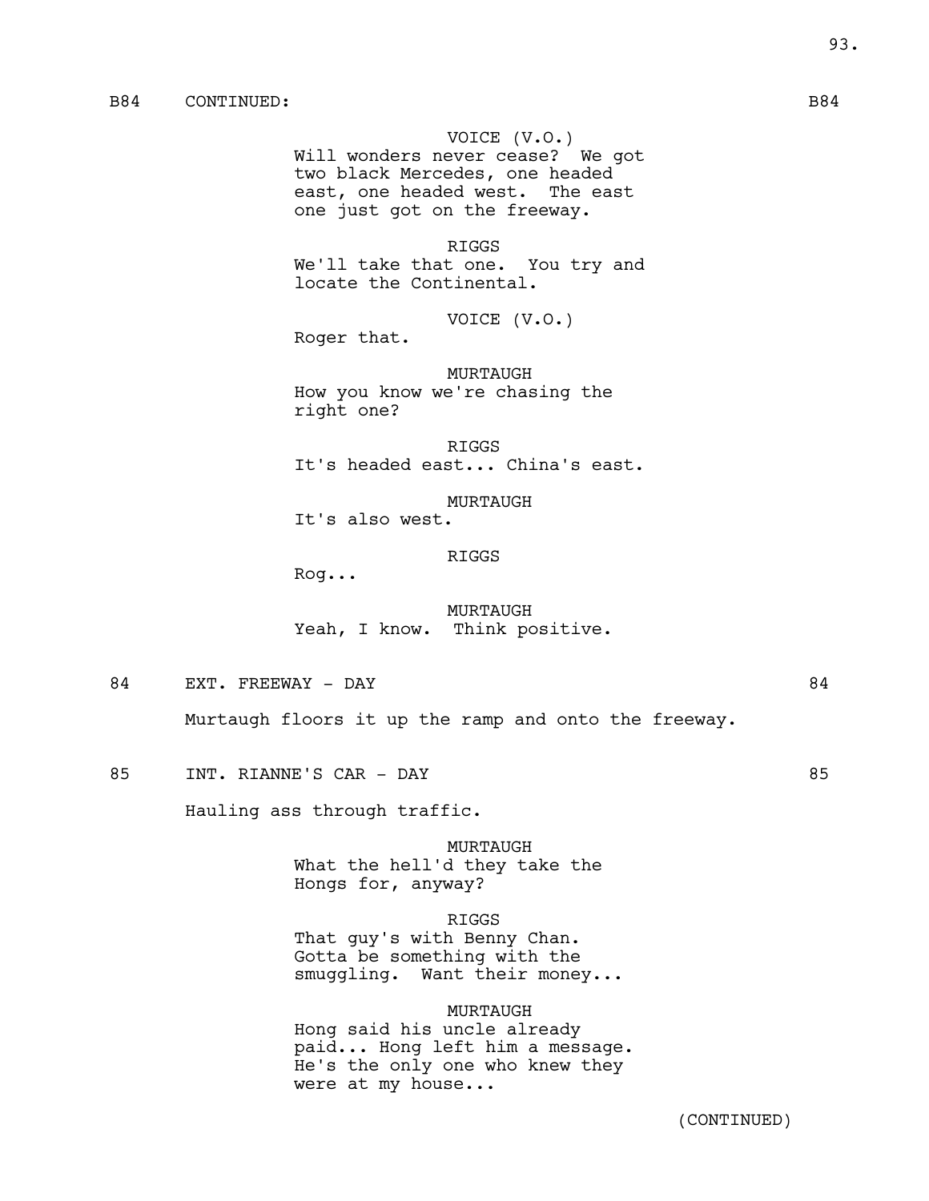B84 CONTINUED: B84

VOICE (V.O.)
Will wonders never cease? We got two black Mercedes, one headed east, one headed west. The east one just got on the freeway.

RIGGS
We'll take that one. You try and locate the Continental.

VOICE (V.O.)
Roger that.

MURTAUGH
How you know we're chasing the right one?

RIGGS
It's headed east... China's east.

MURTAUGH
It's also west.

RIGGS
Rog...

MURTAUGH
Yeah, I know. Think positive.

84 EXT. FREEWAY - DAY 84

Murtaugh floors it up the ramp and onto the freeway.

85 INT. RIANNE'S CAR - DAY 85

Hauling ass through traffic.

MURTAUGH
What the hell'd they take the Hongs for, anyway?

RIGGS
That guy's with Benny Chan. Gotta be something with the smuggling. Want their money...

MURTAUGH
Hong said his uncle already paid... Hong left him a message. He's the only one who knew they were at my house...

(CONTINUED)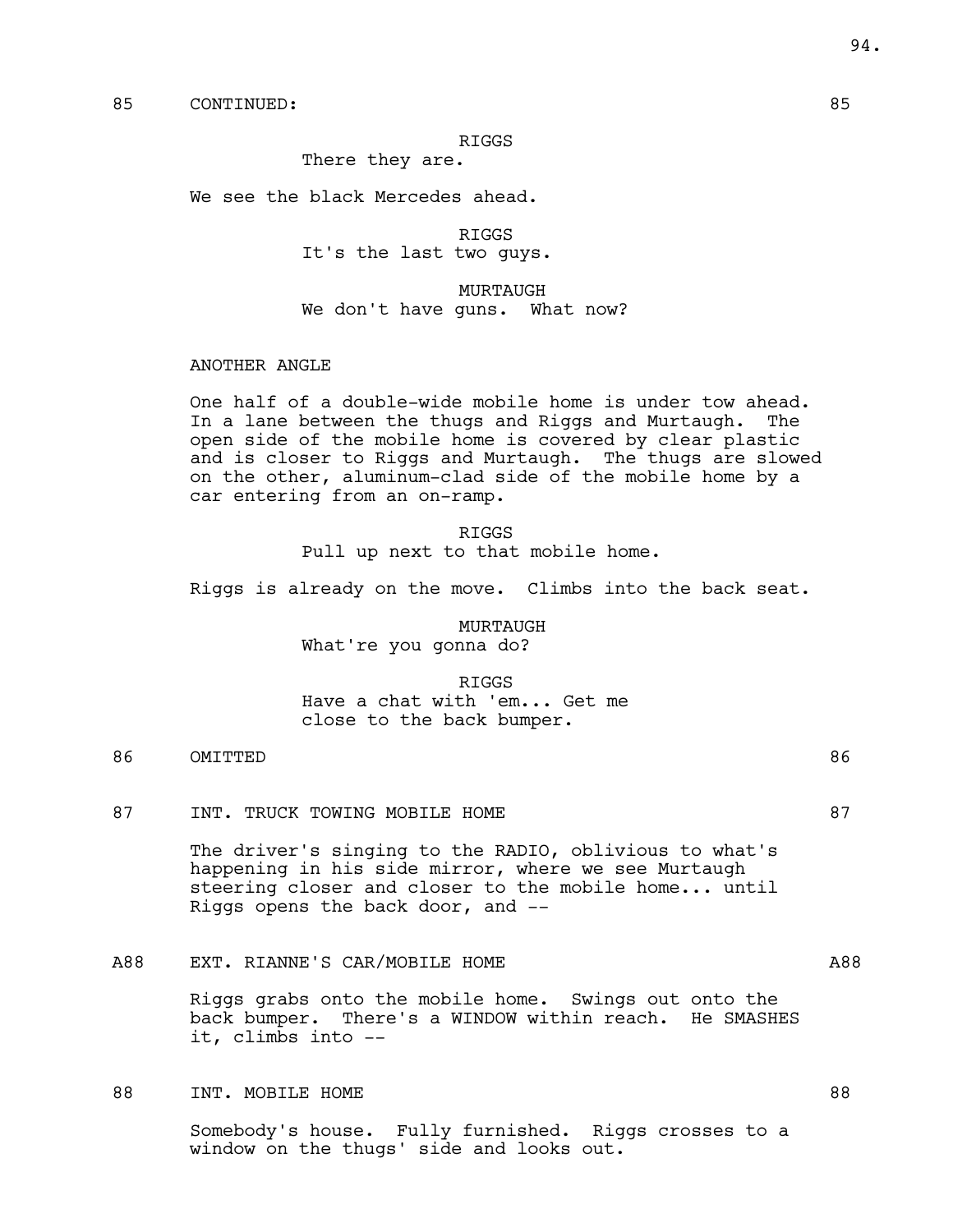85 CONTINUED: 85

RIGGS
There they are.

We see the black Mercedes ahead.

RIGGS
It's the last two guys.

MURTAUGH
We don't have guns. What now?

ANOTHER ANGLE

One half of a double-wide mobile home is under tow ahead. In a lane between the thugs and Riggs and Murtaugh. The open side of the mobile home is covered by clear plastic and is closer to Riggs and Murtaugh. The thugs are slowed on the other, aluminum-clad side of the mobile home by a car entering from an on-ramp.

RIGGS
Pull up next to that mobile home.

Riggs is already on the move. Climbs into the back seat.

MURTAUGH
What're you gonna do?

RIGGS
Have a chat with 'em... Get me close to the back bumper.

86 OMITTED 86

87 INT. TRUCK TOWING MOBILE HOME 87

The driver's singing to the RADIO, oblivious to what's happening in his side mirror, where we see Murtaugh steering closer and closer to the mobile home... until Riggs opens the back door, and --

A88 EXT. RIANNE'S CAR/MOBILE HOME A88

Riggs grabs onto the mobile home. Swings out onto the back bumper. There's a WINDOW within reach. He SMASHES it, climbs into --

88 INT. MOBILE HOME 88

Somebody's house. Fully furnished. Riggs crosses to a window on the thugs' side and looks out.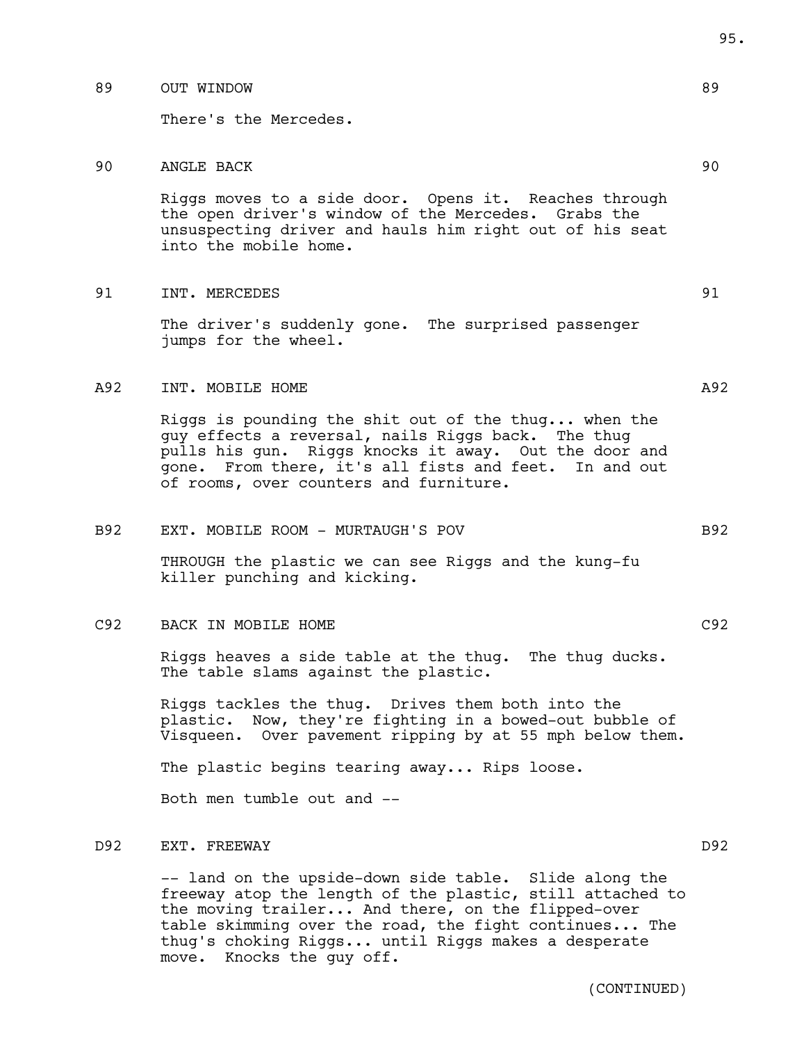89 OUT WINDOW 89

There's the Mercedes.

90 ANGLE BACK 90

Riggs moves to a side door. Opens it. Reaches through the open driver's window of the Mercedes. Grabs the unsuspecting driver and hauls him right out of his seat into the mobile home.

91 INT. MERCEDES 91

The driver's suddenly gone. The surprised passenger jumps for the wheel.

A92 INT. MOBILE HOME A92

Riggs is pounding the shit out of the thug... when the guy effects a reversal, nails Riggs back. The thug pulls his gun. Riggs knocks it away. Out the door and gone. From there, it's all fists and feet. In and out of rooms, over counters and furniture.

B92 EXT. MOBILE ROOM - MURTAUGH'S POV B92

THROUGH the plastic we can see Riggs and the kung-fu killer punching and kicking.

C92 BACK IN MOBILE HOME C92

Riggs heaves a side table at the thug. The thug ducks. The table slams against the plastic.

Riggs tackles the thug. Drives them both into the plastic. Now, they're fighting in a bowed-out bubble of Visqueen. Over pavement ripping by at 55 mph below them.

The plastic begins tearing away... Rips loose.

Both men tumble out and --

D92 EXT. FREEWAY D92

-- land on the upside-down side table. Slide along the freeway atop the length of the plastic, still attached to the moving trailer... And there, on the flipped-over table skimming over the road, the fight continues... The thug's choking Riggs... until Riggs makes a desperate move. Knocks the guy off.

(CONTINUED)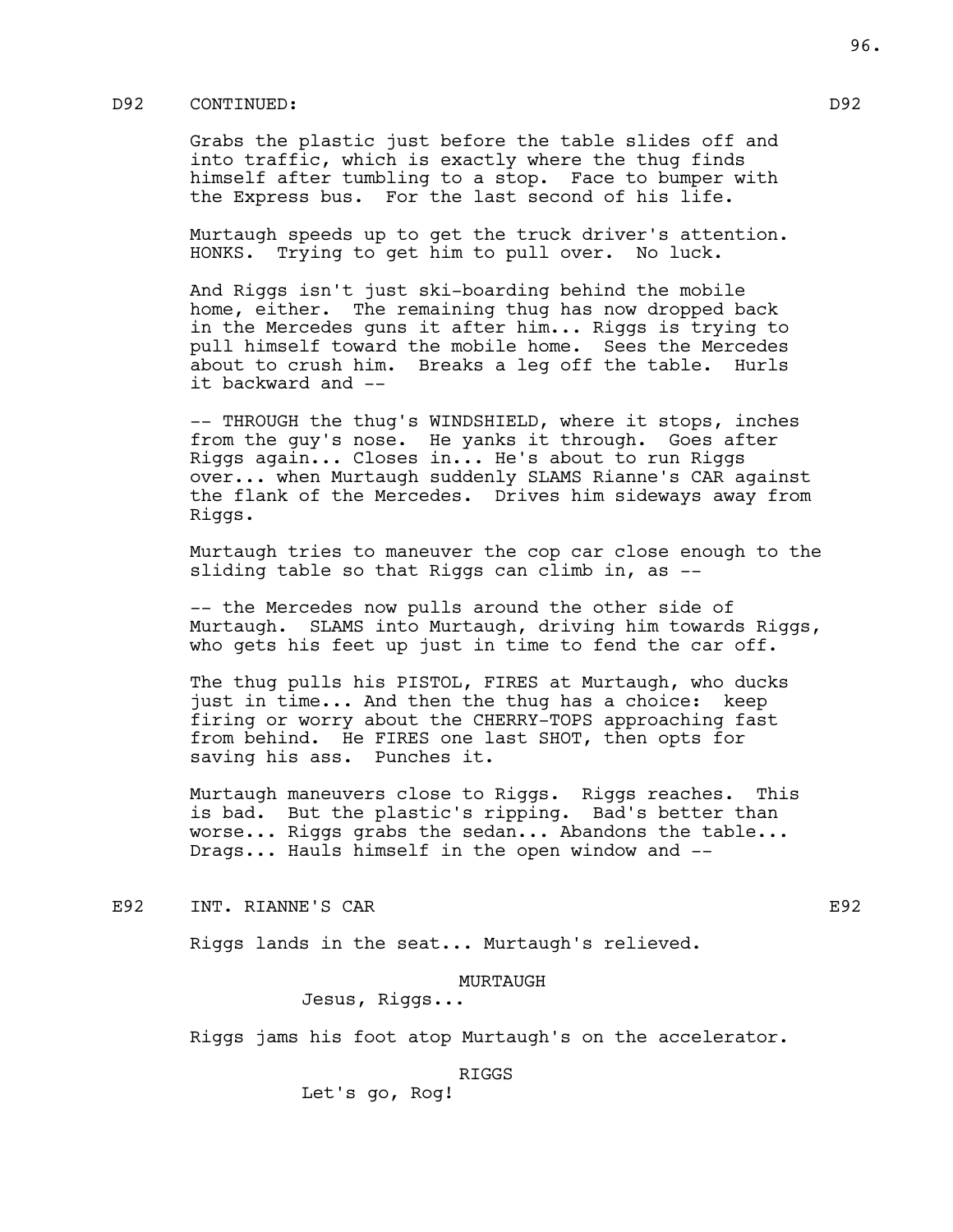D92 CONTINUED: D92

Grabs the plastic just before the table slides off and into traffic, which is exactly where the thug finds himself after tumbling to a stop. Face to bumper with the Express bus. For the last second of his life.

Murtaugh speeds up to get the truck driver's attention. HONKS. Trying to get him to pull over. No luck.

And Riggs isn't just ski-boarding behind the mobile home, either. The remaining thug has now dropped back in the Mercedes guns it after him... Riggs is trying to pull himself toward the mobile home. Sees the Mercedes about to crush him. Breaks a leg off the table. Hurls it backward and --

-- THROUGH the thug's WINDSHIELD, where it stops, inches from the guy's nose. He yanks it through. Goes after Riggs again... Closes in... He's about to run Riggs over... when Murtaugh suddenly SLAMS Rianne's CAR against the flank of the Mercedes. Drives him sideways away from Riggs.

Murtaugh tries to maneuver the cop car close enough to the sliding table so that Riggs can climb in, as --

-- the Mercedes now pulls around the other side of Murtaugh. SLAMS into Murtaugh, driving him towards Riggs, who gets his feet up just in time to fend the car off.

The thug pulls his PISTOL, FIRES at Murtaugh, who ducks just in time... And then the thug has a choice: keep firing or worry about the CHERRY-TOPS approaching fast from behind. He FIRES one last SHOT, then opts for saving his ass. Punches it.

Murtaugh maneuvers close to Riggs. Riggs reaches. This is bad. But the plastic's ripping. Bad's better than worse... Riggs grabs the sedan... Abandons the table... Drags... Hauls himself in the open window and --

E92 INT. RIANNE'S CAR E92

Riggs lands in the seat... Murtaugh's relieved.

MURTAUGH
Jesus, Riggs...

Riggs jams his foot atop Murtaugh's on the accelerator.

RIGGS
Let's go, Rog!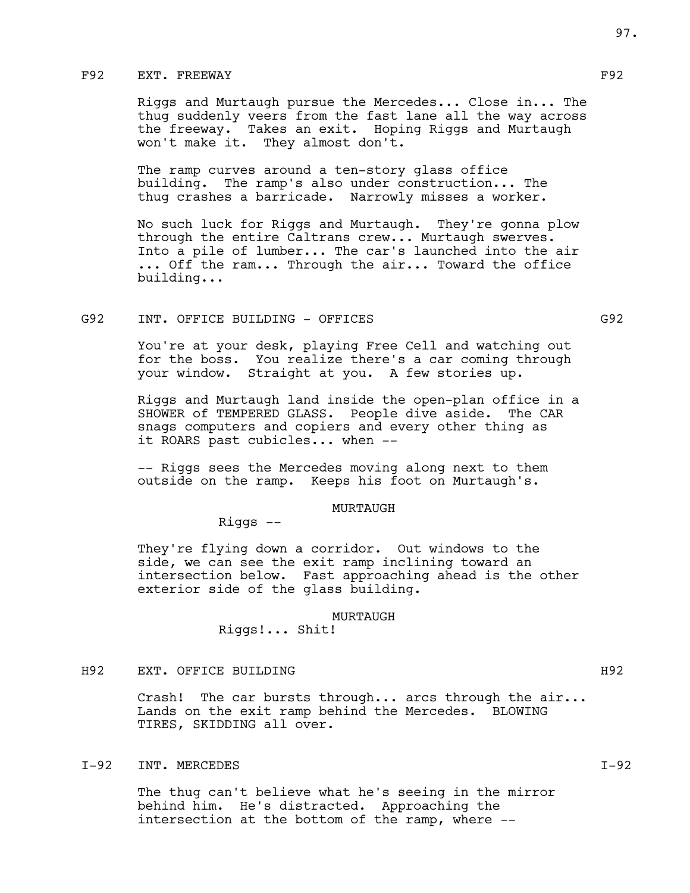F92 EXT. FREEWAY F92

Riggs and Murtaugh pursue the Mercedes... Close in... The thug suddenly veers from the fast lane all the way across the freeway. Takes an exit. Hoping Riggs and Murtaugh won't make it. They almost don't.

The ramp curves around a ten-story glass office building. The ramp's also under construction... The thug crashes a barricade. Narrowly misses a worker.

No such luck for Riggs and Murtaugh. They're gonna plow through the entire Caltrans crew... Murtaugh swerves. Into a pile of lumber... The car's launched into the air ... Off the ram... Through the air... Toward the office building...

G92 INT. OFFICE BUILDING - OFFICES G92

You're at your desk, playing Free Cell and watching out for the boss. You realize there's a car coming through your window. Straight at you. A few stories up.

Riggs and Murtaugh land inside the open-plan office in a SHOWER of TEMPERED GLASS. People dive aside. The CAR snags computers and copiers and every other thing as it ROARS past cubicles... when --

-- Riggs sees the Mercedes moving along next to them outside on the ramp. Keeps his foot on Murtaugh's.

MURTAUGH
Riggs --

They're flying down a corridor. Out windows to the side, we can see the exit ramp inclining toward an intersection below. Fast approaching ahead is the other exterior side of the glass building.

MURTAUGH
Riggs!... Shit!

H92 EXT. OFFICE BUILDING H92

Crash! The car bursts through... arcs through the air... Lands on the exit ramp behind the Mercedes. BLOWING TIRES, SKIDDING all over.

I-92 INT. MERCEDES I-92

The thug can't believe what he's seeing in the mirror behind him. He's distracted. Approaching the intersection at the bottom of the ramp, where --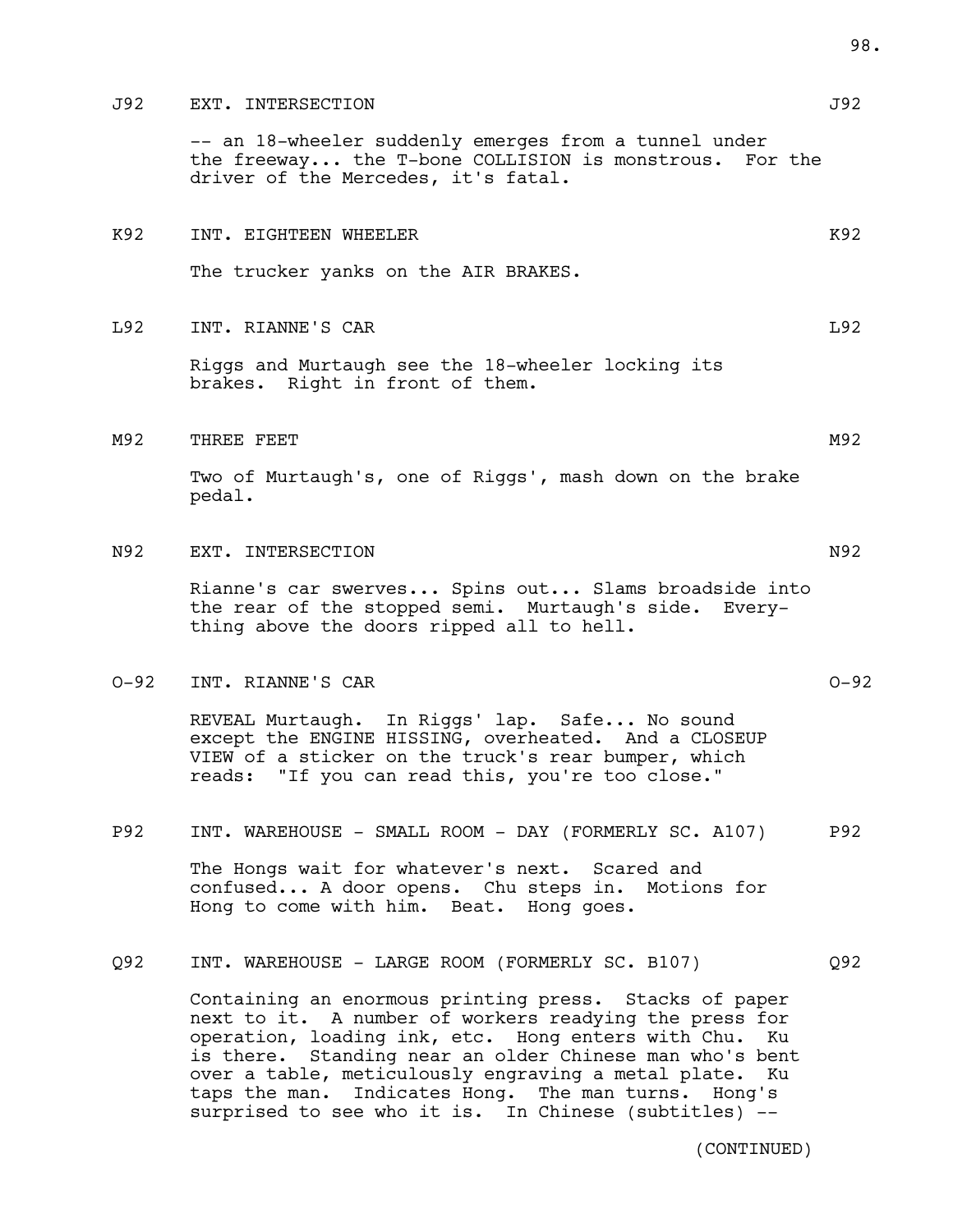J92 EXT. INTERSECTION J92

-- an 18-wheeler suddenly emerges from a tunnel under the freeway... the T-bone COLLISION is monstrous. For the driver of the Mercedes, it's fatal.

K92 INT. EIGHTEEN WHEELER K92

The trucker yanks on the AIR BRAKES.

L92 INT. RIANNE'S CAR L92

Riggs and Murtaugh see the 18-wheeler locking its brakes. Right in front of them.

M92 THREE FEET M92

Two of Murtaugh's, one of Riggs', mash down on the brake pedal.

N92 EXT. INTERSECTION N92

Rianne's car swerves... Spins out... Slams broadside into the rear of the stopped semi. Murtaugh's side. Every-thing above the doors ripped all to hell.

O-92 INT. RIANNE'S CAR O-92

REVEAL Murtaugh. In Riggs' lap. Safe... No sound except the ENGINE HISSING, overheated. And a CLOSEUP VIEW of a sticker on the truck's rear bumper, which reads: "If you can read this, you're too close."

P92 INT. WAREHOUSE - SMALL ROOM - DAY (FORMERLY SC. A107) P92

The Hongs wait for whatever's next. Scared and confused... A door opens. Chu steps in. Motions for Hong to come with him. Beat. Hong goes.

Q92 INT. WAREHOUSE - LARGE ROOM (FORMERLY SC. B107) Q92

Containing an enormous printing press. Stacks of paper next to it. A number of workers readying the press for operation, loading ink, etc. Hong enters with Chu. Ku is there. Standing near an older Chinese man who's bent over a table, meticulously engraving a metal plate. Ku taps the man. Indicates Hong. The man turns. Hong's surprised to see who it is. In Chinese (subtitles) --

(CONTINUED)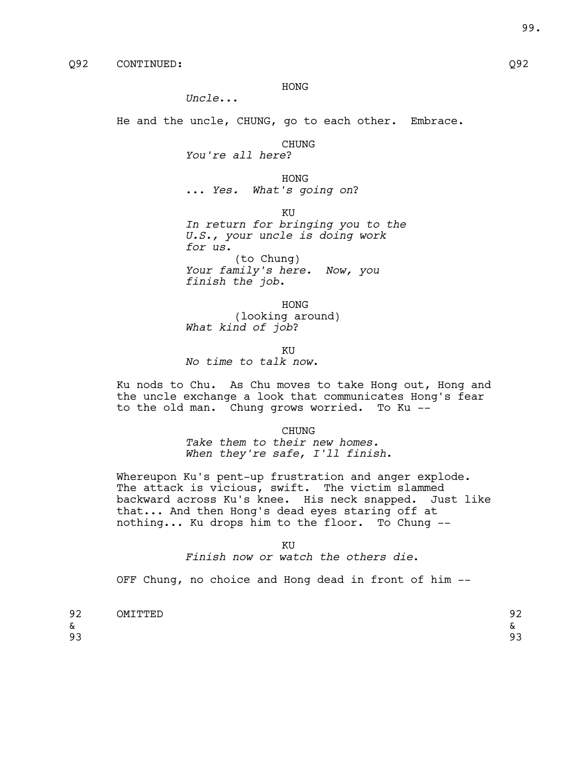Q92 CONTINUED: Q92

HONG
*Uncle...*

He and the uncle, CHUNG, go to each other. Embrace.

CHUNG
*You're all here*?

HONG
... *Yes. What's going on*?

KU
*In return for bringing you to the U.S., your uncle is doing work for us.*
(to Chung)
*Your family's here. Now, you finish the job.*

HONG
(looking around)
*What kind of job*?

KU
*No time to talk now.*

Ku nods to Chu. As Chu moves to take Hong out, Hong and the uncle exchange a look that communicates Hong's fear to the old man. Chung grows worried. To Ku --

CHUNG
*Take them to their new homes. When they're safe, I'll finish.*

Whereupon Ku's pent-up frustration and anger explode. The attack is vicious, swift. The victim slammed backward across Ku's knee. His neck snapped. Just like that... And then Hong's dead eyes staring off at nothing... Ku drops him to the floor. To Chung --

KU
*Finish now or watch the others die.*

OFF Chung, no choice and Hong dead in front of him --

92 & 93 OMITTED 92 & 93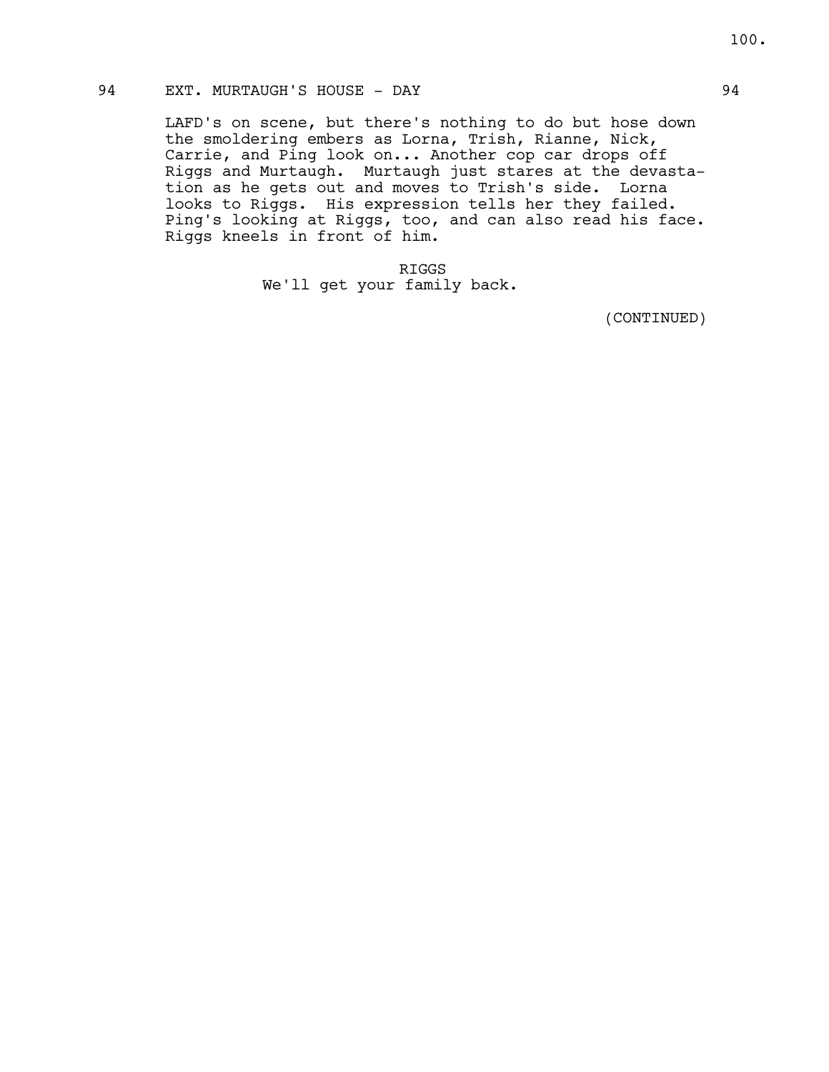94 EXT. MURTAUGH'S HOUSE - DAY 94

LAFD's on scene, but there's nothing to do but hose down the smoldering embers as Lorna, Trish, Rianne, Nick, Carrie, and Ping look on... Another cop car drops off Riggs and Murtaugh. Murtaugh just stares at the devastation as he gets out and moves to Trish's side. Lorna looks to Riggs. His expression tells her they failed. Ping's looking at Riggs, too, and can also read his face. Riggs kneels in front of him.

RIGGS
We'll get your family back.

(CONTINUED)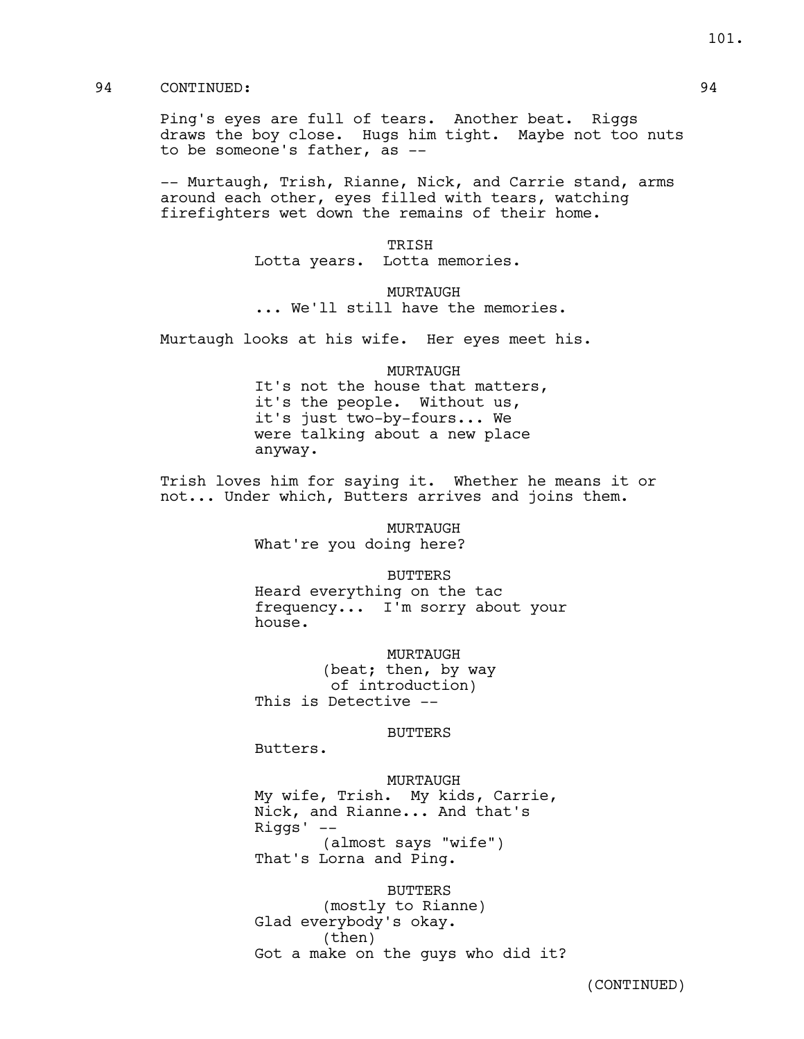94 CONTINUED: 94

Ping's eyes are full of tears. Another beat. Riggs draws the boy close. Hugs him tight. Maybe not too nuts to be someone's father, as --

-- Murtaugh, Trish, Rianne, Nick, and Carrie stand, arms around each other, eyes filled with tears, watching firefighters wet down the remains of their home.

TRISH
Lotta years. Lotta memories.

MURTAUGH
... We'll still have the memories.

Murtaugh looks at his wife. Her eyes meet his.

MURTAUGH
It's not the house that matters, it's the people. Without us, it's just two-by-fours... We were talking about a new place anyway.

Trish loves him for saying it. Whether he means it or not... Under which, Butters arrives and joins them.

MURTAUGH
What're you doing here?

BUTTERS
Heard everything on the tac frequency... I'm sorry about your house.

MURTAUGH
(beat; then, by way of introduction)
This is Detective --

BUTTERS
Butters.

MURTAUGH
My wife, Trish. My kids, Carrie, Nick, and Rianne... And that's Riggs' --
(almost says "wife")
That's Lorna and Ping.

BUTTERS
(mostly to Rianne)
Glad everybody's okay.
(then)
Got a make on the guys who did it?

(CONTINUED)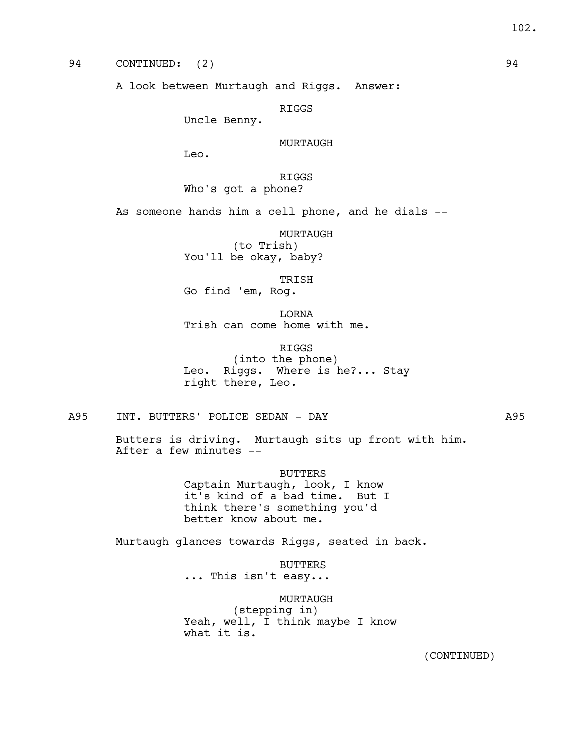94 CONTINUED: (2) 94

A look between Murtaugh and Riggs. Answer:

RIGGS
Uncle Benny.

MURTAUGH
Leo.

RIGGS
Who's got a phone?

As someone hands him a cell phone, and he dials --

MURTAUGH
(to Trish)
You'll be okay, baby?

TRISH
Go find 'em, Rog.

LORNA
Trish can come home with me.

RIGGS
(into the phone)
Leo. Riggs. Where is he?... Stay right there, Leo.

A95 INT. BUTTERS' POLICE SEDAN - DAY A95

Butters is driving. Murtaugh sits up front with him. After a few minutes --

BUTTERS
Captain Murtaugh, look, I know it's kind of a bad time. But I think there's something you'd better know about me.

Murtaugh glances towards Riggs, seated in back.

BUTTERS
... This isn't easy...

MURTAUGH
(stepping in)
Yeah, well, I think maybe I know what it is.

(CONTINUED)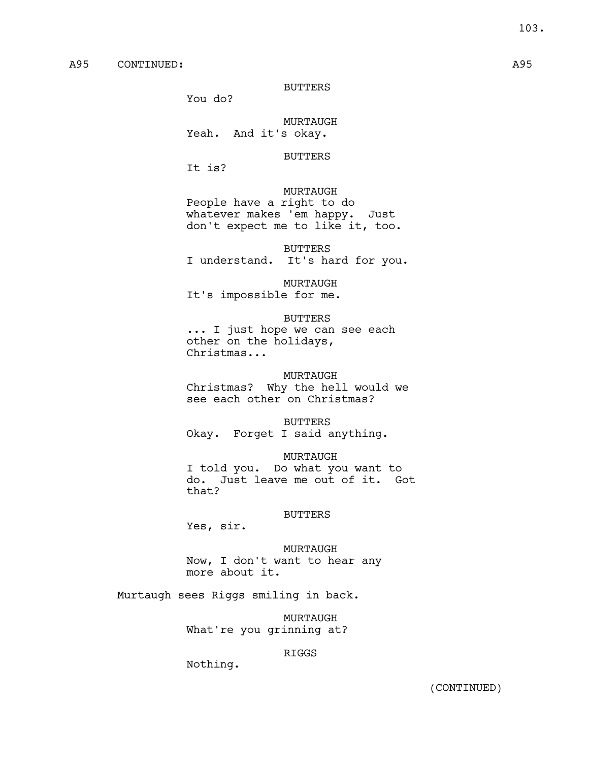A95 CONTINUED: A95

BUTTERS
You do?

MURTAUGH
Yeah. And it's okay.

BUTTERS
It is?

MURTAUGH
People have a right to do whatever makes 'em happy. Just don't expect me to like it, too.

BUTTERS
I understand. It's hard for you.

MURTAUGH
It's impossible for me.

BUTTERS
... I just hope we can see each other on the holidays, Christmas...

MURTAUGH
Christmas? Why the hell would we see each other on Christmas?

BUTTERS
Okay. Forget I said anything.

MURTAUGH
I told you. Do what you want to do. Just leave me out of it. Got that?

BUTTERS
Yes, sir.

MURTAUGH
Now, I don't want to hear any more about it.

Murtaugh sees Riggs smiling in back.

MURTAUGH
What're you grinning at?

RIGGS
Nothing.

(CONTINUED)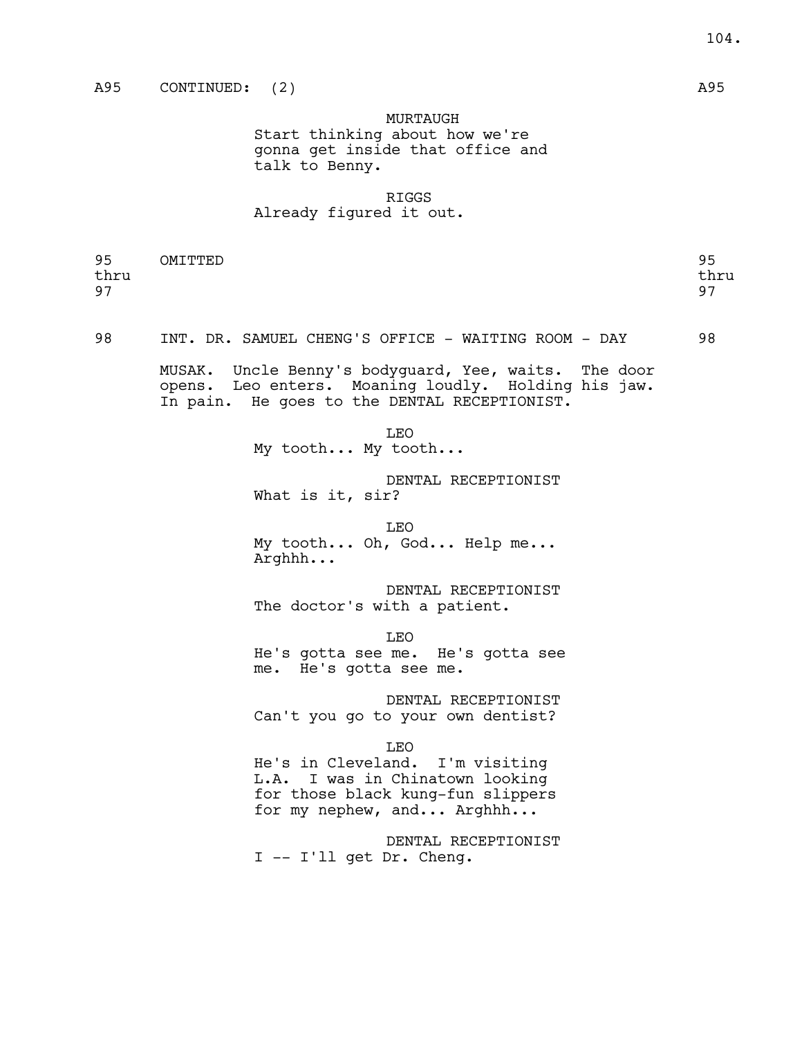A95 CONTINUED: (2) A95

MURTAUGH
Start thinking about how we're gonna get inside that office and talk to Benny.

RIGGS
Already figured it out.

95 thru 97 OMITTED 95 thru 97

98 INT. DR. SAMUEL CHENG'S OFFICE - WAITING ROOM - DAY 98

MUSAK. Uncle Benny's bodyguard, Yee, waits. The door opens. Leo enters. Moaning loudly. Holding his jaw. In pain. He goes to the DENTAL RECEPTIONIST.

LEO
My tooth... My tooth...

DENTAL RECEPTIONIST
What is it, sir?

LEO
My tooth... Oh, God... Help me... Arghhh...

DENTAL RECEPTIONIST
The doctor's with a patient.

LEO
He's gotta see me. He's gotta see me. He's gotta see me.

DENTAL RECEPTIONIST
Can't you go to your own dentist?

LEO
He's in Cleveland. I'm visiting L.A. I was in Chinatown looking for those black kung-fun slippers for my nephew, and... Arghhh...

DENTAL RECEPTIONIST
I -- I'll get Dr. Cheng.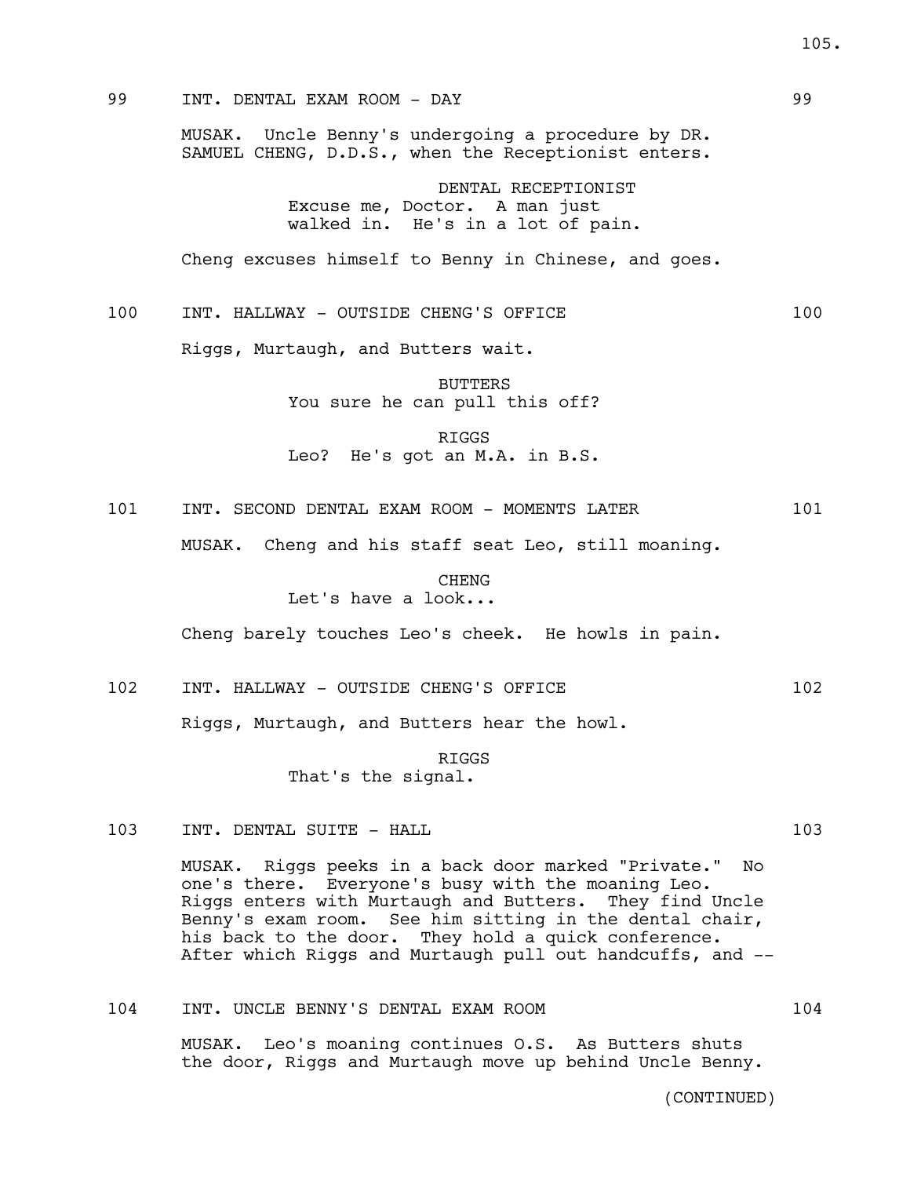99 INT. DENTAL EXAM ROOM - DAY 99

MUSAK. Uncle Benny's undergoing a procedure by DR. SAMUEL CHENG, D.D.S., when the Receptionist enters.

DENTAL RECEPTIONIST
Excuse me, Doctor. A man just walked in. He's in a lot of pain.

Cheng excuses himself to Benny in Chinese, and goes.

100 INT. HALLWAY - OUTSIDE CHENG'S OFFICE 100

Riggs, Murtaugh, and Butters wait.

BUTTERS
You sure he can pull this off?

RIGGS
Leo? He's got an M.A. in B.S.

101 INT. SECOND DENTAL EXAM ROOM - MOMENTS LATER 101

MUSAK. Cheng and his staff seat Leo, still moaning.

CHENG
Let's have a look...

Cheng barely touches Leo's cheek. He howls in pain.

102 INT. HALLWAY - OUTSIDE CHENG'S OFFICE 102

Riggs, Murtaugh, and Butters hear the howl.

RIGGS
That's the signal.

103 INT. DENTAL SUITE - HALL 103

MUSAK. Riggs peeks in a back door marked "Private." No one's there. Everyone's busy with the moaning Leo. Riggs enters with Murtaugh and Butters. They find Uncle Benny's exam room. See him sitting in the dental chair, his back to the door. They hold a quick conference. After which Riggs and Murtaugh pull out handcuffs, and --

104 INT. UNCLE BENNY'S DENTAL EXAM ROOM 104

MUSAK. Leo's moaning continues O.S. As Butters shuts the door, Riggs and Murtaugh move up behind Uncle Benny.

(CONTINUED)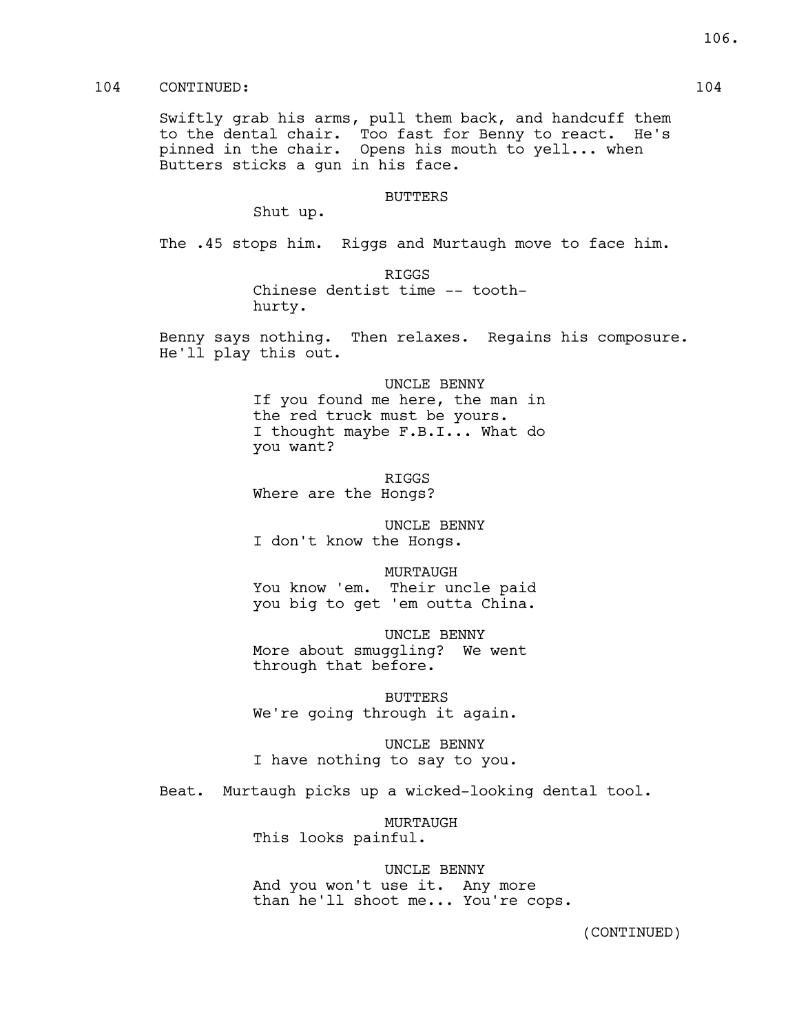104 CONTINUED: 104

Swiftly grab his arms, pull them back, and handcuff them to the dental chair. Too fast for Benny to react. He's pinned in the chair. Opens his mouth to yell... when Butters sticks a gun in his face.

BUTTERS

Shut up.

The .45 stops him. Riggs and Murtaugh move to face him.

RIGGS

Chinese dentist time -- tooth-hurty.

Benny says nothing. Then relaxes. Regains his composure. He'll play this out.

UNCLE BENNY

If you found me here, the man in the red truck must be yours. I thought maybe F.B.I... What do you want?

RIGGS

Where are the Hongs?

UNCLE BENNY

I don't know the Hongs.

MURTAUGH

You know 'em. Their uncle paid you big to get 'em outta China.

UNCLE BENNY

More about smuggling? We went through that before.

BUTTERS

We're going through it again.

UNCLE BENNY

I have nothing to say to you.

Beat. Murtaugh picks up a wicked-looking dental tool.

MURTAUGH

This looks painful.

UNCLE BENNY

And you won't use it. Any more than he'll shoot me... You're cops.

(CONTINUED)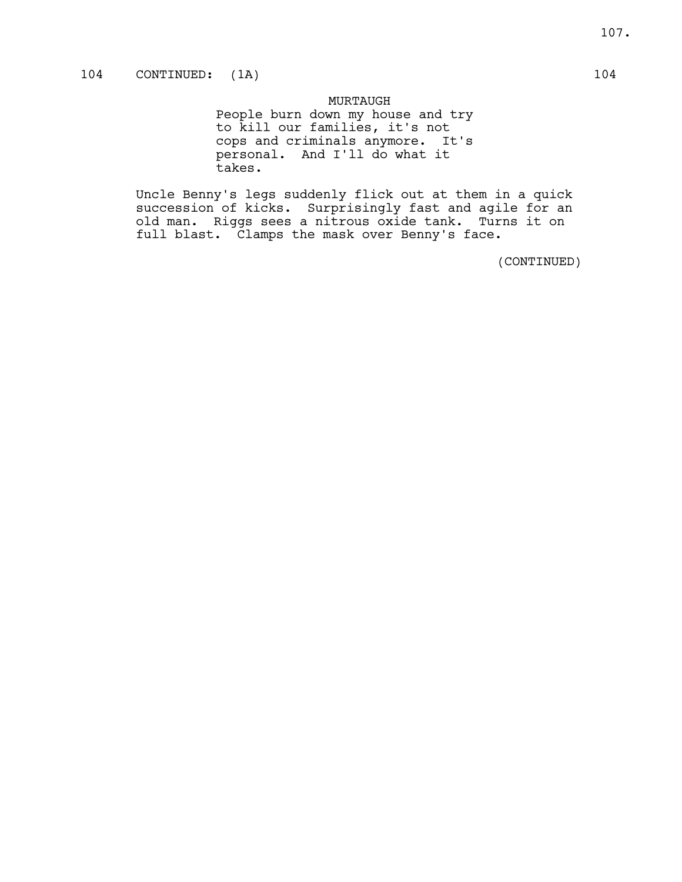104 CONTINUED: (1A) 104

MURTAUGH

People burn down my house and try to kill our families, it's not cops and criminals anymore. It's personal. And I'll do what it takes.

Uncle Benny's legs suddenly flick out at them in a quick succession of kicks. Surprisingly fast and agile for an old man. Riggs sees a nitrous oxide tank. Turns it on full blast. Clamps the mask over Benny's face.

(CONTINUED)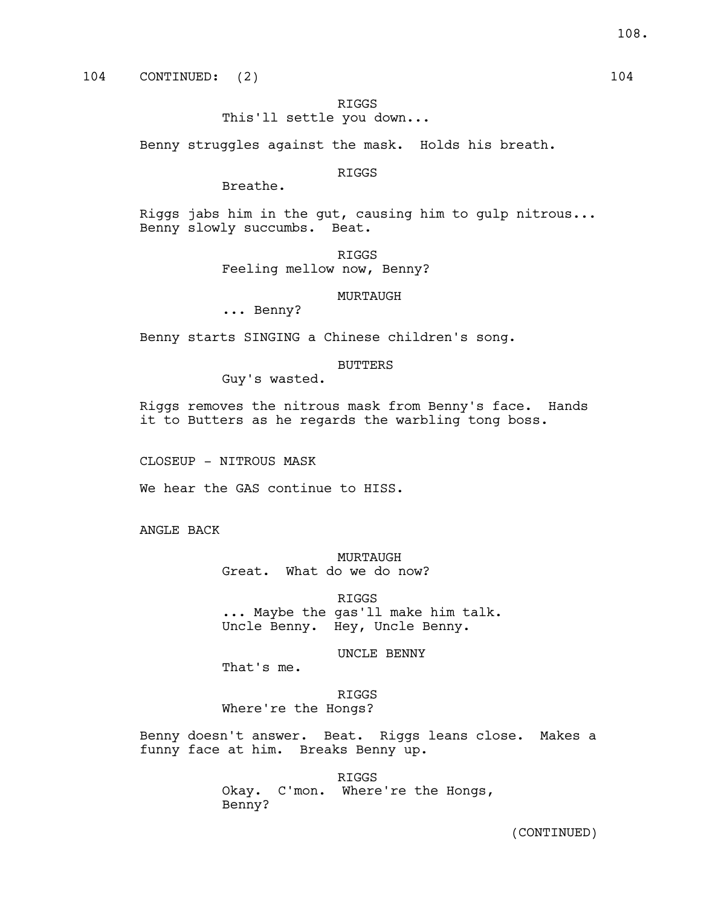104 CONTINUED: (2) 104

RIGGS
This'll settle you down...

Benny struggles against the mask. Holds his breath.

RIGGS
Breathe.

Riggs jabs him in the gut, causing him to gulp nitrous... Benny slowly succumbs. Beat.

RIGGS
Feeling mellow now, Benny?

MURTAUGH
... Benny?

Benny starts SINGING a Chinese children's song.

BUTTERS
Guy's wasted.

Riggs removes the nitrous mask from Benny's face. Hands it to Butters as he regards the warbling tong boss.

CLOSEUP - NITROUS MASK

We hear the GAS continue to HISS.

ANGLE BACK

MURTAUGH
Great. What do we do now?

RIGGS
... Maybe the gas'll make him talk. Uncle Benny. Hey, Uncle Benny.

UNCLE BENNY
That's me.

RIGGS
Where're the Hongs?

Benny doesn't answer. Beat. Riggs leans close. Makes a funny face at him. Breaks Benny up.

RIGGS
Okay. C'mon. Where're the Hongs, Benny?

(CONTINUED)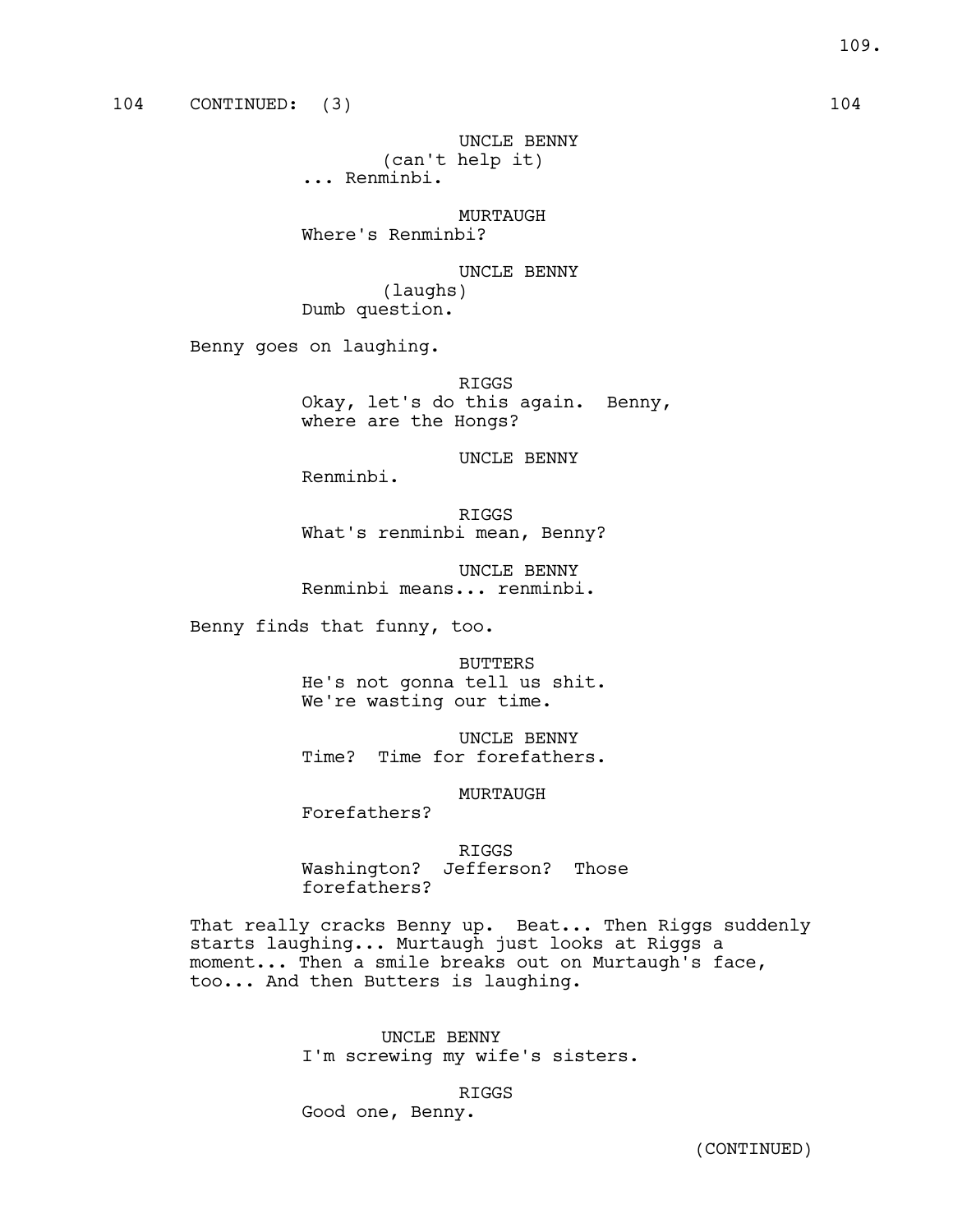104 CONTINUED: (3) 104

UNCLE BENNY
(can't help it)
... Renminbi.

MURTAUGH
Where's Renminbi?

UNCLE BENNY
(laughs)
Dumb question.

Benny goes on laughing.

RIGGS
Okay, let's do this again. Benny, where are the Hongs?

UNCLE BENNY
Renminbi.

RIGGS
What's renminbi mean, Benny?

UNCLE BENNY
Renminbi means... renminbi.

Benny finds that funny, too.

BUTTERS
He's not gonna tell us shit. We're wasting our time.

UNCLE BENNY
Time? Time for forefathers.

MURTAUGH
Forefathers?

RIGGS
Washington? Jefferson? Those forefathers?

That really cracks Benny up. Beat... Then Riggs suddenly starts laughing... Murtaugh just looks at Riggs a moment... Then a smile breaks out on Murtaugh's face, too... And then Butters is laughing.

UNCLE BENNY
I'm screwing my wife's sisters.

RIGGS
Good one, Benny.

(CONTINUED)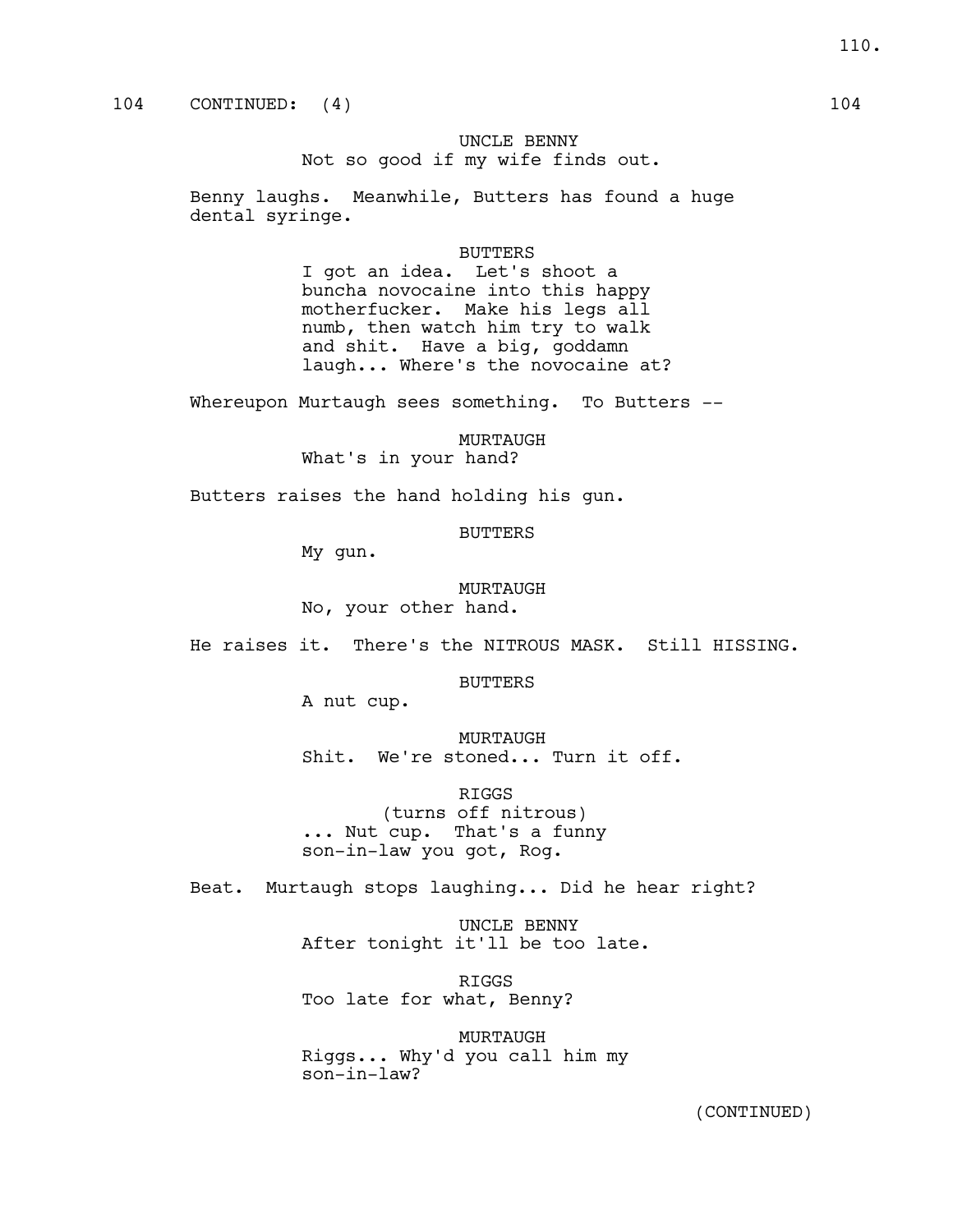104 CONTINUED: (4) 104

UNCLE BENNY
Not so good if my wife finds out.

Benny laughs. Meanwhile, Butters has found a huge dental syringe.

BUTTERS
I got an idea. Let's shoot a buncha novocaine into this happy motherfucker. Make his legs all numb, then watch him try to walk and shit. Have a big, goddamn laugh... Where's the novocaine at?

Whereupon Murtaugh sees something. To Butters --

MURTAUGH
What's in your hand?

Butters raises the hand holding his gun.

BUTTERS
My gun.

MURTAUGH
No, your other hand.

He raises it. There's the NITROUS MASK. Still HISSING.

BUTTERS
A nut cup.

MURTAUGH
Shit. We're stoned... Turn it off.

RIGGS
(turns off nitrous)
... Nut cup. That's a funny son-in-law you got, Rog.

Beat. Murtaugh stops laughing... Did he hear right?

UNCLE BENNY
After tonight it'll be too late.

RIGGS
Too late for what, Benny?

MURTAUGH
Riggs... Why'd you call him my son-in-law?

(CONTINUED)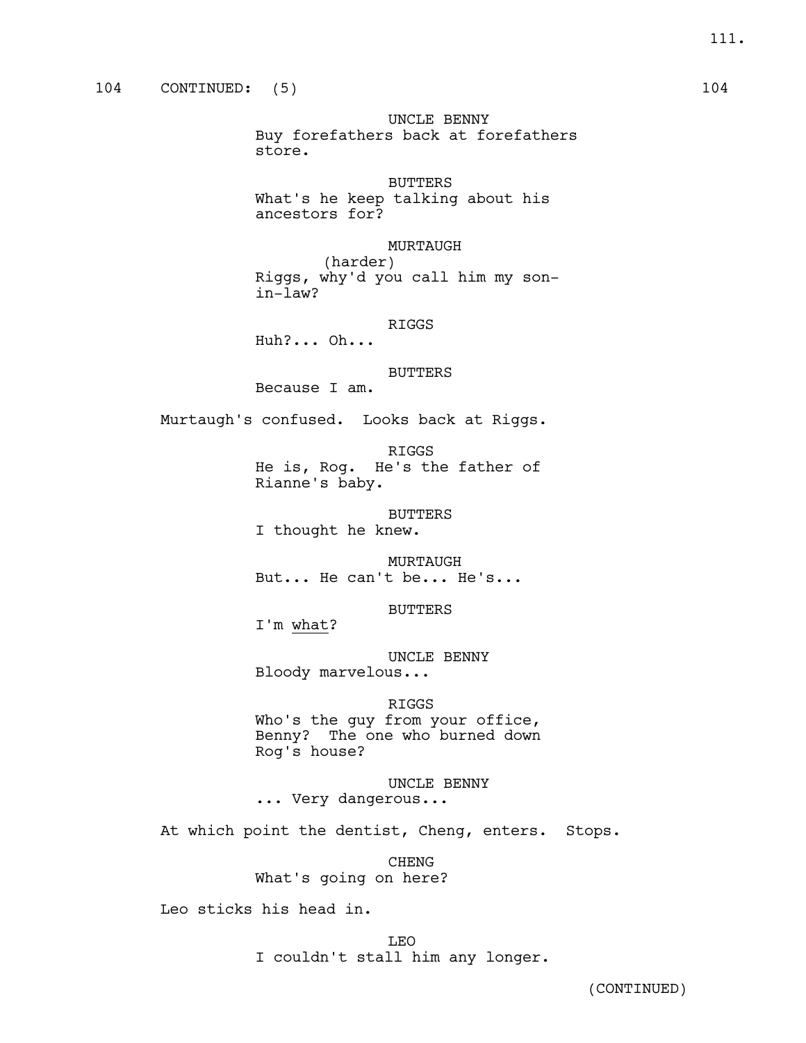104 CONTINUED: (5) 104

UNCLE BENNY
Buy forefathers back at forefathers store.

BUTTERS
What's he keep talking about his ancestors for?

MURTAUGH
(harder)
Riggs, why'd you call him my son-in-law?

RIGGS
Huh?... Oh...

BUTTERS
Because I am.

Murtaugh's confused. Looks back at Riggs.

RIGGS
He is, Rog. He's the father of Rianne's baby.

BUTTERS
I thought he knew.

MURTAUGH
But... He can't be... He's...

BUTTERS
I'm _what_?

UNCLE BENNY
Bloody marvelous...

RIGGS
Who's the guy from your office, Benny? The one who burned down Rog's house?

UNCLE BENNY
... Very dangerous...

At which point the dentist, Cheng, enters. Stops.

CHENG
What's going on here?

Leo sticks his head in.

LEO
I couldn't stall him any longer.

(CONTINUED)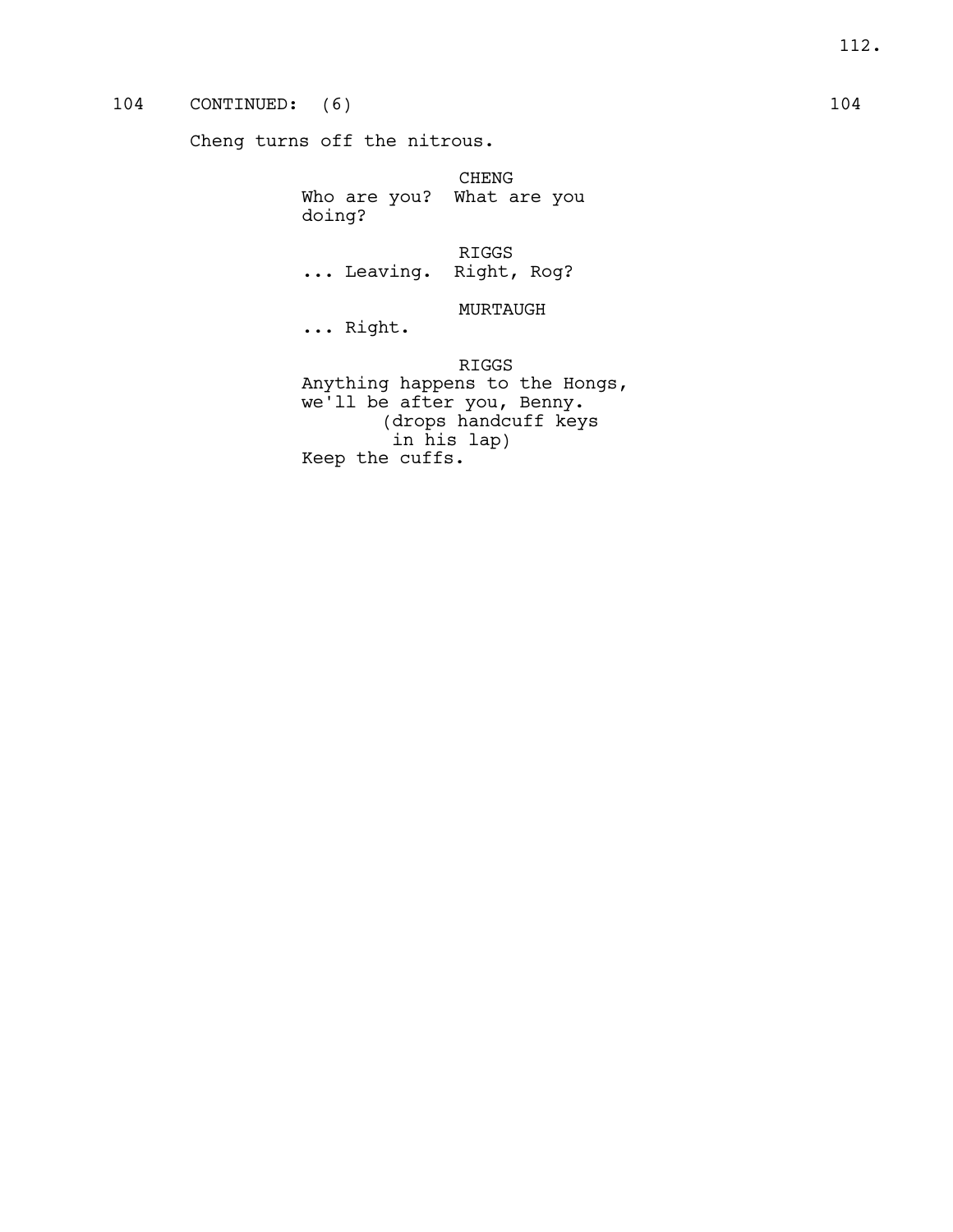104 CONTINUED: (6) 104

Cheng turns off the nitrous.

CHENG
Who are you? What are you doing?

RIGGS
... Leaving. Right, Rog?

MURTAUGH
... Right.

RIGGS
Anything happens to the Hongs, we'll be after you, Benny.
(drops handcuff keys in his lap)
Keep the cuffs.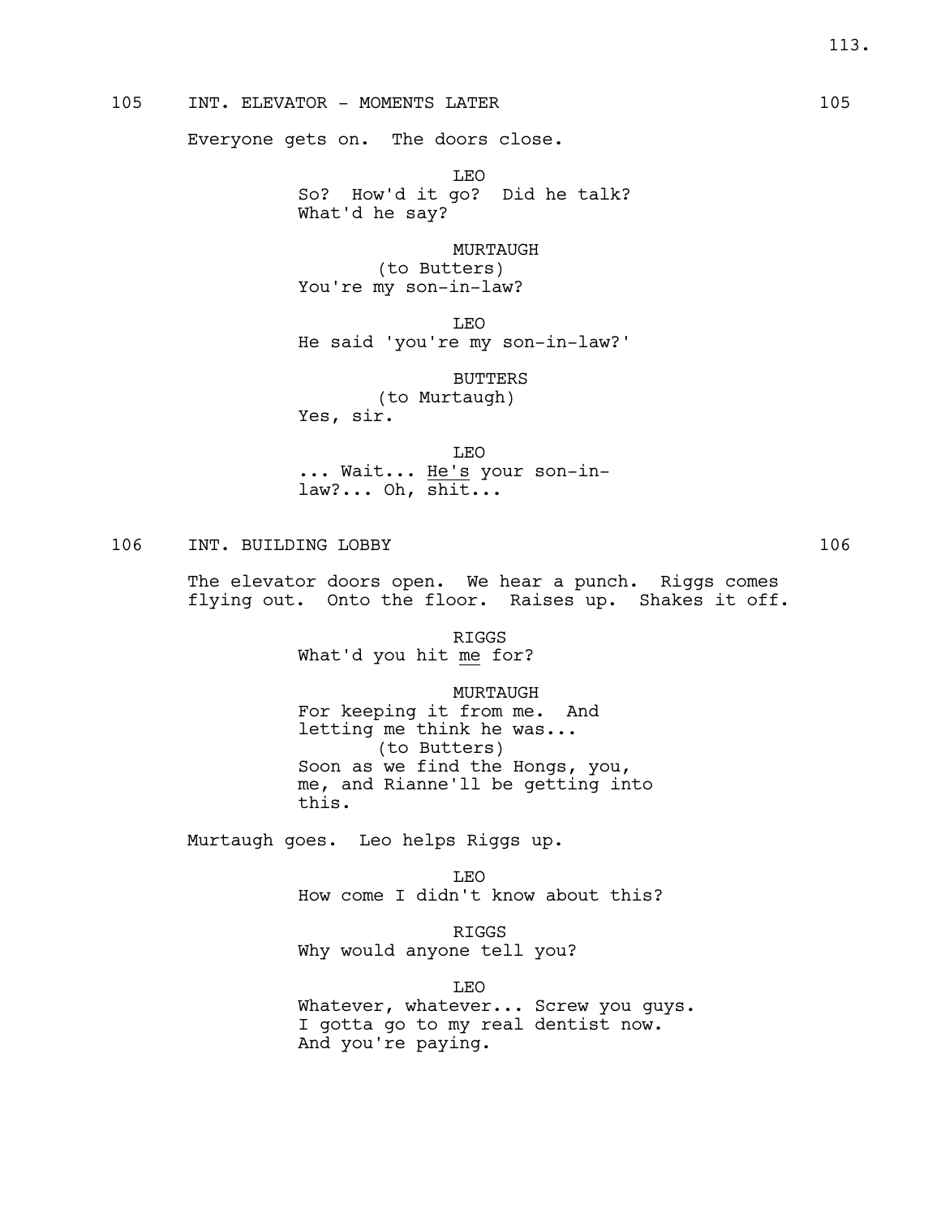105 INT. ELEVATOR - MOMENTS LATER 105

Everyone gets on. The doors close.

LEO
So? How'd it go? Did he talk? What'd he say?

MURTAUGH
(to Butters)
You're my son-in-law?

LEO
He said 'you're my son-in-law?'

BUTTERS
(to Murtaugh)
Yes, sir.

LEO
... Wait... He's your son-in-law?... Oh, shit...

106 INT. BUILDING LOBBY 106

The elevator doors open. We hear a punch. Riggs comes flying out. Onto the floor. Raises up. Shakes it off.

RIGGS
What'd you hit me for?

MURTAUGH
For keeping it from me. And letting me think he was...
(to Butters)
Soon as we find the Hongs, you, me, and Rianne'll be getting into this.

Murtaugh goes. Leo helps Riggs up.

LEO
How come I didn't know about this?

RIGGS
Why would anyone tell you?

LEO
Whatever, whatever... Screw you guys. I gotta go to my real dentist now. And you're paying.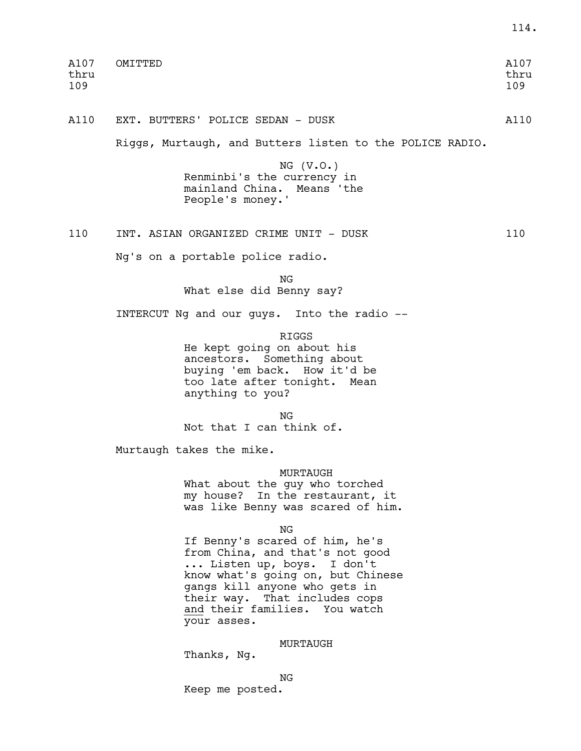A107 thru 109 OMITTED A107 thru 109

A110 EXT. BUTTERS' POLICE SEDAN - DUSK A110

Riggs, Murtaugh, and Butters listen to the POLICE RADIO.

NG (V.O.)
Renminbi's the currency in mainland China. Means 'the People's money.'

110 INT. ASIAN ORGANIZED CRIME UNIT - DUSK 110

Ng's on a portable police radio.

NG
What else did Benny say?

INTERCUT Ng and our guys. Into the radio --

RIGGS
He kept going on about his ancestors. Something about buying 'em back. How it'd be too late after tonight. Mean anything to you?

NG
Not that I can think of.

Murtaugh takes the mike.

MURTAUGH
What about the guy who torched my house? In the restaurant, it was like Benny was scared of him.

NG
If Benny's scared of him, he's from China, and that's not good ... Listen up, boys. I don't know what's going on, but Chinese gangs kill anyone who gets in their way. That includes cops and their families. You watch your asses.

MURTAUGH
Thanks, Ng.

NG
Keep me posted.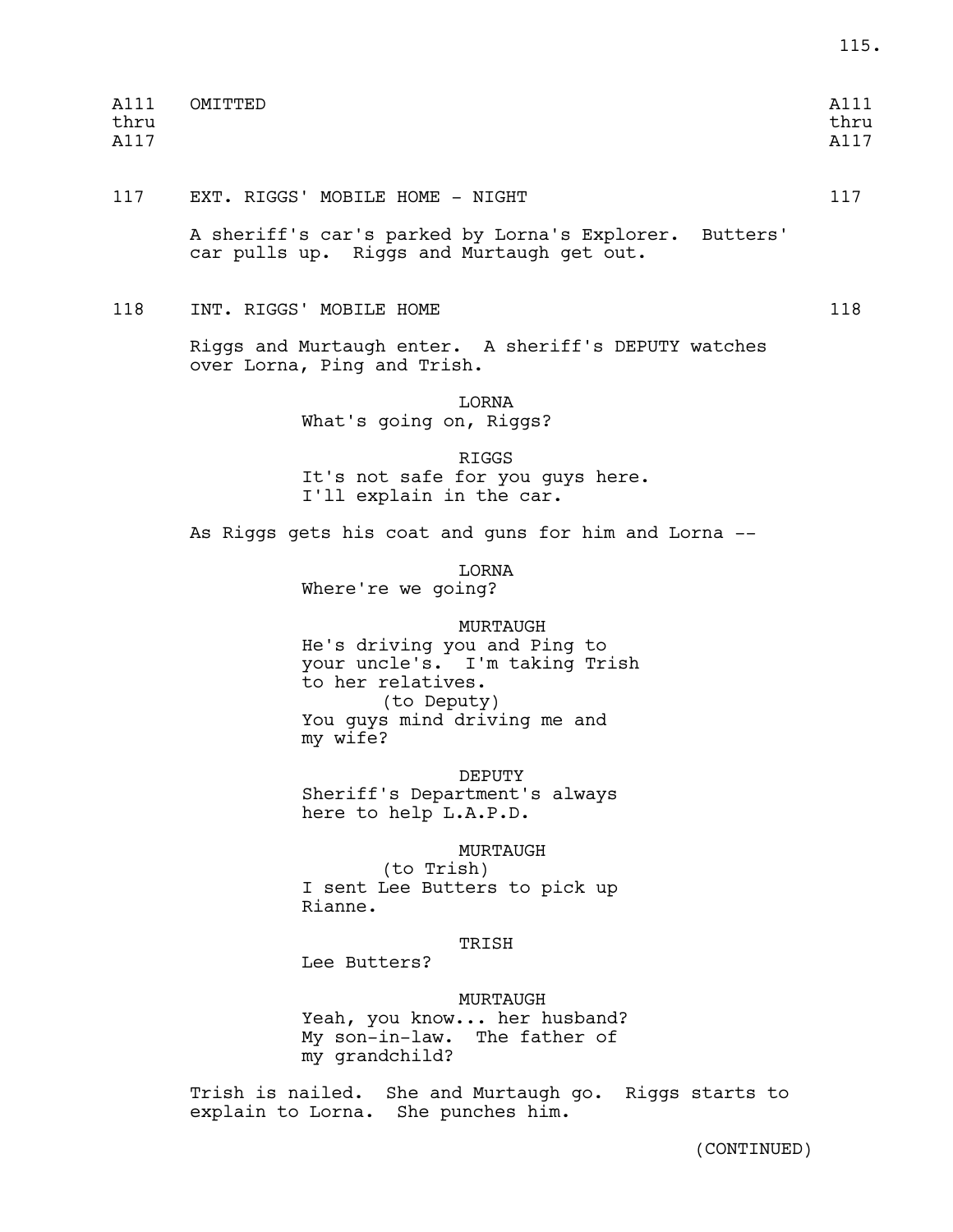A111 thru A117 OMITTED A111 thru A117

117 EXT. RIGGS' MOBILE HOME - NIGHT 117

A sheriff's car's parked by Lorna's Explorer. Butters' car pulls up. Riggs and Murtaugh get out.

118 INT. RIGGS' MOBILE HOME 118

Riggs and Murtaugh enter. A sheriff's DEPUTY watches over Lorna, Ping and Trish.

LORNA
What's going on, Riggs?

RIGGS
It's not safe for you guys here. I'll explain in the car.

As Riggs gets his coat and guns for him and Lorna --

LORNA
Where're we going?

MURTAUGH
He's driving you and Ping to your uncle's. I'm taking Trish to her relatives.
(to Deputy)
You guys mind driving me and my wife?

DEPUTY
Sheriff's Department's always here to help L.A.P.D.

MURTAUGH
(to Trish)
I sent Lee Butters to pick up Rianne.

TRISH
Lee Butters?

MURTAUGH
Yeah, you know... her husband? My son-in-law. The father of my grandchild?

Trish is nailed. She and Murtaugh go. Riggs starts to explain to Lorna. She punches him.

(CONTINUED)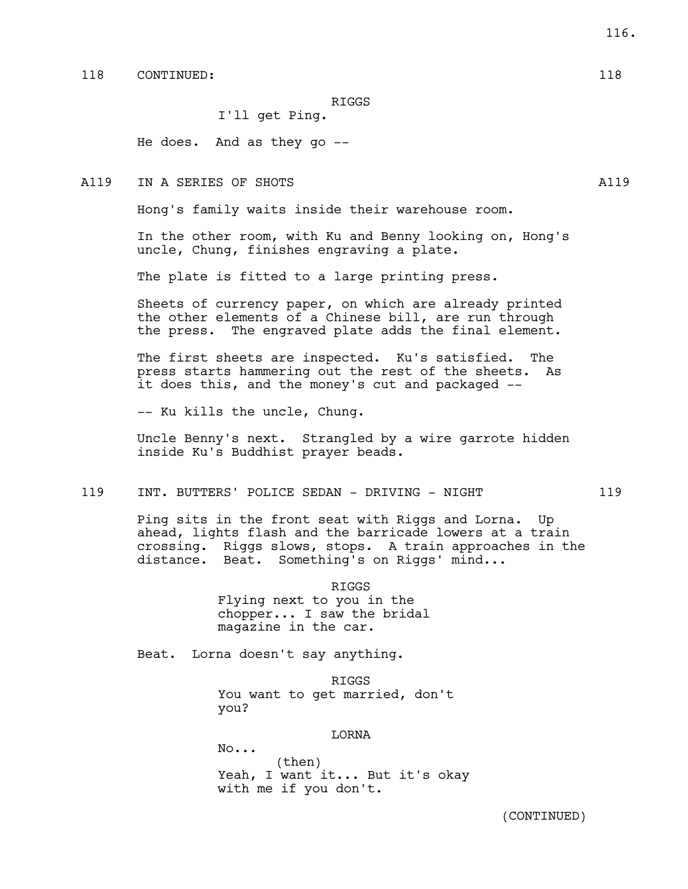118 CONTINUED: 118

RIGGS
I'll get Ping.

He does. And as they go --

A119 IN A SERIES OF SHOTS A119

Hong's family waits inside their warehouse room.

In the other room, with Ku and Benny looking on, Hong's uncle, Chung, finishes engraving a plate.

The plate is fitted to a large printing press.

Sheets of currency paper, on which are already printed the other elements of a Chinese bill, are run through the press. The engraved plate adds the final element.

The first sheets are inspected. Ku's satisfied. The press starts hammering out the rest of the sheets. As it does this, and the money's cut and packaged --

-- Ku kills the uncle, Chung.

Uncle Benny's next. Strangled by a wire garrote hidden inside Ku's Buddhist prayer beads.

119 INT. BUTTERS' POLICE SEDAN - DRIVING - NIGHT 119

Ping sits in the front seat with Riggs and Lorna. Up ahead, lights flash and the barricade lowers at a train crossing. Riggs slows, stops. A train approaches in the distance. Beat. Something's on Riggs' mind...

RIGGS
Flying next to you in the chopper... I saw the bridal magazine in the car.

Beat. Lorna doesn't say anything.

RIGGS
You want to get married, don't you?

LORNA
No...
(then)
Yeah, I want it... But it's okay with me if you don't.

(CONTINUED)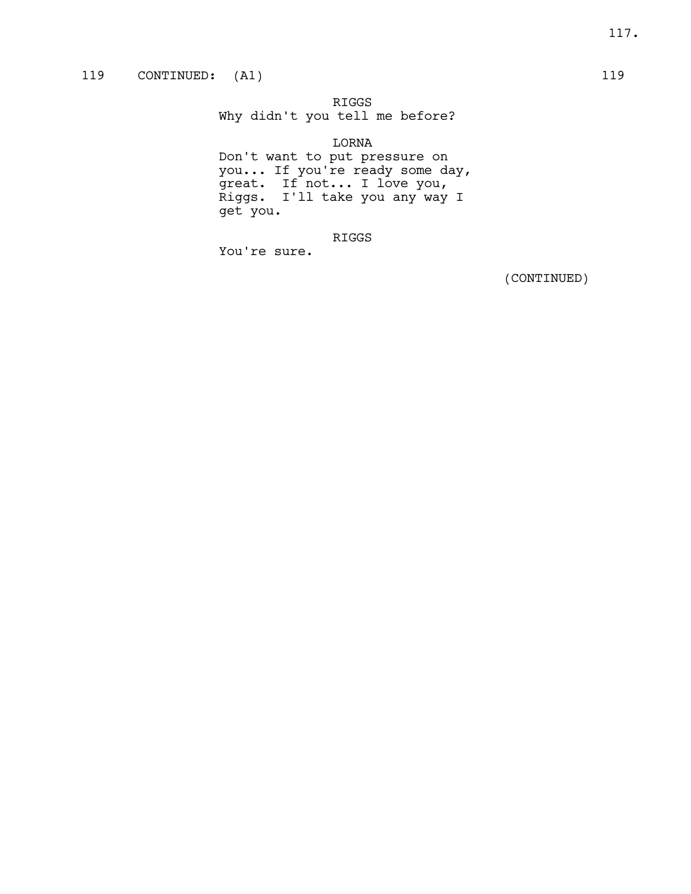119 CONTINUED: (A1) 119

RIGGS
Why didn't you tell me before?

LORNA
Don't want to put pressure on you... If you're ready some day, great. If not... I love you, Riggs. I'll take you any way I get you.

RIGGS
You're sure.

(CONTINUED)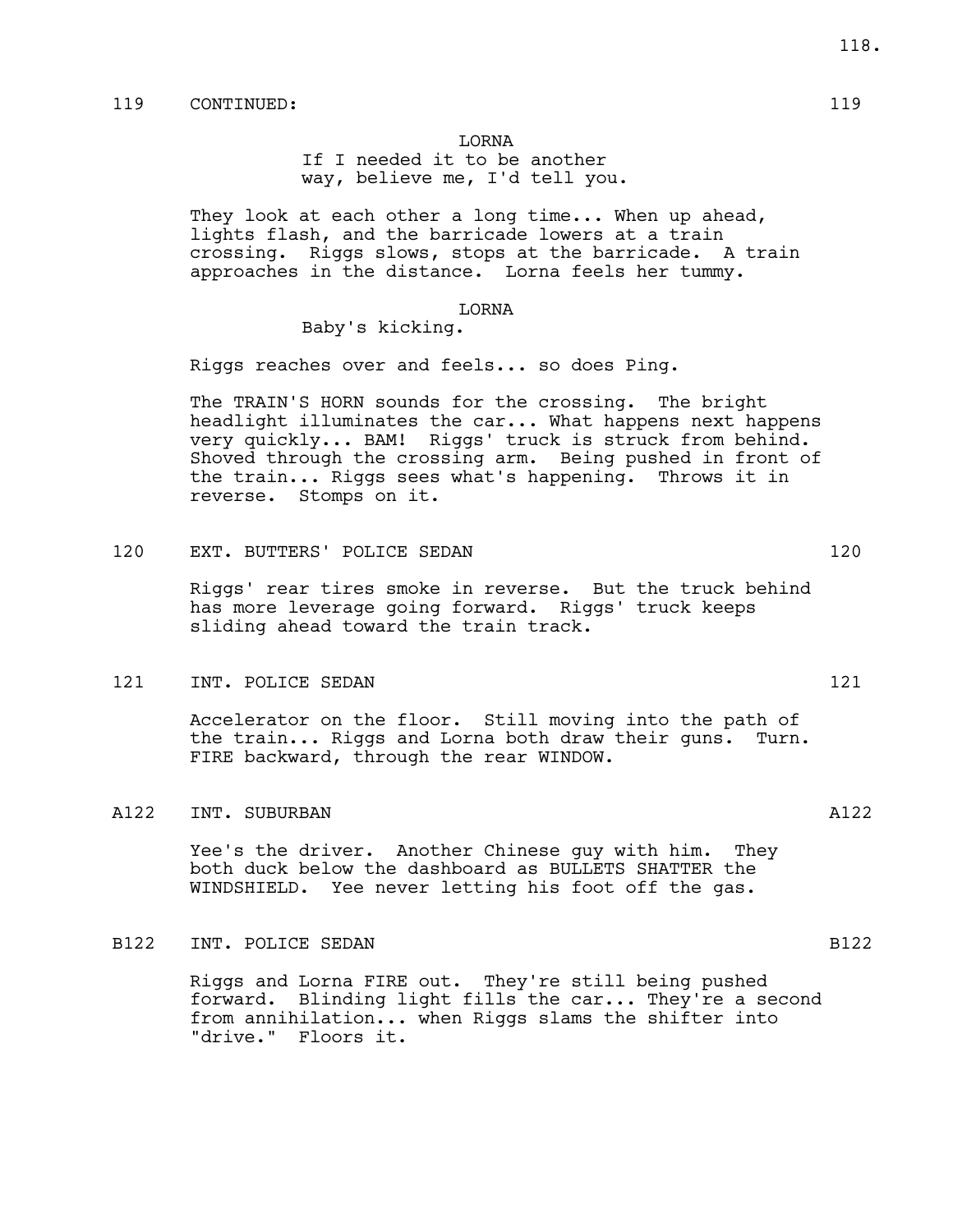119 CONTINUED: 119

LORNA
If I needed it to be another way, believe me, I'd tell you.

They look at each other a long time... When up ahead, lights flash, and the barricade lowers at a train crossing. Riggs slows, stops at the barricade. A train approaches in the distance. Lorna feels her tummy.

LORNA
Baby's kicking.

Riggs reaches over and feels... so does Ping.

The TRAIN'S HORN sounds for the crossing. The bright headlight illuminates the car... What happens next happens very quickly... BAM! Riggs' truck is struck from behind. Shoved through the crossing arm. Being pushed in front of the train... Riggs sees what's happening. Throws it in reverse. Stomps on it.

120 EXT. BUTTERS' POLICE SEDAN 120

Riggs' rear tires smoke in reverse. But the truck behind has more leverage going forward. Riggs' truck keeps sliding ahead toward the train track.

121 INT. POLICE SEDAN 121

Accelerator on the floor. Still moving into the path of the train... Riggs and Lorna both draw their guns. Turn. FIRE backward, through the rear WINDOW.

A122 INT. SUBURBAN A122

Yee's the driver. Another Chinese guy with him. They both duck below the dashboard as BULLETS SHATTER the WINDSHIELD. Yee never letting his foot off the gas.

B122 INT. POLICE SEDAN B122

Riggs and Lorna FIRE out. They're still being pushed forward. Blinding light fills the car... They're a second from annihilation... when Riggs slams the shifter into "drive." Floors it.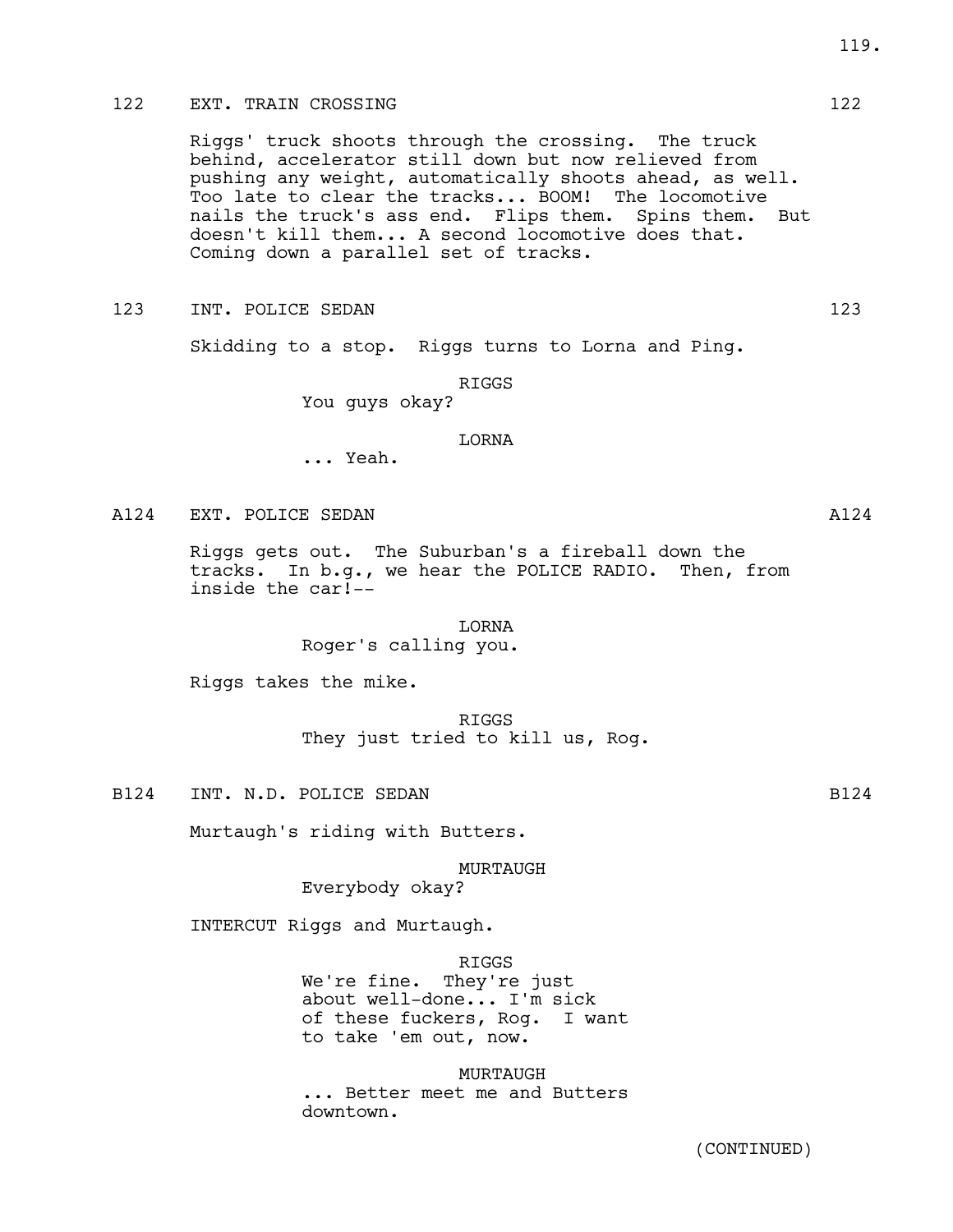122 EXT. TRAIN CROSSING 122

Riggs' truck shoots through the crossing. The truck behind, accelerator still down but now relieved from pushing any weight, automatically shoots ahead, as well. Too late to clear the tracks... BOOM! The locomotive nails the truck's ass end. Flips them. Spins them. But doesn't kill them... A second locomotive does that. Coming down a parallel set of tracks.

123 INT. POLICE SEDAN 123

Skidding to a stop. Riggs turns to Lorna and Ping.

RIGGS
You guys okay?

LORNA
... Yeah.

A124 EXT. POLICE SEDAN A124

Riggs gets out. The Suburban's a fireball down the tracks. In b.g., we hear the POLICE RADIO. Then, from inside the car!--

LORNA
Roger's calling you.

Riggs takes the mike.

RIGGS
They just tried to kill us, Rog.

B124 INT. N.D. POLICE SEDAN B124

Murtaugh's riding with Butters.

MURTAUGH
Everybody okay?

INTERCUT Riggs and Murtaugh.

RIGGS
We're fine. They're just about well-done... I'm sick of these fuckers, Rog. I want to take 'em out, now.

MURTAUGH
... Better meet me and Butters downtown.

(CONTINUED)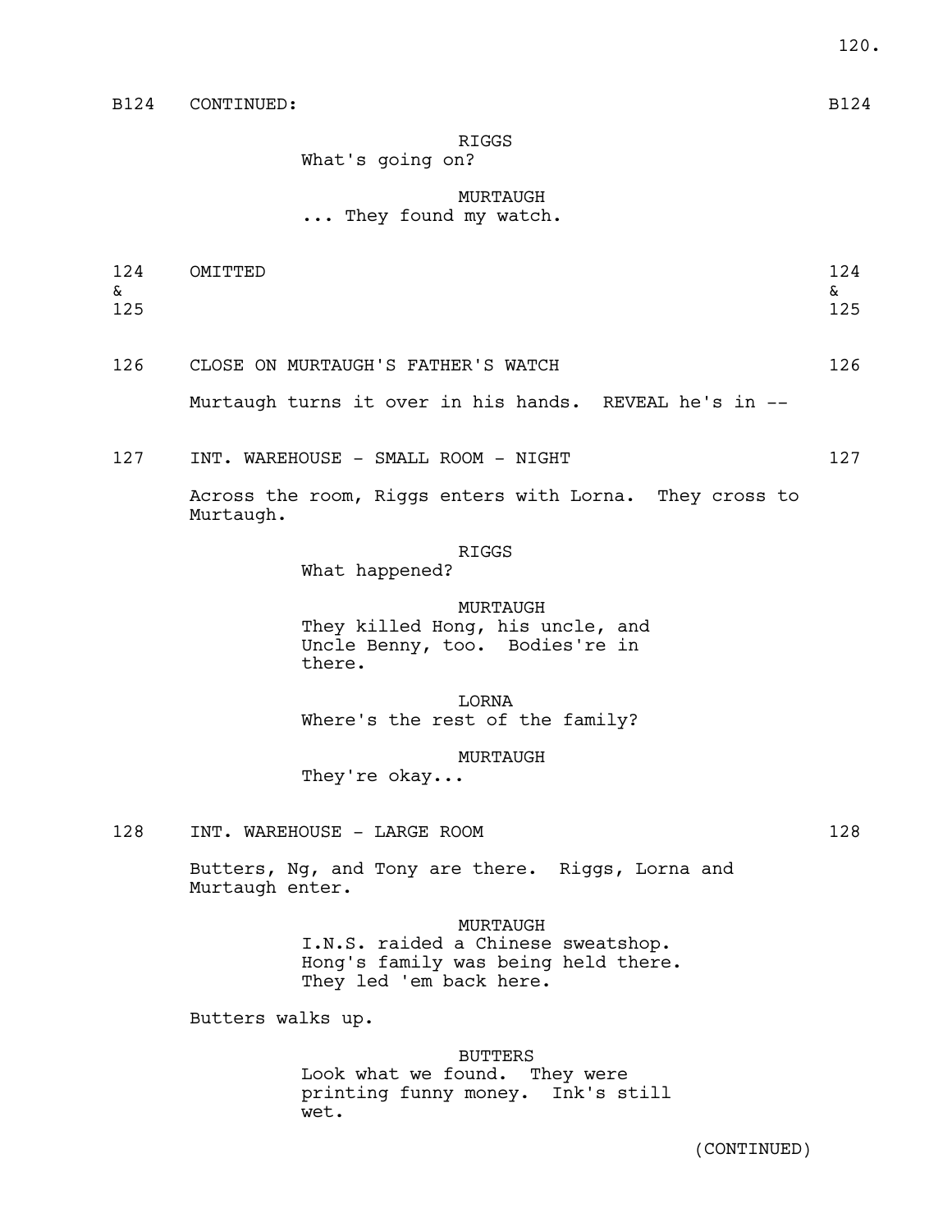B124 CONTINUED: B124

RIGGS
What's going on?

MURTAUGH
... They found my watch.

124 & 125 OMITTED 124 & 125

126 CLOSE ON MURTAUGH'S FATHER'S WATCH 126

Murtaugh turns it over in his hands. REVEAL he's in --

127 INT. WAREHOUSE - SMALL ROOM - NIGHT 127

Across the room, Riggs enters with Lorna. They cross to Murtaugh.

RIGGS
What happened?

MURTAUGH
They killed Hong, his uncle, and Uncle Benny, too. Bodies're in there.

LORNA
Where's the rest of the family?

MURTAUGH
They're okay...

128 INT. WAREHOUSE - LARGE ROOM 128

Butters, Ng, and Tony are there. Riggs, Lorna and Murtaugh enter.

MURTAUGH
I.N.S. raided a Chinese sweatshop. Hong's family was being held there. They led 'em back here.

Butters walks up.

BUTTERS
Look what we found. They were printing funny money. Ink's still wet.

(CONTINUED)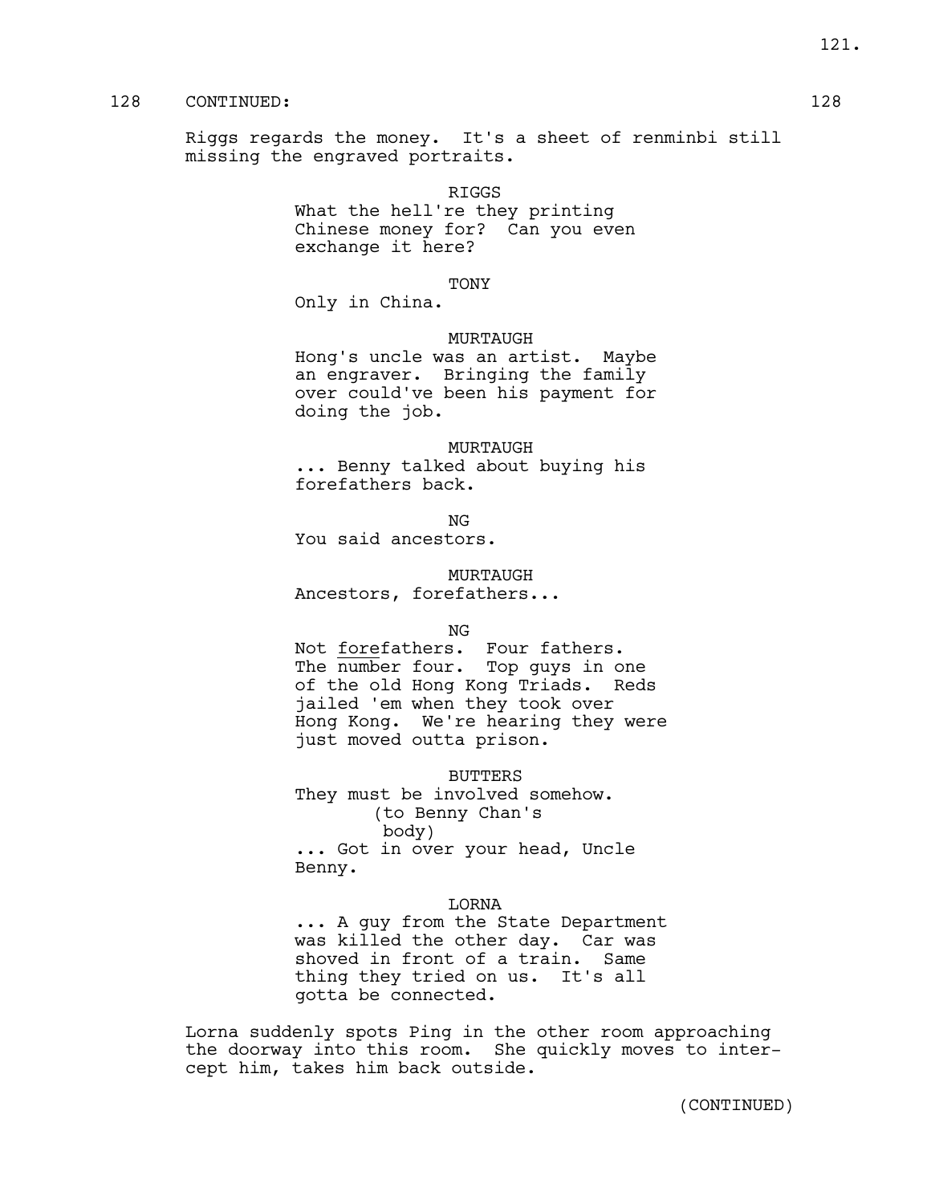128 CONTINUED: 128

Riggs regards the money. It's a sheet of renminbi still missing the engraved portraits.

RIGGS
What the hell're they printing Chinese money for? Can you even exchange it here?

TONY
Only in China.

MURTAUGH
Hong's uncle was an artist. Maybe an engraver. Bringing the family over could've been his payment for doing the job.

MURTAUGH
... Benny talked about buying his forefathers back.

NG
You said ancestors.

MURTAUGH
Ancestors, forefathers...

NG
Not <u>fore</u>fathers. Four fathers. The <u>number</u> four. Top guys in one of the old Hong Kong Triads. Reds jailed 'em when they took over Hong Kong. We're hearing they were just moved outta prison.

BUTTERS
They must be involved somehow.
(to Benny Chan's body)
... Got in over your head, Uncle Benny.

LORNA
... A guy from the State Department was killed the other day. Car was shoved in front of a train. Same thing they tried on us. It's all gotta be connected.

Lorna suddenly spots Ping in the other room approaching the doorway into this room. She quickly moves to intercept him, takes him back outside.

(CONTINUED)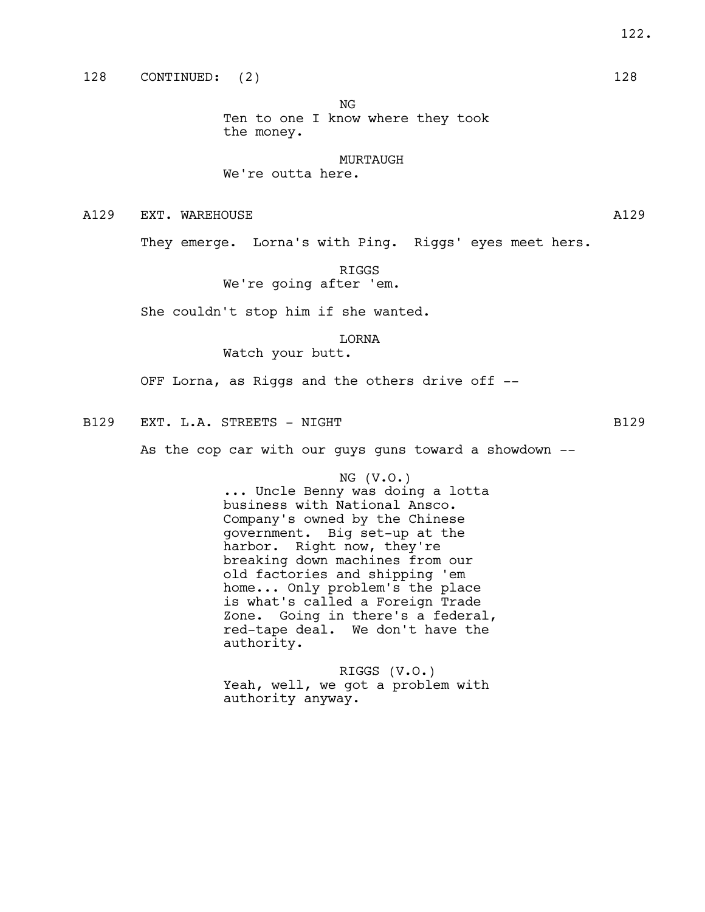128 CONTINUED: (2) 128

NG
Ten to one I know where they took the money.

MURTAUGH
We're outta here.

A129 EXT. WAREHOUSE A129

They emerge. Lorna's with Ping. Riggs' eyes meet hers.

RIGGS
We're going after 'em.

She couldn't stop him if she wanted.

LORNA
Watch your butt.

OFF Lorna, as Riggs and the others drive off --

B129 EXT. L.A. STREETS - NIGHT B129

As the cop car with our guys guns toward a showdown --

NG (V.O.)
... Uncle Benny was doing a lotta business with National Ansco. Company's owned by the Chinese government. Big set-up at the harbor. Right now, they're breaking down machines from our old factories and shipping 'em home... Only problem's the place is what's called a Foreign Trade Zone. Going in there's a federal, red-tape deal. We don't have the authority.

RIGGS (V.O.)
Yeah, well, we got a problem with authority anyway.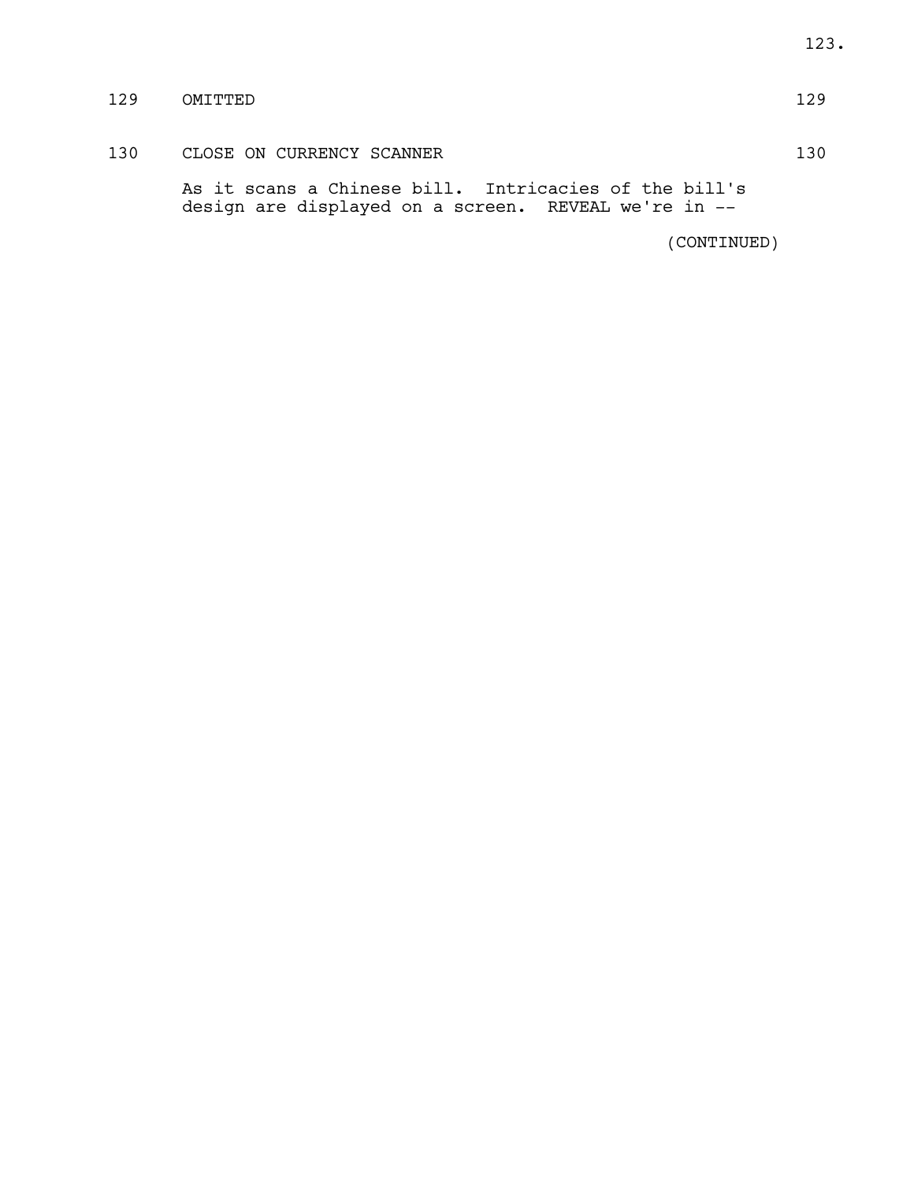129 OMITTED 129

130 CLOSE ON CURRENCY SCANNER 130

As it scans a Chinese bill. Intricacies of the bill's design are displayed on a screen. REVEAL we're in --

(CONTINUED)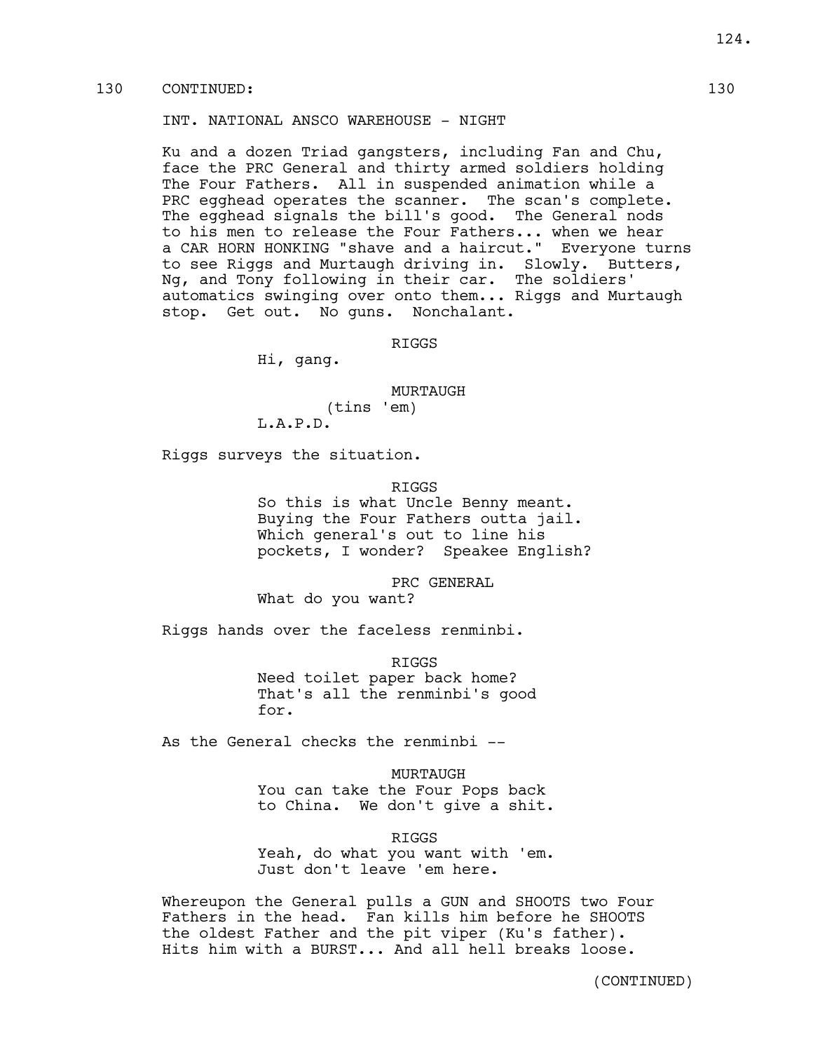130 CONTINUED: 130

INT. NATIONAL ANSCO WAREHOUSE - NIGHT

Ku and a dozen Triad gangsters, including Fan and Chu, face the PRC General and thirty armed soldiers holding The Four Fathers. All in suspended animation while a PRC egghead operates the scanner. The scan's complete. The egghead signals the bill's good. The General nods to his men to release the Four Fathers... when we hear a CAR HORN HONKING "shave and a haircut." Everyone turns to see Riggs and Murtaugh driving in. Slowly. Butters, Ng, and Tony following in their car. The soldiers' automatics swinging over onto them... Riggs and Murtaugh stop. Get out. No guns. Nonchalant.

RIGGS
Hi, gang.

MURTAUGH
(tins 'em)
L.A.P.D.

Riggs surveys the situation.

RIGGS
So this is what Uncle Benny meant. Buying the Four Fathers outta jail. Which general's out to line his pockets, I wonder? Speakee English?

PRC GENERAL
What do you want?

Riggs hands over the faceless renminbi.

RIGGS
Need toilet paper back home? That's all the renminbi's good for.

As the General checks the renminbi --

MURTAUGH
You can take the Four Pops back to China. We don't give a shit.

RIGGS
Yeah, do what you want with 'em. Just don't leave 'em here.

Whereupon the General pulls a GUN and SHOOTS two Four Fathers in the head. Fan kills him before he SHOOTS the oldest Father and the pit viper (Ku's father). Hits him with a BURST... And all hell breaks loose.

(CONTINUED)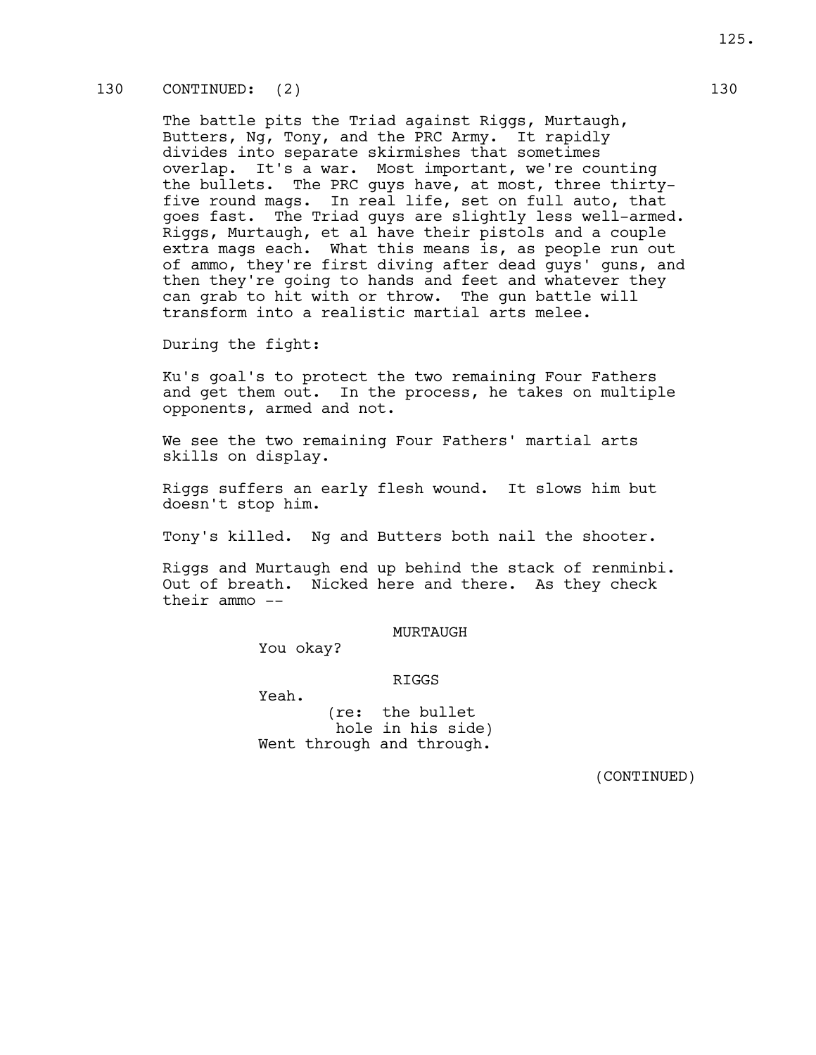130 CONTINUED: (2) 130

The battle pits the Triad against Riggs, Murtaugh, Butters, Ng, Tony, and the PRC Army. It rapidly divides into separate skirmishes that sometimes overlap. It's a war. Most important, we're counting the bullets. The PRC guys have, at most, three thirty-five round mags. In real life, set on full auto, that goes fast. The Triad guys are slightly less well-armed. Riggs, Murtaugh, et al have their pistols and a couple extra mags each. What this means is, as people run out of ammo, they're first diving after dead guys' guns, and then they're going to hands and feet and whatever they can grab to hit with or throw. The gun battle will transform into a realistic martial arts melee.

During the fight:

Ku's goal's to protect the two remaining Four Fathers and get them out. In the process, he takes on multiple opponents, armed and not.

We see the two remaining Four Fathers' martial arts skills on display.

Riggs suffers an early flesh wound. It slows him but doesn't stop him.

Tony's killed. Ng and Butters both nail the shooter.

Riggs and Murtaugh end up behind the stack of renminbi. Out of breath. Nicked here and there. As they check their ammo --

MURTAUGH

You okay?

RIGGS

Yeah.

(re: the bullet hole in his side)

Went through and through.

(CONTINUED)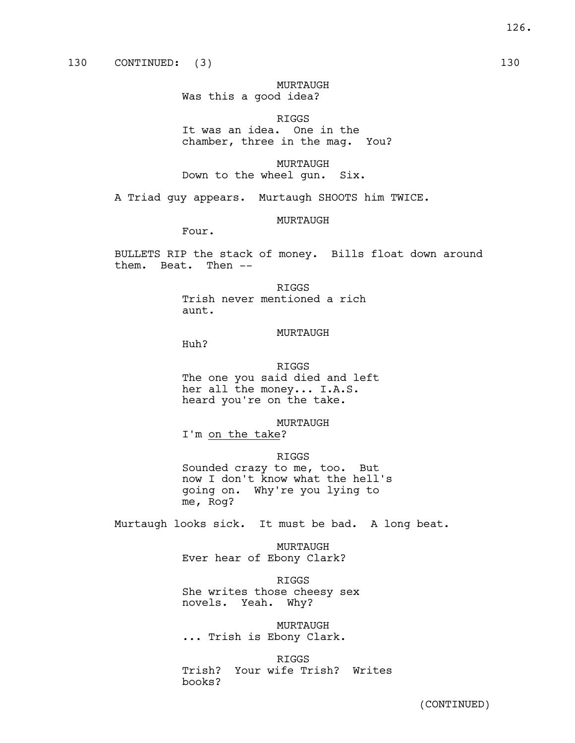130 CONTINUED: (3) 130

MURTAUGH
Was this a good idea?

RIGGS
It was an idea. One in the chamber, three in the mag. You?

MURTAUGH
Down to the wheel gun. Six.

A Triad guy appears. Murtaugh SHOOTS him TWICE.

MURTAUGH
Four.

BULLETS RIP the stack of money. Bills float down around them. Beat. Then --

RIGGS
Trish never mentioned a rich aunt.

MURTAUGH
Huh?

RIGGS
The one you said died and left her all the money... I.A.S. heard you're on the take.

MURTAUGH
I'm <u>on the take</u>?

RIGGS
Sounded crazy to me, too. But now I don't know what the hell's going on. Why're you lying to me, Rog?

Murtaugh looks sick. It must be bad. A long beat.

MURTAUGH
Ever hear of Ebony Clark?

RIGGS
She writes those cheesy sex novels. Yeah. Why?

MURTAUGH
... Trish is Ebony Clark.

RIGGS
Trish? Your wife Trish? Writes books?

(CONTINUED)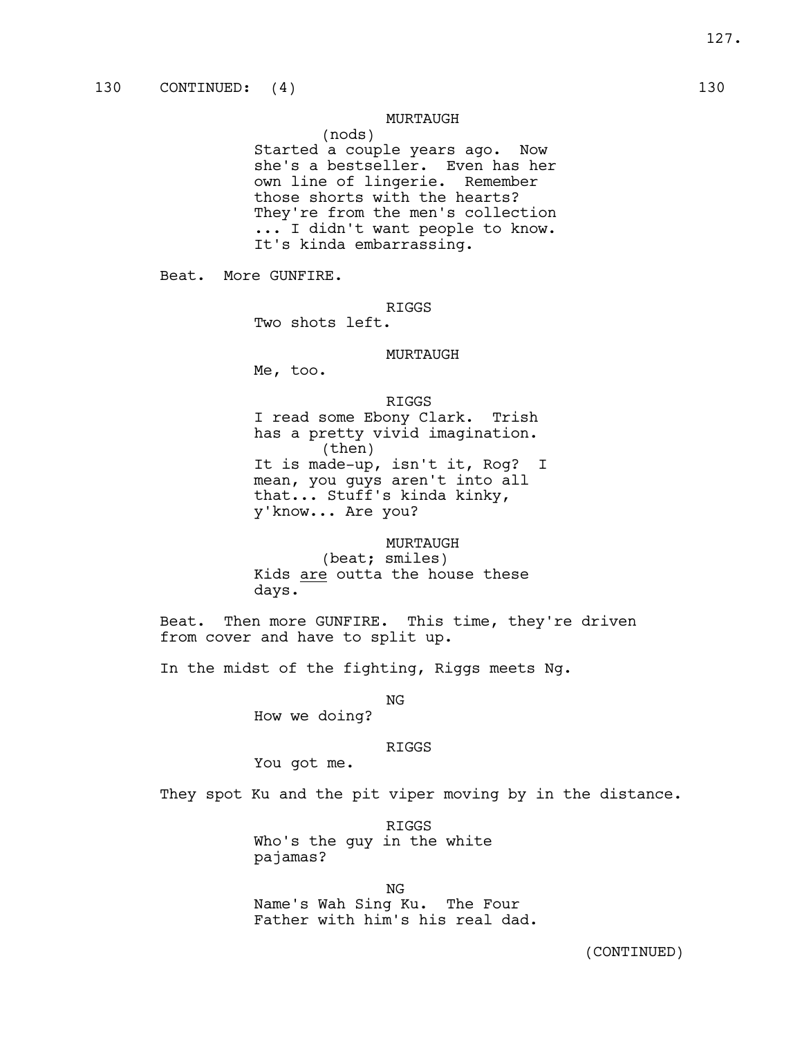130 CONTINUED: (4) 130

MURTAUGH
(nods)
Started a couple years ago. Now she's a bestseller. Even has her own line of lingerie. Remember those shorts with the hearts? They're from the men's collection ... I didn't want people to know. It's kinda embarrassing.

Beat. More GUNFIRE.

RIGGS
Two shots left.

MURTAUGH
Me, too.

RIGGS
I read some Ebony Clark. Trish has a pretty vivid imagination.
(then)
It is made-up, isn't it, Rog? I mean, you guys aren't into all that... Stuff's kinda kinky, y'know... Are you?

MURTAUGH
(beat; smiles)
Kids _are_ outta the house these days.

Beat. Then more GUNFIRE. This time, they're driven from cover and have to split up.

In the midst of the fighting, Riggs meets Ng.

NG
How we doing?

RIGGS
You got me.

They spot Ku and the pit viper moving by in the distance.

RIGGS
Who's the guy in the white pajamas?

NG
Name's Wah Sing Ku. The Four Father with him's his real dad.

(CONTINUED)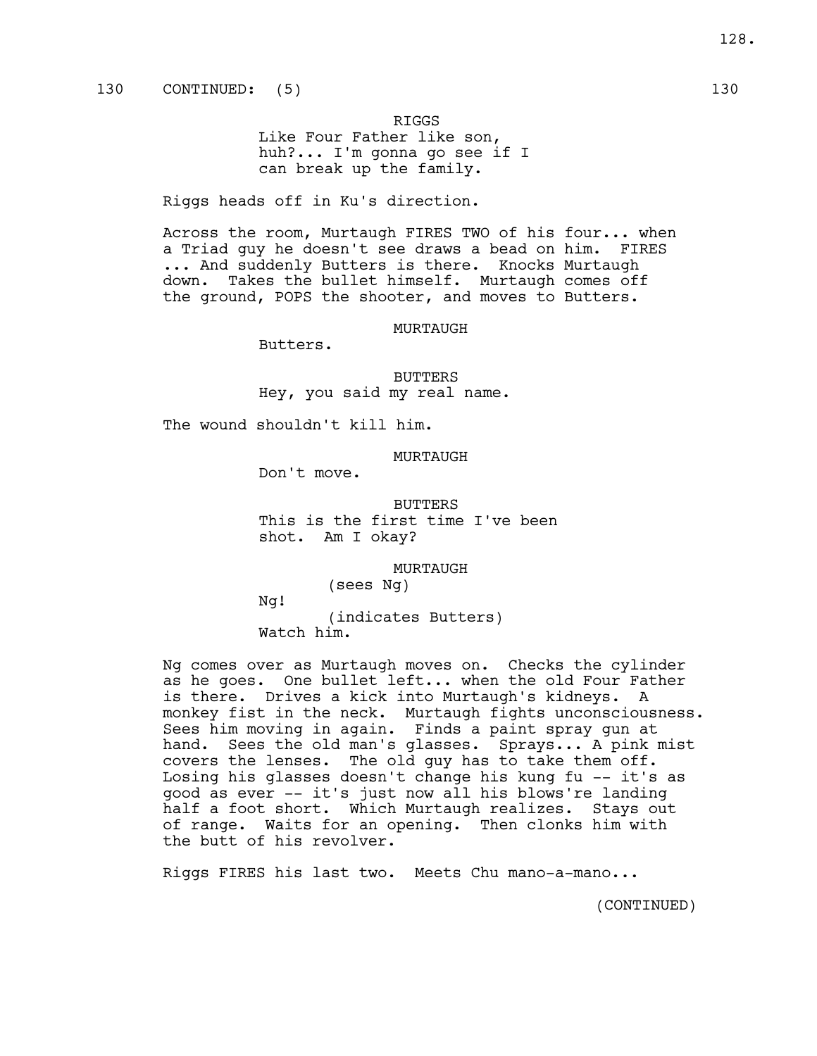130 CONTINUED: (5) 130

RIGGS
Like Four Father like son, huh?... I'm gonna go see if I can break up the family.

Riggs heads off in Ku's direction.

Across the room, Murtaugh FIRES TWO of his four... when a Triad guy he doesn't see draws a bead on him. FIRES ... And suddenly Butters is there. Knocks Murtaugh down. Takes the bullet himself. Murtaugh comes off the ground, POPS the shooter, and moves to Butters.

MURTAUGH
Butters.

BUTTERS
Hey, you said my real name.

The wound shouldn't kill him.

MURTAUGH
Don't move.

BUTTERS
This is the first time I've been shot. Am I okay?

MURTAUGH
(sees Ng)
Ng!
(indicates Butters)
Watch him.

Ng comes over as Murtaugh moves on. Checks the cylinder as he goes. One bullet left... when the old Four Father is there. Drives a kick into Murtaugh's kidneys. A monkey fist in the neck. Murtaugh fights unconsciousness. Sees him moving in again. Finds a paint spray gun at hand. Sees the old man's glasses. Sprays... A pink mist covers the lenses. The old guy has to take them off. Losing his glasses doesn't change his kung fu -- it's as good as ever -- it's just now all his blows're landing half a foot short. Which Murtaugh realizes. Stays out of range. Waits for an opening. Then clonks him with the butt of his revolver.

Riggs FIRES his last two. Meets Chu mano-a-mano...

(CONTINUED)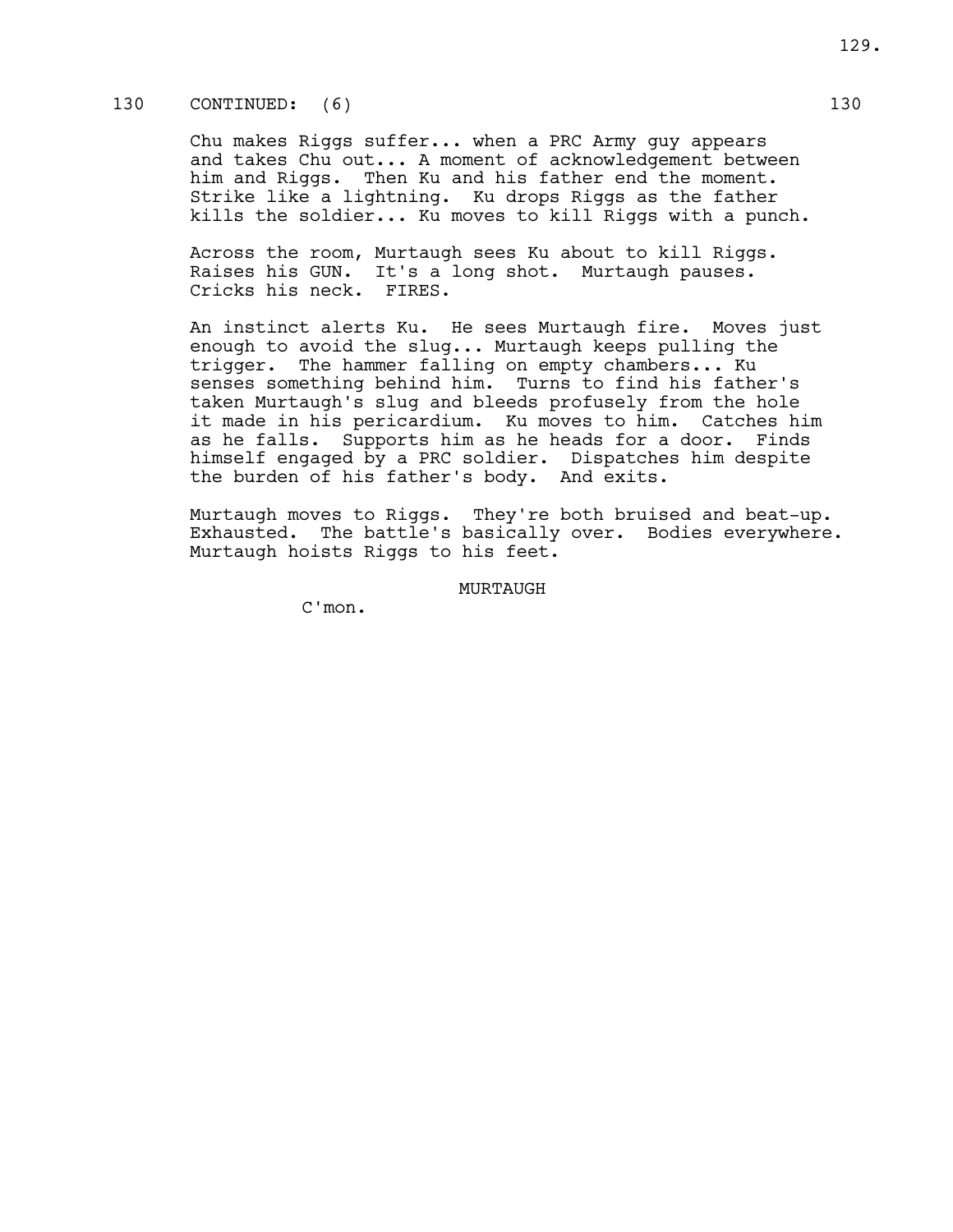130 CONTINUED: (6) 130

Chu makes Riggs suffer... when a PRC Army guy appears and takes Chu out... A moment of acknowledgement between him and Riggs. Then Ku and his father end the moment. Strike like a lightning. Ku drops Riggs as the father kills the soldier... Ku moves to kill Riggs with a punch.

Across the room, Murtaugh sees Ku about to kill Riggs. Raises his GUN. It's a long shot. Murtaugh pauses. Cricks his neck. FIRES.

An instinct alerts Ku. He sees Murtaugh fire. Moves just enough to avoid the slug... Murtaugh keeps pulling the trigger. The hammer falling on empty chambers... Ku senses something behind him. Turns to find his father's taken Murtaugh's slug and bleeds profusely from the hole it made in his pericardium. Ku moves to him. Catches him as he falls. Supports him as he heads for a door. Finds himself engaged by a PRC soldier. Dispatches him despite the burden of his father's body. And exits.

Murtaugh moves to Riggs. They're both bruised and beat-up. Exhausted. The battle's basically over. Bodies everywhere. Murtaugh hoists Riggs to his feet.

MURTAUGH

C'mon.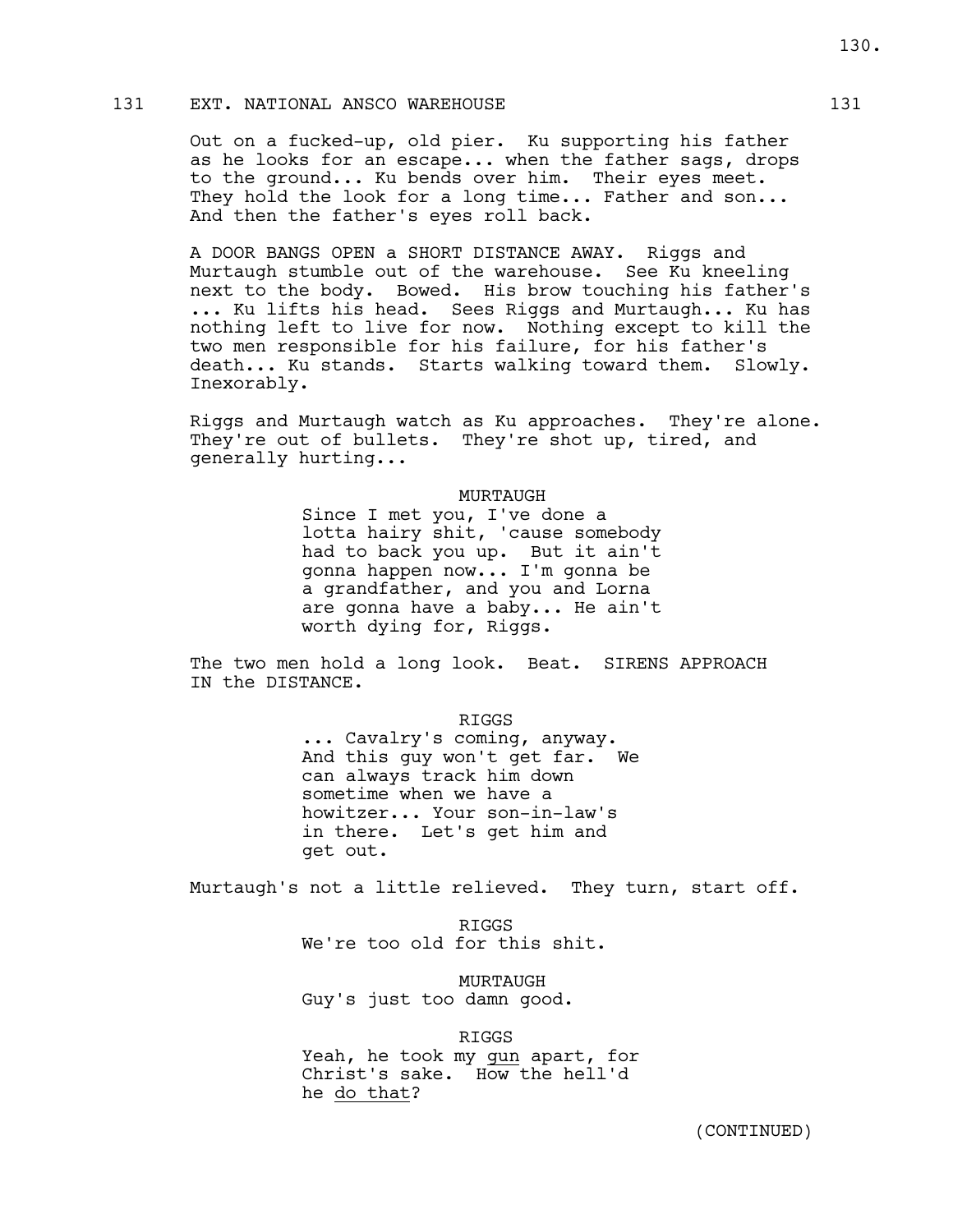131 EXT. NATIONAL ANSCO WAREHOUSE 131

Out on a fucked-up, old pier. Ku supporting his father as he looks for an escape... when the father sags, drops to the ground... Ku bends over him. Their eyes meet. They hold the look for a long time... Father and son... And then the father's eyes roll back.

A DOOR BANGS OPEN a SHORT DISTANCE AWAY. Riggs and Murtaugh stumble out of the warehouse. See Ku kneeling next to the body. Bowed. His brow touching his father's ... Ku lifts his head. Sees Riggs and Murtaugh... Ku has nothing left to live for now. Nothing except to kill the two men responsible for his failure, for his father's death... Ku stands. Starts walking toward them. Slowly. Inexorably.

Riggs and Murtaugh watch as Ku approaches. They're alone. They're out of bullets. They're shot up, tired, and generally hurting...

MURTAUGH

Since I met you, I've done a lotta hairy shit, 'cause somebody had to back you up. But it ain't gonna happen now... I'm gonna be a grandfather, and you and Lorna are gonna have a baby... He ain't worth dying for, Riggs.

The two men hold a long look. Beat. SIRENS APPROACH IN the DISTANCE.

RIGGS

... Cavalry's coming, anyway. And this guy won't get far. We can always track him down sometime when we have a howitzer... Your son-in-law's in there. Let's get him and get out.

Murtaugh's not a little relieved. They turn, start off.

RIGGS

We're too old for this shit.

MURTAUGH

Guy's just too damn good.

RIGGS

Yeah, he took my <u>gun</u> apart, for Christ's sake. How the hell'd he <u>do that</u>?

(CONTINUED)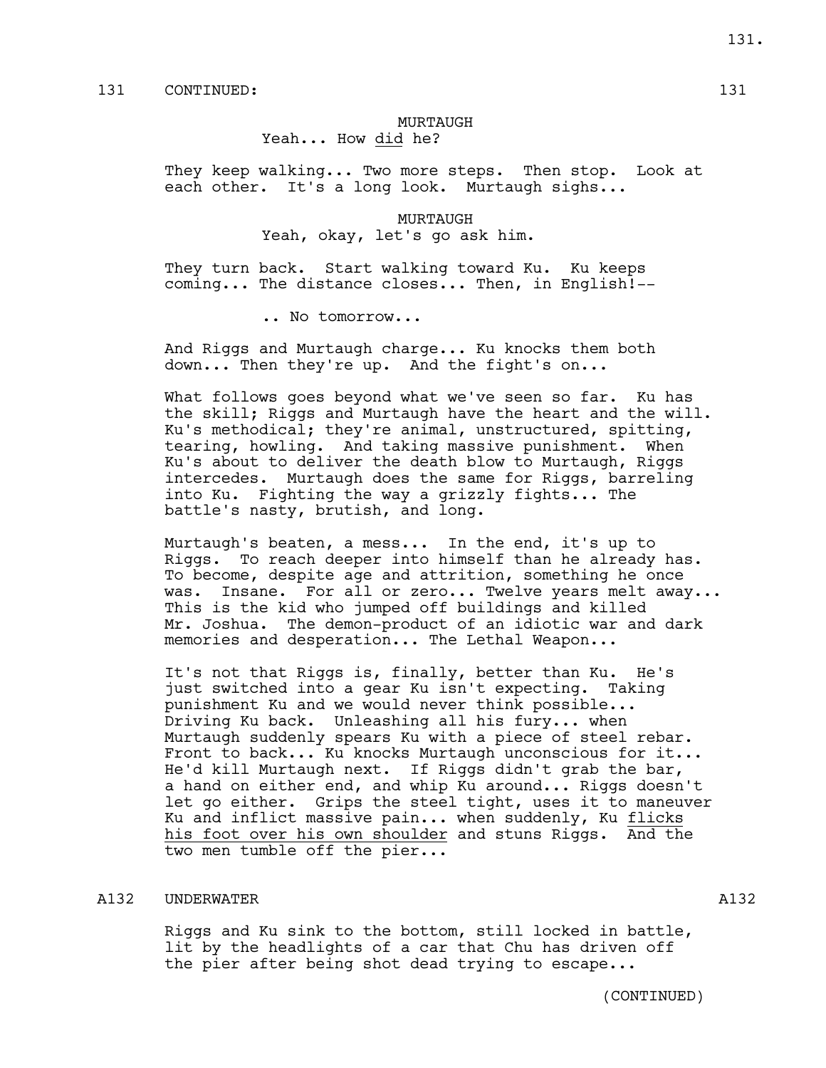131 CONTINUED: 131

MURTAUGH
Yeah... How did he?

They keep walking... Two more steps. Then stop. Look at each other. It's a long look. Murtaugh sighs...

MURTAUGH
Yeah, okay, let's go ask him.

They turn back. Start walking toward Ku. Ku keeps coming... The distance closes... Then, in English!--

.. No tomorrow...

And Riggs and Murtaugh charge... Ku knocks them both down... Then they're up. And the fight's on...

What follows goes beyond what we've seen so far. Ku has the skill; Riggs and Murtaugh have the heart and the will. Ku's methodical; they're animal, unstructured, spitting, tearing, howling. And taking massive punishment. When Ku's about to deliver the death blow to Murtaugh, Riggs intercedes. Murtaugh does the same for Riggs, barreling into Ku. Fighting the way a grizzly fights... The battle's nasty, brutish, and long.

Murtaugh's beaten, a mess... In the end, it's up to Riggs. To reach deeper into himself than he already has. To become, despite age and attrition, something he once was. Insane. For all or zero... Twelve years melt away... This is the kid who jumped off buildings and killed Mr. Joshua. The demon-product of an idiotic war and dark memories and desperation... The Lethal Weapon...

It's not that Riggs is, finally, better than Ku. He's just switched into a gear Ku isn't expecting. Taking punishment Ku and we would never think possible... Driving Ku back. Unleashing all his fury... when Murtaugh suddenly spears Ku with a piece of steel rebar. Front to back... Ku knocks Murtaugh unconscious for it... He'd kill Murtaugh next. If Riggs didn't grab the bar, a hand on either end, and whip Ku around... Riggs doesn't let go either. Grips the steel tight, uses it to maneuver Ku and inflict massive pain... when suddenly, Ku flicks his foot over his own shoulder and stuns Riggs. And the two men tumble off the pier...

A132 UNDERWATER A132

Riggs and Ku sink to the bottom, still locked in battle, lit by the headlights of a car that Chu has driven off the pier after being shot dead trying to escape...

(CONTINUED)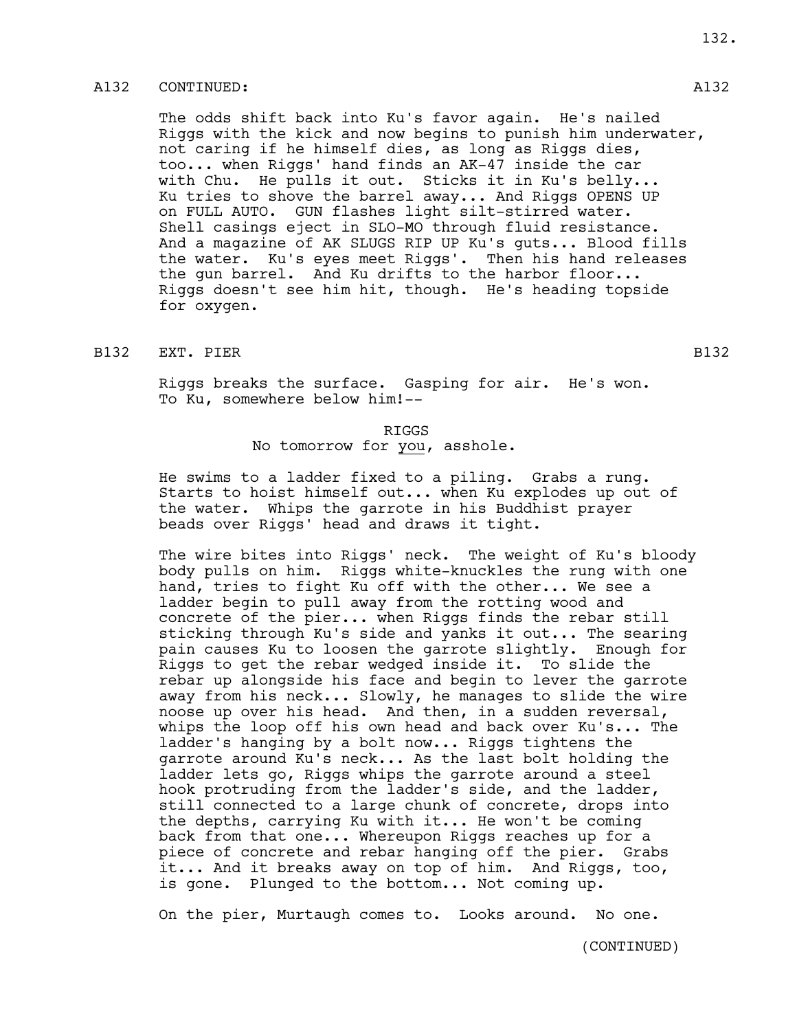A132 CONTINUED: A132

The odds shift back into Ku's favor again. He's nailed Riggs with the kick and now begins to punish him underwater, not caring if he himself dies, as long as Riggs dies, too... when Riggs' hand finds an AK-47 inside the car with Chu. He pulls it out. Sticks it in Ku's belly... Ku tries to shove the barrel away... And Riggs OPENS UP on FULL AUTO. GUN flashes light silt-stirred water. Shell casings eject in SLO-MO through fluid resistance. And a magazine of AK SLUGS RIP UP Ku's guts... Blood fills the water. Ku's eyes meet Riggs'. Then his hand releases the gun barrel. And Ku drifts to the harbor floor... Riggs doesn't see him hit, though. He's heading topside for oxygen.

B132 EXT. PIER B132

Riggs breaks the surface. Gasping for air. He's won. To Ku, somewhere below him!--

RIGGS
No tomorrow for <u>you</u>, asshole.

He swims to a ladder fixed to a piling. Grabs a rung. Starts to hoist himself out... when Ku explodes up out of the water. Whips the garrote in his Buddhist prayer beads over Riggs' head and draws it tight.

The wire bites into Riggs' neck. The weight of Ku's bloody body pulls on him. Riggs white-knuckles the rung with one hand, tries to fight Ku off with the other... We see a ladder begin to pull away from the rotting wood and concrete of the pier... when Riggs finds the rebar still sticking through Ku's side and yanks it out... The searing pain causes Ku to loosen the garrote slightly. Enough for Riggs to get the rebar wedged inside it. To slide the rebar up alongside his face and begin to lever the garrote away from his neck... Slowly, he manages to slide the wire noose up over his head. And then, in a sudden reversal, whips the loop off his own head and back over Ku's... The ladder's hanging by a bolt now... Riggs tightens the garrote around Ku's neck... As the last bolt holding the ladder lets go, Riggs whips the garrote around a steel hook protruding from the ladder's side, and the ladder, still connected to a large chunk of concrete, drops into the depths, carrying Ku with it... He won't be coming back from that one... Whereupon Riggs reaches up for a piece of concrete and rebar hanging off the pier. Grabs it... And it breaks away on top of him. And Riggs, too, is gone. Plunged to the bottom... Not coming up.

On the pier, Murtaugh comes to. Looks around. No one.

(CONTINUED)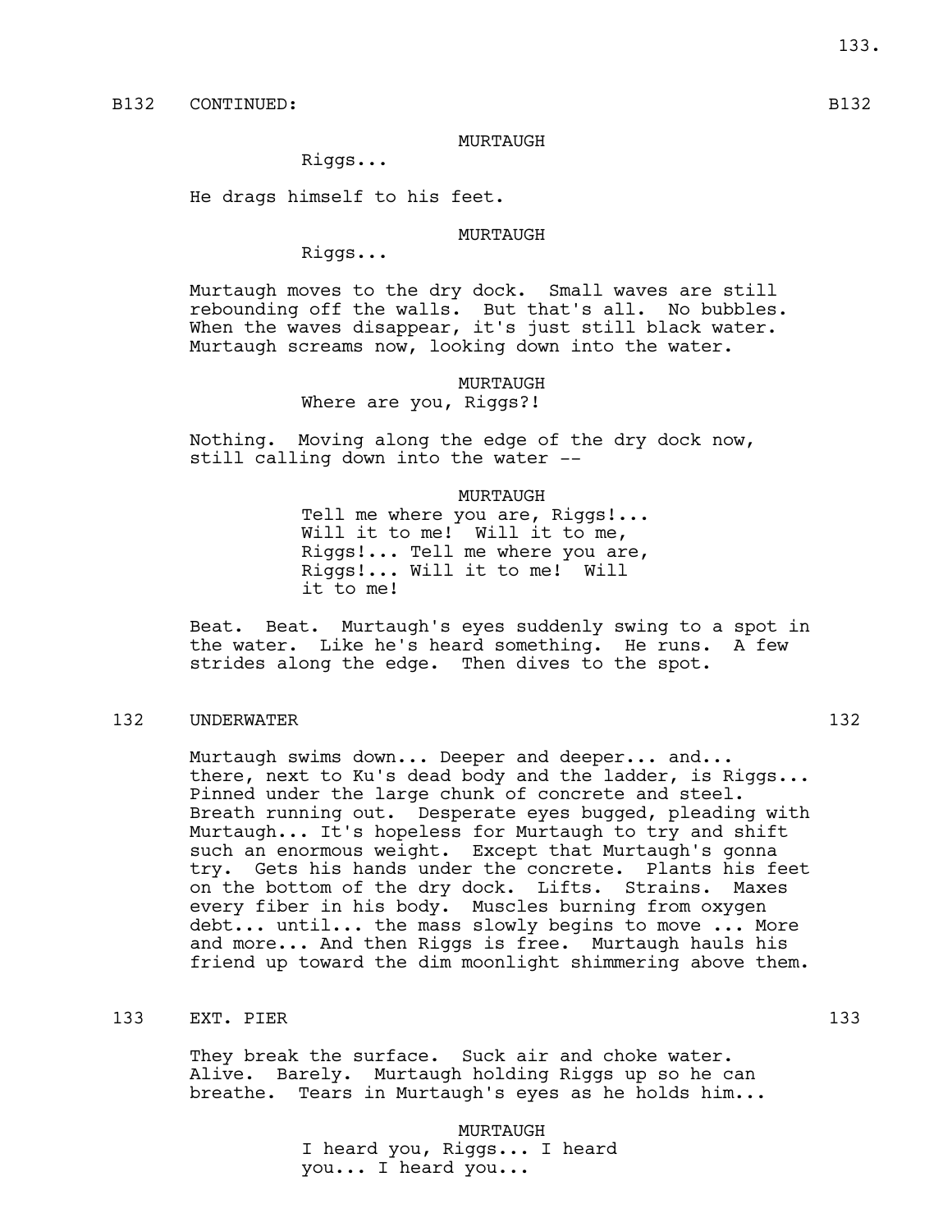B132 CONTINUED: B132

MURTAUGH

Riggs...

He drags himself to his feet.

MURTAUGH

Riggs...

Murtaugh moves to the dry dock. Small waves are still rebounding off the walls. But that's all. No bubbles. When the waves disappear, it's just still black water. Murtaugh screams now, looking down into the water.

MURTAUGH

Where are you, Riggs?!

Nothing. Moving along the edge of the dry dock now, still calling down into the water --

MURTAUGH

Tell me where you are, Riggs!... Will it to me! Will it to me, Riggs!... Tell me where you are, Riggs!... Will it to me! Will it to me!

Beat. Beat. Murtaugh's eyes suddenly swing to a spot in the water. Like he's heard something. He runs. A few strides along the edge. Then dives to the spot.

132 UNDERWATER 132

Murtaugh swims down... Deeper and deeper... and... there, next to Ku's dead body and the ladder, is Riggs... Pinned under the large chunk of concrete and steel. Breath running out. Desperate eyes bugged, pleading with Murtaugh... It's hopeless for Murtaugh to try and shift such an enormous weight. Except that Murtaugh's gonna try. Gets his hands under the concrete. Plants his feet on the bottom of the dry dock. Lifts. Strains. Maxes every fiber in his body. Muscles burning from oxygen debt... until... the mass slowly begins to move ... More and more... And then Riggs is free. Murtaugh hauls his friend up toward the dim moonlight shimmering above them.

133 EXT. PIER 133

They break the surface. Suck air and choke water. Alive. Barely. Murtaugh holding Riggs up so he can breathe. Tears in Murtaugh's eyes as he holds him...

MURTAUGH

I heard you, Riggs... I heard you... I heard you...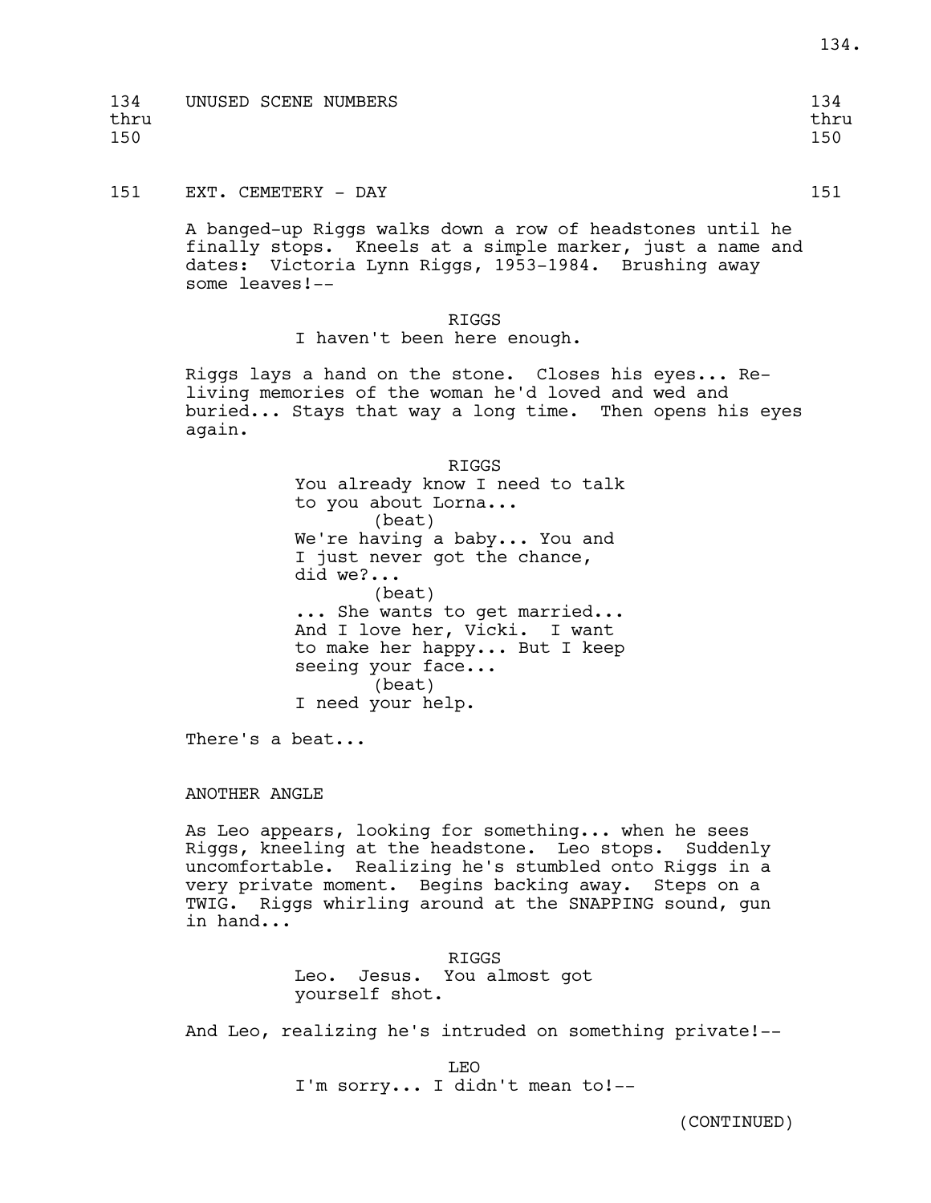134 UNUSED SCENE NUMBERS 134
thru thru
150 150

151 EXT. CEMETERY - DAY 151

A banged-up Riggs walks down a row of headstones until he finally stops. Kneels at a simple marker, just a name and dates: Victoria Lynn Riggs, 1953-1984. Brushing away some leaves!--

RIGGS
I haven't been here enough.

Riggs lays a hand on the stone. Closes his eyes... Re-living memories of the woman he'd loved and wed and buried... Stays that way a long time. Then opens his eyes again.

RIGGS
You already know I need to talk to you about Lorna...
(beat)
We're having a baby... You and I just never got the chance, did we?...
(beat)
... She wants to get married... And I love her, Vicki. I want to make her happy... But I keep seeing your face...
(beat)
I need your help.

There's a beat...

ANOTHER ANGLE

As Leo appears, looking for something... when he sees Riggs, kneeling at the headstone. Leo stops. Suddenly uncomfortable. Realizing he's stumbled onto Riggs in a very private moment. Begins backing away. Steps on a TWIG. Riggs whirling around at the SNAPPING sound, gun in hand...

RIGGS
Leo. Jesus. You almost got yourself shot.

And Leo, realizing he's intruded on something private!--

LEO
I'm sorry... I didn't mean to!--

(CONTINUED)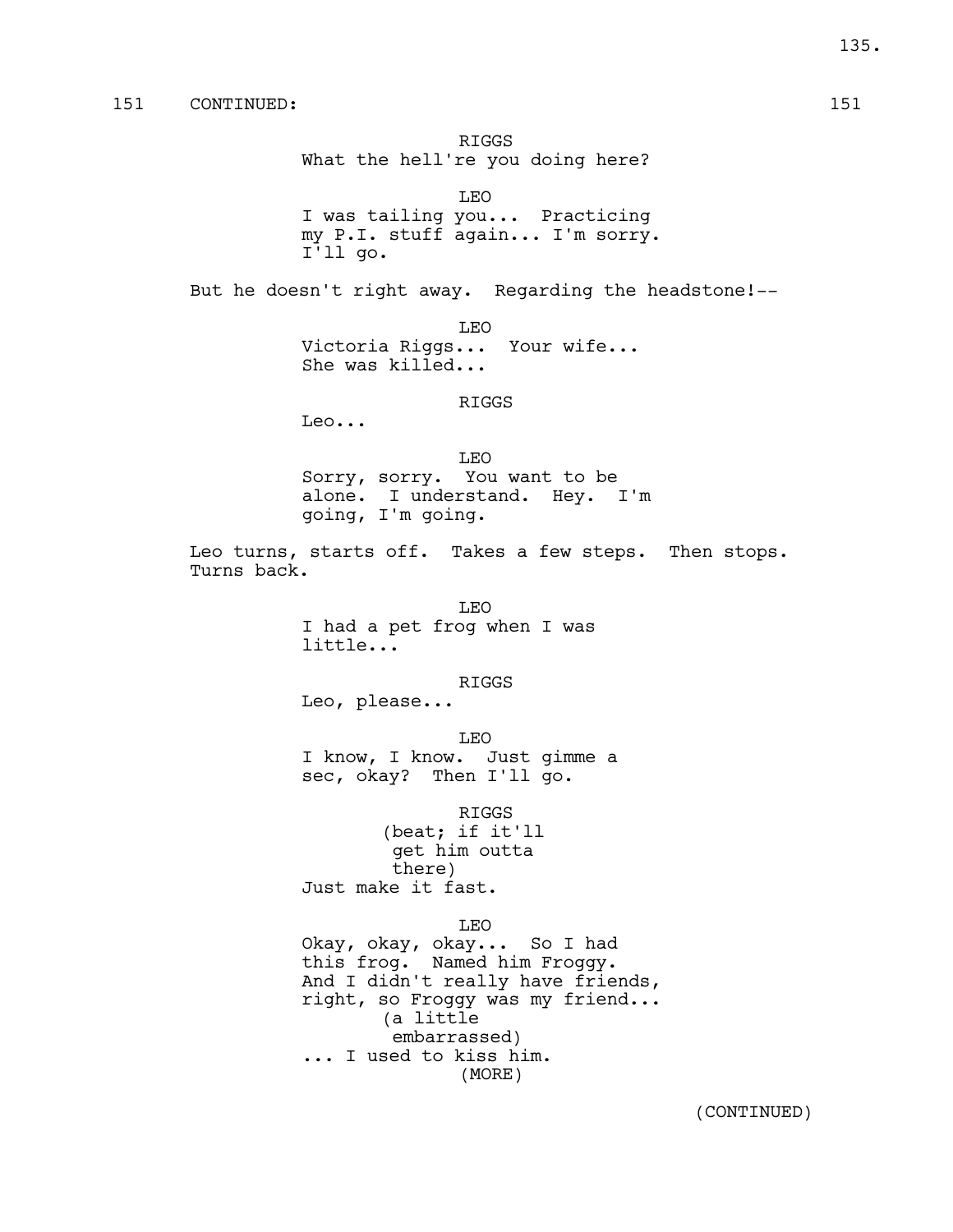151 CONTINUED: 151

RIGGS
What the hell're you doing here?

LEO
I was tailing you... Practicing my P.I. stuff again... I'm sorry. I'll go.

But he doesn't right away. Regarding the headstone!--

LEO
Victoria Riggs... Your wife... She was killed...

RIGGS
Leo...

LEO
Sorry, sorry. You want to be alone. I understand. Hey. I'm going, I'm going.

Leo turns, starts off. Takes a few steps. Then stops. Turns back.

LEO
I had a pet frog when I was little...

RIGGS
Leo, please...

LEO
I know, I know. Just gimme a sec, okay? Then I'll go.

RIGGS
(beat; if it'll get him outta there)
Just make it fast.

LEO
Okay, okay, okay... So I had this frog. Named him Froggy. And I didn't really have friends, right, so Froggy was my friend...
(a little embarrassed)
... I used to kiss him.
(MORE)

(CONTINUED)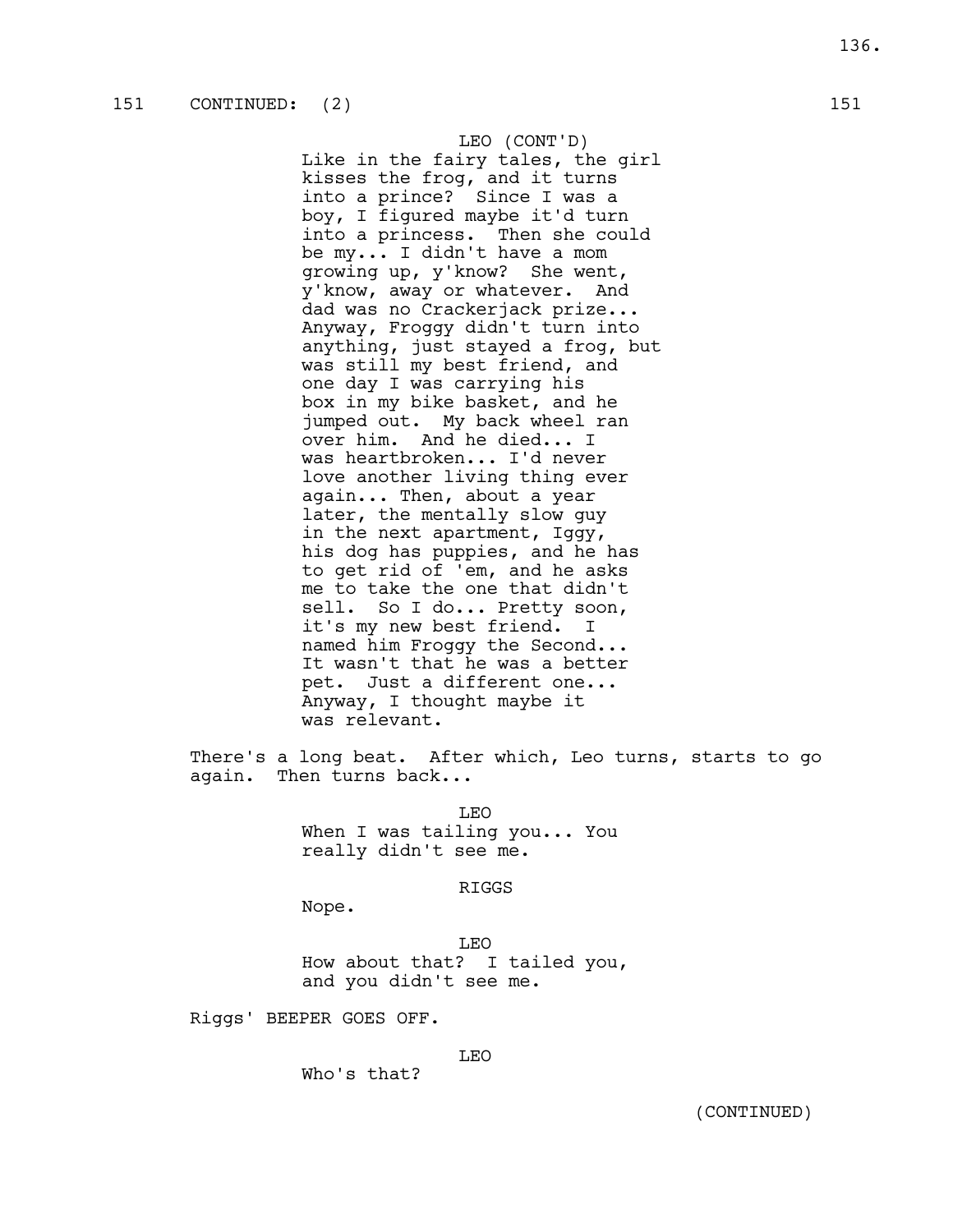151 CONTINUED: (2) 151

LEO (CONT'D)
Like in the fairy tales, the girl kisses the frog, and it turns into a prince? Since I was a boy, I figured maybe it'd turn into a princess. Then she could be my... I didn't have a mom growing up, y'know? She went, y'know, away or whatever. And dad was no Crackerjack prize... Anyway, Froggy didn't turn into anything, just stayed a frog, but was still my best friend, and one day I was carrying his box in my bike basket, and he jumped out. My back wheel ran over him. And he died... I was heartbroken... I'd never love another living thing ever again... Then, about a year later, the mentally slow guy in the next apartment, Iggy, his dog has puppies, and he has to get rid of 'em, and he asks me to take the one that didn't sell. So I do... Pretty soon, it's my new best friend. I named him Froggy the Second... It wasn't that he was a better pet. Just a different one... Anyway, I thought maybe it was relevant.

There's a long beat. After which, Leo turns, starts to go again. Then turns back...

LEO
When I was tailing you... You really didn't see me.

RIGGS
Nope.

LEO
How about that? I tailed you, and you didn't see me.

Riggs' BEEPER GOES OFF.

LEO
Who's that?

(CONTINUED)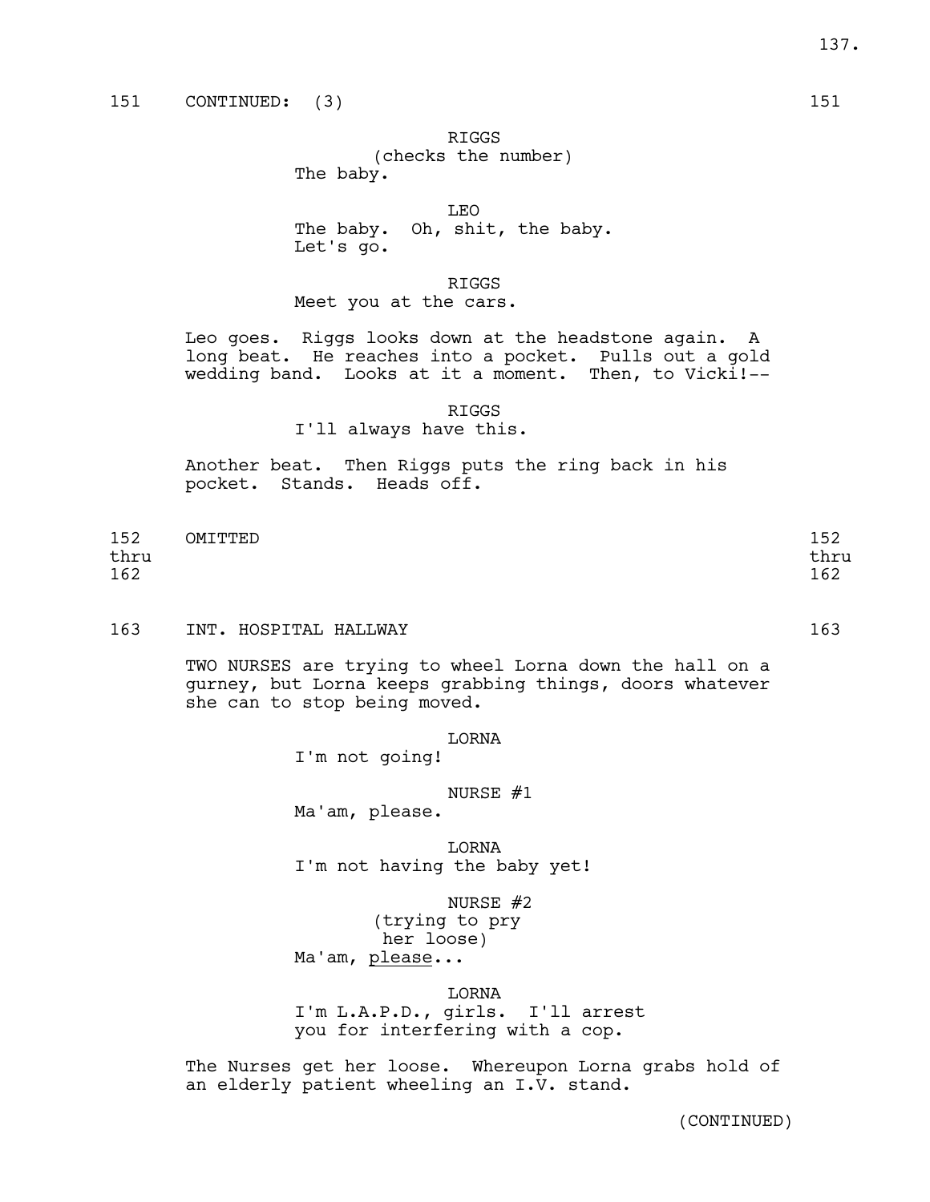151 CONTINUED: (3) 151

RIGGS
(checks the number)
The baby.

LEO
The baby. Oh, shit, the baby.
Let's go.

RIGGS
Meet you at the cars.

Leo goes. Riggs looks down at the headstone again. A long beat. He reaches into a pocket. Pulls out a gold wedding band. Looks at it a moment. Then, to Vicki!--

RIGGS
I'll always have this.

Another beat. Then Riggs puts the ring back in his pocket. Stands. Heads off.

152 thru 162 OMITTED 152 thru 162

163 INT. HOSPITAL HALLWAY 163

TWO NURSES are trying to wheel Lorna down the hall on a gurney, but Lorna keeps grabbing things, doors whatever she can to stop being moved.

LORNA
I'm not going!

NURSE #1
Ma'am, please.

LORNA
I'm not having the baby yet!

NURSE #2
(trying to pry her loose)
Ma'am, please...

LORNA
I'm L.A.P.D., girls. I'll arrest you for interfering with a cop.

The Nurses get her loose. Whereupon Lorna grabs hold of an elderly patient wheeling an I.V. stand.

(CONTINUED)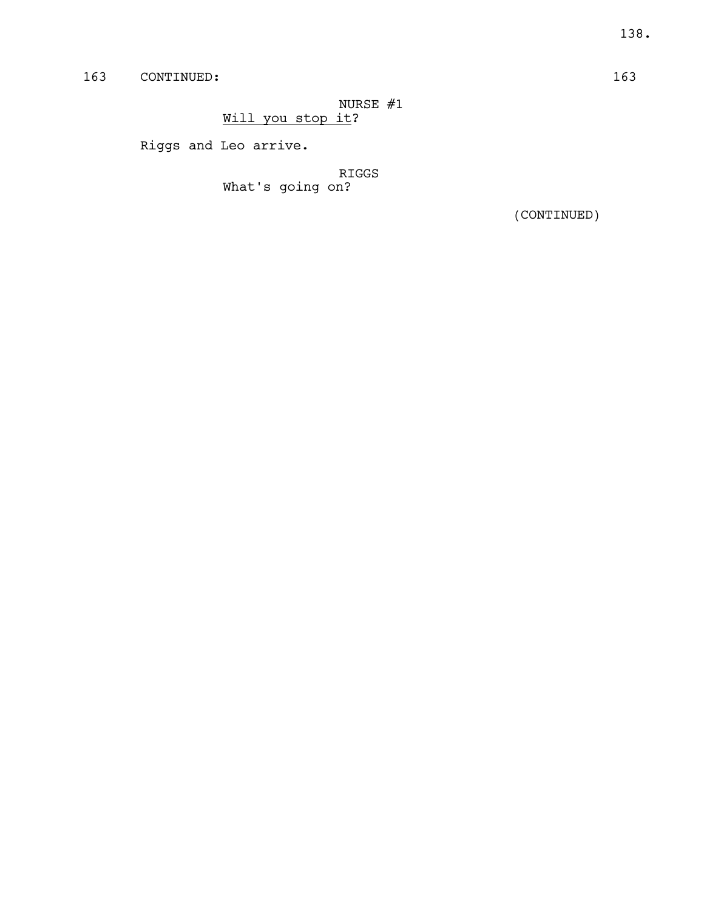163 CONTINUED: 163

NURSE #1
<u>Will you stop it</u>?

Riggs and Leo arrive.

RIGGS
What's going on?

(CONTINUED)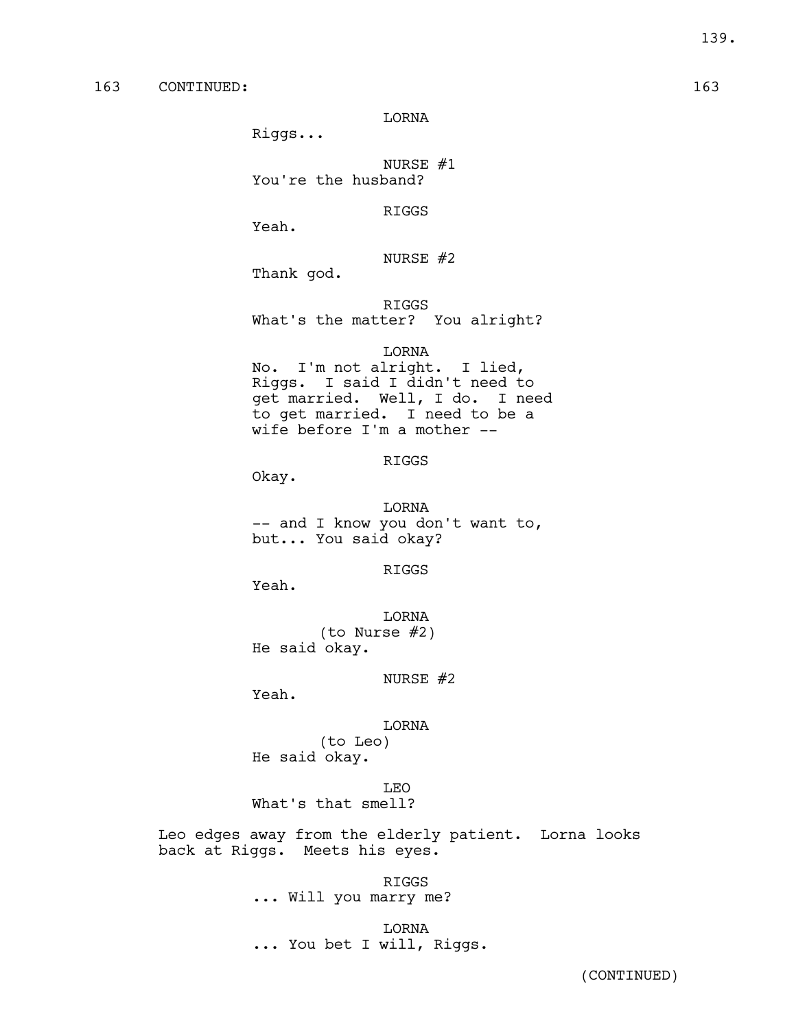163 CONTINUED: 163

LORNA
Riggs...

NURSE #1
You're the husband?

RIGGS
Yeah.

NURSE #2
Thank god.

RIGGS
What's the matter? You alright?

LORNA
No. I'm not alright. I lied, Riggs. I said I didn't need to get married. Well, I do. I need to get married. I need to be a wife before I'm a mother --

RIGGS
Okay.

LORNA
-- and I know you don't want to, but... You said okay?

RIGGS
Yeah.

LORNA
(to Nurse #2)
He said okay.

NURSE #2
Yeah.

LORNA
(to Leo)
He said okay.

LEO
What's that smell?

Leo edges away from the elderly patient. Lorna looks back at Riggs. Meets his eyes.

RIGGS
... Will you marry me?

LORNA
... You bet I will, Riggs.

(CONTINUED)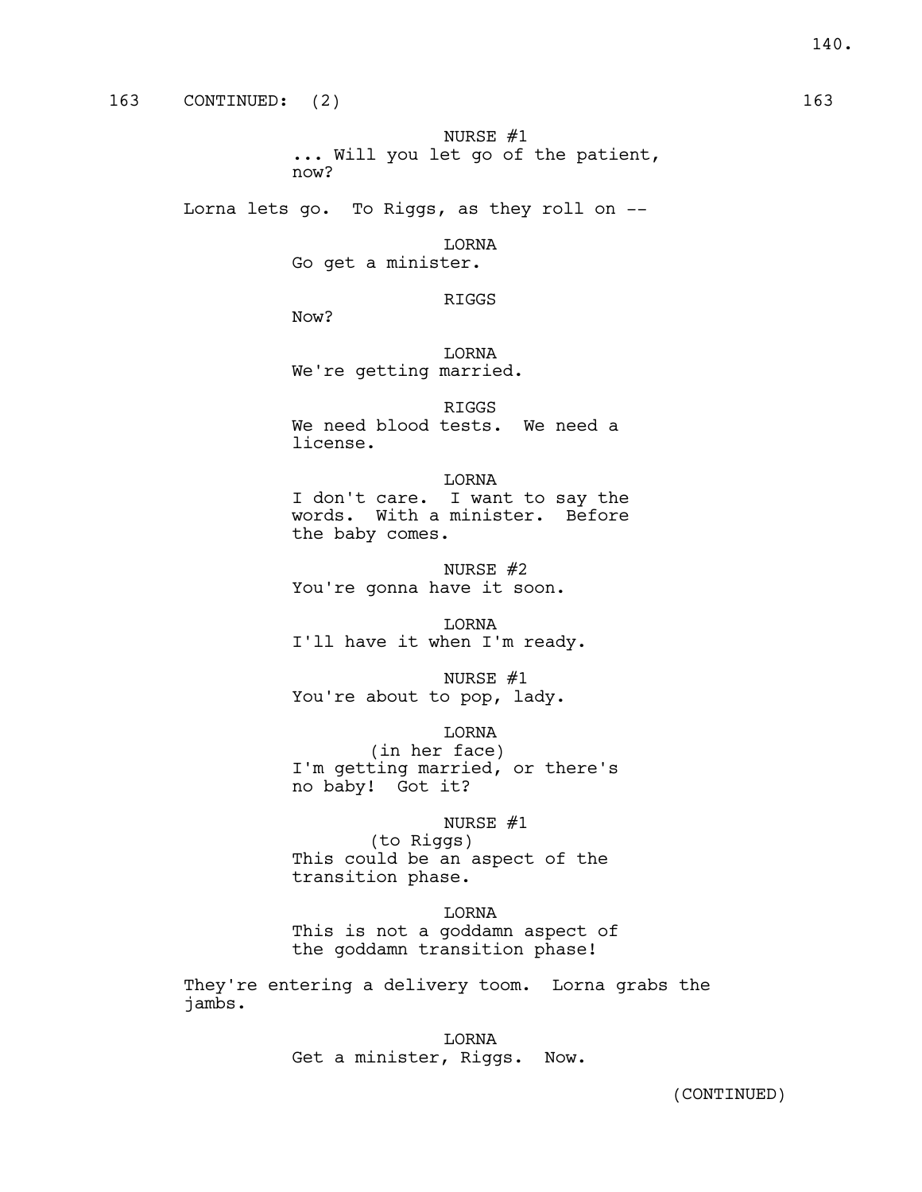163 CONTINUED: (2) 163

NURSE #1
... Will you let go of the patient, now?

Lorna lets go. To Riggs, as they roll on --

LORNA
Go get a minister.

RIGGS
Now?

LORNA
We're getting married.

RIGGS
We need blood tests. We need a license.

LORNA
I don't care. I want to say the words. With a minister. Before the baby comes.

NURSE #2
You're gonna have it soon.

LORNA
I'll have it when I'm ready.

NURSE #1
You're about to pop, lady.

LORNA
(in her face)
I'm getting married, or there's no baby! Got it?

NURSE #1
(to Riggs)
This could be an aspect of the transition phase.

LORNA
This is not a goddamn aspect of the goddamn transition phase!

They're entering a delivery toom. Lorna grabs the jambs.

LORNA
Get a minister, Riggs. Now.

(CONTINUED)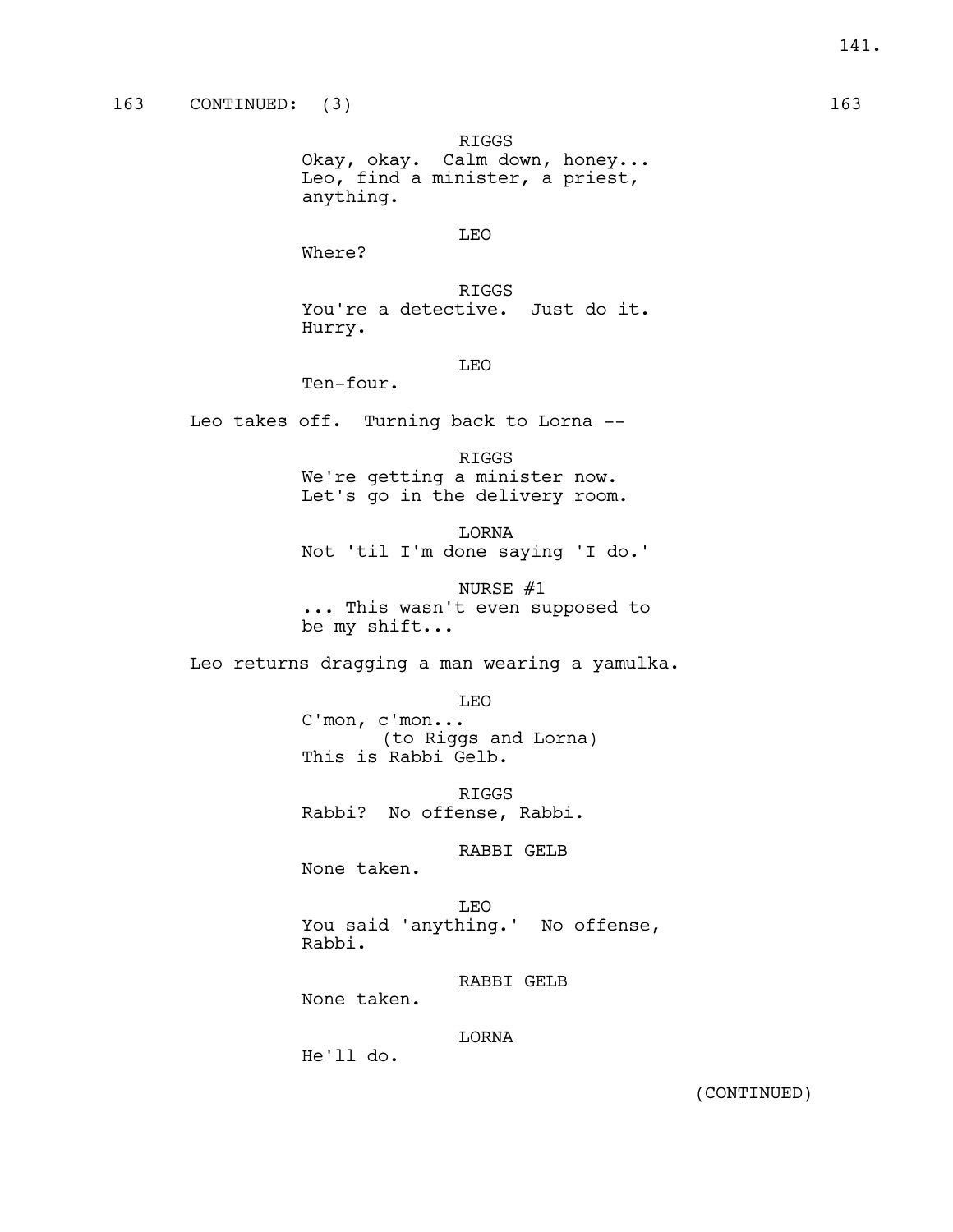163 CONTINUED: (3) 163

RIGGS
Okay, okay. Calm down, honey...
Leo, find a minister, a priest,
anything.

LEO
Where?

RIGGS
You're a detective. Just do it.
Hurry.

LEO
Ten-four.

Leo takes off. Turning back to Lorna --

RIGGS
We're getting a minister now.
Let's go in the delivery room.

LORNA
Not 'til I'm done saying 'I do.'

NURSE #1
... This wasn't even supposed to
be my shift...

Leo returns dragging a man wearing a yamulka.

LEO
C'mon, c'mon...
(to Riggs and Lorna)
This is Rabbi Gelb.

RIGGS
Rabbi? No offense, Rabbi.

RABBI GELB
None taken.

LEO
You said 'anything.' No offense,
Rabbi.

RABBI GELB
None taken.

LORNA
He'll do.

(CONTINUED)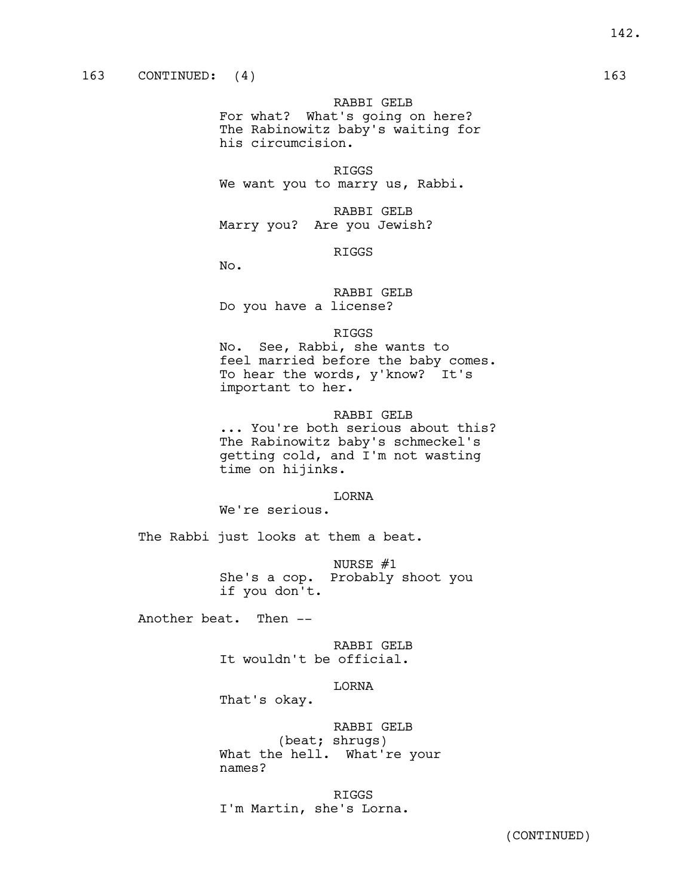163 CONTINUED: (4) 163

RABBI GELB
For what? What's going on here? The Rabinowitz baby's waiting for his circumcision.

RIGGS
We want you to marry us, Rabbi.

RABBI GELB
Marry you? Are you Jewish?

RIGGS
No.

RABBI GELB
Do you have a license?

RIGGS
No. See, Rabbi, she wants to feel married before the baby comes. To hear the words, y'know? It's important to her.

RABBI GELB
... You're both serious about this? The Rabinowitz baby's schmeckel's getting cold, and I'm not wasting time on hijinks.

LORNA
We're serious.

The Rabbi just looks at them a beat.

NURSE #1
She's a cop. Probably shoot you if you don't.

Another beat. Then --

RABBI GELB
It wouldn't be official.

LORNA
That's okay.

RABBI GELB
(beat; shrugs)
What the hell. What're your names?

RIGGS
I'm Martin, she's Lorna.

(CONTINUED)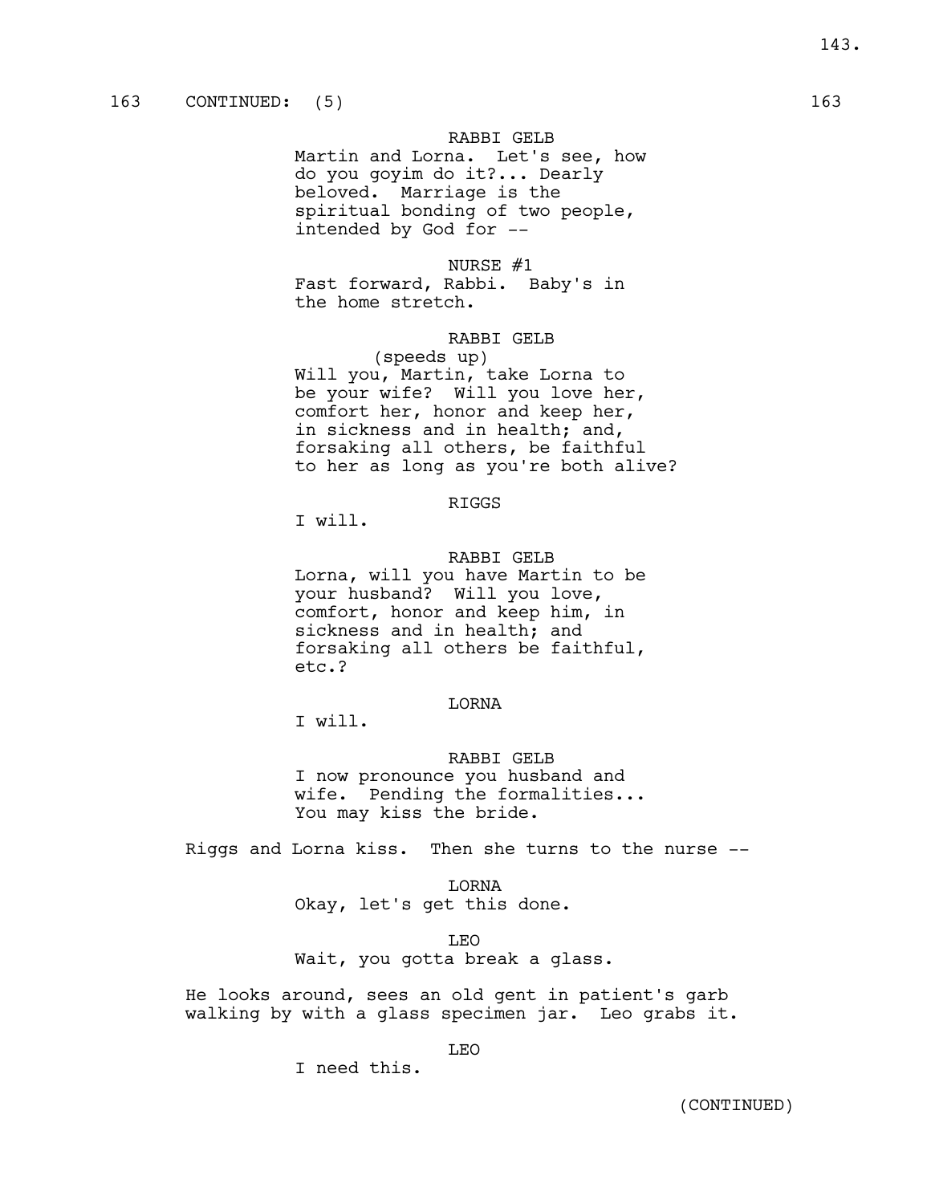163 CONTINUED: (5) 163

RABBI GELB
Martin and Lorna. Let's see, how do you goyim do it?... Dearly beloved. Marriage is the spiritual bonding of two people, intended by God for --

NURSE #1
Fast forward, Rabbi. Baby's in the home stretch.

RABBI GELB
(speeds up)
Will you, Martin, take Lorna to be your wife? Will you love her, comfort her, honor and keep her, in sickness and in health; and, forsaking all others, be faithful to her as long as you're both alive?

RIGGS
I will.

RABBI GELB
Lorna, will you have Martin to be your husband? Will you love, comfort, honor and keep him, in sickness and in health; and forsaking all others be faithful, etc.?

LORNA
I will.

RABBI GELB
I now pronounce you husband and wife. Pending the formalities... You may kiss the bride.

Riggs and Lorna kiss. Then she turns to the nurse --

LORNA
Okay, let's get this done.

LEO
Wait, you gotta break a glass.

He looks around, sees an old gent in patient's garb walking by with a glass specimen jar. Leo grabs it.

LEO
I need this.

(CONTINUED)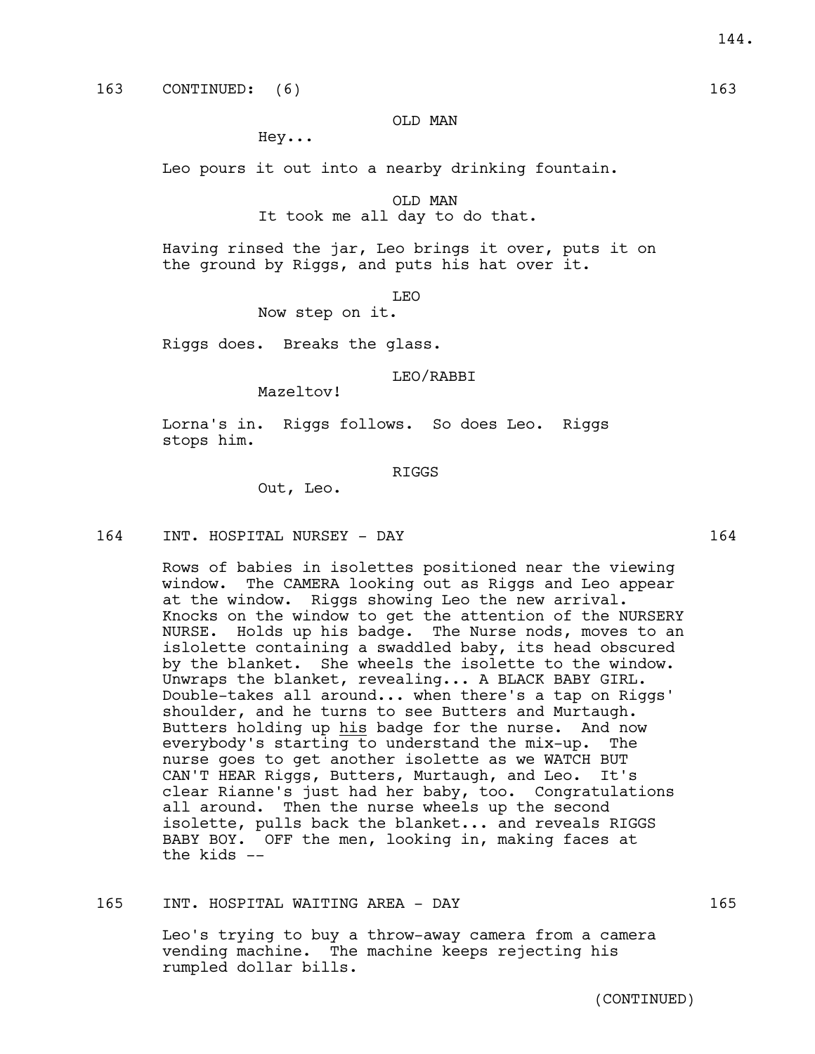163 CONTINUED: (6) 163

OLD MAN

Hey...

Leo pours it out into a nearby drinking fountain.

OLD MAN

It took me all day to do that.

Having rinsed the jar, Leo brings it over, puts it on the ground by Riggs, and puts his hat over it.

LEO

Now step on it.

Riggs does. Breaks the glass.

LEO/RABBI

Mazeltov!

Lorna's in. Riggs follows. So does Leo. Riggs stops him.

RIGGS

Out, Leo.

164 INT. HOSPITAL NURSEY - DAY 164

Rows of babies in isolettes positioned near the viewing window. The CAMERA looking out as Riggs and Leo appear at the window. Riggs showing Leo the new arrival. Knocks on the window to get the attention of the NURSERY NURSE. Holds up his badge. The Nurse nods, moves to an islolette containing a swaddled baby, its head obscured by the blanket. She wheels the isolette to the window. Unwraps the blanket, revealing... A BLACK BABY GIRL. Double-takes all around... when there's a tap on Riggs' shoulder, and he turns to see Butters and Murtaugh. Butters holding up *his* badge for the nurse. And now everybody's starting to understand the mix-up. The nurse goes to get another isolette as we WATCH BUT CAN'T HEAR Riggs, Butters, Murtaugh, and Leo. It's clear Rianne's just had her baby, too. Congratulations all around. Then the nurse wheels up the second isolette, pulls back the blanket... and reveals RIGGS BABY BOY. OFF the men, looking in, making faces at the kids --

165 INT. HOSPITAL WAITING AREA - DAY 165

Leo's trying to buy a throw-away camera from a camera vending machine. The machine keeps rejecting his rumpled dollar bills.

(CONTINUED)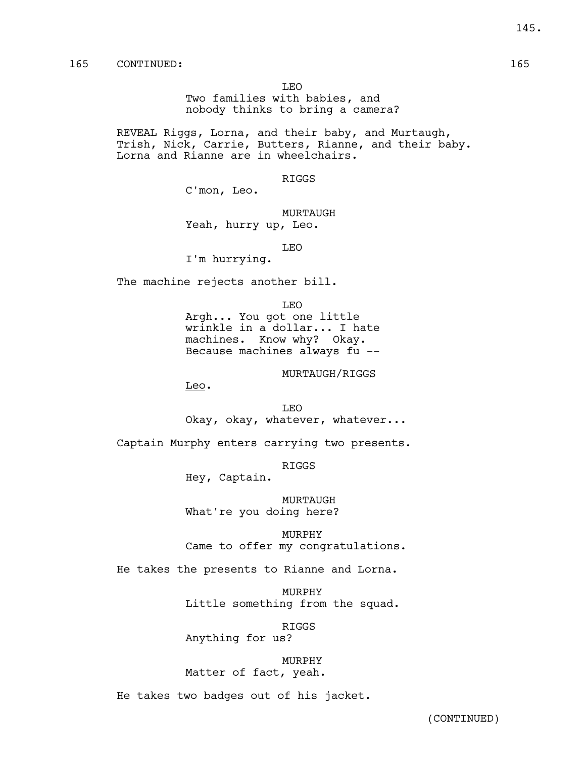165 CONTINUED: 165

LEO
Two families with babies, and nobody thinks to bring a camera?

REVEAL Riggs, Lorna, and their baby, and Murtaugh, Trish, Nick, Carrie, Butters, Rianne, and their baby. Lorna and Rianne are in wheelchairs.

RIGGS
C'mon, Leo.

MURTAUGH
Yeah, hurry up, Leo.

LEO
I'm hurrying.

The machine rejects another bill.

LEO
Argh... You got one little wrinkle in a dollar... I hate machines. Know why? Okay. Because machines always fu --

MURTAUGH/RIGGS
Leo.

LEO
Okay, okay, whatever, whatever...

Captain Murphy enters carrying two presents.

RIGGS
Hey, Captain.

MURTAUGH
What're you doing here?

MURPHY
Came to offer my congratulations.

He takes the presents to Rianne and Lorna.

MURPHY
Little something from the squad.

RIGGS
Anything for us?

MURPHY
Matter of fact, yeah.

He takes two badges out of his jacket.

(CONTINUED)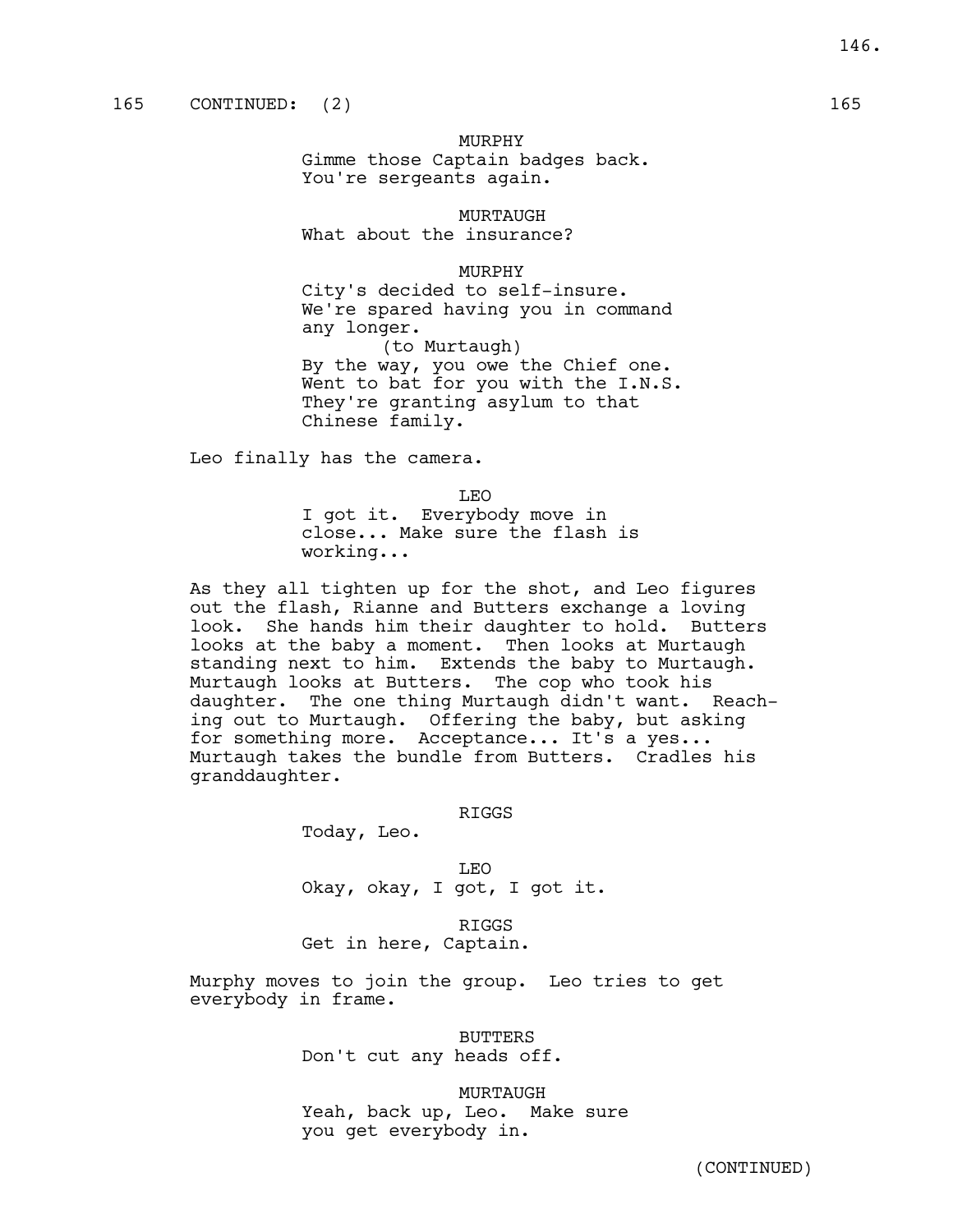165 CONTINUED: (2) 165

MURPHY
Gimme those Captain badges back.
You're sergeants again.

MURTAUGH
What about the insurance?

MURPHY
City's decided to self-insure.
We're spared having you in command
any longer.
(to Murtaugh)
By the way, you owe the Chief one.
Went to bat for you with the I.N.S.
They're granting asylum to that
Chinese family.

Leo finally has the camera.

LEO
I got it. Everybody move in
close... Make sure the flash is
working...

As they all tighten up for the shot, and Leo figures out the flash, Rianne and Butters exchange a loving look. She hands him their daughter to hold. Butters looks at the baby a moment. Then looks at Murtaugh standing next to him. Extends the baby to Murtaugh. Murtaugh looks at Butters. The cop who took his daughter. The one thing Murtaugh didn't want. Reaching out to Murtaugh. Offering the baby, but asking for something more. Acceptance... It's a yes... Murtaugh takes the bundle from Butters. Cradles his granddaughter.

RIGGS
Today, Leo.

LEO
Okay, okay, I got, I got it.

RIGGS
Get in here, Captain.

Murphy moves to join the group. Leo tries to get everybody in frame.

BUTTERS
Don't cut any heads off.

MURTAUGH
Yeah, back up, Leo. Make sure
you get everybody in.

(CONTINUED)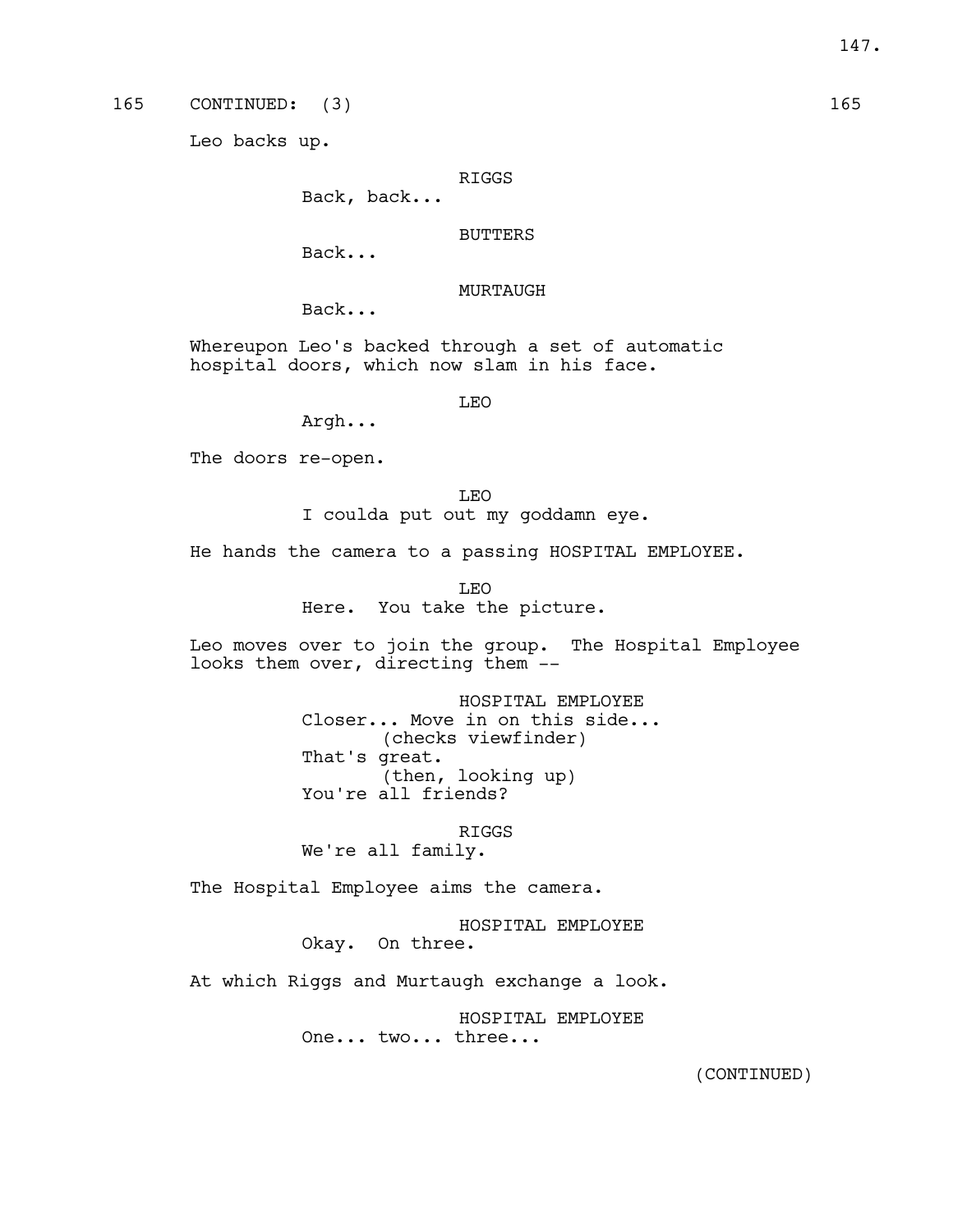165 CONTINUED: (3) 165

Leo backs up.

RIGGS
Back, back...

BUTTERS
Back...

MURTAUGH
Back...

Whereupon Leo's backed through a set of automatic hospital doors, which now slam in his face.

LEO
Argh...

The doors re-open.

LEO
I coulda put out my goddamn eye.

He hands the camera to a passing HOSPITAL EMPLOYEE.

LEO
Here. You take the picture.

Leo moves over to join the group. The Hospital Employee looks them over, directing them --

HOSPITAL EMPLOYEE
Closer... Move in on this side...
(checks viewfinder)
That's great.
(then, looking up)
You're all friends?

RIGGS
We're all family.

The Hospital Employee aims the camera.

HOSPITAL EMPLOYEE
Okay. On three.

At which Riggs and Murtaugh exchange a look.

HOSPITAL EMPLOYEE
One... two... three...

(CONTINUED)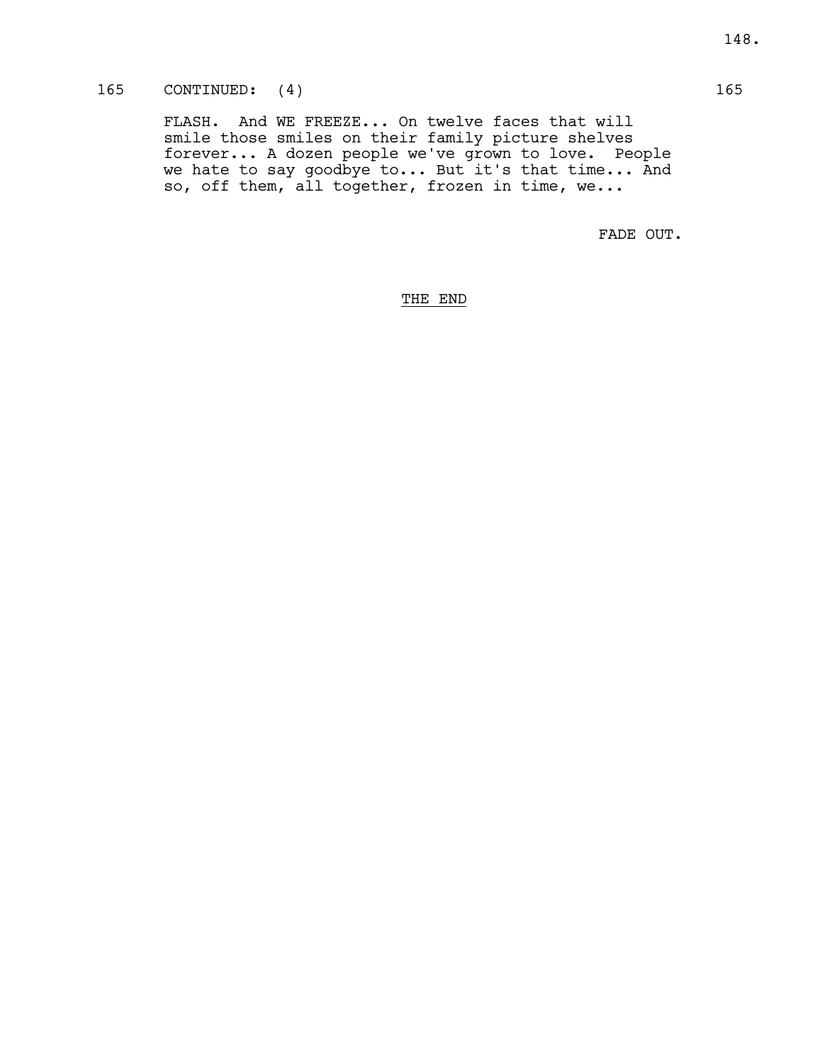165 CONTINUED: (4) 165

FLASH. And WE FREEZE... On twelve faces that will smile those smiles on their family picture shelves forever... A dozen people we've grown to love. People we hate to say goodbye to... But it's that time... And so, off them, all together, frozen in time, we...

FADE OUT.

THE END